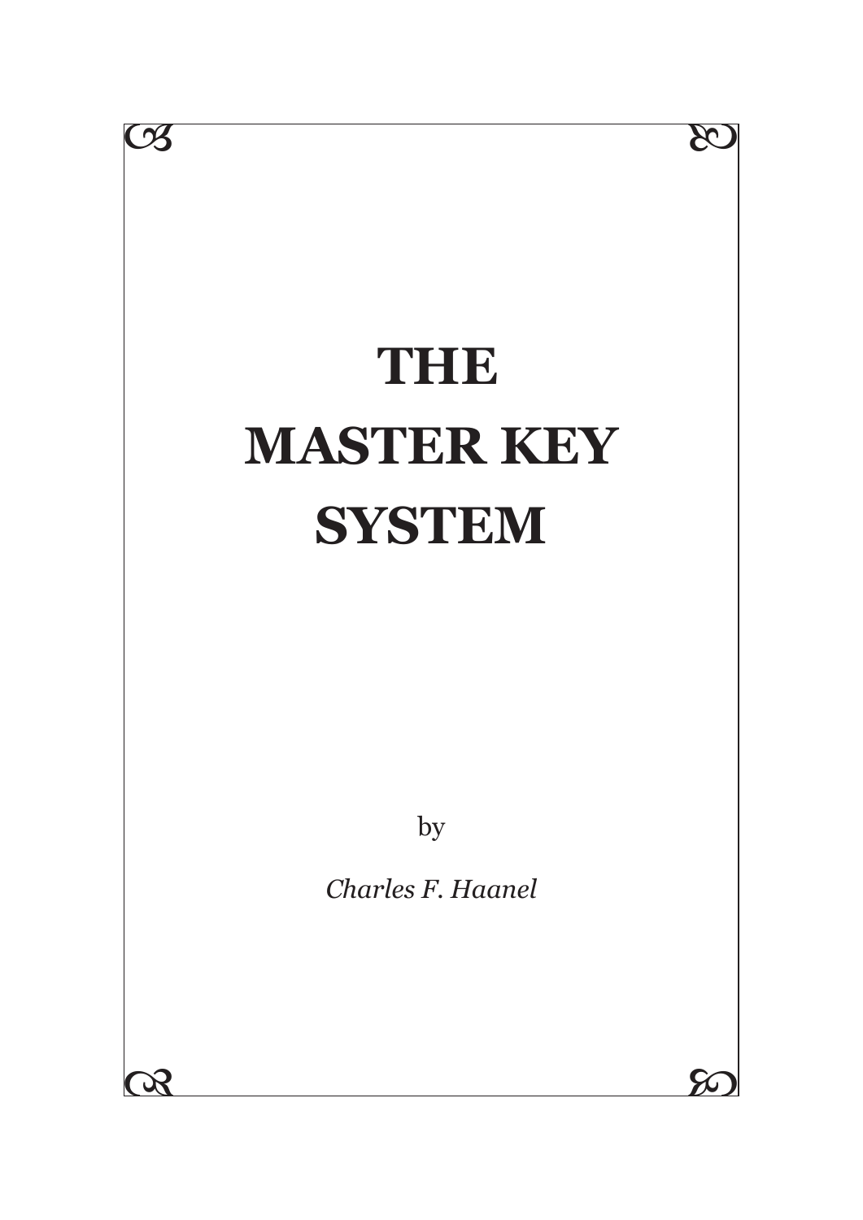# THE MASTER KEY SYSTEM

by

*Charles F. Haanel*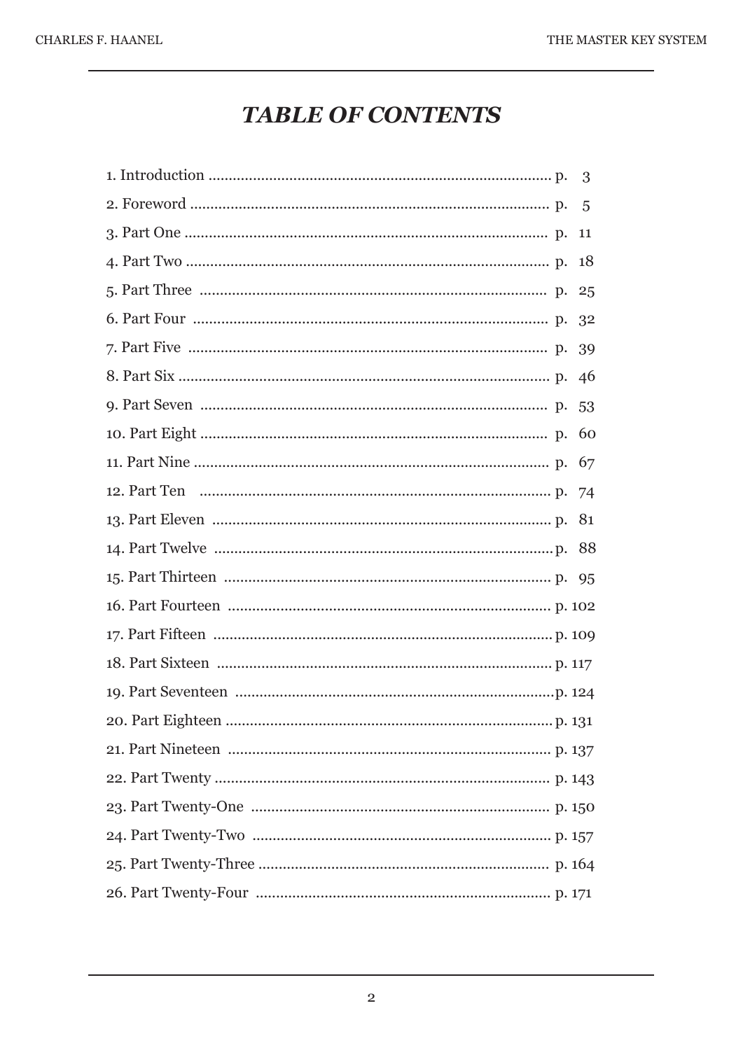# *TABLE OF CONTENTS*

1. Introduction .................................................................................... p. 3
2. Foreword ........................................................................................ p. 5
3. Part One .......................................................................................... p. 11
4. Part Two .......................................................................................... p. 18
5. Part Three ....................................................................................... p. 25
6. Part Four ........................................................................................ p. 32
7. Part Five ......................................................................................... p. 39
8. Part Six ........................................................................................... p. 46
9. Part Seven ...................................................................................... p. 53
10. Part Eight ...................................................................................... p. 60
11. Part Nine ....................................................................................... p. 67
12. Part Ten ........................................................................................ p. 74
13. Part Eleven ................................................................................... p. 81
14. Part Twelve ................................................................................... p. 88
15. Part Thirteen ................................................................................ p. 95
16. Part Fourteen ............................................................................... p. 102
17. Part Fifteen ................................................................................... p. 109
18. Part Sixteen .................................................................................. p. 117
19. Part Seventeen ............................................................................. p. 124
20. Part Eighteen ................................................................................ p. 131
21. Part Nineteen ............................................................................... p. 137
22. Part Twenty .................................................................................. p. 143
23. Part Twenty-One ......................................................................... p. 150
24. Part Twenty-Two ......................................................................... p. 157
25. Part Twenty-Three ....................................................................... p. 164
26. Part Twenty-Four ........................................................................ p. 171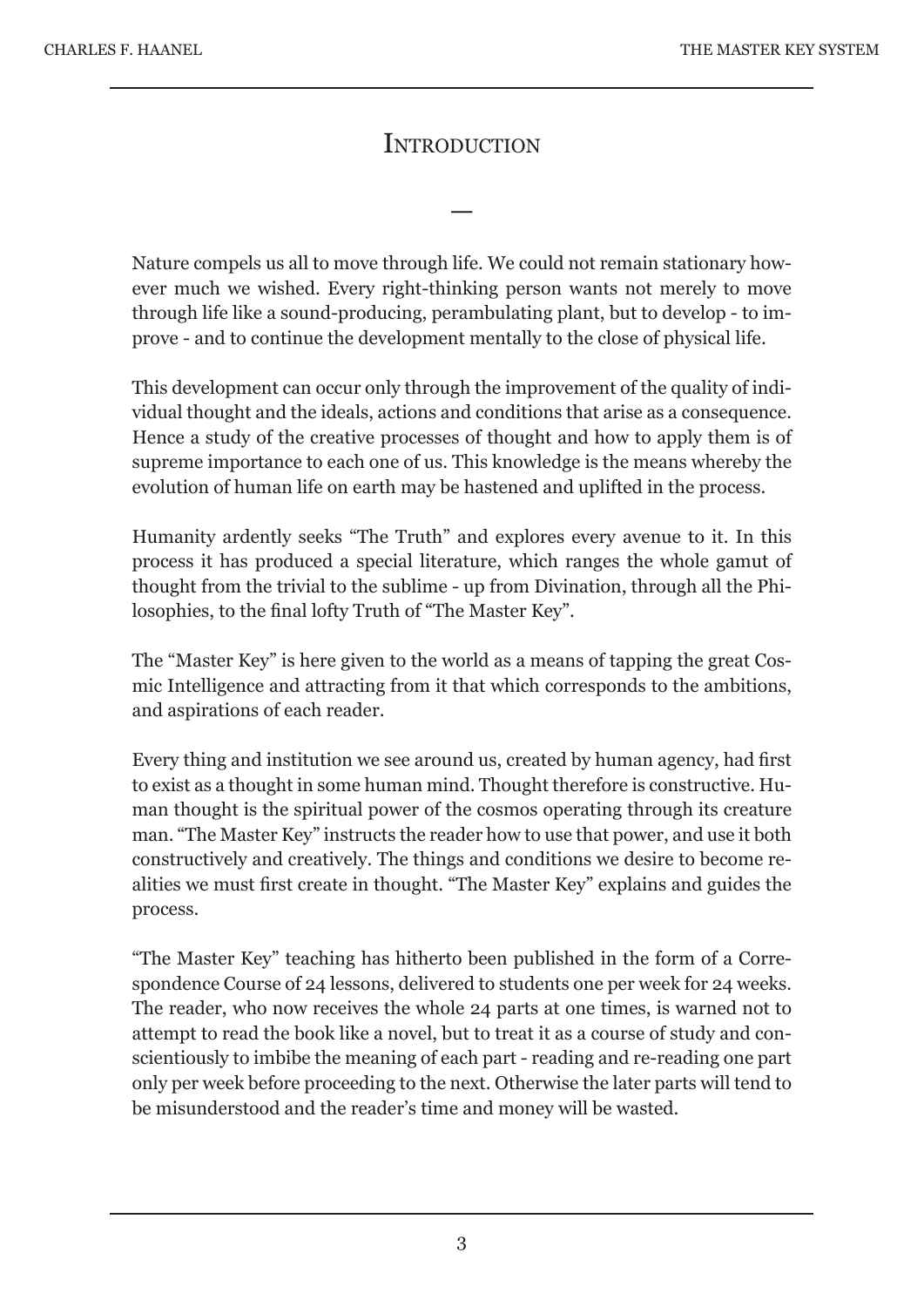# Introduction

—

Nature compels us all to move through life. We could not remain stationary however much we wished. Every right-thinking person wants not merely to move through life like a sound-producing, perambulating plant, but to develop - to improve - and to continue the development mentally to the close of physical life.

This development can occur only through the improvement of the quality of individual thought and the ideals, actions and conditions that arise as a consequence. Hence a study of the creative processes of thought and how to apply them is of supreme importance to each one of us. This knowledge is the means whereby the evolution of human life on earth may be hastened and uplifted in the process.

Humanity ardently seeks "The Truth" and explores every avenue to it. In this process it has produced a special literature, which ranges the whole gamut of thought from the trivial to the sublime - up from Divination, through all the Philosophies, to the final lofty Truth of "The Master Key".

The "Master Key" is here given to the world as a means of tapping the great Cosmic Intelligence and attracting from it that which corresponds to the ambitions, and aspirations of each reader.

Every thing and institution we see around us, created by human agency, had first to exist as a thought in some human mind. Thought therefore is constructive. Human thought is the spiritual power of the cosmos operating through its creature man. "The Master Key" instructs the reader how to use that power, and use it both constructively and creatively. The things and conditions we desire to become realities we must first create in thought. "The Master Key" explains and guides the process.

"The Master Key" teaching has hitherto been published in the form of a Correspondence Course of 24 lessons, delivered to students one per week for 24 weeks. The reader, who now receives the whole 24 parts at one times, is warned not to attempt to read the book like a novel, but to treat it as a course of study and conscientiously to imbibe the meaning of each part - reading and re-reading one part only per week before proceeding to the next. Otherwise the later parts will tend to be misunderstood and the reader's time and money will be wasted.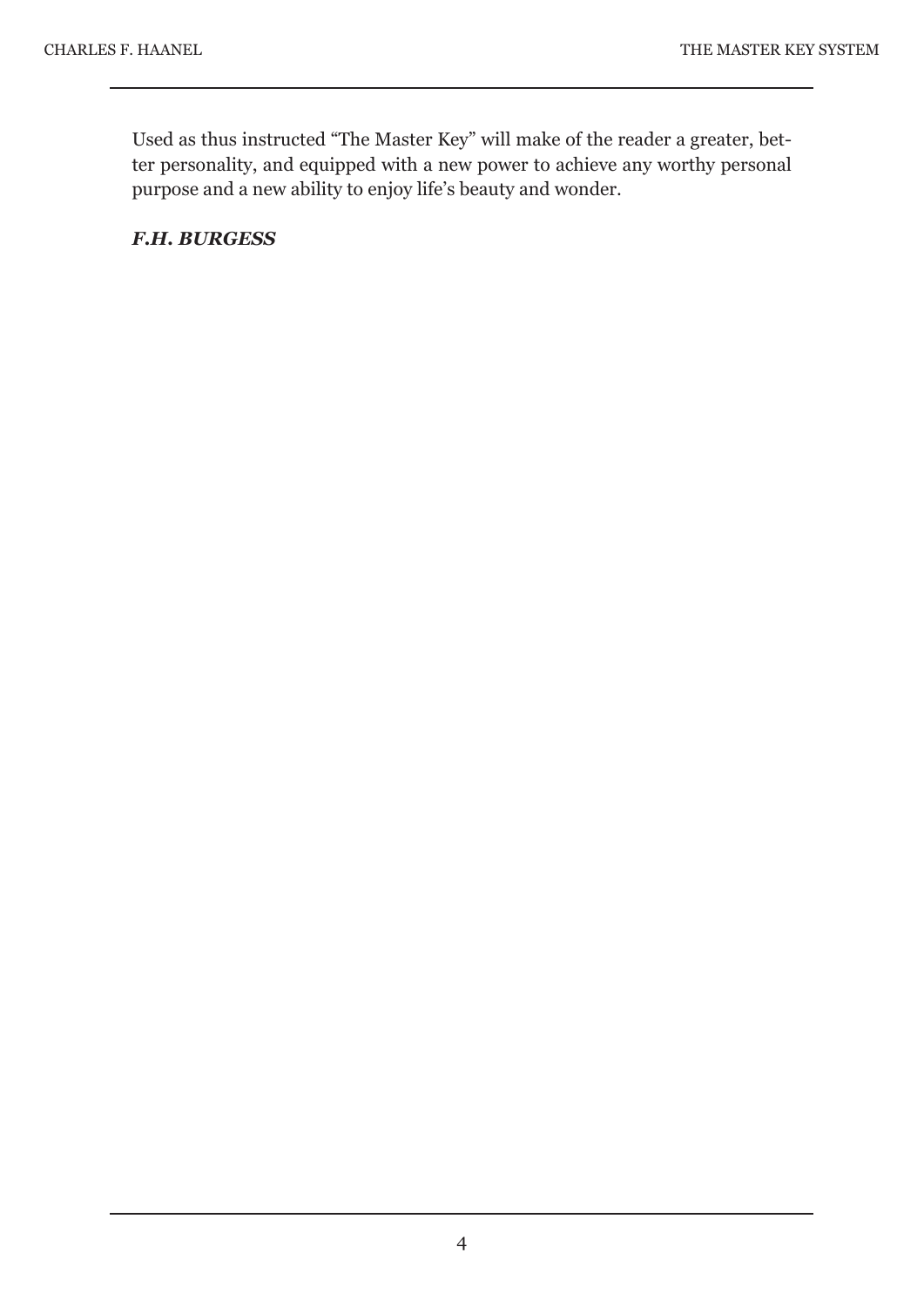Used as thus instructed "The Master Key" will make of the reader a greater, better personality, and equipped with a new power to achieve any worthy personal purpose and a new ability to enjoy life's beauty and wonder.

***F.H. BURGESS***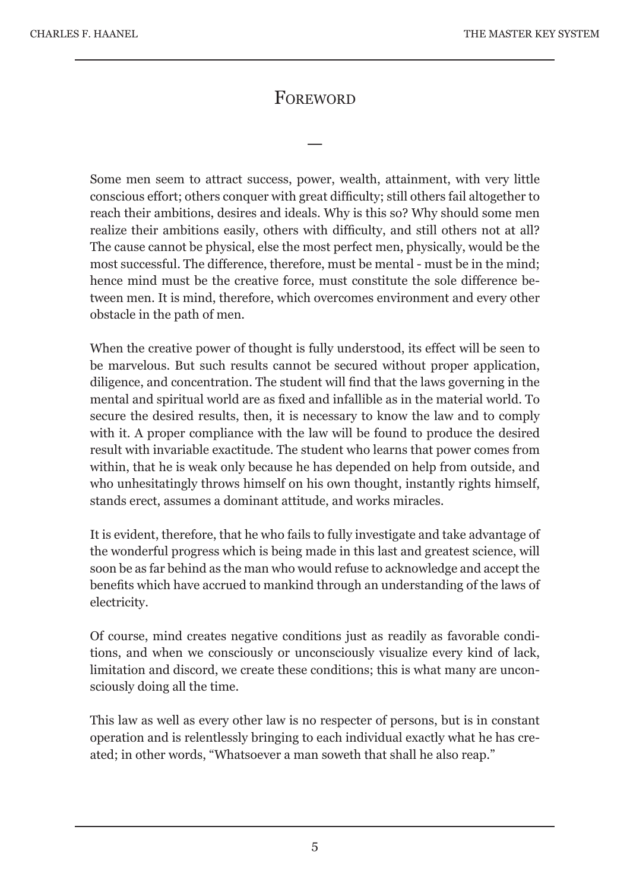# Foreword

Some men seem to attract success, power, wealth, attainment, with very little conscious effort; others conquer with great difficulty; still others fail altogether to reach their ambitions, desires and ideals. Why is this so? Why should some men realize their ambitions easily, others with difficulty, and still others not at all? The cause cannot be physical, else the most perfect men, physically, would be the most successful. The difference, therefore, must be mental - must be in the mind; hence mind must be the creative force, must constitute the sole difference between men. It is mind, therefore, which overcomes environment and every other obstacle in the path of men.

When the creative power of thought is fully understood, its effect will be seen to be marvelous. But such results cannot be secured without proper application, diligence, and concentration. The student will find that the laws governing in the mental and spiritual world are as fixed and infallible as in the material world. To secure the desired results, then, it is necessary to know the law and to comply with it. A proper compliance with the law will be found to produce the desired result with invariable exactitude. The student who learns that power comes from within, that he is weak only because he has depended on help from outside, and who unhesitatingly throws himself on his own thought, instantly rights himself, stands erect, assumes a dominant attitude, and works miracles.

It is evident, therefore, that he who fails to fully investigate and take advantage of the wonderful progress which is being made in this last and greatest science, will soon be as far behind as the man who would refuse to acknowledge and accept the benefits which have accrued to mankind through an understanding of the laws of electricity.

Of course, mind creates negative conditions just as readily as favorable conditions, and when we consciously or unconsciously visualize every kind of lack, limitation and discord, we create these conditions; this is what many are unconsciously doing all the time.

This law as well as every other law is no respecter of persons, but is in constant operation and is relentlessly bringing to each individual exactly what he has created; in other words, "Whatsoever a man soweth that shall he also reap."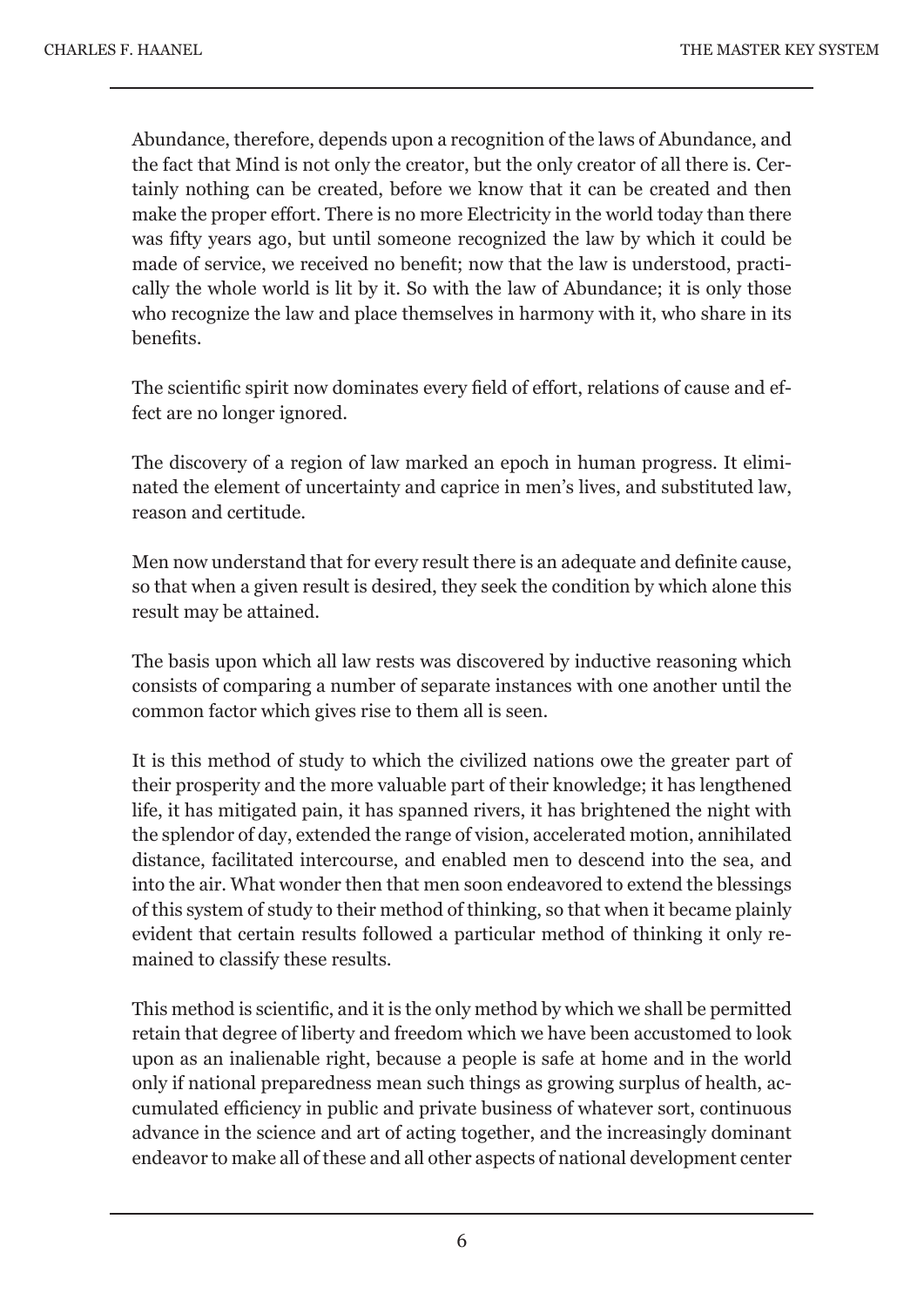Abundance, therefore, depends upon a recognition of the laws of Abundance, and the fact that Mind is not only the creator, but the only creator of all there is. Certainly nothing can be created, before we know that it can be created and then make the proper effort. There is no more Electricity in the world today than there was fifty years ago, but until someone recognized the law by which it could be made of service, we received no benefit; now that the law is understood, practically the whole world is lit by it. So with the law of Abundance; it is only those who recognize the law and place themselves in harmony with it, who share in its benefits.

The scientific spirit now dominates every field of effort, relations of cause and effect are no longer ignored.

The discovery of a region of law marked an epoch in human progress. It eliminated the element of uncertainty and caprice in men's lives, and substituted law, reason and certitude.

Men now understand that for every result there is an adequate and definite cause, so that when a given result is desired, they seek the condition by which alone this result may be attained.

The basis upon which all law rests was discovered by inductive reasoning which consists of comparing a number of separate instances with one another until the common factor which gives rise to them all is seen.

It is this method of study to which the civilized nations owe the greater part of their prosperity and the more valuable part of their knowledge; it has lengthened life, it has mitigated pain, it has spanned rivers, it has brightened the night with the splendor of day, extended the range of vision, accelerated motion, annihilated distance, facilitated intercourse, and enabled men to descend into the sea, and into the air. What wonder then that men soon endeavored to extend the blessings of this system of study to their method of thinking, so that when it became plainly evident that certain results followed a particular method of thinking it only remained to classify these results.

This method is scientific, and it is the only method by which we shall be permitted retain that degree of liberty and freedom which we have been accustomed to look upon as an inalienable right, because a people is safe at home and in the world only if national preparedness mean such things as growing surplus of health, accumulated efficiency in public and private business of whatever sort, continuous advance in the science and art of acting together, and the increasingly dominant endeavor to make all of these and all other aspects of national development center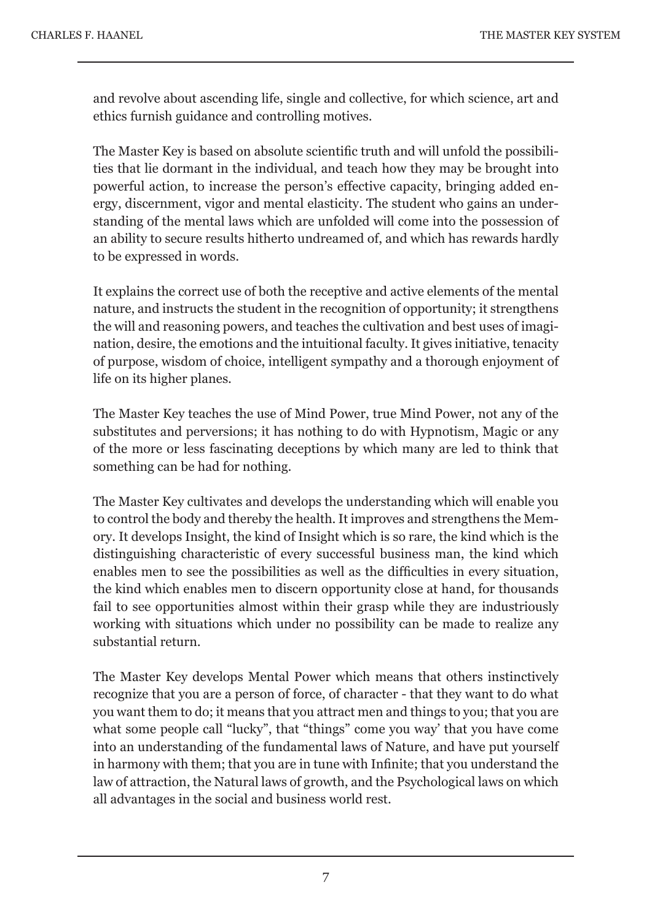and revolve about ascending life, single and collective, for which science, art and ethics furnish guidance and controlling motives.

The Master Key is based on absolute scientific truth and will unfold the possibilities that lie dormant in the individual, and teach how they may be brought into powerful action, to increase the person's effective capacity, bringing added energy, discernment, vigor and mental elasticity. The student who gains an understanding of the mental laws which are unfolded will come into the possession of an ability to secure results hitherto undreamed of, and which has rewards hardly to be expressed in words.

It explains the correct use of both the receptive and active elements of the mental nature, and instructs the student in the recognition of opportunity; it strengthens the will and reasoning powers, and teaches the cultivation and best uses of imagination, desire, the emotions and the intuitional faculty. It gives initiative, tenacity of purpose, wisdom of choice, intelligent sympathy and a thorough enjoyment of life on its higher planes.

The Master Key teaches the use of Mind Power, true Mind Power, not any of the substitutes and perversions; it has nothing to do with Hypnotism, Magic or any of the more or less fascinating deceptions by which many are led to think that something can be had for nothing.

The Master Key cultivates and develops the understanding which will enable you to control the body and thereby the health. It improves and strengthens the Memory. It develops Insight, the kind of Insight which is so rare, the kind which is the distinguishing characteristic of every successful business man, the kind which enables men to see the possibilities as well as the difficulties in every situation, the kind which enables men to discern opportunity close at hand, for thousands fail to see opportunities almost within their grasp while they are industriously working with situations which under no possibility can be made to realize any substantial return.

The Master Key develops Mental Power which means that others instinctively recognize that you are a person of force, of character - that they want to do what you want them to do; it means that you attract men and things to you; that you are what some people call "lucky", that "things" come you way' that you have come into an understanding of the fundamental laws of Nature, and have put yourself in harmony with them; that you are in tune with Infinite; that you understand the law of attraction, the Natural laws of growth, and the Psychological laws on which all advantages in the social and business world rest.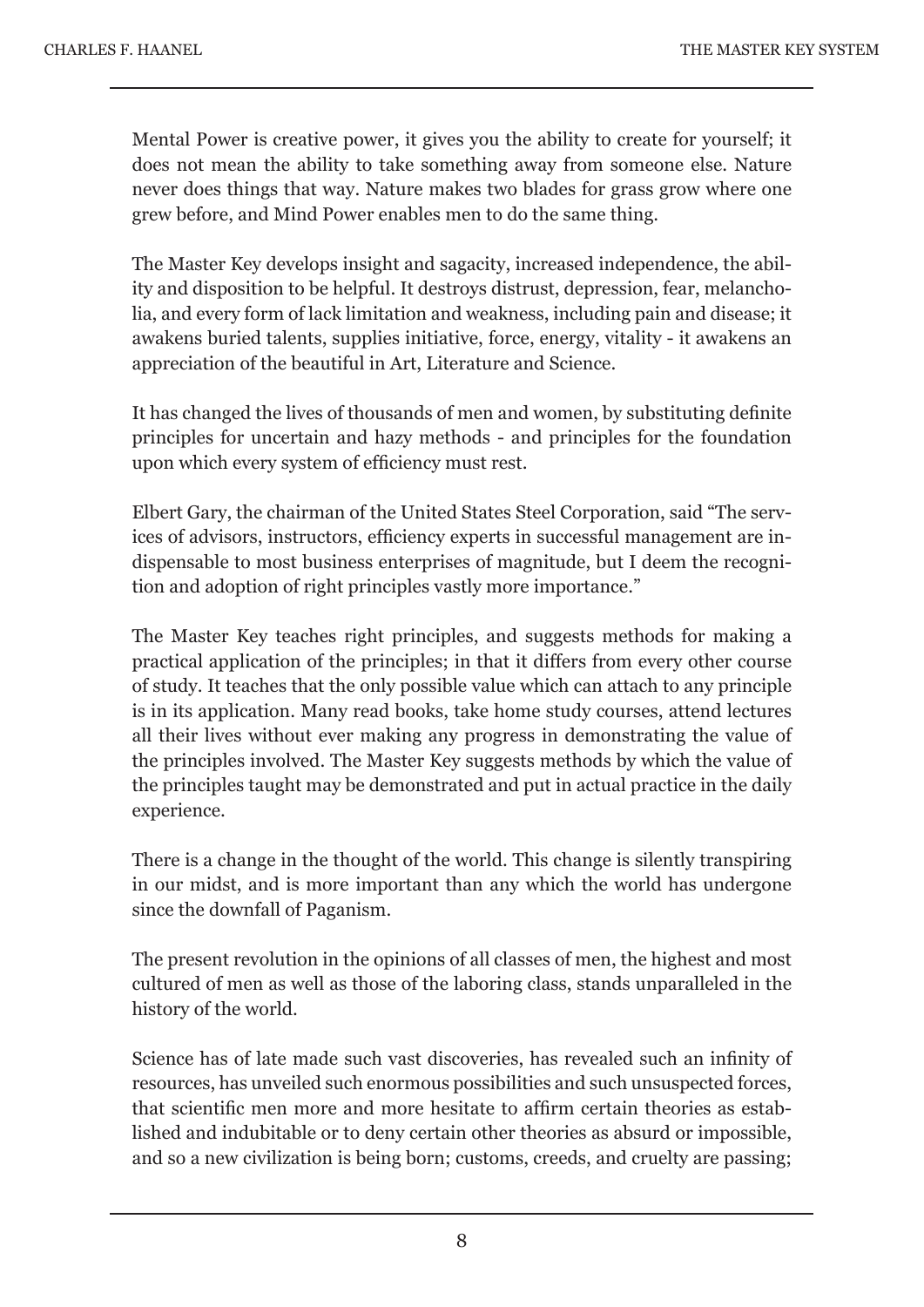Mental Power is creative power, it gives you the ability to create for yourself; it does not mean the ability to take something away from someone else. Nature never does things that way. Nature makes two blades for grass grow where one grew before, and Mind Power enables men to do the same thing.

The Master Key develops insight and sagacity, increased independence, the ability and disposition to be helpful. It destroys distrust, depression, fear, melancholia, and every form of lack limitation and weakness, including pain and disease; it awakens buried talents, supplies initiative, force, energy, vitality - it awakens an appreciation of the beautiful in Art, Literature and Science.

It has changed the lives of thousands of men and women, by substituting definite principles for uncertain and hazy methods - and principles for the foundation upon which every system of efficiency must rest.

Elbert Gary, the chairman of the United States Steel Corporation, said "The services of advisors, instructors, efficiency experts in successful management are indispensable to most business enterprises of magnitude, but I deem the recognition and adoption of right principles vastly more importance."

The Master Key teaches right principles, and suggests methods for making a practical application of the principles; in that it differs from every other course of study. It teaches that the only possible value which can attach to any principle is in its application. Many read books, take home study courses, attend lectures all their lives without ever making any progress in demonstrating the value of the principles involved. The Master Key suggests methods by which the value of the principles taught may be demonstrated and put in actual practice in the daily experience.

There is a change in the thought of the world. This change is silently transpiring in our midst, and is more important than any which the world has undergone since the downfall of Paganism.

The present revolution in the opinions of all classes of men, the highest and most cultured of men as well as those of the laboring class, stands unparalleled in the history of the world.

Science has of late made such vast discoveries, has revealed such an infinity of resources, has unveiled such enormous possibilities and such unsuspected forces, that scientific men more and more hesitate to affirm certain theories as established and indubitable or to deny certain other theories as absurd or impossible, and so a new civilization is being born; customs, creeds, and cruelty are passing;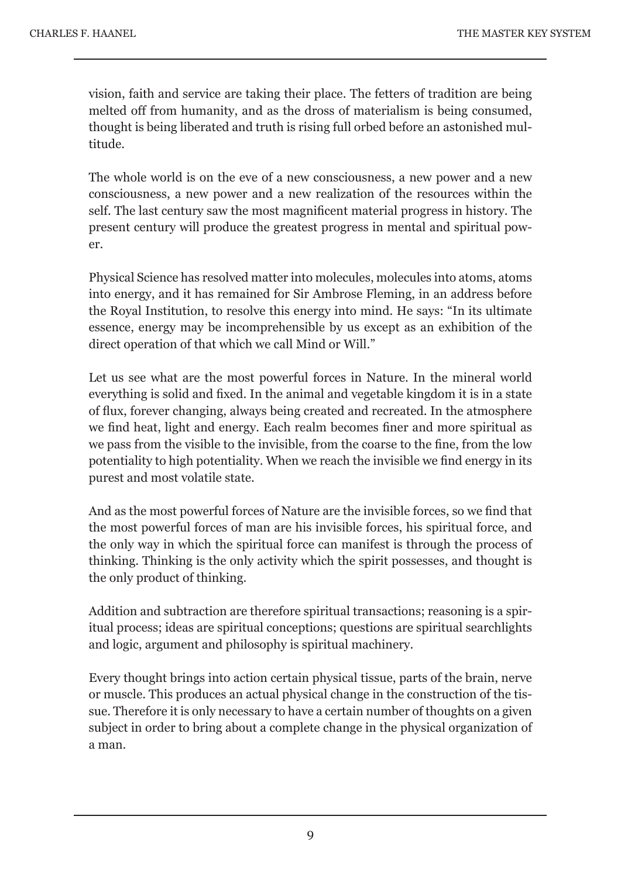vision, faith and service are taking their place. The fetters of tradition are being melted off from humanity, and as the dross of materialism is being consumed, thought is being liberated and truth is rising full orbed before an astonished multitude.

The whole world is on the eve of a new consciousness, a new power and a new consciousness, a new power and a new realization of the resources within the self. The last century saw the most magnificent material progress in history. The present century will produce the greatest progress in mental and spiritual power.

Physical Science has resolved matter into molecules, molecules into atoms, atoms into energy, and it has remained for Sir Ambrose Fleming, in an address before the Royal Institution, to resolve this energy into mind. He says: "In its ultimate essence, energy may be incomprehensible by us except as an exhibition of the direct operation of that which we call Mind or Will."

Let us see what are the most powerful forces in Nature. In the mineral world everything is solid and fixed. In the animal and vegetable kingdom it is in a state of flux, forever changing, always being created and recreated. In the atmosphere we find heat, light and energy. Each realm becomes finer and more spiritual as we pass from the visible to the invisible, from the coarse to the fine, from the low potentiality to high potentiality. When we reach the invisible we find energy in its purest and most volatile state.

And as the most powerful forces of Nature are the invisible forces, so we find that the most powerful forces of man are his invisible forces, his spiritual force, and the only way in which the spiritual force can manifest is through the process of thinking. Thinking is the only activity which the spirit possesses, and thought is the only product of thinking.

Addition and subtraction are therefore spiritual transactions; reasoning is a spiritual process; ideas are spiritual conceptions; questions are spiritual searchlights and logic, argument and philosophy is spiritual machinery.

Every thought brings into action certain physical tissue, parts of the brain, nerve or muscle. This produces an actual physical change in the construction of the tissue. Therefore it is only necessary to have a certain number of thoughts on a given subject in order to bring about a complete change in the physical organization of a man.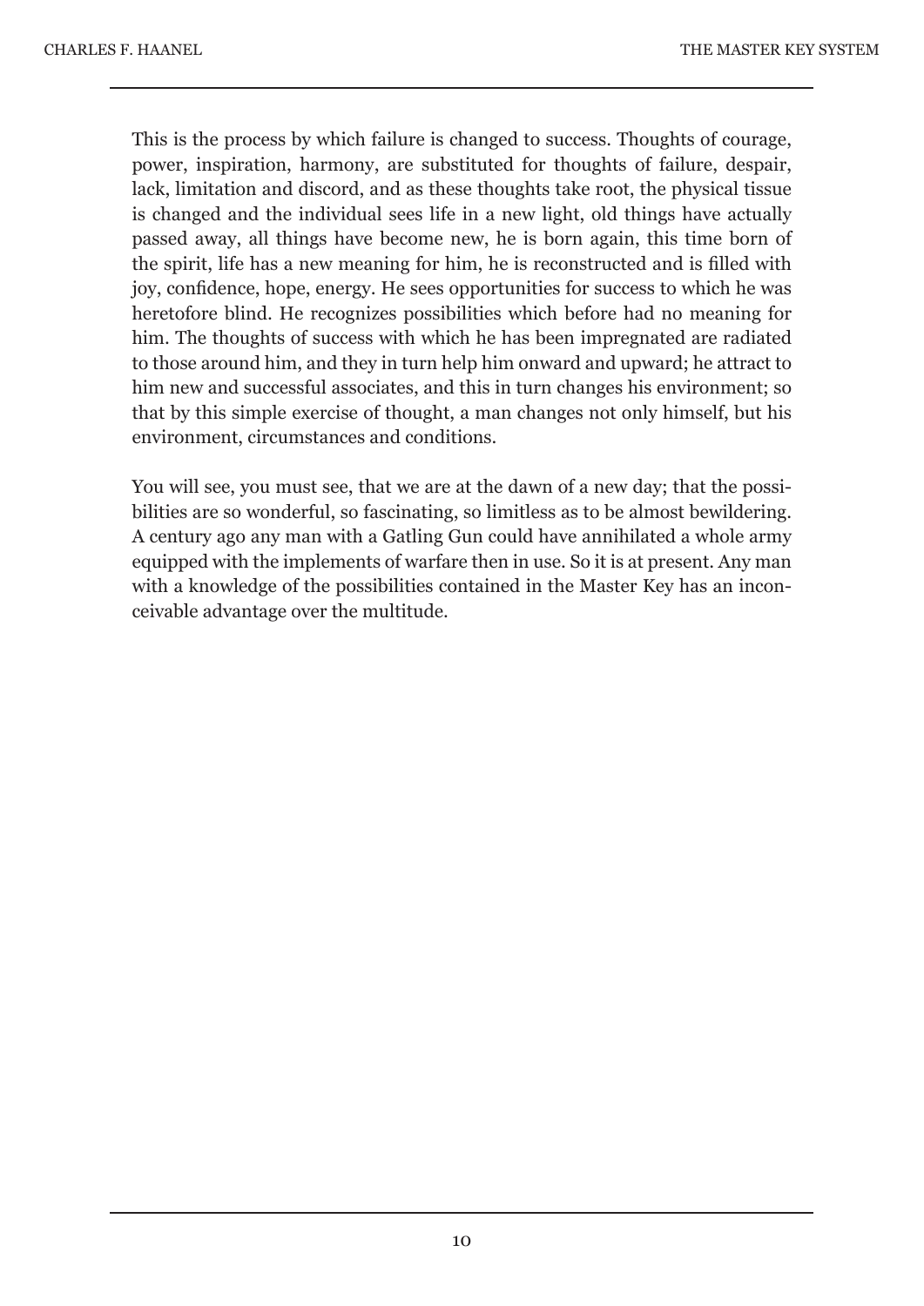This is the process by which failure is changed to success. Thoughts of courage, power, inspiration, harmony, are substituted for thoughts of failure, despair, lack, limitation and discord, and as these thoughts take root, the physical tissue is changed and the individual sees life in a new light, old things have actually passed away, all things have become new, he is born again, this time born of the spirit, life has a new meaning for him, he is reconstructed and is filled with joy, confidence, hope, energy. He sees opportunities for success to which he was heretofore blind. He recognizes possibilities which before had no meaning for him. The thoughts of success with which he has been impregnated are radiated to those around him, and they in turn help him onward and upward; he attract to him new and successful associates, and this in turn changes his environment; so that by this simple exercise of thought, a man changes not only himself, but his environment, circumstances and conditions.

You will see, you must see, that we are at the dawn of a new day; that the possibilities are so wonderful, so fascinating, so limitless as to be almost bewildering. A century ago any man with a Gatling Gun could have annihilated a whole army equipped with the implements of warfare then in use. So it is at present. Any man with a knowledge of the possibilities contained in the Master Key has an inconceivable advantage over the multitude.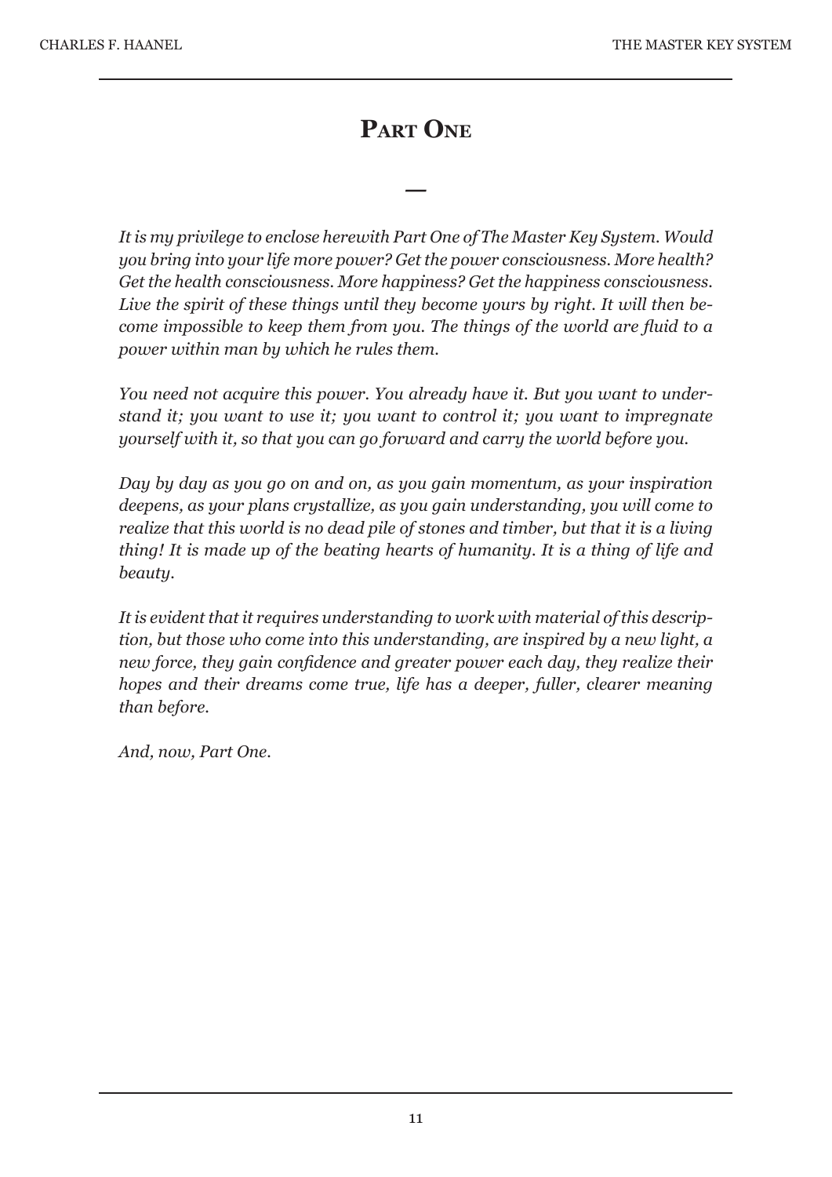# Part One

—

*It is my privilege to enclose herewith Part One of The Master Key System. Would you bring into your life more power? Get the power consciousness. More health? Get the health consciousness. More happiness? Get the happiness consciousness. Live the spirit of these things until they become yours by right. It will then become impossible to keep them from you. The things of the world are fluid to a power within man by which he rules them.*

*You need not acquire this power. You already have it. But you want to understand it; you want to use it; you want to control it; you want to impregnate yourself with it, so that you can go forward and carry the world before you.*

*Day by day as you go on and on, as you gain momentum, as your inspiration deepens, as your plans crystallize, as you gain understanding, you will come to realize that this world is no dead pile of stones and timber, but that it is a living thing! It is made up of the beating hearts of humanity. It is a thing of life and beauty.*

*It is evident that it requires understanding to work with material of this description, but those who come into this understanding, are inspired by a new light, a new force, they gain confidence and greater power each day, they realize their hopes and their dreams come true, life has a deeper, fuller, clearer meaning than before.*

*And, now, Part One.*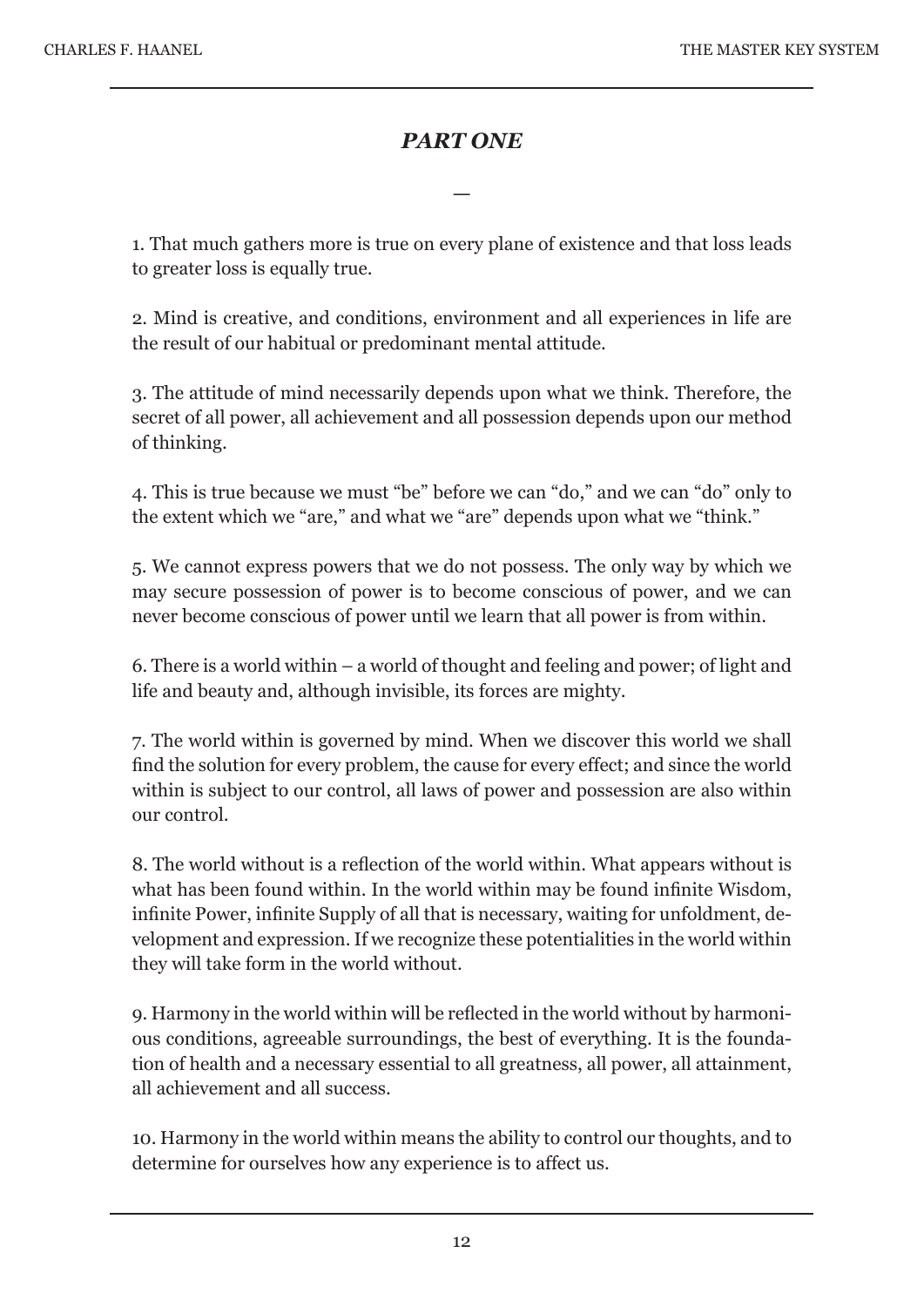## *PART ONE*

—

1. That much gathers more is true on every plane of existence and that loss leads to greater loss is equally true.

2. Mind is creative, and conditions, environment and all experiences in life are the result of our habitual or predominant mental attitude.

3. The attitude of mind necessarily depends upon what we think. Therefore, the secret of all power, all achievement and all possession depends upon our method of thinking.

4. This is true because we must "be" before we can "do," and we can "do" only to the extent which we "are," and what we "are" depends upon what we "think."

5. We cannot express powers that we do not possess. The only way by which we may secure possession of power is to become conscious of power, and we can never become conscious of power until we learn that all power is from within.

6. There is a world within – a world of thought and feeling and power; of light and life and beauty and, although invisible, its forces are mighty.

7. The world within is governed by mind. When we discover this world we shall find the solution for every problem, the cause for every effect; and since the world within is subject to our control, all laws of power and possession are also within our control.

8. The world without is a reflection of the world within. What appears without is what has been found within. In the world within may be found infinite Wisdom, infinite Power, infinite Supply of all that is necessary, waiting for unfoldment, development and expression. If we recognize these potentialities in the world within they will take form in the world without.

9. Harmony in the world within will be reflected in the world without by harmonious conditions, agreeable surroundings, the best of everything. It is the foundation of health and a necessary essential to all greatness, all power, all attainment, all achievement and all success.

10. Harmony in the world within means the ability to control our thoughts, and to determine for ourselves how any experience is to affect us.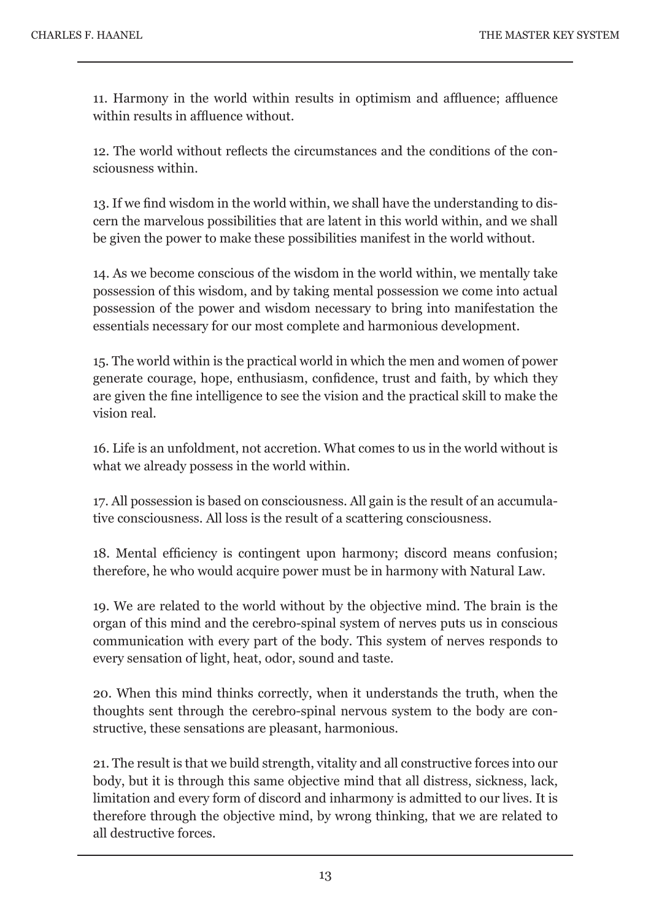11. Harmony in the world within results in optimism and affluence; affluence within results in affluence without.

12. The world without reflects the circumstances and the conditions of the consciousness within.

13. If we find wisdom in the world within, we shall have the understanding to discern the marvelous possibilities that are latent in this world within, and we shall be given the power to make these possibilities manifest in the world without.

14. As we become conscious of the wisdom in the world within, we mentally take possession of this wisdom, and by taking mental possession we come into actual possession of the power and wisdom necessary to bring into manifestation the essentials necessary for our most complete and harmonious development.

15. The world within is the practical world in which the men and women of power generate courage, hope, enthusiasm, confidence, trust and faith, by which they are given the fine intelligence to see the vision and the practical skill to make the vision real.

16. Life is an unfoldment, not accretion. What comes to us in the world without is what we already possess in the world within.

17. All possession is based on consciousness. All gain is the result of an accumulative consciousness. All loss is the result of a scattering consciousness.

18. Mental efficiency is contingent upon harmony; discord means confusion; therefore, he who would acquire power must be in harmony with Natural Law.

19. We are related to the world without by the objective mind. The brain is the organ of this mind and the cerebro-spinal system of nerves puts us in conscious communication with every part of the body. This system of nerves responds to every sensation of light, heat, odor, sound and taste.

20. When this mind thinks correctly, when it understands the truth, when the thoughts sent through the cerebro-spinal nervous system to the body are constructive, these sensations are pleasant, harmonious.

21. The result is that we build strength, vitality and all constructive forces into our body, but it is through this same objective mind that all distress, sickness, lack, limitation and every form of discord and inharmony is admitted to our lives. It is therefore through the objective mind, by wrong thinking, that we are related to all destructive forces.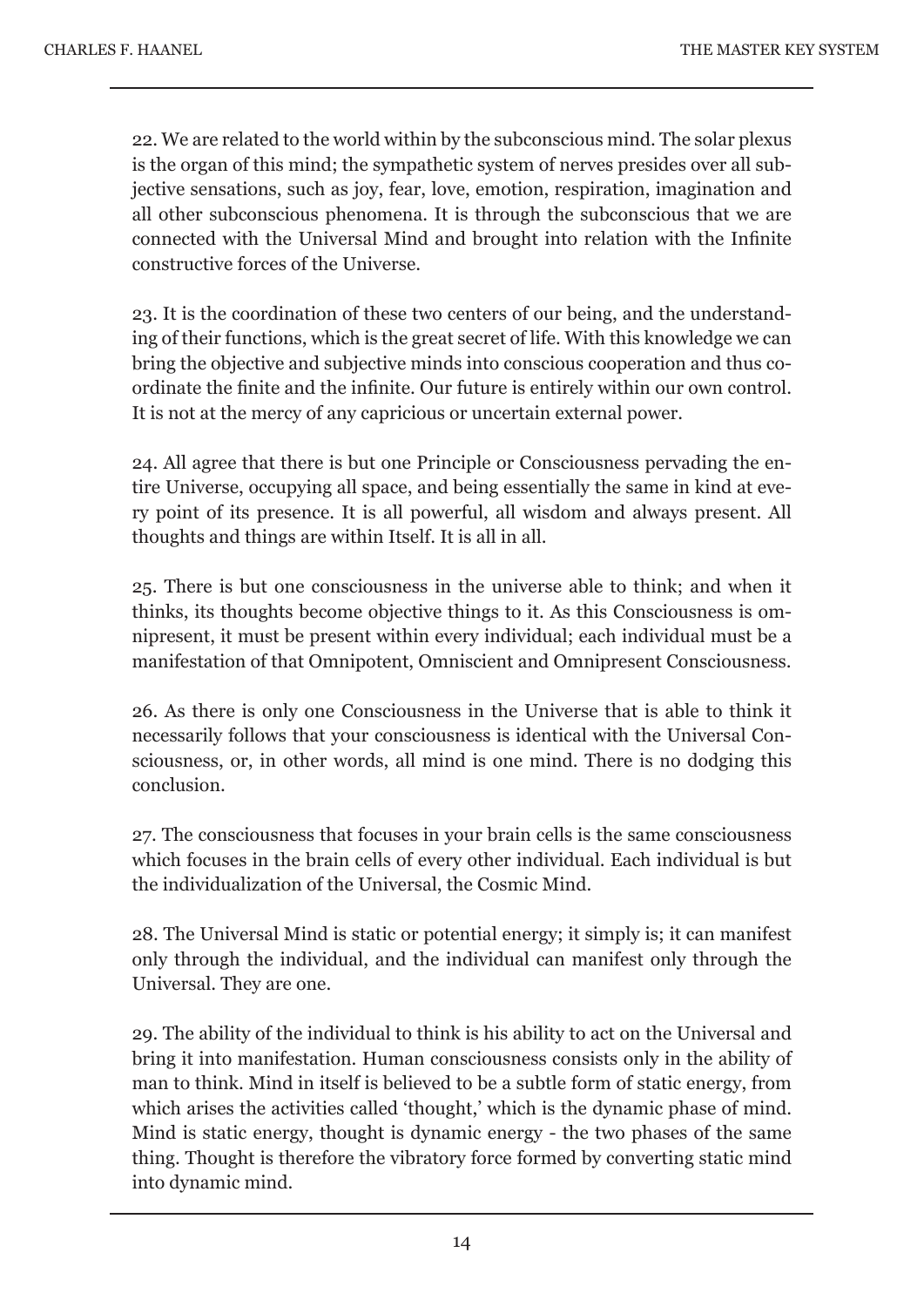22. We are related to the world within by the subconscious mind. The solar plexus is the organ of this mind; the sympathetic system of nerves presides over all subjective sensations, such as joy, fear, love, emotion, respiration, imagination and all other subconscious phenomena. It is through the subconscious that we are connected with the Universal Mind and brought into relation with the Infinite constructive forces of the Universe.

23. It is the coordination of these two centers of our being, and the understanding of their functions, which is the great secret of life. With this knowledge we can bring the objective and subjective minds into conscious cooperation and thus coordinate the finite and the infinite. Our future is entirely within our own control. It is not at the mercy of any capricious or uncertain external power.

24. All agree that there is but one Principle or Consciousness pervading the entire Universe, occupying all space, and being essentially the same in kind at every point of its presence. It is all powerful, all wisdom and always present. All thoughts and things are within Itself. It is all in all.

25. There is but one consciousness in the universe able to think; and when it thinks, its thoughts become objective things to it. As this Consciousness is omnipresent, it must be present within every individual; each individual must be a manifestation of that Omnipotent, Omniscient and Omnipresent Consciousness.

26. As there is only one Consciousness in the Universe that is able to think it necessarily follows that your consciousness is identical with the Universal Consciousness, or, in other words, all mind is one mind. There is no dodging this conclusion.

27. The consciousness that focuses in your brain cells is the same consciousness which focuses in the brain cells of every other individual. Each individual is but the individualization of the Universal, the Cosmic Mind.

28. The Universal Mind is static or potential energy; it simply is; it can manifest only through the individual, and the individual can manifest only through the Universal. They are one.

29. The ability of the individual to think is his ability to act on the Universal and bring it into manifestation. Human consciousness consists only in the ability of man to think. Mind in itself is believed to be a subtle form of static energy, from which arises the activities called 'thought,' which is the dynamic phase of mind. Mind is static energy, thought is dynamic energy - the two phases of the same thing. Thought is therefore the vibratory force formed by converting static mind into dynamic mind.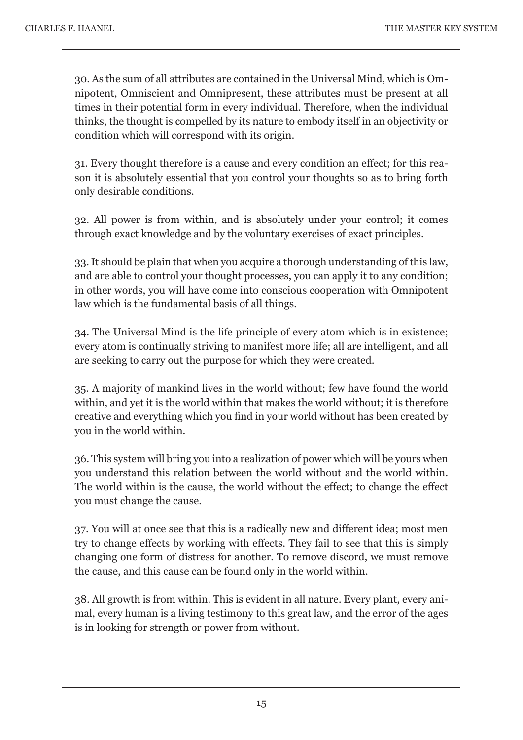30. As the sum of all attributes are contained in the Universal Mind, which is Omnipotent, Omniscient and Omnipresent, these attributes must be present at all times in their potential form in every individual. Therefore, when the individual thinks, the thought is compelled by its nature to embody itself in an objectivity or condition which will correspond with its origin.

31. Every thought therefore is a cause and every condition an effect; for this reason it is absolutely essential that you control your thoughts so as to bring forth only desirable conditions.

32. All power is from within, and is absolutely under your control; it comes through exact knowledge and by the voluntary exercises of exact principles.

33. It should be plain that when you acquire a thorough understanding of this law, and are able to control your thought processes, you can apply it to any condition; in other words, you will have come into conscious cooperation with Omnipotent law which is the fundamental basis of all things.

34. The Universal Mind is the life principle of every atom which is in existence; every atom is continually striving to manifest more life; all are intelligent, and all are seeking to carry out the purpose for which they were created.

35. A majority of mankind lives in the world without; few have found the world within, and yet it is the world within that makes the world without; it is therefore creative and everything which you find in your world without has been created by you in the world within.

36. This system will bring you into a realization of power which will be yours when you understand this relation between the world without and the world within. The world within is the cause, the world without the effect; to change the effect you must change the cause.

37. You will at once see that this is a radically new and different idea; most men try to change effects by working with effects. They fail to see that this is simply changing one form of distress for another. To remove discord, we must remove the cause, and this cause can be found only in the world within.

38. All growth is from within. This is evident in all nature. Every plant, every animal, every human is a living testimony to this great law, and the error of the ages is in looking for strength or power from without.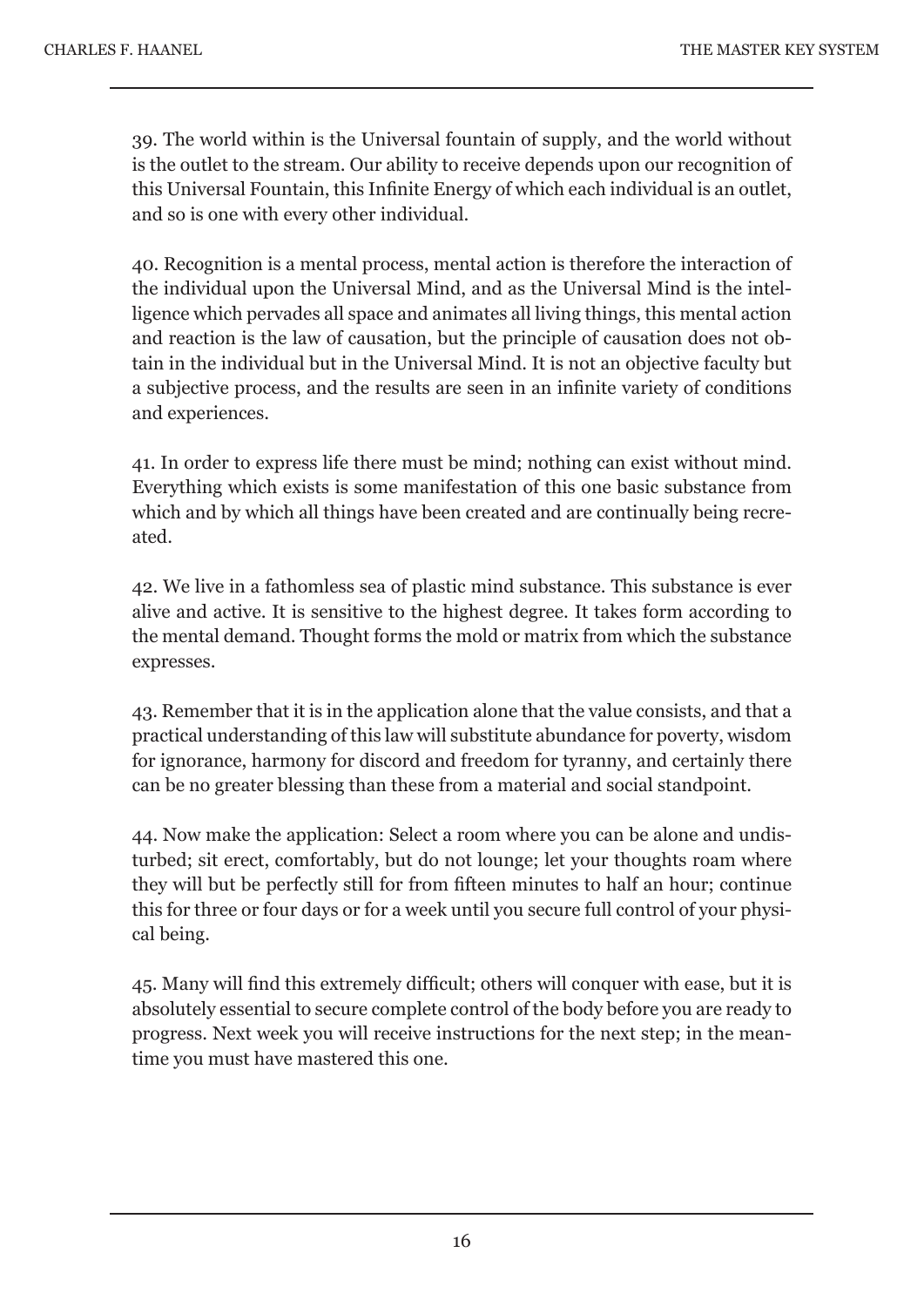39. The world within is the Universal fountain of supply, and the world without is the outlet to the stream. Our ability to receive depends upon our recognition of this Universal Fountain, this Infinite Energy of which each individual is an outlet, and so is one with every other individual.

40. Recognition is a mental process, mental action is therefore the interaction of the individual upon the Universal Mind, and as the Universal Mind is the intelligence which pervades all space and animates all living things, this mental action and reaction is the law of causation, but the principle of causation does not obtain in the individual but in the Universal Mind. It is not an objective faculty but a subjective process, and the results are seen in an infinite variety of conditions and experiences.

41. In order to express life there must be mind; nothing can exist without mind. Everything which exists is some manifestation of this one basic substance from which and by which all things have been created and are continually being recreated.

42. We live in a fathomless sea of plastic mind substance. This substance is ever alive and active. It is sensitive to the highest degree. It takes form according to the mental demand. Thought forms the mold or matrix from which the substance expresses.

43. Remember that it is in the application alone that the value consists, and that a practical understanding of this law will substitute abundance for poverty, wisdom for ignorance, harmony for discord and freedom for tyranny, and certainly there can be no greater blessing than these from a material and social standpoint.

44. Now make the application: Select a room where you can be alone and undisturbed; sit erect, comfortably, but do not lounge; let your thoughts roam where they will but be perfectly still for from fifteen minutes to half an hour; continue this for three or four days or for a week until you secure full control of your physical being.

45. Many will find this extremely difficult; others will conquer with ease, but it is absolutely essential to secure complete control of the body before you are ready to progress. Next week you will receive instructions for the next step; in the meantime you must have mastered this one.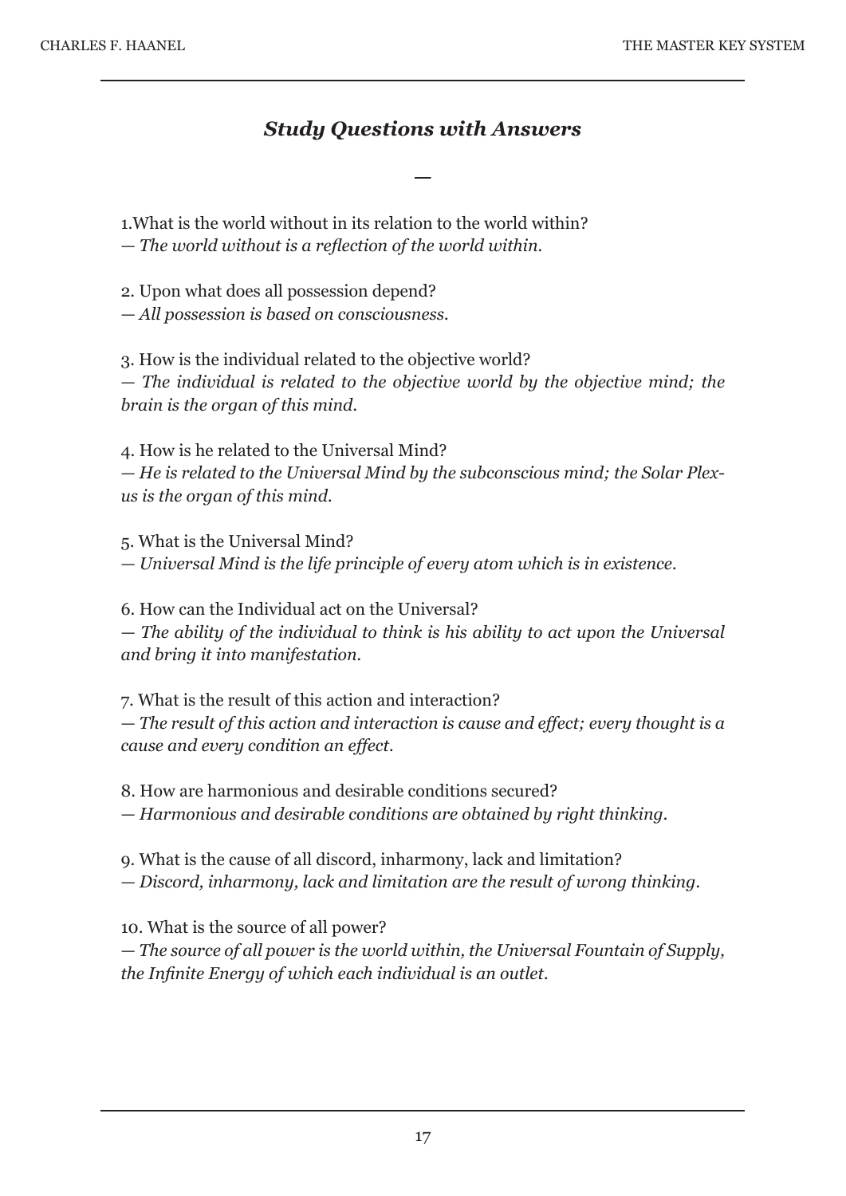## *Study Questions with Answers*

—

1. What is the world without in its relation to the world within?
*— The world without is a reflection of the world within.*

2. Upon what does all possession depend?
*— All possession is based on consciousness.*

3. How is the individual related to the objective world?
*— The individual is related to the objective world by the objective mind; the brain is the organ of this mind.*

4. How is he related to the Universal Mind?
*— He is related to the Universal Mind by the subconscious mind; the Solar Plexus is the organ of this mind.*

5. What is the Universal Mind?
*— Universal Mind is the life principle of every atom which is in existence.*

6. How can the Individual act on the Universal?
*— The ability of the individual to think is his ability to act upon the Universal and bring it into manifestation.*

7. What is the result of this action and interaction?
*— The result of this action and interaction is cause and effect; every thought is a cause and every condition an effect.*

8. How are harmonious and desirable conditions secured?
*— Harmonious and desirable conditions are obtained by right thinking.*

9. What is the cause of all discord, inharmony, lack and limitation?
*— Discord, inharmony, lack and limitation are the result of wrong thinking.*

10. What is the source of all power?
*— The source of all power is the world within, the Universal Fountain of Supply, the Infinite Energy of which each individual is an outlet.*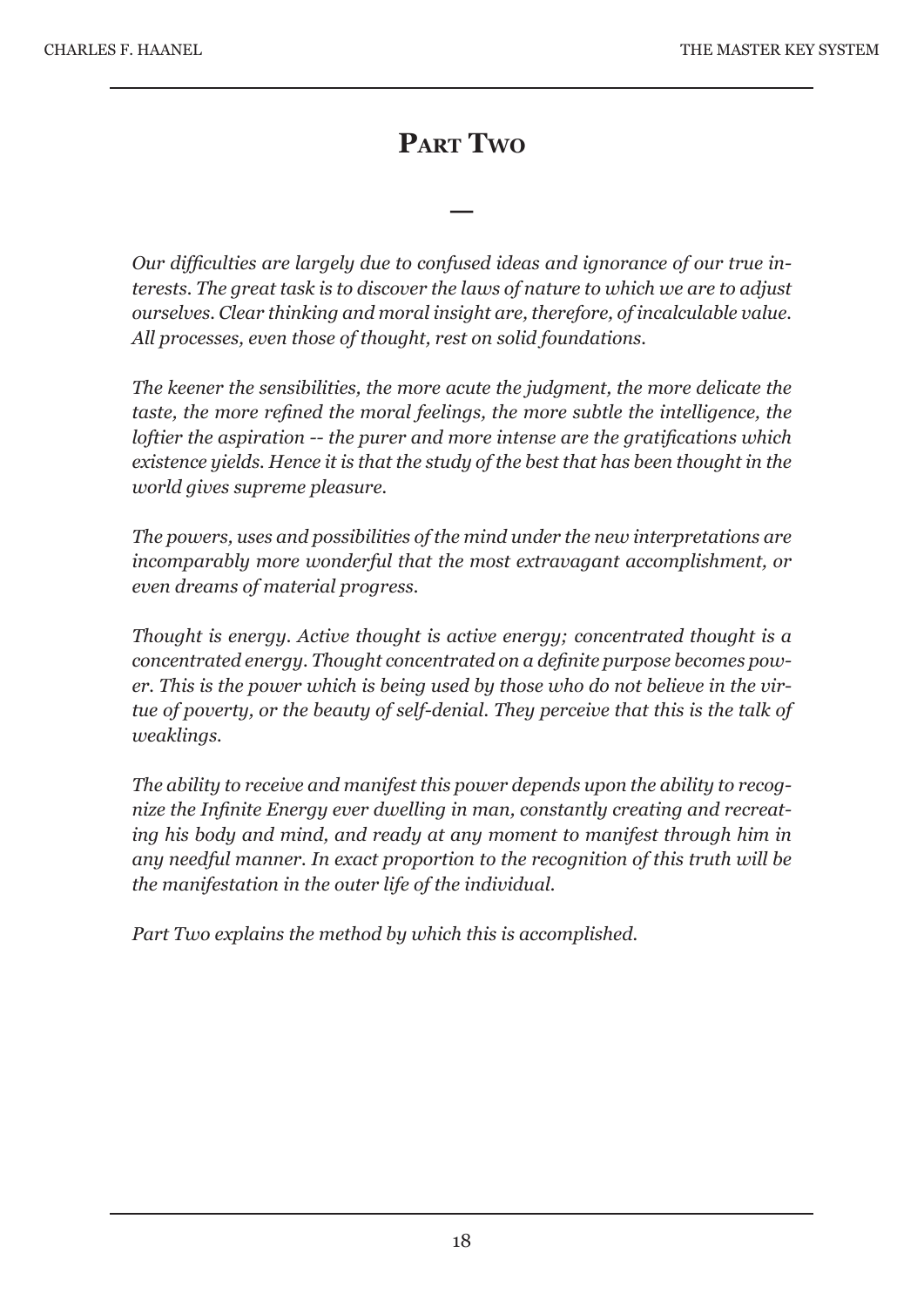# Part Two

—

*Our difficulties are largely due to confused ideas and ignorance of our true interests. The great task is to discover the laws of nature to which we are to adjust ourselves. Clear thinking and moral insight are, therefore, of incalculable value. All processes, even those of thought, rest on solid foundations.*

*The keener the sensibilities, the more acute the judgment, the more delicate the taste, the more refined the moral feelings, the more subtle the intelligence, the loftier the aspiration -- the purer and more intense are the gratifications which existence yields. Hence it is that the study of the best that has been thought in the world gives supreme pleasure.*

*The powers, uses and possibilities of the mind under the new interpretations are incomparably more wonderful that the most extravagant accomplishment, or even dreams of material progress.*

*Thought is energy. Active thought is active energy; concentrated thought is a concentrated energy. Thought concentrated on a definite purpose becomes power. This is the power which is being used by those who do not believe in the virtue of poverty, or the beauty of self-denial. They perceive that this is the talk of weaklings.*

*The ability to receive and manifest this power depends upon the ability to recognize the Infinite Energy ever dwelling in man, constantly creating and recreating his body and mind, and ready at any moment to manifest through him in any needful manner. In exact proportion to the recognition of this truth will be the manifestation in the outer life of the individual.*

*Part Two explains the method by which this is accomplished.*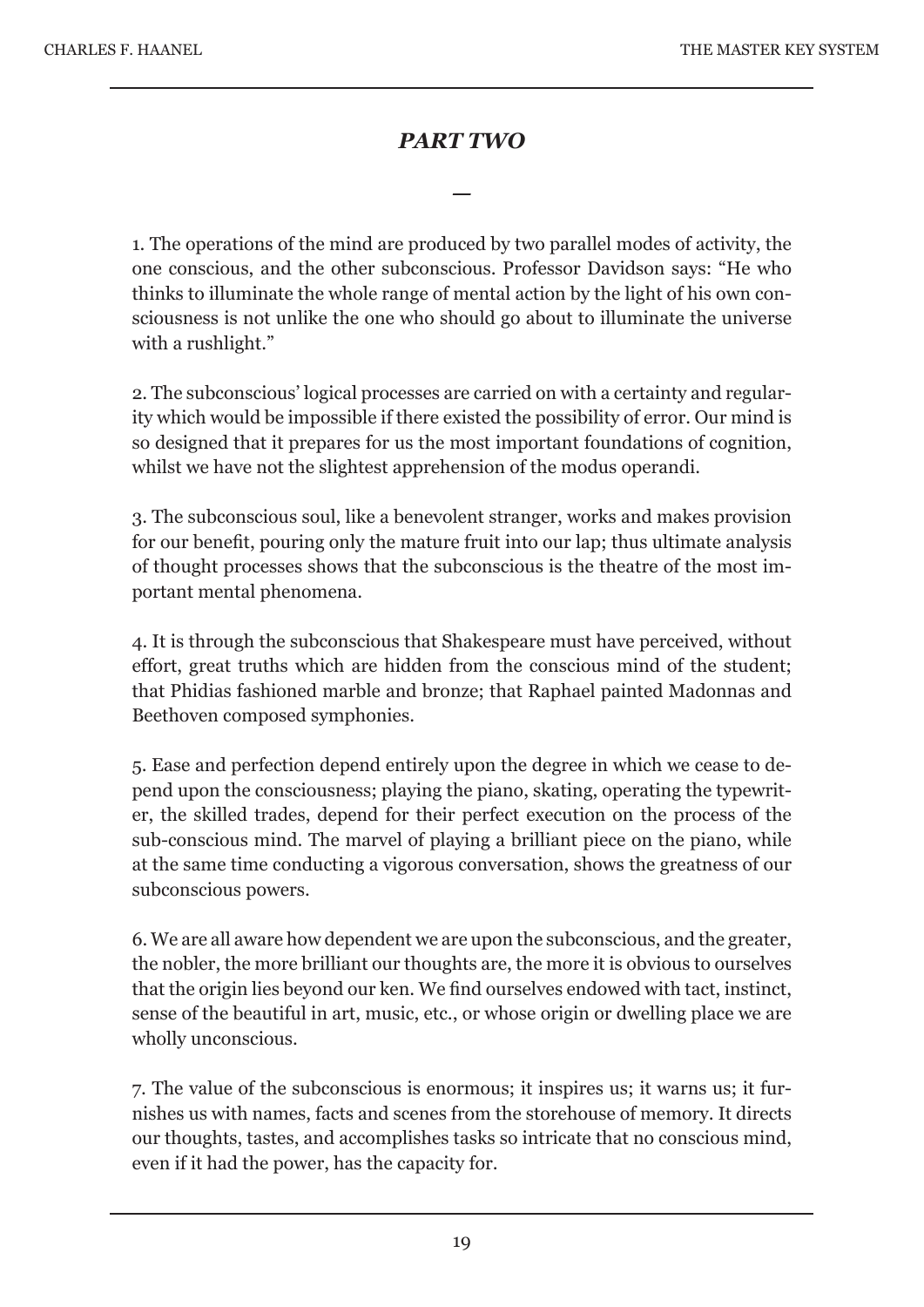# *PART TWO*

—

1. The operations of the mind are produced by two parallel modes of activity, the one conscious, and the other subconscious. Professor Davidson says: "He who thinks to illuminate the whole range of mental action by the light of his own consciousness is not unlike the one who should go about to illuminate the universe with a rushlight."

2. The subconscious' logical processes are carried on with a certainty and regularity which would be impossible if there existed the possibility of error. Our mind is so designed that it prepares for us the most important foundations of cognition, whilst we have not the slightest apprehension of the modus operandi.

3. The subconscious soul, like a benevolent stranger, works and makes provision for our benefit, pouring only the mature fruit into our lap; thus ultimate analysis of thought processes shows that the subconscious is the theatre of the most important mental phenomena.

4. It is through the subconscious that Shakespeare must have perceived, without effort, great truths which are hidden from the conscious mind of the student; that Phidias fashioned marble and bronze; that Raphael painted Madonnas and Beethoven composed symphonies.

5. Ease and perfection depend entirely upon the degree in which we cease to depend upon the consciousness; playing the piano, skating, operating the typewriter, the skilled trades, depend for their perfect execution on the process of the sub-conscious mind. The marvel of playing a brilliant piece on the piano, while at the same time conducting a vigorous conversation, shows the greatness of our subconscious powers.

6. We are all aware how dependent we are upon the subconscious, and the greater, the nobler, the more brilliant our thoughts are, the more it is obvious to ourselves that the origin lies beyond our ken. We find ourselves endowed with tact, instinct, sense of the beautiful in art, music, etc., or whose origin or dwelling place we are wholly unconscious.

7. The value of the subconscious is enormous; it inspires us; it warns us; it furnishes us with names, facts and scenes from the storehouse of memory. It directs our thoughts, tastes, and accomplishes tasks so intricate that no conscious mind, even if it had the power, has the capacity for.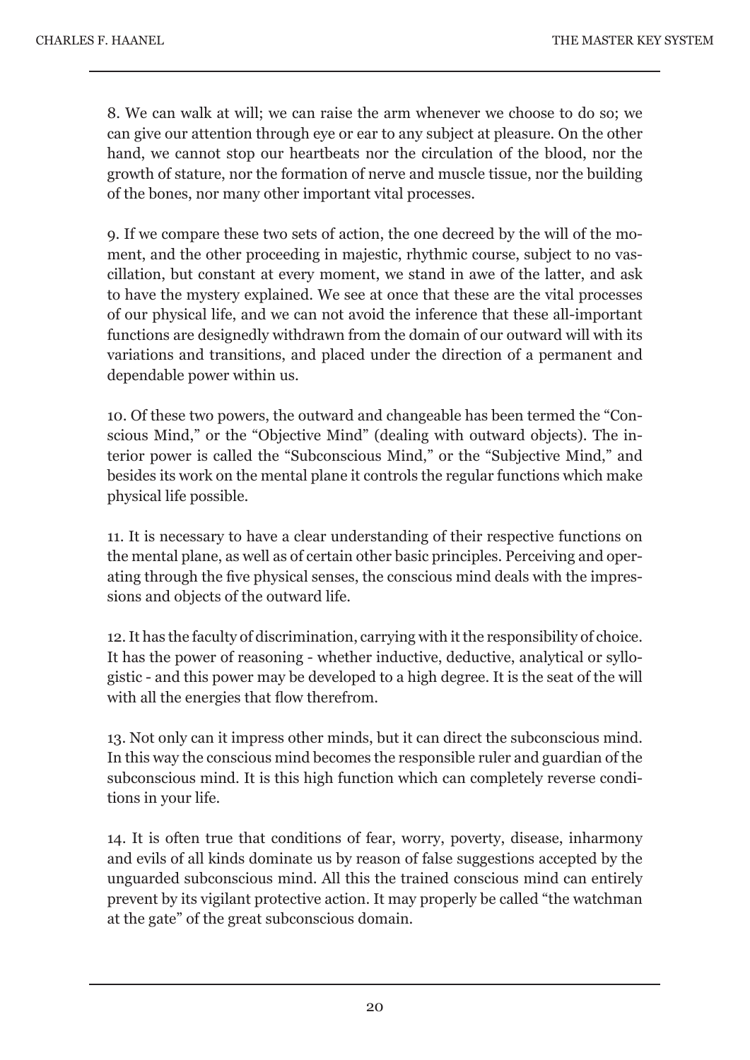8. We can walk at will; we can raise the arm whenever we choose to do so; we can give our attention through eye or ear to any subject at pleasure. On the other hand, we cannot stop our heartbeats nor the circulation of the blood, nor the growth of stature, nor the formation of nerve and muscle tissue, nor the building of the bones, nor many other important vital processes.

9. If we compare these two sets of action, the one decreed by the will of the moment, and the other proceeding in majestic, rhythmic course, subject to no vascillation, but constant at every moment, we stand in awe of the latter, and ask to have the mystery explained. We see at once that these are the vital processes of our physical life, and we can not avoid the inference that these all-important functions are designedly withdrawn from the domain of our outward will with its variations and transitions, and placed under the direction of a permanent and dependable power within us.

10. Of these two powers, the outward and changeable has been termed the "Conscious Mind," or the "Objective Mind" (dealing with outward objects). The interior power is called the "Subconscious Mind," or the "Subjective Mind," and besides its work on the mental plane it controls the regular functions which make physical life possible.

11. It is necessary to have a clear understanding of their respective functions on the mental plane, as well as of certain other basic principles. Perceiving and operating through the five physical senses, the conscious mind deals with the impressions and objects of the outward life.

12. It has the faculty of discrimination, carrying with it the responsibility of choice. It has the power of reasoning - whether inductive, deductive, analytical or syllogistic - and this power may be developed to a high degree. It is the seat of the will with all the energies that flow therefrom.

13. Not only can it impress other minds, but it can direct the subconscious mind. In this way the conscious mind becomes the responsible ruler and guardian of the subconscious mind. It is this high function which can completely reverse conditions in your life.

14. It is often true that conditions of fear, worry, poverty, disease, inharmony and evils of all kinds dominate us by reason of false suggestions accepted by the unguarded subconscious mind. All this the trained conscious mind can entirely prevent by its vigilant protective action. It may properly be called "the watchman at the gate" of the great subconscious domain.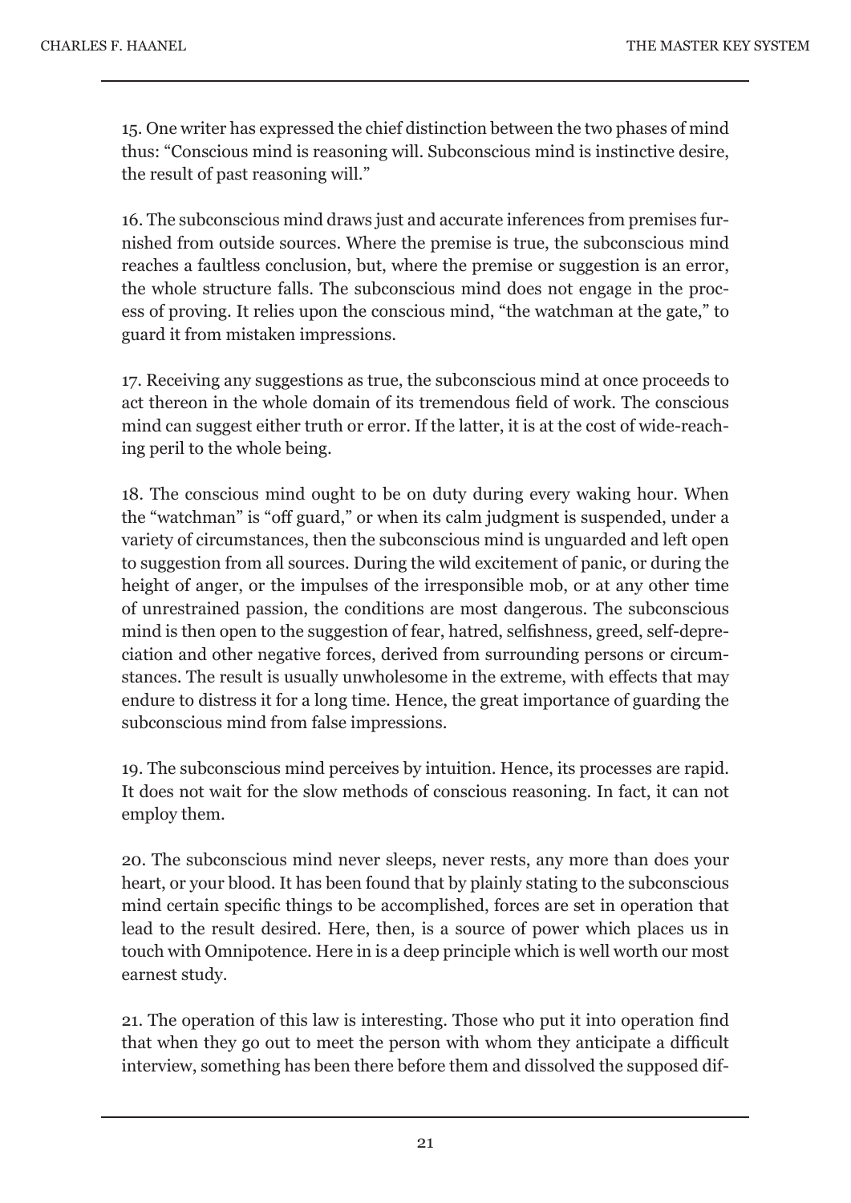15. One writer has expressed the chief distinction between the two phases of mind thus: “Conscious mind is reasoning will. Subconscious mind is instinctive desire, the result of past reasoning will.”

16. The subconscious mind draws just and accurate inferences from premises furnished from outside sources. Where the premise is true, the subconscious mind reaches a faultless conclusion, but, where the premise or suggestion is an error, the whole structure falls. The subconscious mind does not engage in the process of proving. It relies upon the conscious mind, “the watchman at the gate,” to guard it from mistaken impressions.

17. Receiving any suggestions as true, the subconscious mind at once proceeds to act thereon in the whole domain of its tremendous field of work. The conscious mind can suggest either truth or error. If the latter, it is at the cost of wide-reaching peril to the whole being.

18. The conscious mind ought to be on duty during every waking hour. When the “watchman” is “off guard,” or when its calm judgment is suspended, under a variety of circumstances, then the subconscious mind is unguarded and left open to suggestion from all sources. During the wild excitement of panic, or during the height of anger, or the impulses of the irresponsible mob, or at any other time of unrestrained passion, the conditions are most dangerous. The subconscious mind is then open to the suggestion of fear, hatred, selfishness, greed, self-depreciation and other negative forces, derived from surrounding persons or circumstances. The result is usually unwholesome in the extreme, with effects that may endure to distress it for a long time. Hence, the great importance of guarding the subconscious mind from false impressions.

19. The subconscious mind perceives by intuition. Hence, its processes are rapid. It does not wait for the slow methods of conscious reasoning. In fact, it can not employ them.

20. The subconscious mind never sleeps, never rests, any more than does your heart, or your blood. It has been found that by plainly stating to the subconscious mind certain specific things to be accomplished, forces are set in operation that lead to the result desired. Here, then, is a source of power which places us in touch with Omnipotence. Here in is a deep principle which is well worth our most earnest study.

21. The operation of this law is interesting. Those who put it into operation find that when they go out to meet the person with whom they anticipate a difficult interview, something has been there before them and dissolved the supposed dif-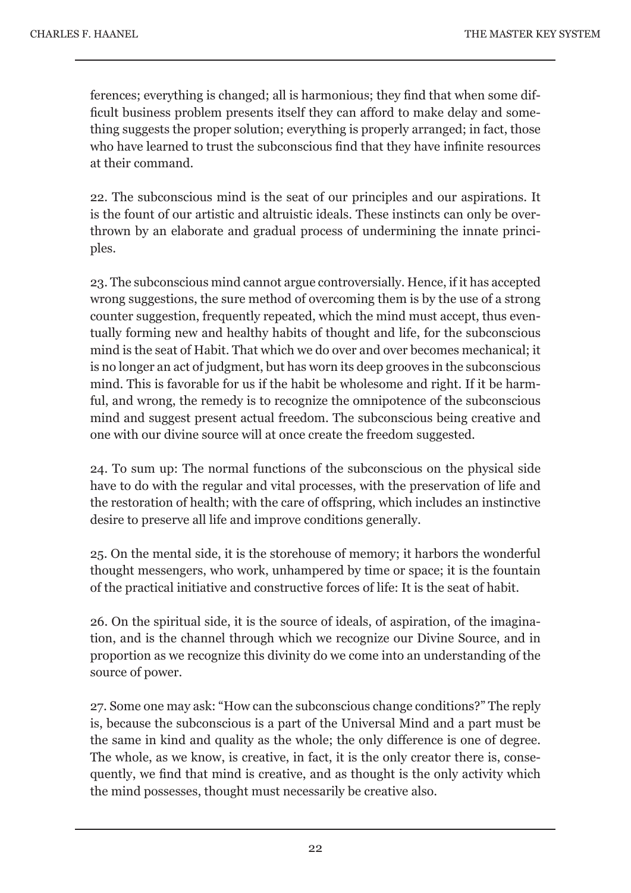ferences; everything is changed; all is harmonious; they find that when some difficult business problem presents itself they can afford to make delay and something suggests the proper solution; everything is properly arranged; in fact, those who have learned to trust the subconscious find that they have infinite resources at their command.

22. The subconscious mind is the seat of our principles and our aspirations. It is the fount of our artistic and altruistic ideals. These instincts can only be overthrown by an elaborate and gradual process of undermining the innate principles.

23. The subconscious mind cannot argue controversially. Hence, if it has accepted wrong suggestions, the sure method of overcoming them is by the use of a strong counter suggestion, frequently repeated, which the mind must accept, thus eventually forming new and healthy habits of thought and life, for the subconscious mind is the seat of Habit. That which we do over and over becomes mechanical; it is no longer an act of judgment, but has worn its deep grooves in the subconscious mind. This is favorable for us if the habit be wholesome and right. If it be harmful, and wrong, the remedy is to recognize the omnipotence of the subconscious mind and suggest present actual freedom. The subconscious being creative and one with our divine source will at once create the freedom suggested.

24. To sum up: The normal functions of the subconscious on the physical side have to do with the regular and vital processes, with the preservation of life and the restoration of health; with the care of offspring, which includes an instinctive desire to preserve all life and improve conditions generally.

25. On the mental side, it is the storehouse of memory; it harbors the wonderful thought messengers, who work, unhampered by time or space; it is the fountain of the practical initiative and constructive forces of life: It is the seat of habit.

26. On the spiritual side, it is the source of ideals, of aspiration, of the imagination, and is the channel through which we recognize our Divine Source, and in proportion as we recognize this divinity do we come into an understanding of the source of power.

27. Some one may ask: "How can the subconscious change conditions?" The reply is, because the subconscious is a part of the Universal Mind and a part must be the same in kind and quality as the whole; the only difference is one of degree. The whole, as we know, is creative, in fact, it is the only creator there is, consequently, we find that mind is creative, and as thought is the only activity which the mind possesses, thought must necessarily be creative also.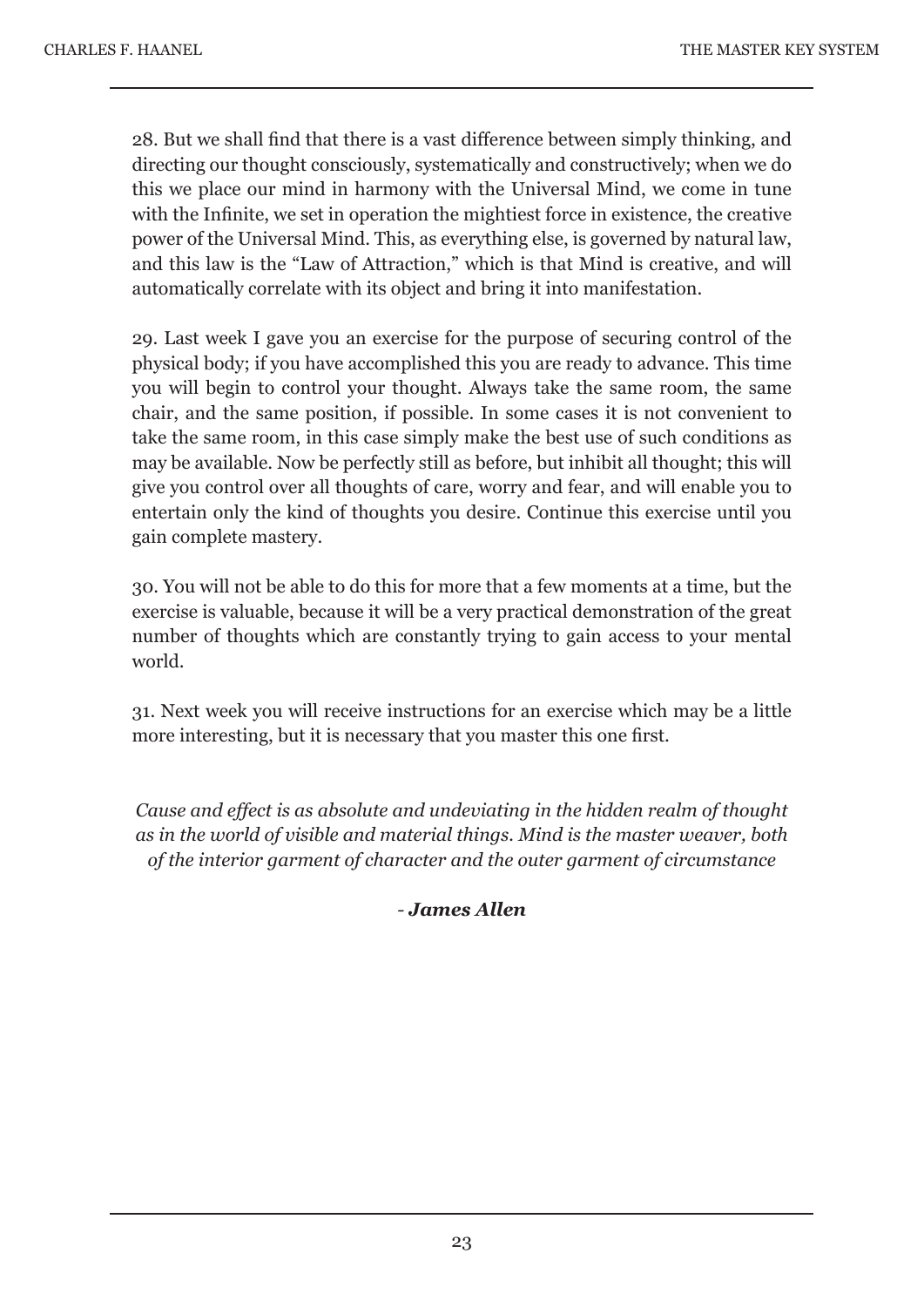28. But we shall find that there is a vast difference between simply thinking, and directing our thought consciously, systematically and constructively; when we do this we place our mind in harmony with the Universal Mind, we come in tune with the Infinite, we set in operation the mightiest force in existence, the creative power of the Universal Mind. This, as everything else, is governed by natural law, and this law is the "Law of Attraction," which is that Mind is creative, and will automatically correlate with its object and bring it into manifestation.

29. Last week I gave you an exercise for the purpose of securing control of the physical body; if you have accomplished this you are ready to advance. This time you will begin to control your thought. Always take the same room, the same chair, and the same position, if possible. In some cases it is not convenient to take the same room, in this case simply make the best use of such conditions as may be available. Now be perfectly still as before, but inhibit all thought; this will give you control over all thoughts of care, worry and fear, and will enable you to entertain only the kind of thoughts you desire. Continue this exercise until you gain complete mastery.

30. You will not be able to do this for more that a few moments at a time, but the exercise is valuable, because it will be a very practical demonstration of the great number of thoughts which are constantly trying to gain access to your mental world.

31. Next week you will receive instructions for an exercise which may be a little more interesting, but it is necessary that you master this one first.

*Cause and effect is as absolute and undeviating in the hidden realm of thought as in the world of visible and material things. Mind is the master weaver, both of the interior garment of character and the outer garment of circumstance*

- ***James Allen***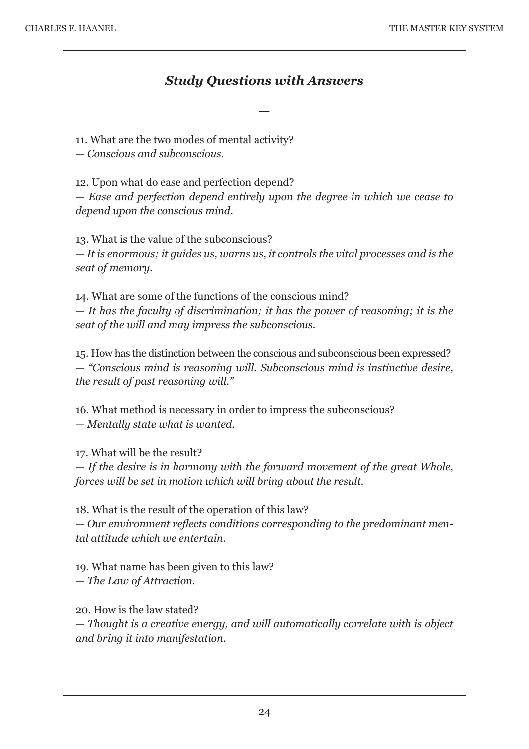### *Study Questions with Answers*

—

11. What are the two modes of mental activity?
— *Conscious and subconscious.*

12. Upon what do ease and perfection depend?
— *Ease and perfection depend entirely upon the degree in which we cease to depend upon the conscious mind.*

13. What is the value of the subconscious?
— *It is enormous; it guides us, warns us, it controls the vital processes and is the seat of memory.*

14. What are some of the functions of the conscious mind?
— *It has the faculty of discrimination; it has the power of reasoning; it is the seat of the will and may impress the subconscious.*

15. How has the distinction between the conscious and subconscious been expressed?
— *"Conscious mind is reasoning will. Subconscious mind is instinctive desire, the result of past reasoning will."*

16. What method is necessary in order to impress the subconscious?
— *Mentally state what is wanted.*

17. What will be the result?
— *If the desire is in harmony with the forward movement of the great Whole, forces will be set in motion which will bring about the result.*

18. What is the result of the operation of this law?
— *Our environment reflects conditions corresponding to the predominant mental attitude which we entertain.*

19. What name has been given to this law?
— *The Law of Attraction.*

20. How is the law stated?
— *Thought is a creative energy, and will automatically correlate with is object and bring it into manifestation.*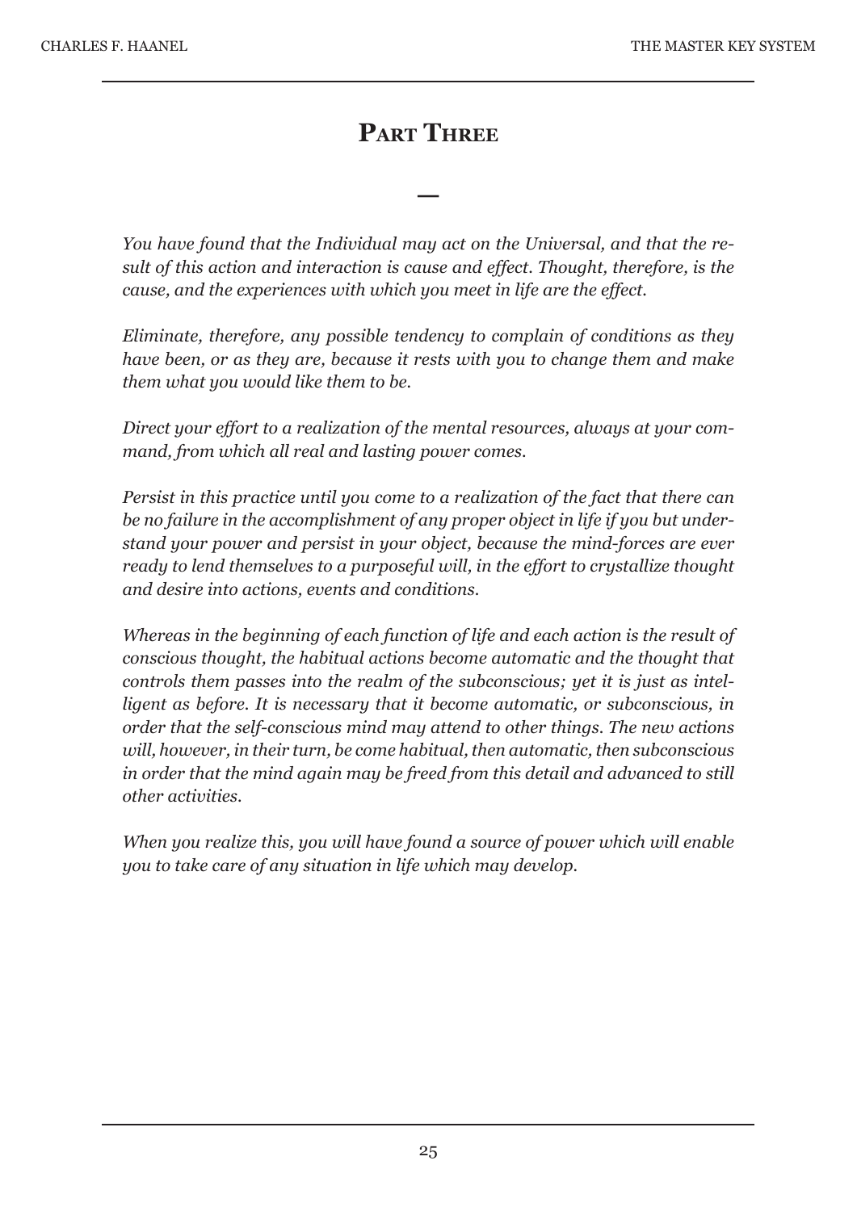# Part Three

—

*You have found that the Individual may act on the Universal, and that the result of this action and interaction is cause and effect. Thought, therefore, is the cause, and the experiences with which you meet in life are the effect.*

*Eliminate, therefore, any possible tendency to complain of conditions as they have been, or as they are, because it rests with you to change them and make them what you would like them to be.*

*Direct your effort to a realization of the mental resources, always at your command, from which all real and lasting power comes.*

*Persist in this practice until you come to a realization of the fact that there can be no failure in the accomplishment of any proper object in life if you but understand your power and persist in your object, because the mind-forces are ever ready to lend themselves to a purposeful will, in the effort to crystallize thought and desire into actions, events and conditions.*

*Whereas in the beginning of each function of life and each action is the result of conscious thought, the habitual actions become automatic and the thought that controls them passes into the realm of the subconscious; yet it is just as intelligent as before. It is necessary that it become automatic, or subconscious, in order that the self-conscious mind may attend to other things. The new actions will, however, in their turn, be come habitual, then automatic, then subconscious in order that the mind again may be freed from this detail and advanced to still other activities.*

*When you realize this, you will have found a source of power which will enable you to take care of any situation in life which may develop.*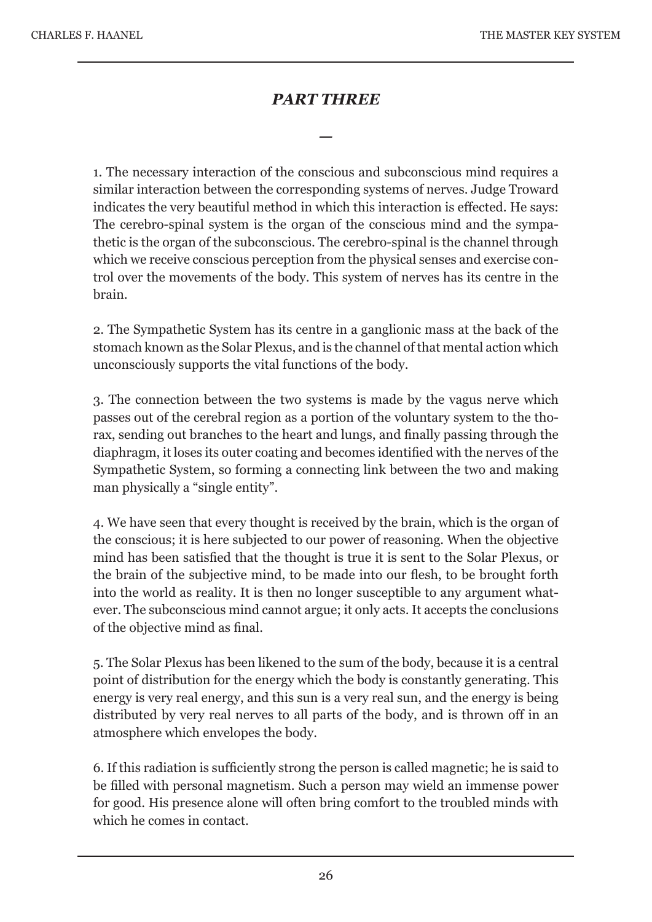## *PART THREE*

—

1. The necessary interaction of the conscious and subconscious mind requires a similar interaction between the corresponding systems of nerves. Judge Troward indicates the very beautiful method in which this interaction is effected. He says: The cerebro-spinal system is the organ of the conscious mind and the sympathetic is the organ of the subconscious. The cerebro-spinal is the channel through which we receive conscious perception from the physical senses and exercise control over the movements of the body. This system of nerves has its centre in the brain.

2. The Sympathetic System has its centre in a ganglionic mass at the back of the stomach known as the Solar Plexus, and is the channel of that mental action which unconsciously supports the vital functions of the body.

3. The connection between the two systems is made by the vagus nerve which passes out of the cerebral region as a portion of the voluntary system to the thorax, sending out branches to the heart and lungs, and finally passing through the diaphragm, it loses its outer coating and becomes identified with the nerves of the Sympathetic System, so forming a connecting link between the two and making man physically a "single entity".

4. We have seen that every thought is received by the brain, which is the organ of the conscious; it is here subjected to our power of reasoning. When the objective mind has been satisfied that the thought is true it is sent to the Solar Plexus, or the brain of the subjective mind, to be made into our flesh, to be brought forth into the world as reality. It is then no longer susceptible to any argument whatever. The subconscious mind cannot argue; it only acts. It accepts the conclusions of the objective mind as final.

5. The Solar Plexus has been likened to the sum of the body, because it is a central point of distribution for the energy which the body is constantly generating. This energy is very real energy, and this sun is a very real sun, and the energy is being distributed by very real nerves to all parts of the body, and is thrown off in an atmosphere which envelopes the body.

6. If this radiation is sufficiently strong the person is called magnetic; he is said to be filled with personal magnetism. Such a person may wield an immense power for good. His presence alone will often bring comfort to the troubled minds with which he comes in contact.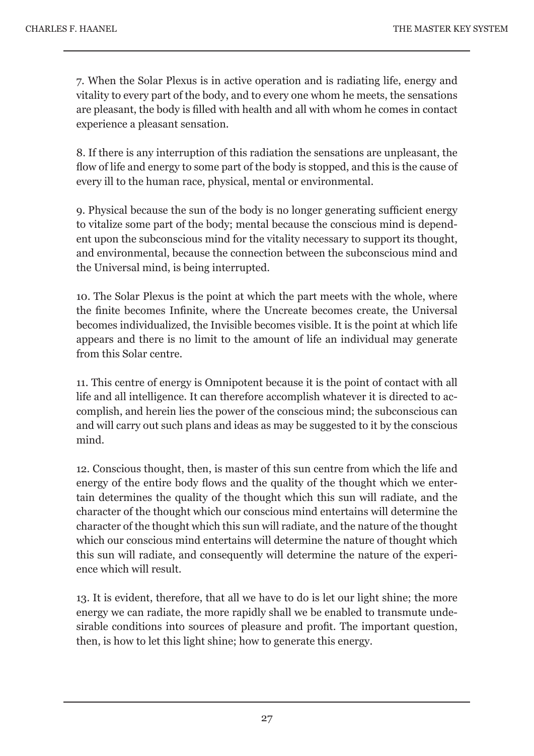7. When the Solar Plexus is in active operation and is radiating life, energy and vitality to every part of the body, and to every one whom he meets, the sensations are pleasant, the body is filled with health and all with whom he comes in contact experience a pleasant sensation.

8. If there is any interruption of this radiation the sensations are unpleasant, the flow of life and energy to some part of the body is stopped, and this is the cause of every ill to the human race, physical, mental or environmental.

9. Physical because the sun of the body is no longer generating sufficient energy to vitalize some part of the body; mental because the conscious mind is dependent upon the subconscious mind for the vitality necessary to support its thought, and environmental, because the connection between the subconscious mind and the Universal mind, is being interrupted.

10. The Solar Plexus is the point at which the part meets with the whole, where the finite becomes Infinite, where the Uncreate becomes create, the Universal becomes individualized, the Invisible becomes visible. It is the point at which life appears and there is no limit to the amount of life an individual may generate from this Solar centre.

11. This centre of energy is Omnipotent because it is the point of contact with all life and all intelligence. It can therefore accomplish whatever it is directed to accomplish, and herein lies the power of the conscious mind; the subconscious can and will carry out such plans and ideas as may be suggested to it by the conscious mind.

12. Conscious thought, then, is master of this sun centre from which the life and energy of the entire body flows and the quality of the thought which we entertain determines the quality of the thought which this sun will radiate, and the character of the thought which our conscious mind entertains will determine the character of the thought which this sun will radiate, and the nature of the thought which our conscious mind entertains will determine the nature of thought which this sun will radiate, and consequently will determine the nature of the experience which will result.

13. It is evident, therefore, that all we have to do is let our light shine; the more energy we can radiate, the more rapidly shall we be enabled to transmute undesirable conditions into sources of pleasure and profit. The important question, then, is how to let this light shine; how to generate this energy.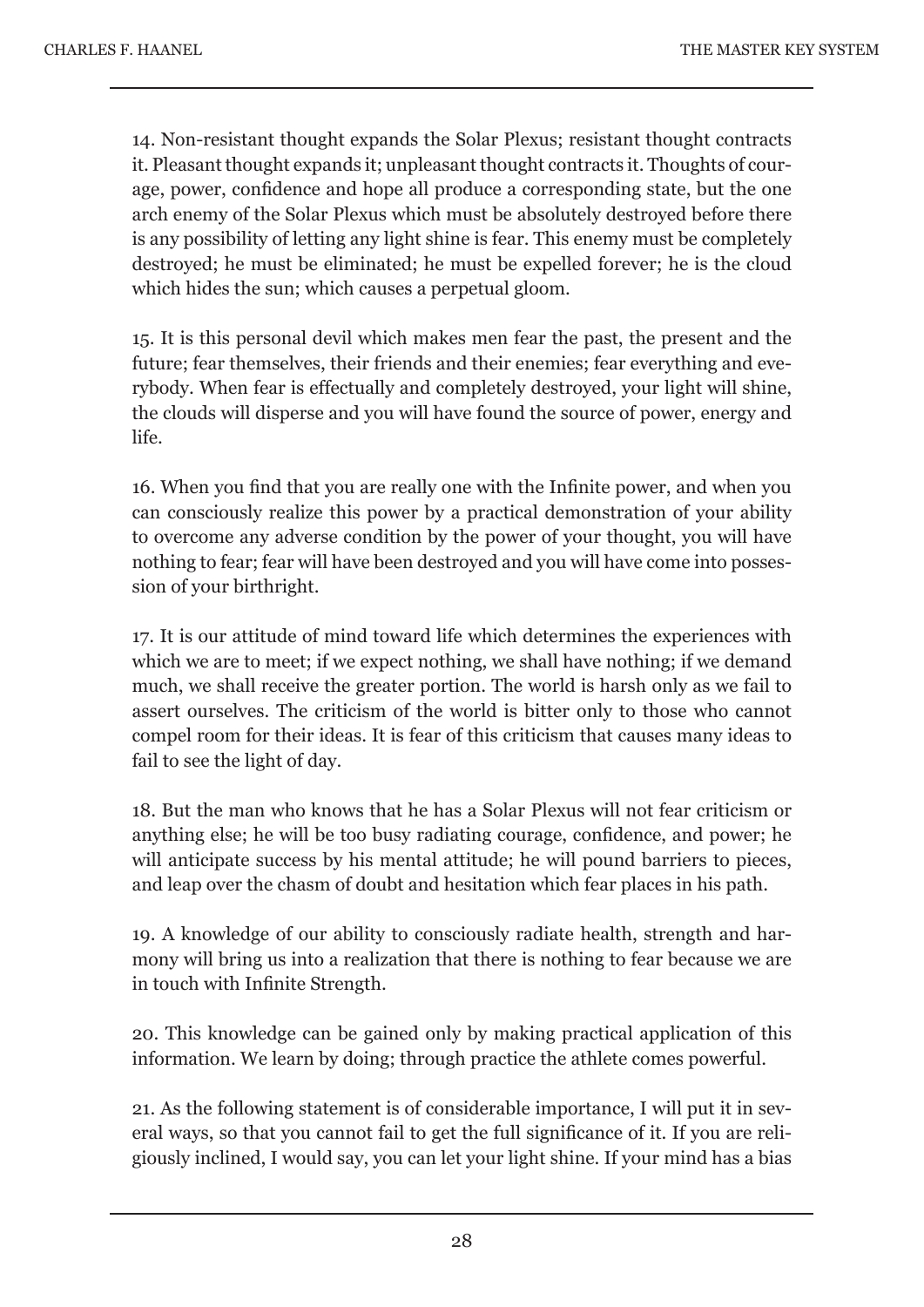14. Non-resistant thought expands the Solar Plexus; resistant thought contracts it. Pleasant thought expands it; unpleasant thought contracts it. Thoughts of courage, power, confidence and hope all produce a corresponding state, but the one arch enemy of the Solar Plexus which must be absolutely destroyed before there is any possibility of letting any light shine is fear. This enemy must be completely destroyed; he must be eliminated; he must be expelled forever; he is the cloud which hides the sun; which causes a perpetual gloom.

15. It is this personal devil which makes men fear the past, the present and the future; fear themselves, their friends and their enemies; fear everything and everybody. When fear is effectually and completely destroyed, your light will shine, the clouds will disperse and you will have found the source of power, energy and life.

16. When you find that you are really one with the Infinite power, and when you can consciously realize this power by a practical demonstration of your ability to overcome any adverse condition by the power of your thought, you will have nothing to fear; fear will have been destroyed and you will have come into possession of your birthright.

17. It is our attitude of mind toward life which determines the experiences with which we are to meet; if we expect nothing, we shall have nothing; if we demand much, we shall receive the greater portion. The world is harsh only as we fail to assert ourselves. The criticism of the world is bitter only to those who cannot compel room for their ideas. It is fear of this criticism that causes many ideas to fail to see the light of day.

18. But the man who knows that he has a Solar Plexus will not fear criticism or anything else; he will be too busy radiating courage, confidence, and power; he will anticipate success by his mental attitude; he will pound barriers to pieces, and leap over the chasm of doubt and hesitation which fear places in his path.

19. A knowledge of our ability to consciously radiate health, strength and harmony will bring us into a realization that there is nothing to fear because we are in touch with Infinite Strength.

20. This knowledge can be gained only by making practical application of this information. We learn by doing; through practice the athlete comes powerful.

21. As the following statement is of considerable importance, I will put it in several ways, so that you cannot fail to get the full significance of it. If you are religiously inclined, I would say, you can let your light shine. If your mind has a bias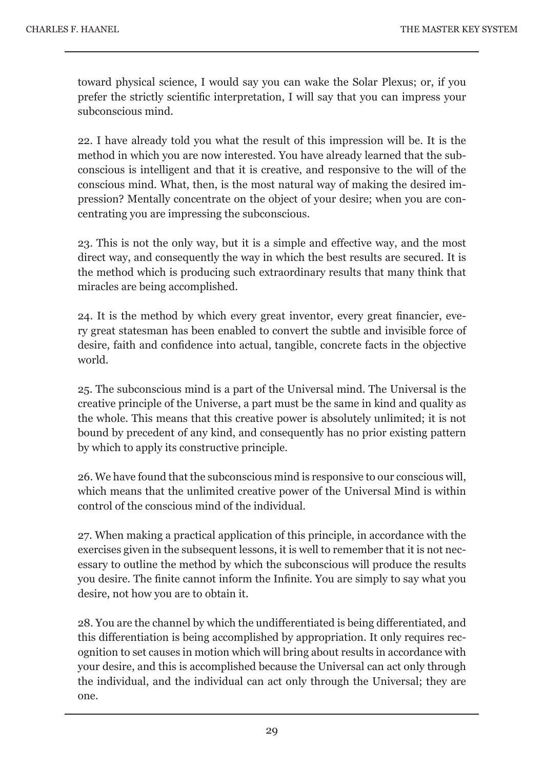toward physical science, I would say you can wake the Solar Plexus; or, if you prefer the strictly scientific interpretation, I will say that you can impress your subconscious mind.

22. I have already told you what the result of this impression will be. It is the method in which you are now interested. You have already learned that the subconscious is intelligent and that it is creative, and responsive to the will of the conscious mind. What, then, is the most natural way of making the desired impression? Mentally concentrate on the object of your desire; when you are concentrating you are impressing the subconscious.

23. This is not the only way, but it is a simple and effective way, and the most direct way, and consequently the way in which the best results are secured. It is the method which is producing such extraordinary results that many think that miracles are being accomplished.

24. It is the method by which every great inventor, every great financier, every great statesman has been enabled to convert the subtle and invisible force of desire, faith and confidence into actual, tangible, concrete facts in the objective world.

25. The subconscious mind is a part of the Universal mind. The Universal is the creative principle of the Universe, a part must be the same in kind and quality as the whole. This means that this creative power is absolutely unlimited; it is not bound by precedent of any kind, and consequently has no prior existing pattern by which to apply its constructive principle.

26. We have found that the subconscious mind is responsive to our conscious will, which means that the unlimited creative power of the Universal Mind is within control of the conscious mind of the individual.

27. When making a practical application of this principle, in accordance with the exercises given in the subsequent lessons, it is well to remember that it is not necessary to outline the method by which the subconscious will produce the results you desire. The finite cannot inform the Infinite. You are simply to say what you desire, not how you are to obtain it.

28. You are the channel by which the undifferentiated is being differentiated, and this differentiation is being accomplished by appropriation. It only requires recognition to set causes in motion which will bring about results in accordance with your desire, and this is accomplished because the Universal can act only through the individual, and the individual can act only through the Universal; they are one.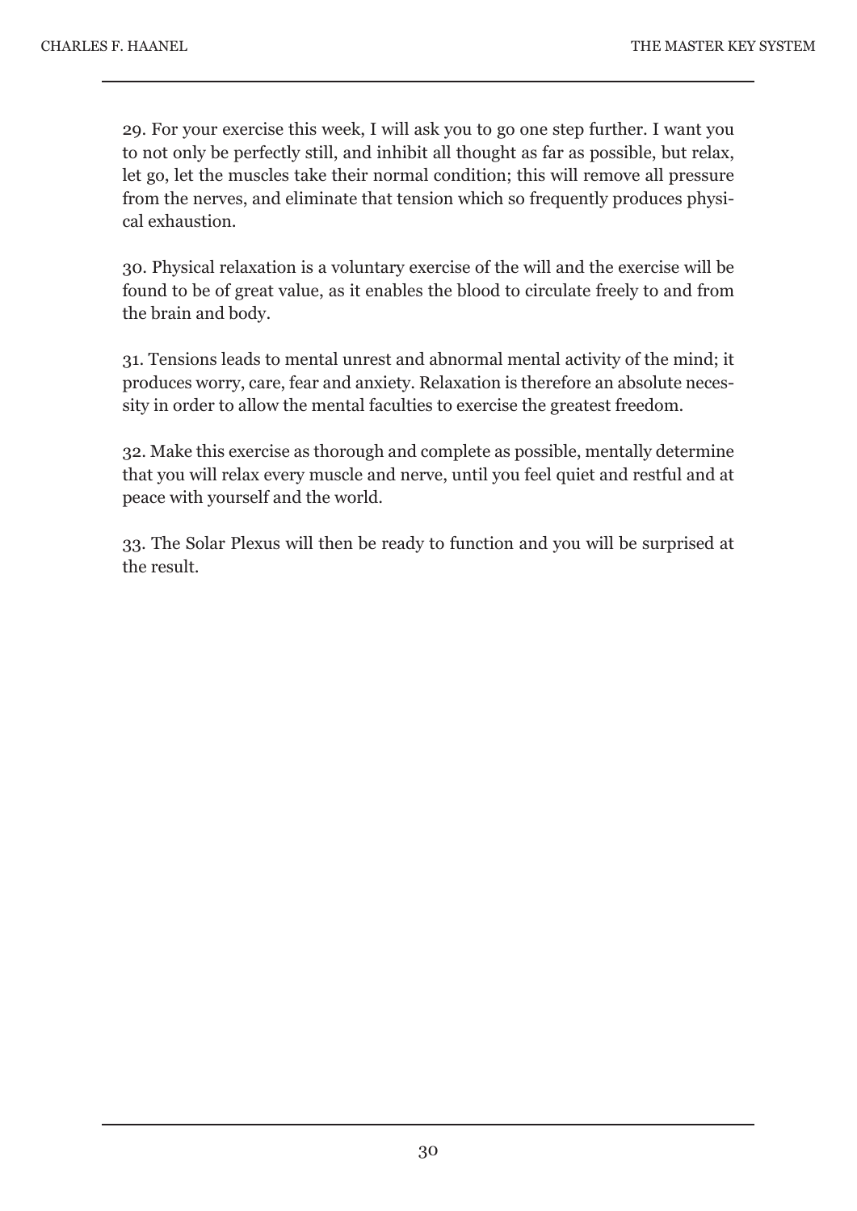29. For your exercise this week, I will ask you to go one step further. I want you to not only be perfectly still, and inhibit all thought as far as possible, but relax, let go, let the muscles take their normal condition; this will remove all pressure from the nerves, and eliminate that tension which so frequently produces physical exhaustion.

30. Physical relaxation is a voluntary exercise of the will and the exercise will be found to be of great value, as it enables the blood to circulate freely to and from the brain and body.

31. Tensions leads to mental unrest and abnormal mental activity of the mind; it produces worry, care, fear and anxiety. Relaxation is therefore an absolute necessity in order to allow the mental faculties to exercise the greatest freedom.

32. Make this exercise as thorough and complete as possible, mentally determine that you will relax every muscle and nerve, until you feel quiet and restful and at peace with yourself and the world.

33. The Solar Plexus will then be ready to function and you will be surprised at the result.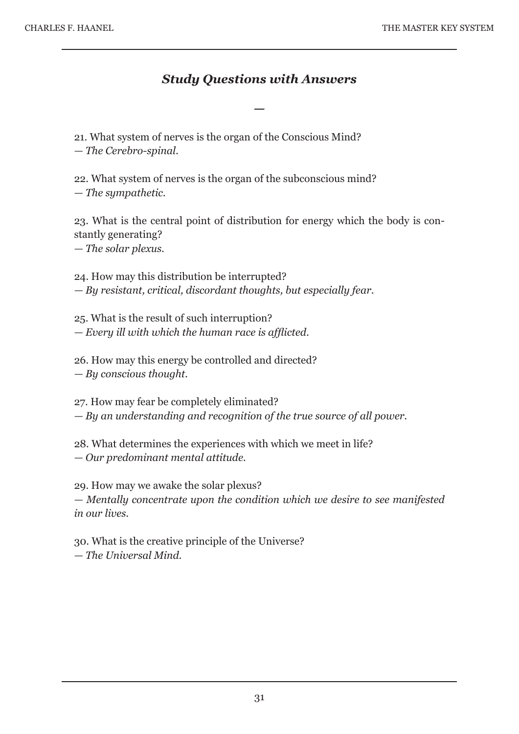## *Study Questions with Answers*

—

21. What system of nerves is the organ of the Conscious Mind?
— *The Cerebro-spinal.*

22. What system of nerves is the organ of the subconscious mind?
— *The sympathetic.*

23. What is the central point of distribution for energy which the body is constantly generating?
— *The solar plexus.*

24. How may this distribution be interrupted?
— *By resistant, critical, discordant thoughts, but especially fear.*

25. What is the result of such interruption?
— *Every ill with which the human race is afflicted.*

26. How may this energy be controlled and directed?
— *By conscious thought.*

27. How may fear be completely eliminated?
— *By an understanding and recognition of the true source of all power.*

28. What determines the experiences with which we meet in life?
— *Our predominant mental attitude.*

29. How may we awake the solar plexus?
— *Mentally concentrate upon the condition which we desire to see manifested in our lives.*

30. What is the creative principle of the Universe?
— *The Universal Mind.*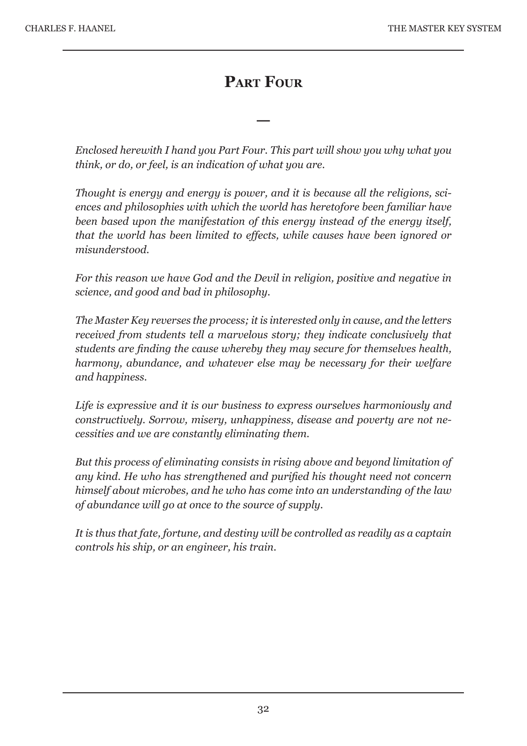# Part Four

—

*Enclosed herewith I hand you Part Four. This part will show you why what you think, or do, or feel, is an indication of what you are.*

*Thought is energy and energy is power, and it is because all the religions, sciences and philosophies with which the world has heretofore been familiar have been based upon the manifestation of this energy instead of the energy itself, that the world has been limited to effects, while causes have been ignored or misunderstood.*

*For this reason we have God and the Devil in religion, positive and negative in science, and good and bad in philosophy.*

*The Master Key reverses the process; it is interested only in cause, and the letters received from students tell a marvelous story; they indicate conclusively that students are finding the cause whereby they may secure for themselves health, harmony, abundance, and whatever else may be necessary for their welfare and happiness.*

*Life is expressive and it is our business to express ourselves harmoniously and constructively. Sorrow, misery, unhappiness, disease and poverty are not necessities and we are constantly eliminating them.*

*But this process of eliminating consists in rising above and beyond limitation of any kind. He who has strengthened and purified his thought need not concern himself about microbes, and he who has come into an understanding of the law of abundance will go at once to the source of supply.*

*It is thus that fate, fortune, and destiny will be controlled as readily as a captain controls his ship, or an engineer, his train.*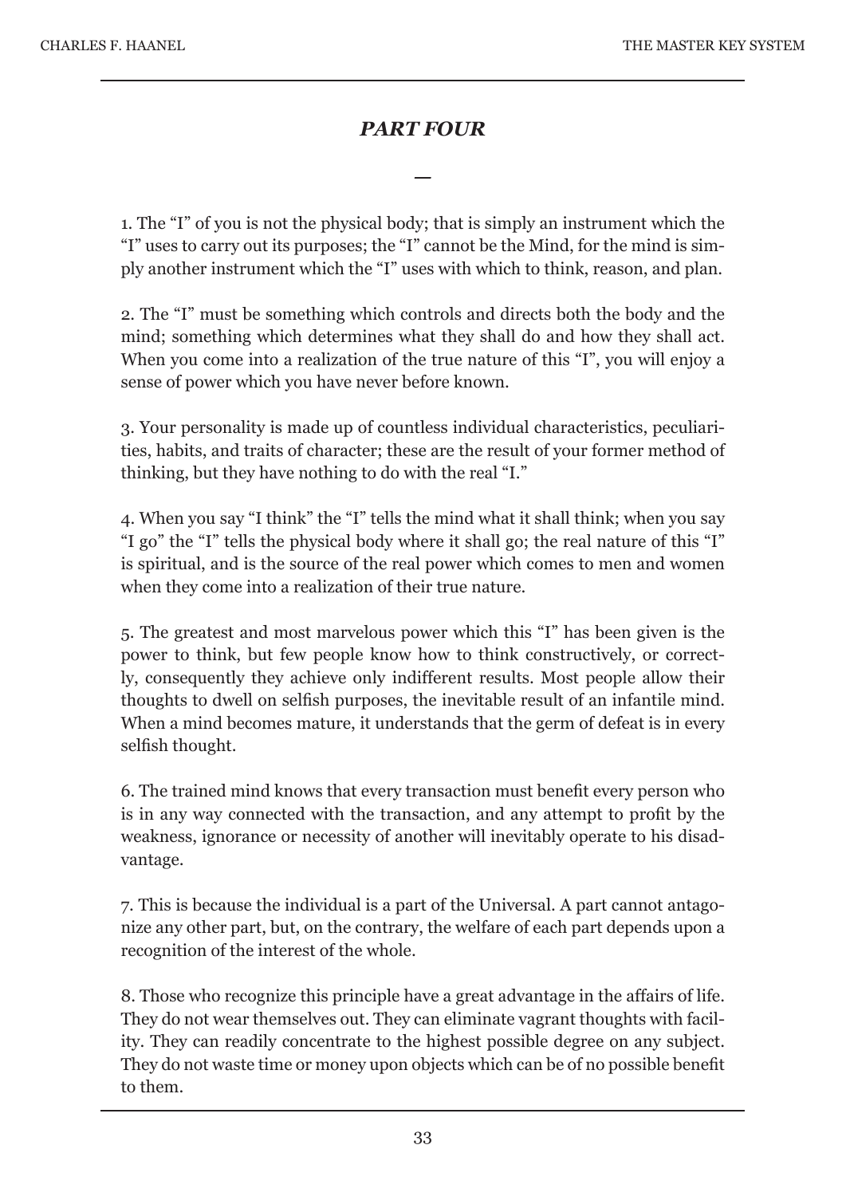## *PART FOUR*

—

1. The "I" of you is not the physical body; that is simply an instrument which the "I" uses to carry out its purposes; the "I" cannot be the Mind, for the mind is simply another instrument which the "I" uses with which to think, reason, and plan.

2. The "I" must be something which controls and directs both the body and the mind; something which determines what they shall do and how they shall act. When you come into a realization of the true nature of this "I", you will enjoy a sense of power which you have never before known.

3. Your personality is made up of countless individual characteristics, peculiarities, habits, and traits of character; these are the result of your former method of thinking, but they have nothing to do with the real "I."

4. When you say "I think" the "I" tells the mind what it shall think; when you say "I go" the "I" tells the physical body where it shall go; the real nature of this "I" is spiritual, and is the source of the real power which comes to men and women when they come into a realization of their true nature.

5. The greatest and most marvelous power which this "I" has been given is the power to think, but few people know how to think constructively, or correctly, consequently they achieve only indifferent results. Most people allow their thoughts to dwell on selfish purposes, the inevitable result of an infantile mind. When a mind becomes mature, it understands that the germ of defeat is in every selfish thought.

6. The trained mind knows that every transaction must benefit every person who is in any way connected with the transaction, and any attempt to profit by the weakness, ignorance or necessity of another will inevitably operate to his disadvantage.

7. This is because the individual is a part of the Universal. A part cannot antagonize any other part, but, on the contrary, the welfare of each part depends upon a recognition of the interest of the whole.

8. Those who recognize this principle have a great advantage in the affairs of life. They do not wear themselves out. They can eliminate vagrant thoughts with facility. They can readily concentrate to the highest possible degree on any subject. They do not waste time or money upon objects which can be of no possible benefit to them.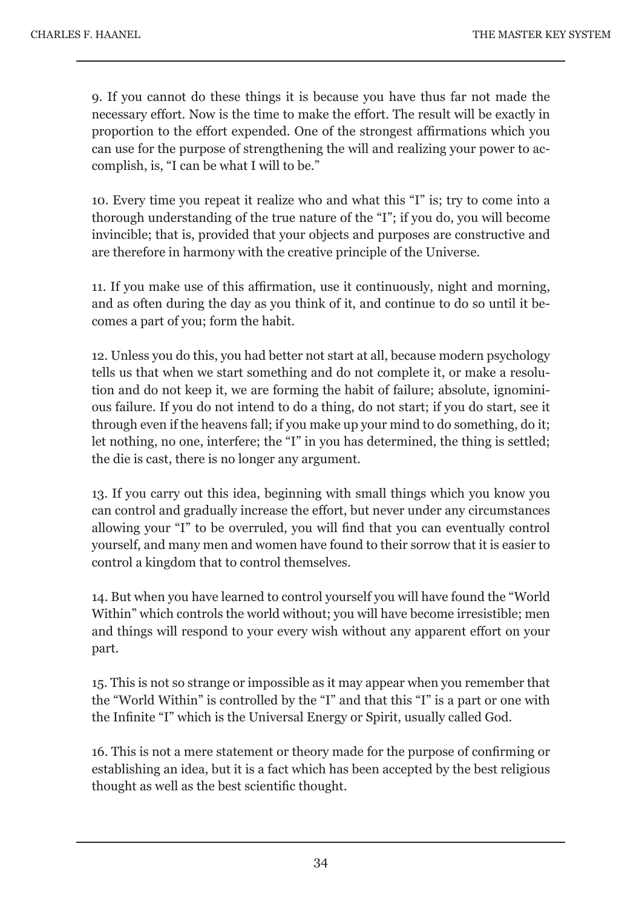9. If you cannot do these things it is because you have thus far not made the necessary effort. Now is the time to make the effort. The result will be exactly in proportion to the effort expended. One of the strongest affirmations which you can use for the purpose of strengthening the will and realizing your power to accomplish, is, "I can be what I will to be."

10. Every time you repeat it realize who and what this "I" is; try to come into a thorough understanding of the true nature of the "I"; if you do, you will become invincible; that is, provided that your objects and purposes are constructive and are therefore in harmony with the creative principle of the Universe.

11. If you make use of this affirmation, use it continuously, night and morning, and as often during the day as you think of it, and continue to do so until it becomes a part of you; form the habit.

12. Unless you do this, you had better not start at all, because modern psychology tells us that when we start something and do not complete it, or make a resolution and do not keep it, we are forming the habit of failure; absolute, ignominious failure. If you do not intend to do a thing, do not start; if you do start, see it through even if the heavens fall; if you make up your mind to do something, do it; let nothing, no one, interfere; the "I" in you has determined, the thing is settled; the die is cast, there is no longer any argument.

13. If you carry out this idea, beginning with small things which you know you can control and gradually increase the effort, but never under any circumstances allowing your "I" to be overruled, you will find that you can eventually control yourself, and many men and women have found to their sorrow that it is easier to control a kingdom that to control themselves.

14. But when you have learned to control yourself you will have found the "World Within" which controls the world without; you will have become irresistible; men and things will respond to your every wish without any apparent effort on your part.

15. This is not so strange or impossible as it may appear when you remember that the "World Within" is controlled by the "I" and that this "I" is a part or one with the Infinite "I" which is the Universal Energy or Spirit, usually called God.

16. This is not a mere statement or theory made for the purpose of confirming or establishing an idea, but it is a fact which has been accepted by the best religious thought as well as the best scientific thought.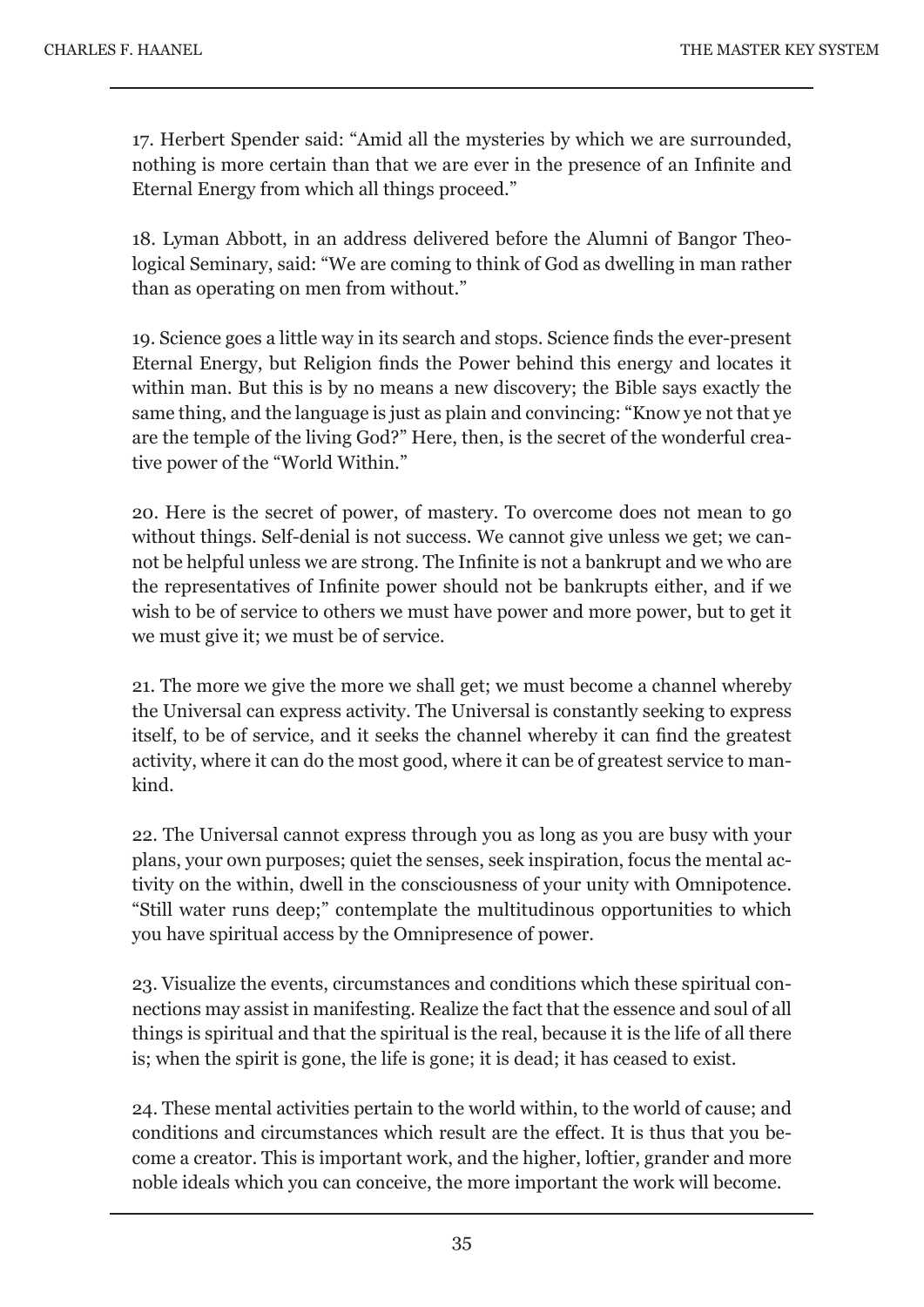17. Herbert Spender said: "Amid all the mysteries by which we are surrounded, nothing is more certain than that we are ever in the presence of an Infinite and Eternal Energy from which all things proceed."

18. Lyman Abbott, in an address delivered before the Alumni of Bangor Theological Seminary, said: "We are coming to think of God as dwelling in man rather than as operating on men from without."

19. Science goes a little way in its search and stops. Science finds the ever-present Eternal Energy, but Religion finds the Power behind this energy and locates it within man. But this is by no means a new discovery; the Bible says exactly the same thing, and the language is just as plain and convincing: "Know ye not that ye are the temple of the living God?" Here, then, is the secret of the wonderful creative power of the "World Within."

20. Here is the secret of power, of mastery. To overcome does not mean to go without things. Self-denial is not success. We cannot give unless we get; we cannot be helpful unless we are strong. The Infinite is not a bankrupt and we who are the representatives of Infinite power should not be bankrupts either, and if we wish to be of service to others we must have power and more power, but to get it we must give it; we must be of service.

21. The more we give the more we shall get; we must become a channel whereby the Universal can express activity. The Universal is constantly seeking to express itself, to be of service, and it seeks the channel whereby it can find the greatest activity, where it can do the most good, where it can be of greatest service to mankind.

22. The Universal cannot express through you as long as you are busy with your plans, your own purposes; quiet the senses, seek inspiration, focus the mental activity on the within, dwell in the consciousness of your unity with Omnipotence. "Still water runs deep;" contemplate the multitudinous opportunities to which you have spiritual access by the Omnipresence of power.

23. Visualize the events, circumstances and conditions which these spiritual connections may assist in manifesting. Realize the fact that the essence and soul of all things is spiritual and that the spiritual is the real, because it is the life of all there is; when the spirit is gone, the life is gone; it is dead; it has ceased to exist.

24. These mental activities pertain to the world within, to the world of cause; and conditions and circumstances which result are the effect. It is thus that you become a creator. This is important work, and the higher, loftier, grander and more noble ideals which you can conceive, the more important the work will become.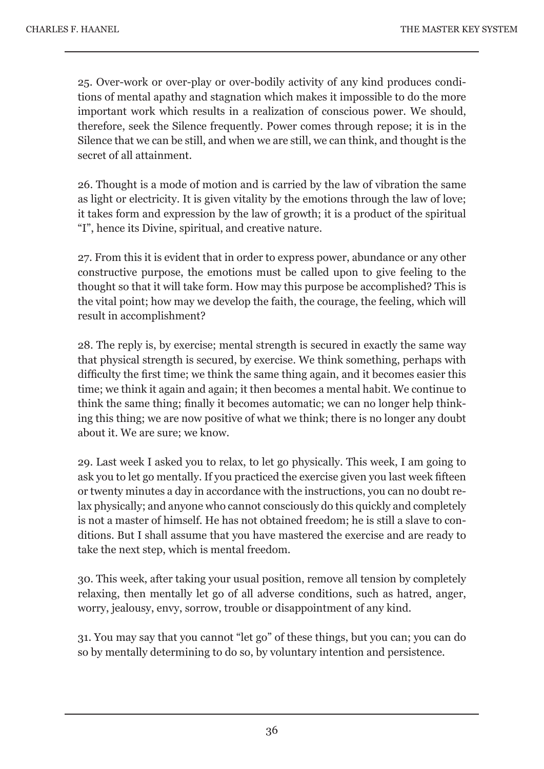25. Over-work or over-play or over-bodily activity of any kind produces conditions of mental apathy and stagnation which makes it impossible to do the more important work which results in a realization of conscious power. We should, therefore, seek the Silence frequently. Power comes through repose; it is in the Silence that we can be still, and when we are still, we can think, and thought is the secret of all attainment.

26. Thought is a mode of motion and is carried by the law of vibration the same as light or electricity. It is given vitality by the emotions through the law of love; it takes form and expression by the law of growth; it is a product of the spiritual "I", hence its Divine, spiritual, and creative nature.

27. From this it is evident that in order to express power, abundance or any other constructive purpose, the emotions must be called upon to give feeling to the thought so that it will take form. How may this purpose be accomplished? This is the vital point; how may we develop the faith, the courage, the feeling, which will result in accomplishment?

28. The reply is, by exercise; mental strength is secured in exactly the same way that physical strength is secured, by exercise. We think something, perhaps with difficulty the first time; we think the same thing again, and it becomes easier this time; we think it again and again; it then becomes a mental habit. We continue to think the same thing; finally it becomes automatic; we can no longer help thinking this thing; we are now positive of what we think; there is no longer any doubt about it. We are sure; we know.

29. Last week I asked you to relax, to let go physically. This week, I am going to ask you to let go mentally. If you practiced the exercise given you last week fifteen or twenty minutes a day in accordance with the instructions, you can no doubt relax physically; and anyone who cannot consciously do this quickly and completely is not a master of himself. He has not obtained freedom; he is still a slave to conditions. But I shall assume that you have mastered the exercise and are ready to take the next step, which is mental freedom.

30. This week, after taking your usual position, remove all tension by completely relaxing, then mentally let go of all adverse conditions, such as hatred, anger, worry, jealousy, envy, sorrow, trouble or disappointment of any kind.

31. You may say that you cannot "let go" of these things, but you can; you can do so by mentally determining to do so, by voluntary intention and persistence.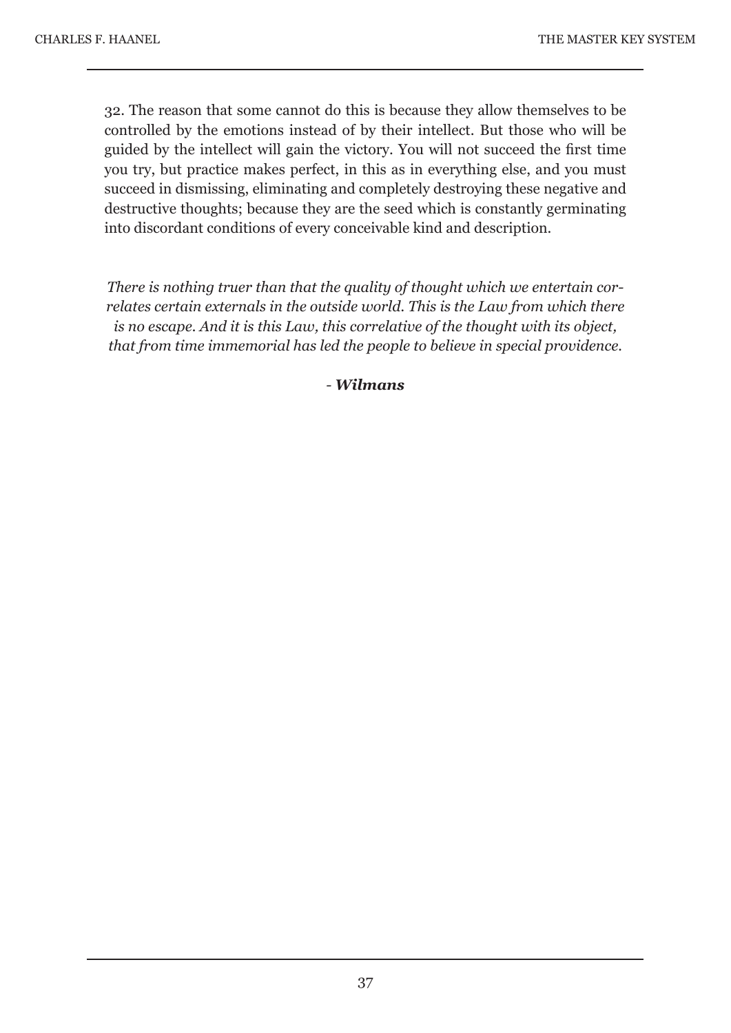32. The reason that some cannot do this is because they allow themselves to be controlled by the emotions instead of by their intellect. But those who will be guided by the intellect will gain the victory. You will not succeed the first time you try, but practice makes perfect, in this as in everything else, and you must succeed in dismissing, eliminating and completely destroying these negative and destructive thoughts; because they are the seed which is constantly germinating into discordant conditions of every conceivable kind and description.

*There is nothing truer than that the quality of thought which we entertain correlates certain externals in the outside world. This is the Law from which there is no escape. And it is this Law, this correlative of the thought with its object, that from time immemorial has led the people to believe in special providence.*

*- **Wilmans***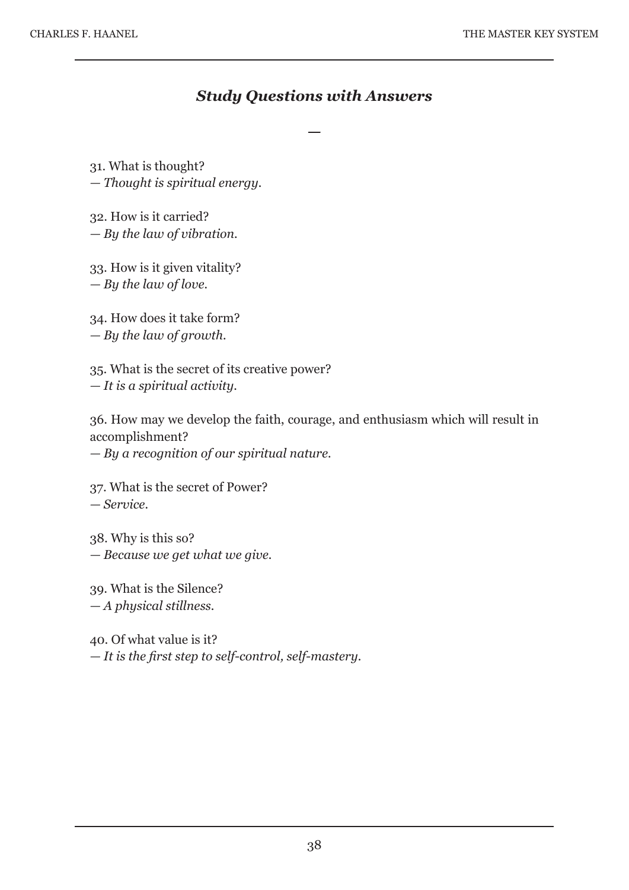## *Study Questions with Answers*

—

31. What is thought?
— *Thought is spiritual energy.*

32. How is it carried?
— *By the law of vibration.*

33. How is it given vitality?
— *By the law of love.*

34. How does it take form?
— *By the law of growth.*

35. What is the secret of its creative power?
— *It is a spiritual activity.*

36. How may we develop the faith, courage, and enthusiasm which will result in accomplishment?
— *By a recognition of our spiritual nature.*

37. What is the secret of Power?
— *Service.*

38. Why is this so?
— *Because we get what we give.*

39. What is the Silence?
— *A physical stillness.*

40. Of what value is it?
— *It is the first step to self-control, self-mastery.*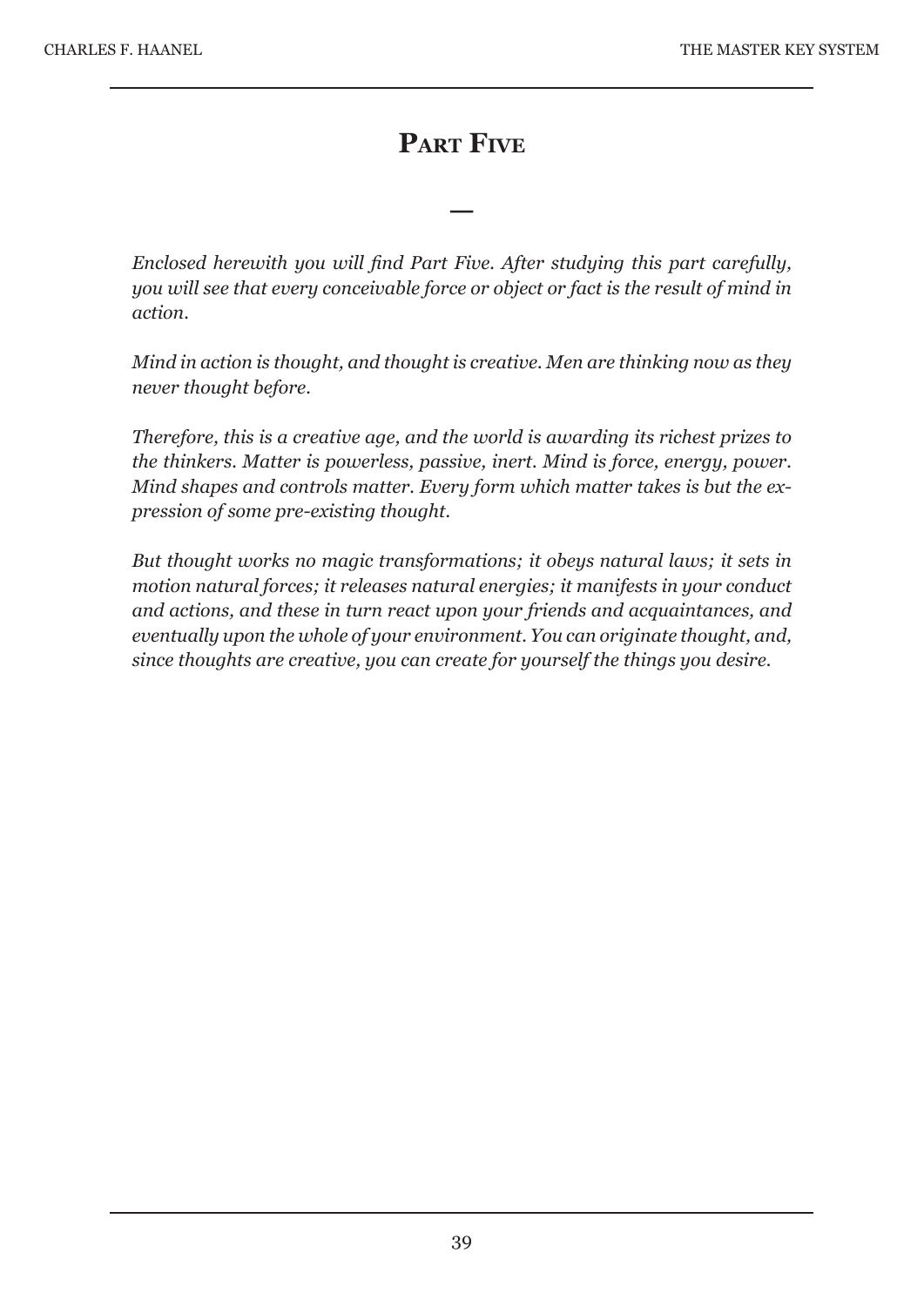# Part Five

—

*Enclosed herewith you will find Part Five. After studying this part carefully, you will see that every conceivable force or object or fact is the result of mind in action.*

*Mind in action is thought, and thought is creative. Men are thinking now as they never thought before.*

*Therefore, this is a creative age, and the world is awarding its richest prizes to the thinkers. Matter is powerless, passive, inert. Mind is force, energy, power. Mind shapes and controls matter. Every form which matter takes is but the expression of some pre-existing thought.*

*But thought works no magic transformations; it obeys natural laws; it sets in motion natural forces; it releases natural energies; it manifests in your conduct and actions, and these in turn react upon your friends and acquaintances, and eventually upon the whole of your environment. You can originate thought, and, since thoughts are creative, you can create for yourself the things you desire.*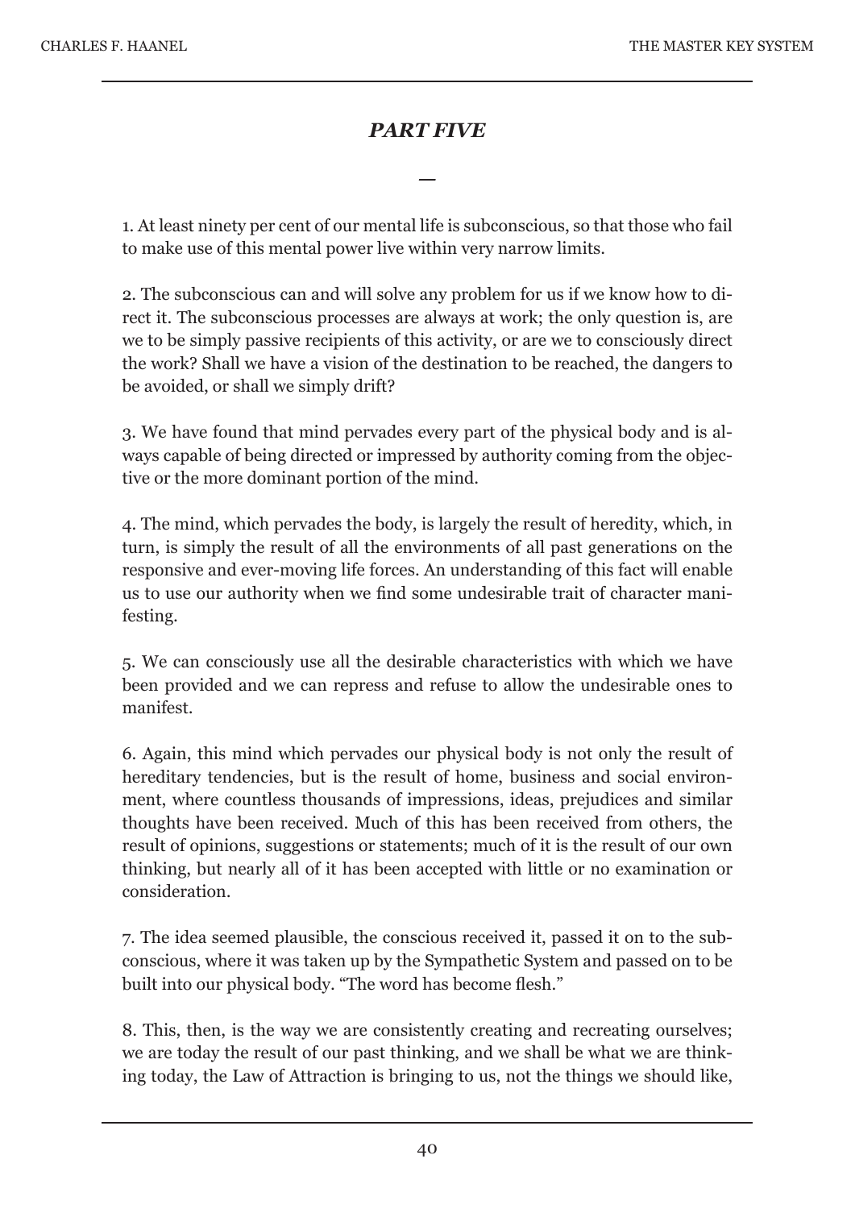## *PART FIVE*

—

1. At least ninety per cent of our mental life is subconscious, so that those who fail to make use of this mental power live within very narrow limits.

2. The subconscious can and will solve any problem for us if we know how to direct it. The subconscious processes are always at work; the only question is, are we to be simply passive recipients of this activity, or are we to consciously direct the work? Shall we have a vision of the destination to be reached, the dangers to be avoided, or shall we simply drift?

3. We have found that mind pervades every part of the physical body and is always capable of being directed or impressed by authority coming from the objective or the more dominant portion of the mind.

4. The mind, which pervades the body, is largely the result of heredity, which, in turn, is simply the result of all the environments of all past generations on the responsive and ever-moving life forces. An understanding of this fact will enable us to use our authority when we find some undesirable trait of character manifesting.

5. We can consciously use all the desirable characteristics with which we have been provided and we can repress and refuse to allow the undesirable ones to manifest.

6. Again, this mind which pervades our physical body is not only the result of hereditary tendencies, but is the result of home, business and social environment, where countless thousands of impressions, ideas, prejudices and similar thoughts have been received. Much of this has been received from others, the result of opinions, suggestions or statements; much of it is the result of our own thinking, but nearly all of it has been accepted with little or no examination or consideration.

7. The idea seemed plausible, the conscious received it, passed it on to the subconscious, where it was taken up by the Sympathetic System and passed on to be built into our physical body. "The word has become flesh."

8. This, then, is the way we are consistently creating and recreating ourselves; we are today the result of our past thinking, and we shall be what we are thinking today, the Law of Attraction is bringing to us, not the things we should like,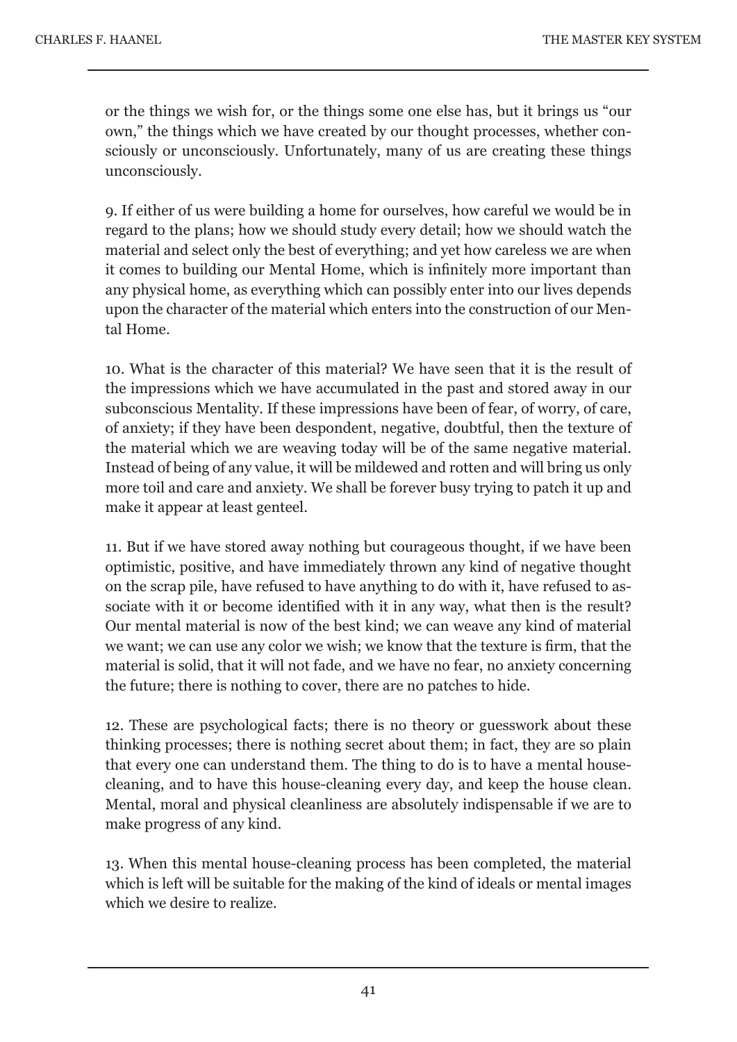or the things we wish for, or the things some one else has, but it brings us "our own," the things which we have created by our thought processes, whether consciously or unconsciously. Unfortunately, many of us are creating these things unconsciously.

9. If either of us were building a home for ourselves, how careful we would be in regard to the plans; how we should study every detail; how we should watch the material and select only the best of everything; and yet how careless we are when it comes to building our Mental Home, which is infinitely more important than any physical home, as everything which can possibly enter into our lives depends upon the character of the material which enters into the construction of our Mental Home.

10. What is the character of this material? We have seen that it is the result of the impressions which we have accumulated in the past and stored away in our subconscious Mentality. If these impressions have been of fear, of worry, of care, of anxiety; if they have been despondent, negative, doubtful, then the texture of the material which we are weaving today will be of the same negative material. Instead of being of any value, it will be mildewed and rotten and will bring us only more toil and care and anxiety. We shall be forever busy trying to patch it up and make it appear at least genteel.

11. But if we have stored away nothing but courageous thought, if we have been optimistic, positive, and have immediately thrown any kind of negative thought on the scrap pile, have refused to have anything to do with it, have refused to associate with it or become identified with it in any way, what then is the result? Our mental material is now of the best kind; we can weave any kind of material we want; we can use any color we wish; we know that the texture is firm, that the material is solid, that it will not fade, and we have no fear, no anxiety concerning the future; there is nothing to cover, there are no patches to hide.

12. These are psychological facts; there is no theory or guesswork about these thinking processes; there is nothing secret about them; in fact, they are so plain that every one can understand them. The thing to do is to have a mental house-cleaning, and to have this house-cleaning every day, and keep the house clean. Mental, moral and physical cleanliness are absolutely indispensable if we are to make progress of any kind.

13. When this mental house-cleaning process has been completed, the material which is left will be suitable for the making of the kind of ideals or mental images which we desire to realize.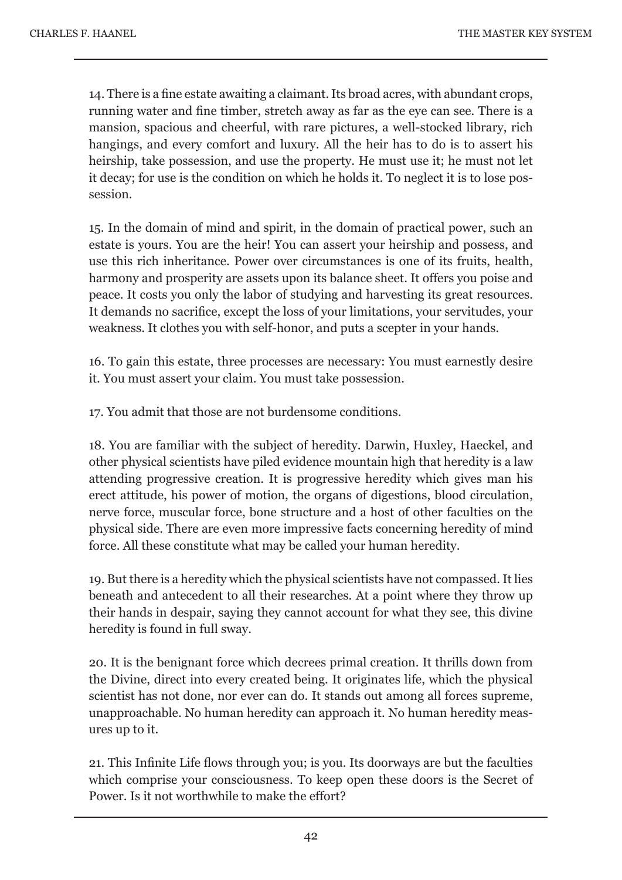14. There is a fine estate awaiting a claimant. Its broad acres, with abundant crops, running water and fine timber, stretch away as far as the eye can see. There is a mansion, spacious and cheerful, with rare pictures, a well-stocked library, rich hangings, and every comfort and luxury. All the heir has to do is to assert his heirship, take possession, and use the property. He must use it; he must not let it decay; for use is the condition on which he holds it. To neglect it is to lose possession.

15. In the domain of mind and spirit, in the domain of practical power, such an estate is yours. You are the heir! You can assert your heirship and possess, and use this rich inheritance. Power over circumstances is one of its fruits, health, harmony and prosperity are assets upon its balance sheet. It offers you poise and peace. It costs you only the labor of studying and harvesting its great resources. It demands no sacrifice, except the loss of your limitations, your servitudes, your weakness. It clothes you with self-honor, and puts a scepter in your hands.

16. To gain this estate, three processes are necessary: You must earnestly desire it. You must assert your claim. You must take possession.

17. You admit that those are not burdensome conditions.

18. You are familiar with the subject of heredity. Darwin, Huxley, Haeckel, and other physical scientists have piled evidence mountain high that heredity is a law attending progressive creation. It is progressive heredity which gives man his erect attitude, his power of motion, the organs of digestions, blood circulation, nerve force, muscular force, bone structure and a host of other faculties on the physical side. There are even more impressive facts concerning heredity of mind force. All these constitute what may be called your human heredity.

19. But there is a heredity which the physical scientists have not compassed. It lies beneath and antecedent to all their researches. At a point where they throw up their hands in despair, saying they cannot account for what they see, this divine heredity is found in full sway.

20. It is the benignant force which decrees primal creation. It thrills down from the Divine, direct into every created being. It originates life, which the physical scientist has not done, nor ever can do. It stands out among all forces supreme, unapproachable. No human heredity can approach it. No human heredity measures up to it.

21. This Infinite Life flows through you; is you. Its doorways are but the faculties which comprise your consciousness. To keep open these doors is the Secret of Power. Is it not worthwhile to make the effort?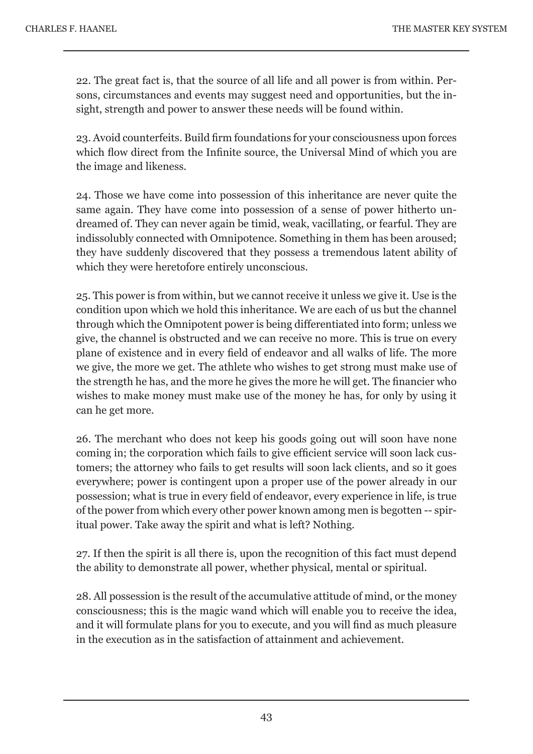22. The great fact is, that the source of all life and all power is from within. Persons, circumstances and events may suggest need and opportunities, but the insight, strength and power to answer these needs will be found within.

23. Avoid counterfeits. Build firm foundations for your consciousness upon forces which flow direct from the Infinite source, the Universal Mind of which you are the image and likeness.

24. Those we have come into possession of this inheritance are never quite the same again. They have come into possession of a sense of power hitherto undreamed of. They can never again be timid, weak, vacillating, or fearful. They are indissolubly connected with Omnipotence. Something in them has been aroused; they have suddenly discovered that they possess a tremendous latent ability of which they were heretofore entirely unconscious.

25. This power is from within, but we cannot receive it unless we give it. Use is the condition upon which we hold this inheritance. We are each of us but the channel through which the Omnipotent power is being differentiated into form; unless we give, the channel is obstructed and we can receive no more. This is true on every plane of existence and in every field of endeavor and all walks of life. The more we give, the more we get. The athlete who wishes to get strong must make use of the strength he has, and the more he gives the more he will get. The financier who wishes to make money must make use of the money he has, for only by using it can he get more.

26. The merchant who does not keep his goods going out will soon have none coming in; the corporation which fails to give efficient service will soon lack customers; the attorney who fails to get results will soon lack clients, and so it goes everywhere; power is contingent upon a proper use of the power already in our possession; what is true in every field of endeavor, every experience in life, is true of the power from which every other power known among men is begotten -- spiritual power. Take away the spirit and what is left? Nothing.

27. If then the spirit is all there is, upon the recognition of this fact must depend the ability to demonstrate all power, whether physical, mental or spiritual.

28. All possession is the result of the accumulative attitude of mind, or the money consciousness; this is the magic wand which will enable you to receive the idea, and it will formulate plans for you to execute, and you will find as much pleasure in the execution as in the satisfaction of attainment and achievement.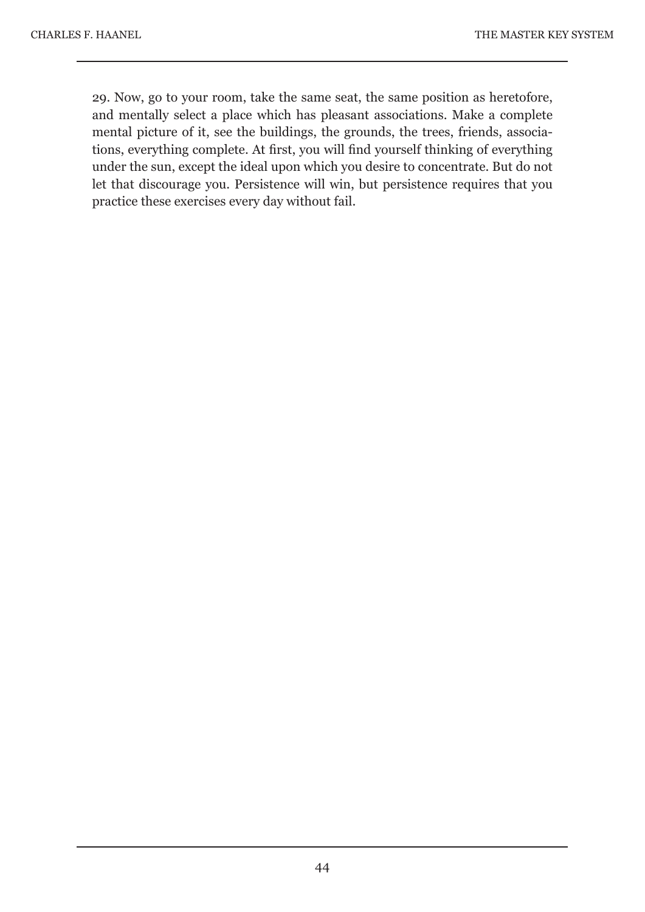29. Now, go to your room, take the same seat, the same position as heretofore, and mentally select a place which has pleasant associations. Make a complete mental picture of it, see the buildings, the grounds, the trees, friends, associations, everything complete. At first, you will find yourself thinking of everything under the sun, except the ideal upon which you desire to concentrate. But do not let that discourage you. Persistence will win, but persistence requires that you practice these exercises every day without fail.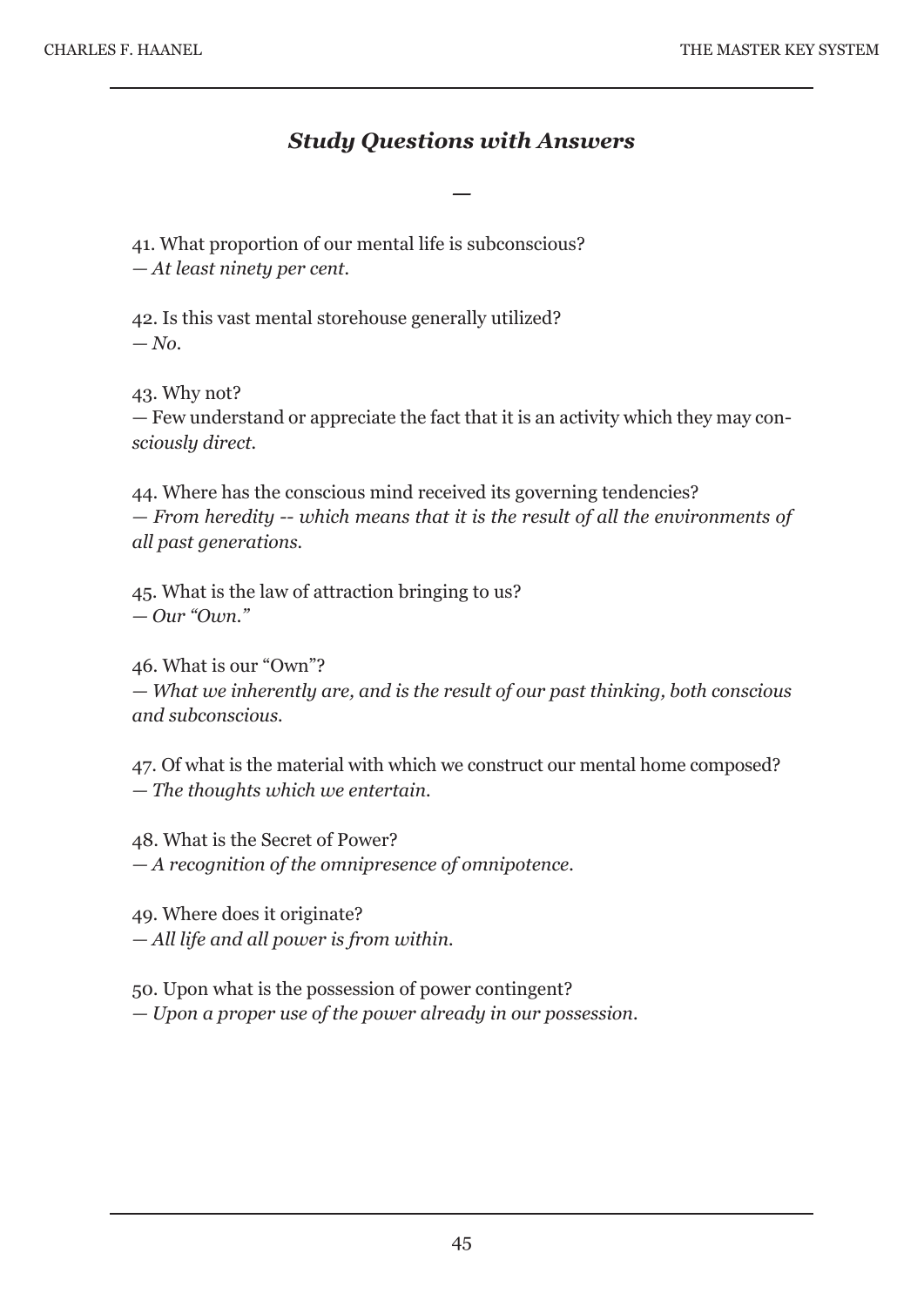## *Study Questions with Answers*

—

41. What proportion of our mental life is subconscious?
— *At least ninety per cent.*

42. Is this vast mental storehouse generally utilized?
— *No.*

43. Why not?
— Few understand or appreciate the fact that it is an activity which they may con*sciously direct.*

44. Where has the conscious mind received its governing tendencies?
— *From heredity -- which means that it is the result of all the environments of all past generations.*

45. What is the law of attraction bringing to us?
— *Our "Own."*

46. What is our "Own"?
— *What we inherently are, and is the result of our past thinking, both conscious and subconscious.*

47. Of what is the material with which we construct our mental home composed?
— *The thoughts which we entertain.*

48. What is the Secret of Power?
— *A recognition of the omnipresence of omnipotence.*

49. Where does it originate?
— *All life and all power is from within.*

50. Upon what is the possession of power contingent?
— *Upon a proper use of the power already in our possession.*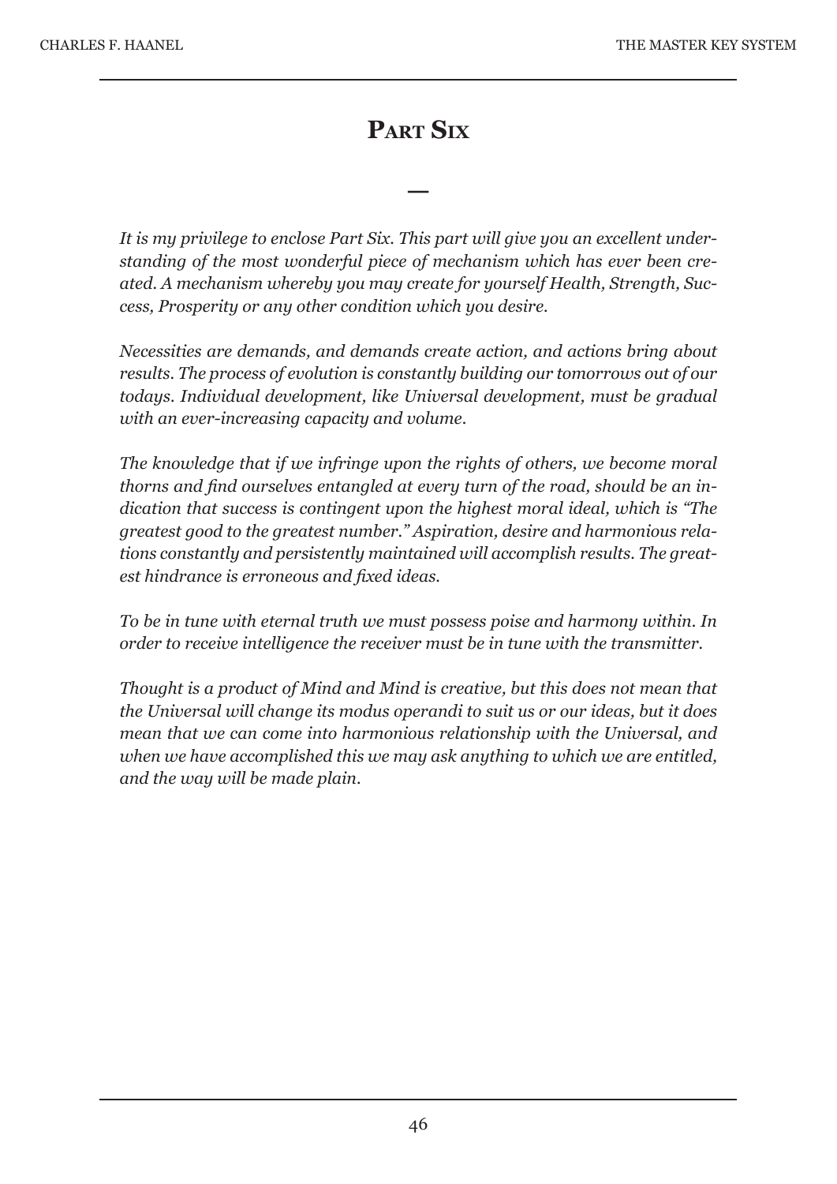# Part Six

—

*It is my privilege to enclose Part Six. This part will give you an excellent understanding of the most wonderful piece of mechanism which has ever been created. A mechanism whereby you may create for yourself Health, Strength, Success, Prosperity or any other condition which you desire.*

*Necessities are demands, and demands create action, and actions bring about results. The process of evolution is constantly building our tomorrows out of our todays. Individual development, like Universal development, must be gradual with an ever-increasing capacity and volume.*

*The knowledge that if we infringe upon the rights of others, we become moral thorns and find ourselves entangled at every turn of the road, should be an indication that success is contingent upon the highest moral ideal, which is "The greatest good to the greatest number." Aspiration, desire and harmonious relations constantly and persistently maintained will accomplish results. The greatest hindrance is erroneous and fixed ideas.*

*To be in tune with eternal truth we must possess poise and harmony within. In order to receive intelligence the receiver must be in tune with the transmitter.*

*Thought is a product of Mind and Mind is creative, but this does not mean that the Universal will change its modus operandi to suit us or our ideas, but it does mean that we can come into harmonious relationship with the Universal, and when we have accomplished this we may ask anything to which we are entitled, and the way will be made plain.*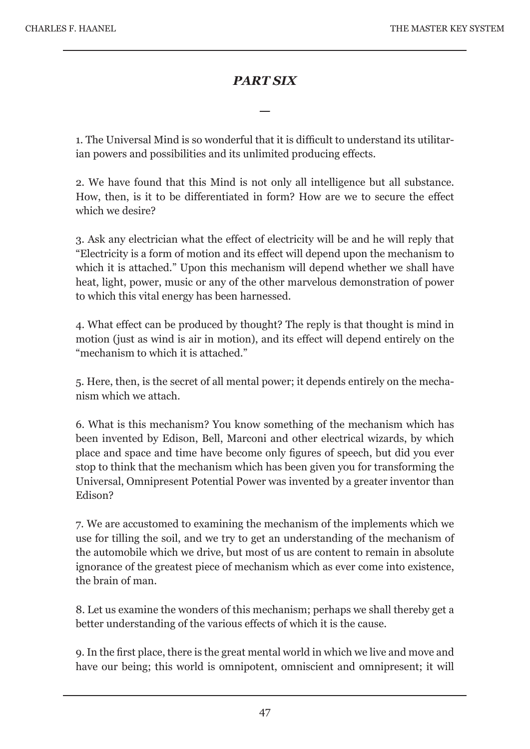# *PART SIX*

—

1. The Universal Mind is so wonderful that it is difficult to understand its utilitarian powers and possibilities and its unlimited producing effects.

2. We have found that this Mind is not only all intelligence but all substance. How, then, is it to be differentiated in form? How are we to secure the effect which we desire?

3. Ask any electrician what the effect of electricity will be and he will reply that "Electricity is a form of motion and its effect will depend upon the mechanism to which it is attached." Upon this mechanism will depend whether we shall have heat, light, power, music or any of the other marvelous demonstration of power to which this vital energy has been harnessed.

4. What effect can be produced by thought? The reply is that thought is mind in motion (just as wind is air in motion), and its effect will depend entirely on the "mechanism to which it is attached."

5. Here, then, is the secret of all mental power; it depends entirely on the mechanism which we attach.

6. What is this mechanism? You know something of the mechanism which has been invented by Edison, Bell, Marconi and other electrical wizards, by which place and space and time have become only figures of speech, but did you ever stop to think that the mechanism which has been given you for transforming the Universal, Omnipresent Potential Power was invented by a greater inventor than Edison?

7. We are accustomed to examining the mechanism of the implements which we use for tilling the soil, and we try to get an understanding of the mechanism of the automobile which we drive, but most of us are content to remain in absolute ignorance of the greatest piece of mechanism which as ever come into existence, the brain of man.

8. Let us examine the wonders of this mechanism; perhaps we shall thereby get a better understanding of the various effects of which it is the cause.

9. In the first place, there is the great mental world in which we live and move and have our being; this world is omnipotent, omniscient and omnipresent; it will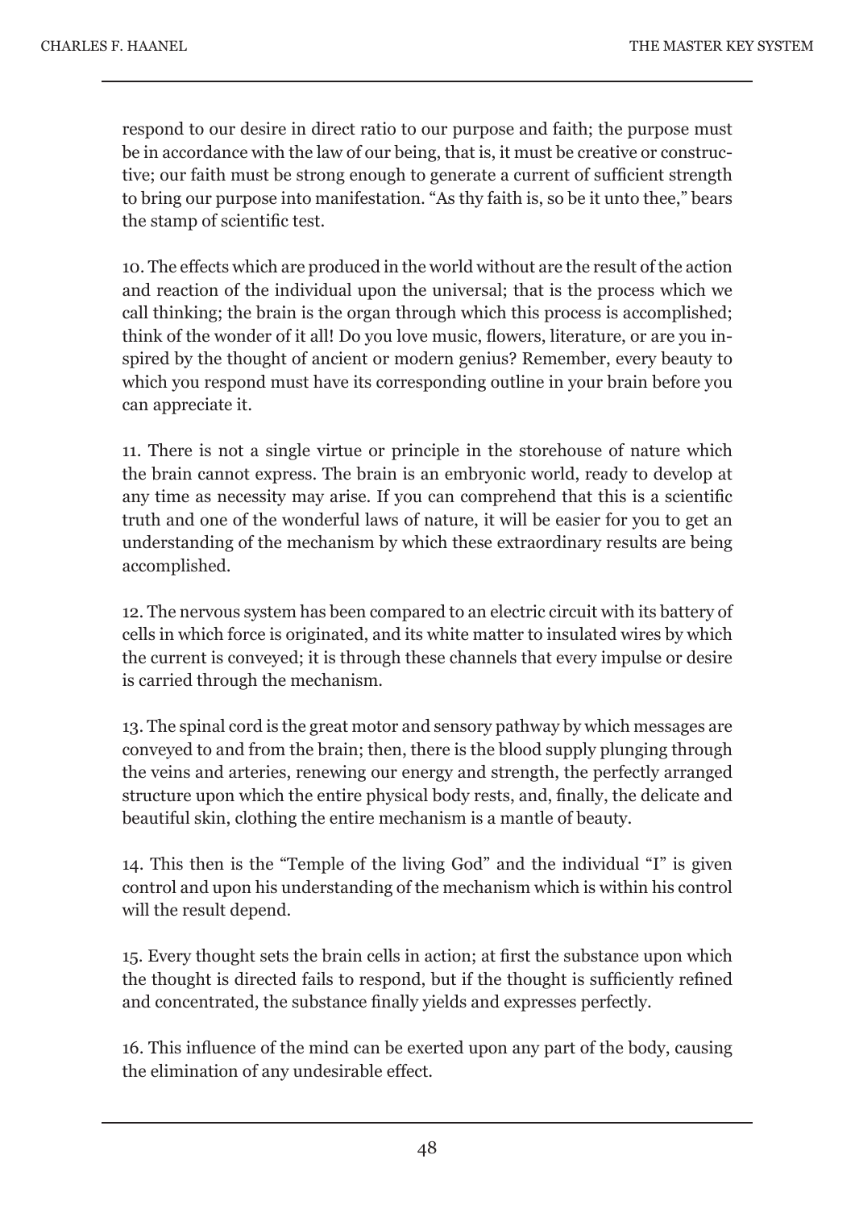respond to our desire in direct ratio to our purpose and faith; the purpose must be in accordance with the law of our being, that is, it must be creative or constructive; our faith must be strong enough to generate a current of sufficient strength to bring our purpose into manifestation. "As thy faith is, so be it unto thee," bears the stamp of scientific test.

10. The effects which are produced in the world without are the result of the action and reaction of the individual upon the universal; that is the process which we call thinking; the brain is the organ through which this process is accomplished; think of the wonder of it all! Do you love music, flowers, literature, or are you inspired by the thought of ancient or modern genius? Remember, every beauty to which you respond must have its corresponding outline in your brain before you can appreciate it.

11. There is not a single virtue or principle in the storehouse of nature which the brain cannot express. The brain is an embryonic world, ready to develop at any time as necessity may arise. If you can comprehend that this is a scientific truth and one of the wonderful laws of nature, it will be easier for you to get an understanding of the mechanism by which these extraordinary results are being accomplished.

12. The nervous system has been compared to an electric circuit with its battery of cells in which force is originated, and its white matter to insulated wires by which the current is conveyed; it is through these channels that every impulse or desire is carried through the mechanism.

13. The spinal cord is the great motor and sensory pathway by which messages are conveyed to and from the brain; then, there is the blood supply plunging through the veins and arteries, renewing our energy and strength, the perfectly arranged structure upon which the entire physical body rests, and, finally, the delicate and beautiful skin, clothing the entire mechanism is a mantle of beauty.

14. This then is the "Temple of the living God" and the individual "I" is given control and upon his understanding of the mechanism which is within his control will the result depend.

15. Every thought sets the brain cells in action; at first the substance upon which the thought is directed fails to respond, but if the thought is sufficiently refined and concentrated, the substance finally yields and expresses perfectly.

16. This influence of the mind can be exerted upon any part of the body, causing the elimination of any undesirable effect.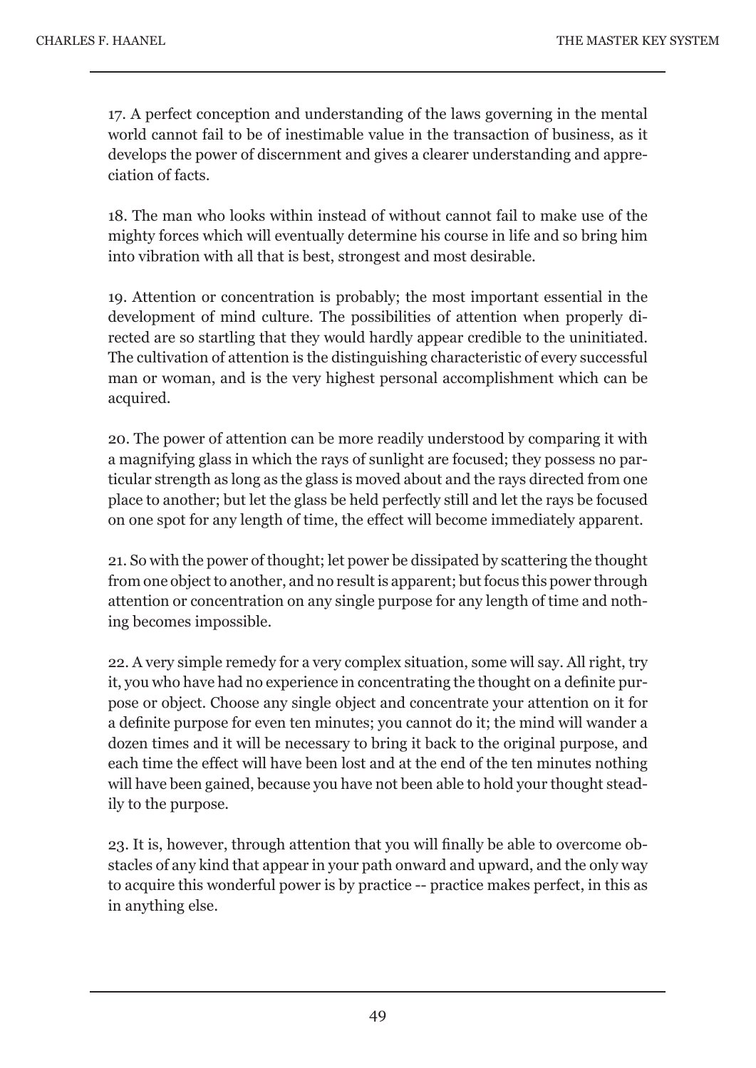17. A perfect conception and understanding of the laws governing in the mental world cannot fail to be of inestimable value in the transaction of business, as it develops the power of discernment and gives a clearer understanding and appreciation of facts.

18. The man who looks within instead of without cannot fail to make use of the mighty forces which will eventually determine his course in life and so bring him into vibration with all that is best, strongest and most desirable.

19. Attention or concentration is probably; the most important essential in the development of mind culture. The possibilities of attention when properly directed are so startling that they would hardly appear credible to the uninitiated. The cultivation of attention is the distinguishing characteristic of every successful man or woman, and is the very highest personal accomplishment which can be acquired.

20. The power of attention can be more readily understood by comparing it with a magnifying glass in which the rays of sunlight are focused; they possess no particular strength as long as the glass is moved about and the rays directed from one place to another; but let the glass be held perfectly still and let the rays be focused on one spot for any length of time, the effect will become immediately apparent.

21. So with the power of thought; let power be dissipated by scattering the thought from one object to another, and no result is apparent; but focus this power through attention or concentration on any single purpose for any length of time and nothing becomes impossible.

22. A very simple remedy for a very complex situation, some will say. All right, try it, you who have had no experience in concentrating the thought on a definite purpose or object. Choose any single object and concentrate your attention on it for a definite purpose for even ten minutes; you cannot do it; the mind will wander a dozen times and it will be necessary to bring it back to the original purpose, and each time the effect will have been lost and at the end of the ten minutes nothing will have been gained, because you have not been able to hold your thought steadily to the purpose.

23. It is, however, through attention that you will finally be able to overcome obstacles of any kind that appear in your path onward and upward, and the only way to acquire this wonderful power is by practice -- practice makes perfect, in this as in anything else.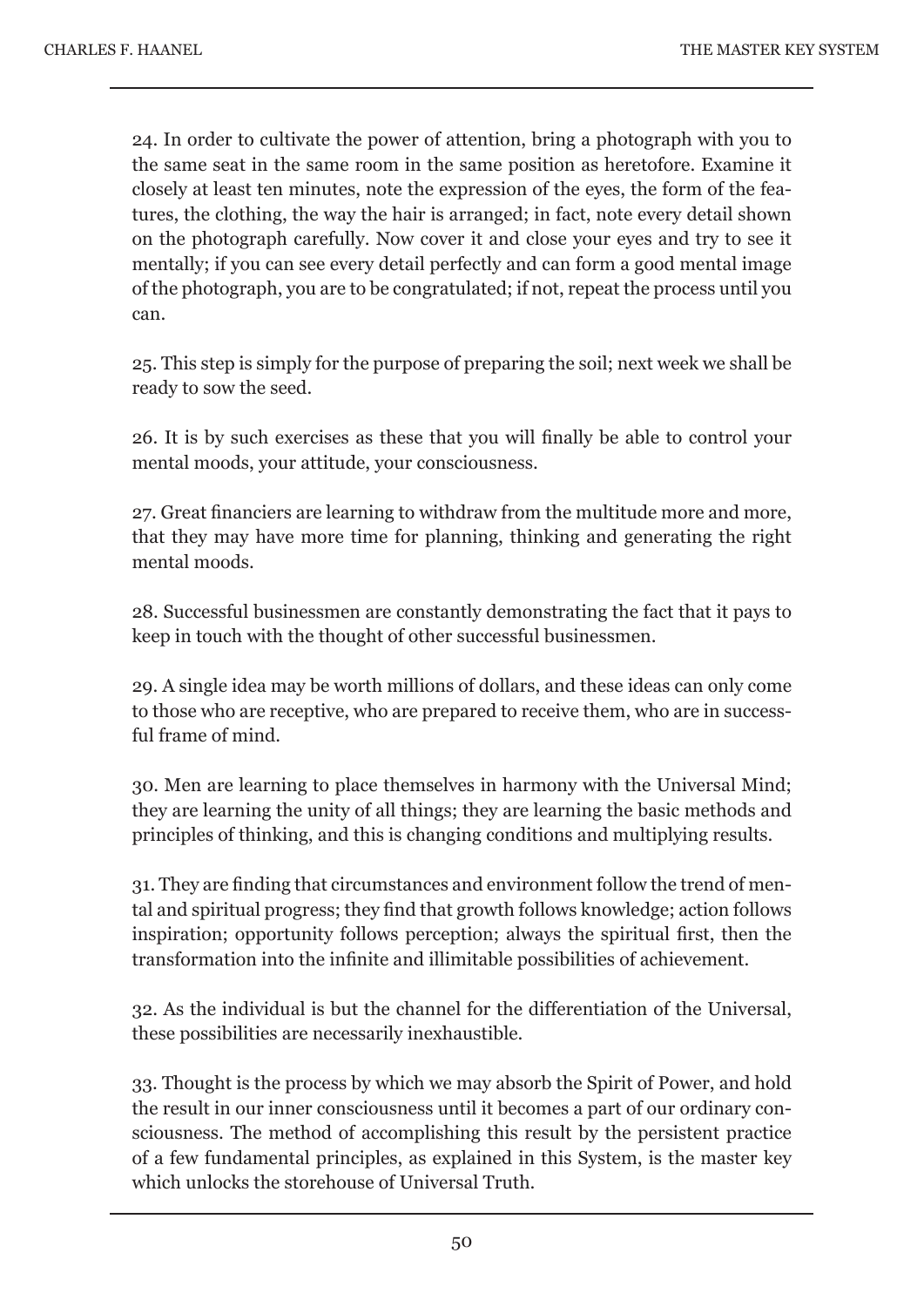24. In order to cultivate the power of attention, bring a photograph with you to the same seat in the same room in the same position as heretofore. Examine it closely at least ten minutes, note the expression of the eyes, the form of the features, the clothing, the way the hair is arranged; in fact, note every detail shown on the photograph carefully. Now cover it and close your eyes and try to see it mentally; if you can see every detail perfectly and can form a good mental image of the photograph, you are to be congratulated; if not, repeat the process until you can.

25. This step is simply for the purpose of preparing the soil; next week we shall be ready to sow the seed.

26. It is by such exercises as these that you will finally be able to control your mental moods, your attitude, your consciousness.

27. Great financiers are learning to withdraw from the multitude more and more, that they may have more time for planning, thinking and generating the right mental moods.

28. Successful businessmen are constantly demonstrating the fact that it pays to keep in touch with the thought of other successful businessmen.

29. A single idea may be worth millions of dollars, and these ideas can only come to those who are receptive, who are prepared to receive them, who are in successful frame of mind.

30. Men are learning to place themselves in harmony with the Universal Mind; they are learning the unity of all things; they are learning the basic methods and principles of thinking, and this is changing conditions and multiplying results.

31. They are finding that circumstances and environment follow the trend of mental and spiritual progress; they find that growth follows knowledge; action follows inspiration; opportunity follows perception; always the spiritual first, then the transformation into the infinite and illimitable possibilities of achievement.

32. As the individual is but the channel for the differentiation of the Universal, these possibilities are necessarily inexhaustible.

33. Thought is the process by which we may absorb the Spirit of Power, and hold the result in our inner consciousness until it becomes a part of our ordinary consciousness. The method of accomplishing this result by the persistent practice of a few fundamental principles, as explained in this System, is the master key which unlocks the storehouse of Universal Truth.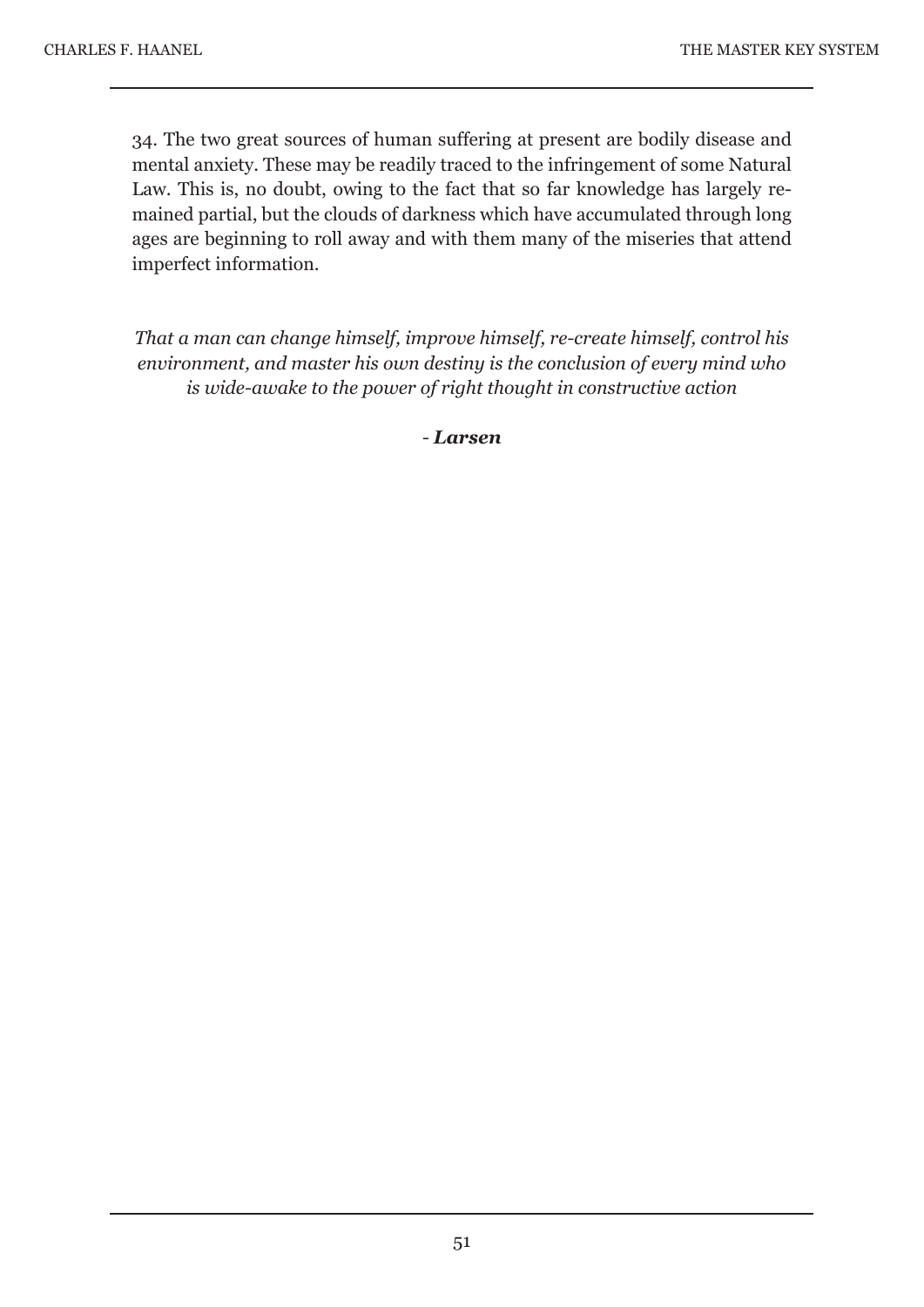34. The two great sources of human suffering at present are bodily disease and mental anxiety. These may be readily traced to the infringement of some Natural Law. This is, no doubt, owing to the fact that so far knowledge has largely remained partial, but the clouds of darkness which have accumulated through long ages are beginning to roll away and with them many of the miseries that attend imperfect information.

*That a man can change himself, improve himself, re-create himself, control his environment, and master his own destiny is the conclusion of every mind who is wide-awake to the power of right thought in constructive action*

- ***Larsen***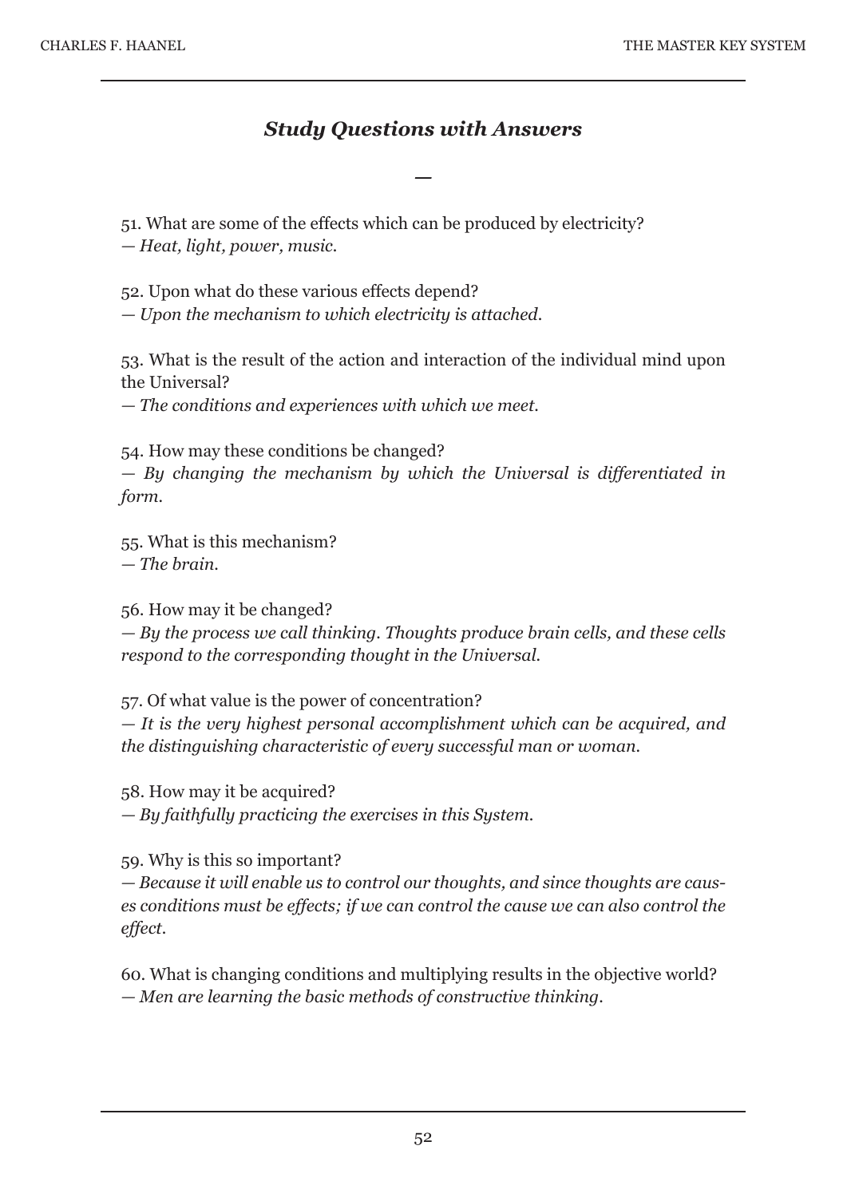## *Study Questions with Answers*

—

51. What are some of the effects which can be produced by electricity?
— *Heat, light, power, music.*

52. Upon what do these various effects depend?
— *Upon the mechanism to which electricity is attached.*

53. What is the result of the action and interaction of the individual mind upon the Universal?
— *The conditions and experiences with which we meet.*

54. How may these conditions be changed?
— *By changing the mechanism by which the Universal is differentiated in form.*

55. What is this mechanism?
— *The brain.*

56. How may it be changed?
— *By the process we call thinking. Thoughts produce brain cells, and these cells respond to the corresponding thought in the Universal.*

57. Of what value is the power of concentration?
— *It is the very highest personal accomplishment which can be acquired, and the distinguishing characteristic of every successful man or woman.*

58. How may it be acquired?
— *By faithfully practicing the exercises in this System.*

59. Why is this so important?
— *Because it will enable us to control our thoughts, and since thoughts are causes conditions must be effects; if we can control the cause we can also control the effect.*

60. What is changing conditions and multiplying results in the objective world?
— *Men are learning the basic methods of constructive thinking.*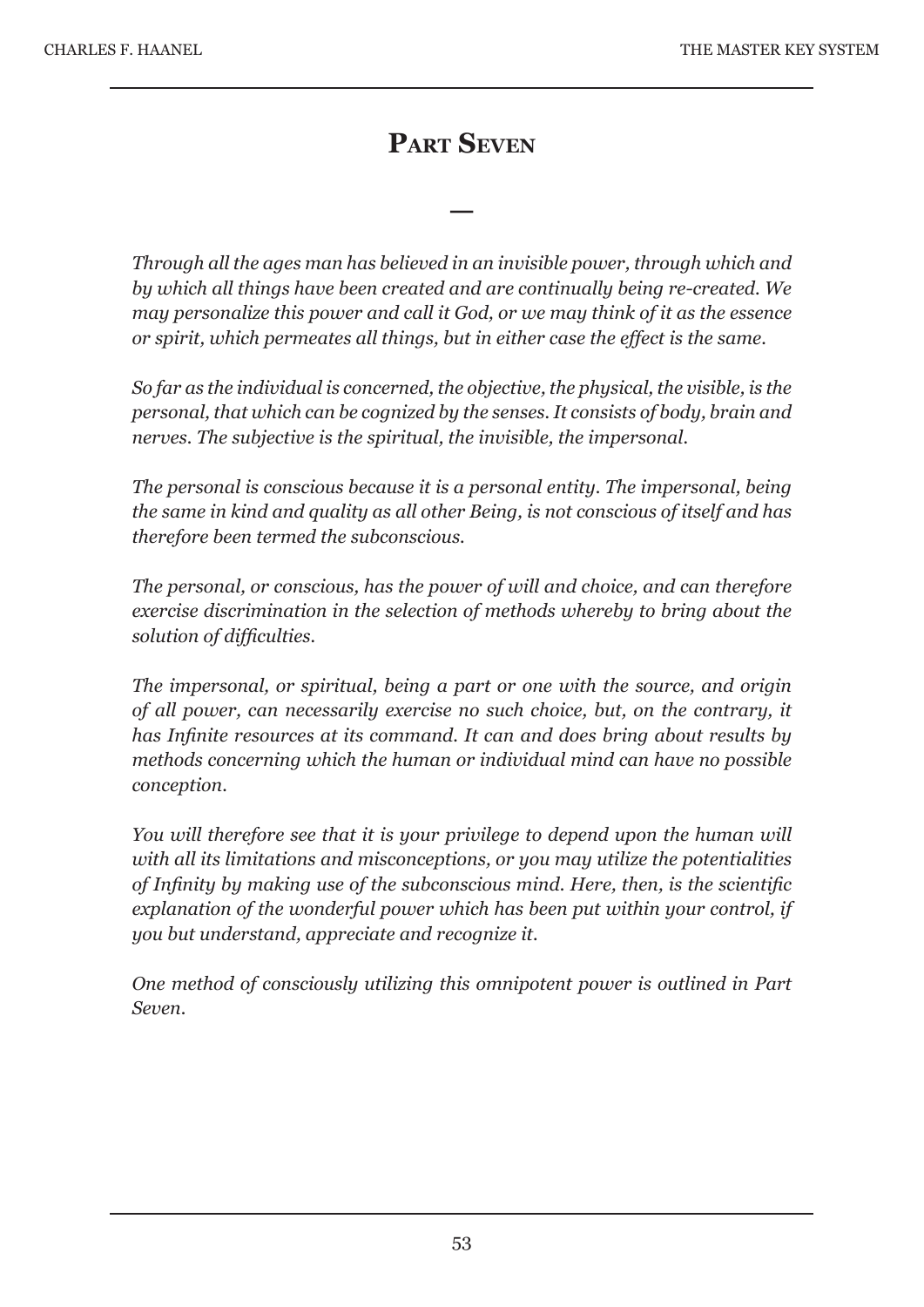# Part Seven

—

*Through all the ages man has believed in an invisible power, through which and by which all things have been created and are continually being re-created. We may personalize this power and call it God, or we may think of it as the essence or spirit, which permeates all things, but in either case the effect is the same.*

*So far as the individual is concerned, the objective, the physical, the visible, is the personal, that which can be cognized by the senses. It consists of body, brain and nerves. The subjective is the spiritual, the invisible, the impersonal.*

*The personal is conscious because it is a personal entity. The impersonal, being the same in kind and quality as all other Being, is not conscious of itself and has therefore been termed the subconscious.*

*The personal, or conscious, has the power of will and choice, and can therefore exercise discrimination in the selection of methods whereby to bring about the solution of difficulties.*

*The impersonal, or spiritual, being a part or one with the source, and origin of all power, can necessarily exercise no such choice, but, on the contrary, it has Infinite resources at its command. It can and does bring about results by methods concerning which the human or individual mind can have no possible conception.*

*You will therefore see that it is your privilege to depend upon the human will with all its limitations and misconceptions, or you may utilize the potentialities of Infinity by making use of the subconscious mind. Here, then, is the scientific explanation of the wonderful power which has been put within your control, if you but understand, appreciate and recognize it.*

*One method of consciously utilizing this omnipotent power is outlined in Part Seven.*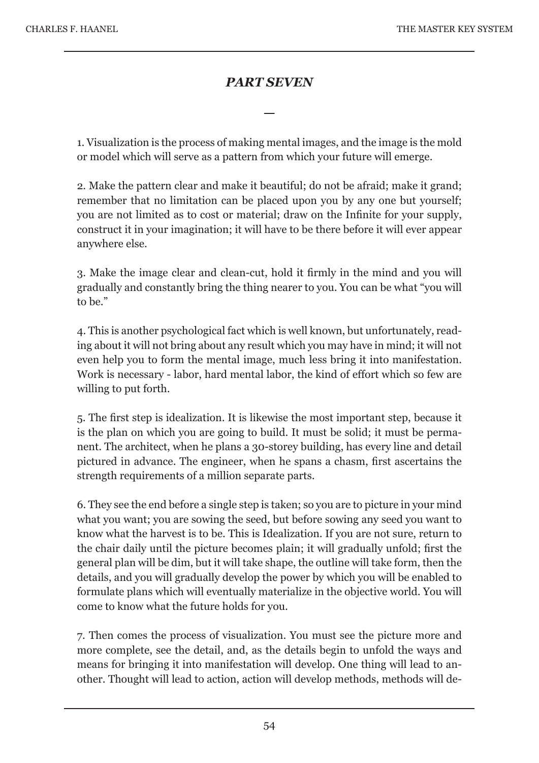## *PART SEVEN*

—

1. Visualization is the process of making mental images, and the image is the mold or model which will serve as a pattern from which your future will emerge.

2. Make the pattern clear and make it beautiful; do not be afraid; make it grand; remember that no limitation can be placed upon you by any one but yourself; you are not limited as to cost or material; draw on the Infinite for your supply, construct it in your imagination; it will have to be there before it will ever appear anywhere else.

3. Make the image clear and clean-cut, hold it firmly in the mind and you will gradually and constantly bring the thing nearer to you. You can be what "you will to be."

4. This is another psychological fact which is well known, but unfortunately, reading about it will not bring about any result which you may have in mind; it will not even help you to form the mental image, much less bring it into manifestation. Work is necessary - labor, hard mental labor, the kind of effort which so few are willing to put forth.

5. The first step is idealization. It is likewise the most important step, because it is the plan on which you are going to build. It must be solid; it must be permanent. The architect, when he plans a 30-storey building, has every line and detail pictured in advance. The engineer, when he spans a chasm, first ascertains the strength requirements of a million separate parts.

6. They see the end before a single step is taken; so you are to picture in your mind what you want; you are sowing the seed, but before sowing any seed you want to know what the harvest is to be. This is Idealization. If you are not sure, return to the chair daily until the picture becomes plain; it will gradually unfold; first the general plan will be dim, but it will take shape, the outline will take form, then the details, and you will gradually develop the power by which you will be enabled to formulate plans which will eventually materialize in the objective world. You will come to know what the future holds for you.

7. Then comes the process of visualization. You must see the picture more and more complete, see the detail, and, as the details begin to unfold the ways and means for bringing it into manifestation will develop. One thing will lead to another. Thought will lead to action, action will develop methods, methods will de-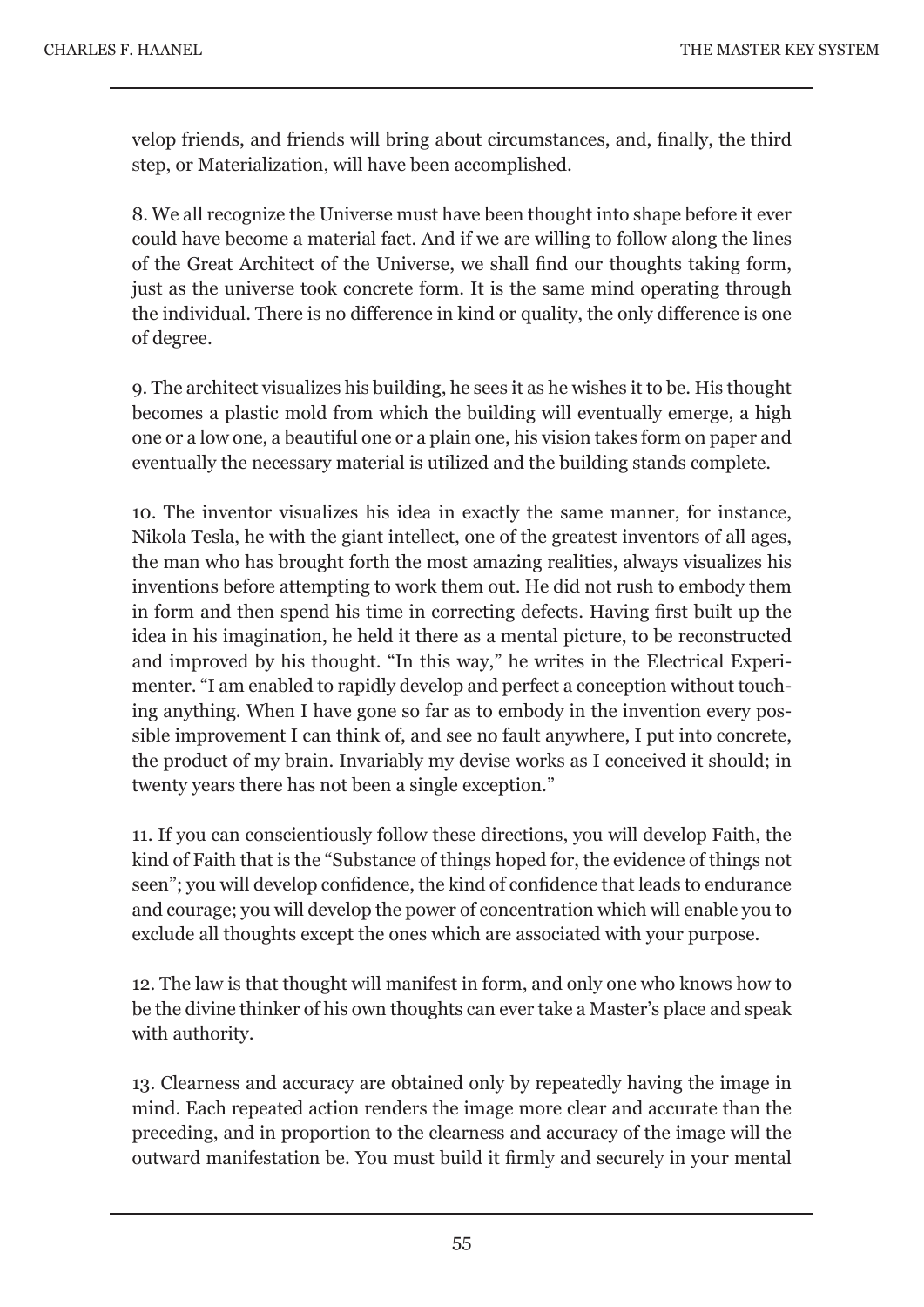velop friends, and friends will bring about circumstances, and, finally, the third step, or Materialization, will have been accomplished.

8. We all recognize the Universe must have been thought into shape before it ever could have become a material fact. And if we are willing to follow along the lines of the Great Architect of the Universe, we shall find our thoughts taking form, just as the universe took concrete form. It is the same mind operating through the individual. There is no difference in kind or quality, the only difference is one of degree.

9. The architect visualizes his building, he sees it as he wishes it to be. His thought becomes a plastic mold from which the building will eventually emerge, a high one or a low one, a beautiful one or a plain one, his vision takes form on paper and eventually the necessary material is utilized and the building stands complete.

10. The inventor visualizes his idea in exactly the same manner, for instance, Nikola Tesla, he with the giant intellect, one of the greatest inventors of all ages, the man who has brought forth the most amazing realities, always visualizes his inventions before attempting to work them out. He did not rush to embody them in form and then spend his time in correcting defects. Having first built up the idea in his imagination, he held it there as a mental picture, to be reconstructed and improved by his thought. "In this way," he writes in the Electrical Experimenter. "I am enabled to rapidly develop and perfect a conception without touching anything. When I have gone so far as to embody in the invention every possible improvement I can think of, and see no fault anywhere, I put into concrete, the product of my brain. Invariably my devise works as I conceived it should; in twenty years there has not been a single exception."

11. If you can conscientiously follow these directions, you will develop Faith, the kind of Faith that is the "Substance of things hoped for, the evidence of things not seen"; you will develop confidence, the kind of confidence that leads to endurance and courage; you will develop the power of concentration which will enable you to exclude all thoughts except the ones which are associated with your purpose.

12. The law is that thought will manifest in form, and only one who knows how to be the divine thinker of his own thoughts can ever take a Master's place and speak with authority.

13. Clearness and accuracy are obtained only by repeatedly having the image in mind. Each repeated action renders the image more clear and accurate than the preceding, and in proportion to the clearness and accuracy of the image will the outward manifestation be. You must build it firmly and securely in your mental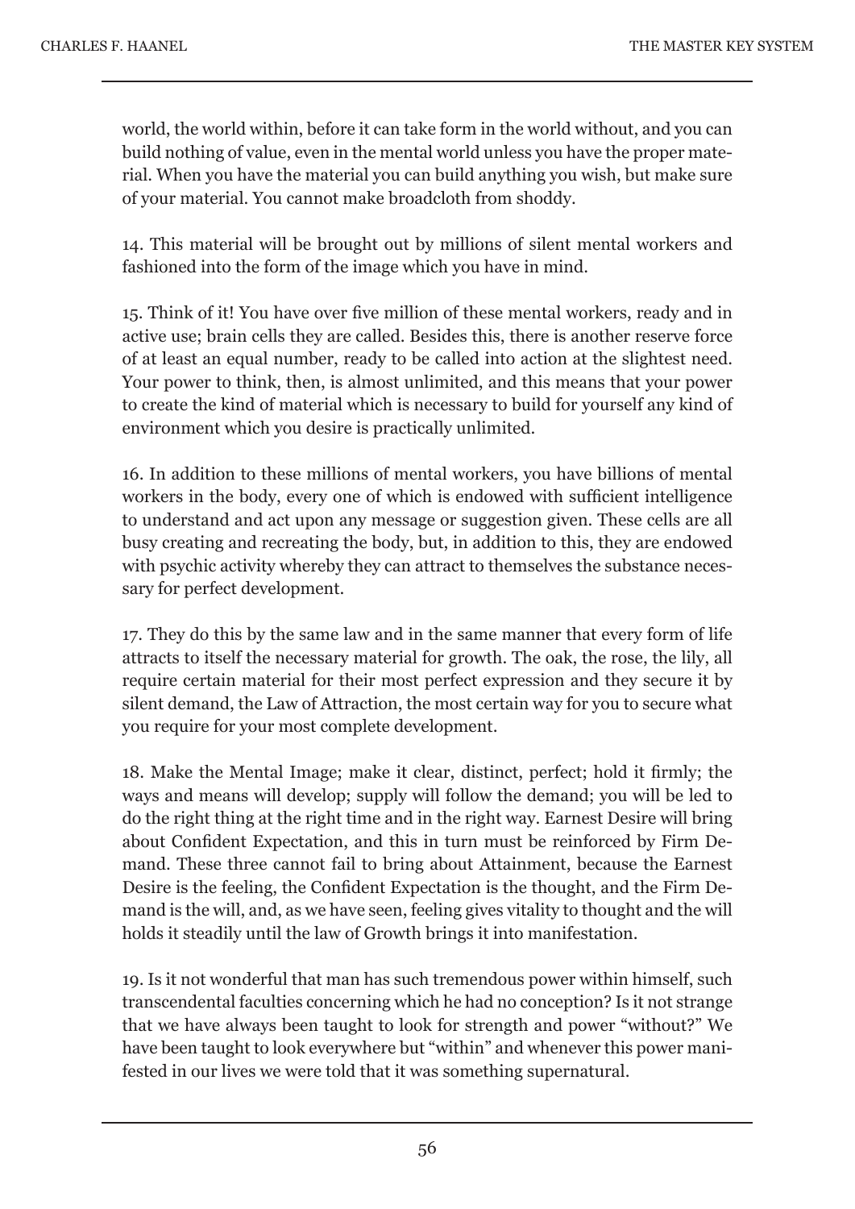world, the world within, before it can take form in the world without, and you can build nothing of value, even in the mental world unless you have the proper material. When you have the material you can build anything you wish, but make sure of your material. You cannot make broadcloth from shoddy.

14. This material will be brought out by millions of silent mental workers and fashioned into the form of the image which you have in mind.

15. Think of it! You have over five million of these mental workers, ready and in active use; brain cells they are called. Besides this, there is another reserve force of at least an equal number, ready to be called into action at the slightest need. Your power to think, then, is almost unlimited, and this means that your power to create the kind of material which is necessary to build for yourself any kind of environment which you desire is practically unlimited.

16. In addition to these millions of mental workers, you have billions of mental workers in the body, every one of which is endowed with sufficient intelligence to understand and act upon any message or suggestion given. These cells are all busy creating and recreating the body, but, in addition to this, they are endowed with psychic activity whereby they can attract to themselves the substance necessary for perfect development.

17. They do this by the same law and in the same manner that every form of life attracts to itself the necessary material for growth. The oak, the rose, the lily, all require certain material for their most perfect expression and they secure it by silent demand, the Law of Attraction, the most certain way for you to secure what you require for your most complete development.

18. Make the Mental Image; make it clear, distinct, perfect; hold it firmly; the ways and means will develop; supply will follow the demand; you will be led to do the right thing at the right time and in the right way. Earnest Desire will bring about Confident Expectation, and this in turn must be reinforced by Firm Demand. These three cannot fail to bring about Attainment, because the Earnest Desire is the feeling, the Confident Expectation is the thought, and the Firm Demand is the will, and, as we have seen, feeling gives vitality to thought and the will holds it steadily until the law of Growth brings it into manifestation.

19. Is it not wonderful that man has such tremendous power within himself, such transcendental faculties concerning which he had no conception? Is it not strange that we have always been taught to look for strength and power "without?" We have been taught to look everywhere but "within" and whenever this power manifested in our lives we were told that it was something supernatural.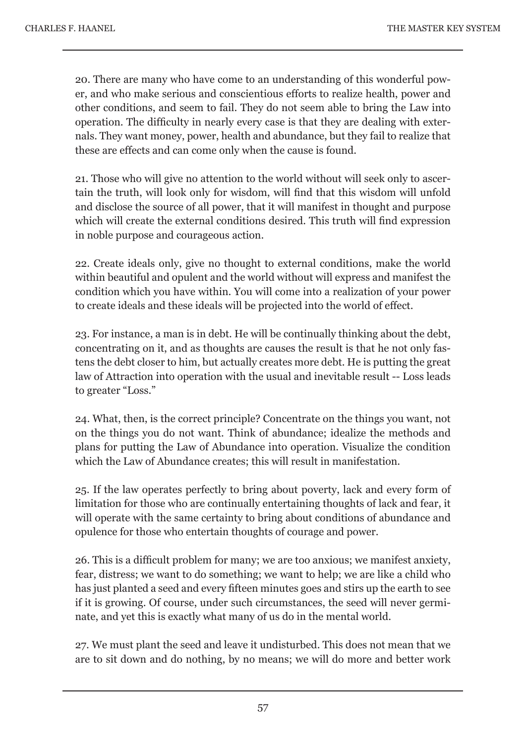20. There are many who have come to an understanding of this wonderful power, and who make serious and conscientious efforts to realize health, power and other conditions, and seem to fail. They do not seem able to bring the Law into operation. The difficulty in nearly every case is that they are dealing with externals. They want money, power, health and abundance, but they fail to realize that these are effects and can come only when the cause is found.

21. Those who will give no attention to the world without will seek only to ascertain the truth, will look only for wisdom, will find that this wisdom will unfold and disclose the source of all power, that it will manifest in thought and purpose which will create the external conditions desired. This truth will find expression in noble purpose and courageous action.

22. Create ideals only, give no thought to external conditions, make the world within beautiful and opulent and the world without will express and manifest the condition which you have within. You will come into a realization of your power to create ideals and these ideals will be projected into the world of effect.

23. For instance, a man is in debt. He will be continually thinking about the debt, concentrating on it, and as thoughts are causes the result is that he not only fastens the debt closer to him, but actually creates more debt. He is putting the great law of Attraction into operation with the usual and inevitable result -- Loss leads to greater "Loss."

24. What, then, is the correct principle? Concentrate on the things you want, not on the things you do not want. Think of abundance; idealize the methods and plans for putting the Law of Abundance into operation. Visualize the condition which the Law of Abundance creates; this will result in manifestation.

25. If the law operates perfectly to bring about poverty, lack and every form of limitation for those who are continually entertaining thoughts of lack and fear, it will operate with the same certainty to bring about conditions of abundance and opulence for those who entertain thoughts of courage and power.

26. This is a difficult problem for many; we are too anxious; we manifest anxiety, fear, distress; we want to do something; we want to help; we are like a child who has just planted a seed and every fifteen minutes goes and stirs up the earth to see if it is growing. Of course, under such circumstances, the seed will never germinate, and yet this is exactly what many of us do in the mental world.

27. We must plant the seed and leave it undisturbed. This does not mean that we are to sit down and do nothing, by no means; we will do more and better work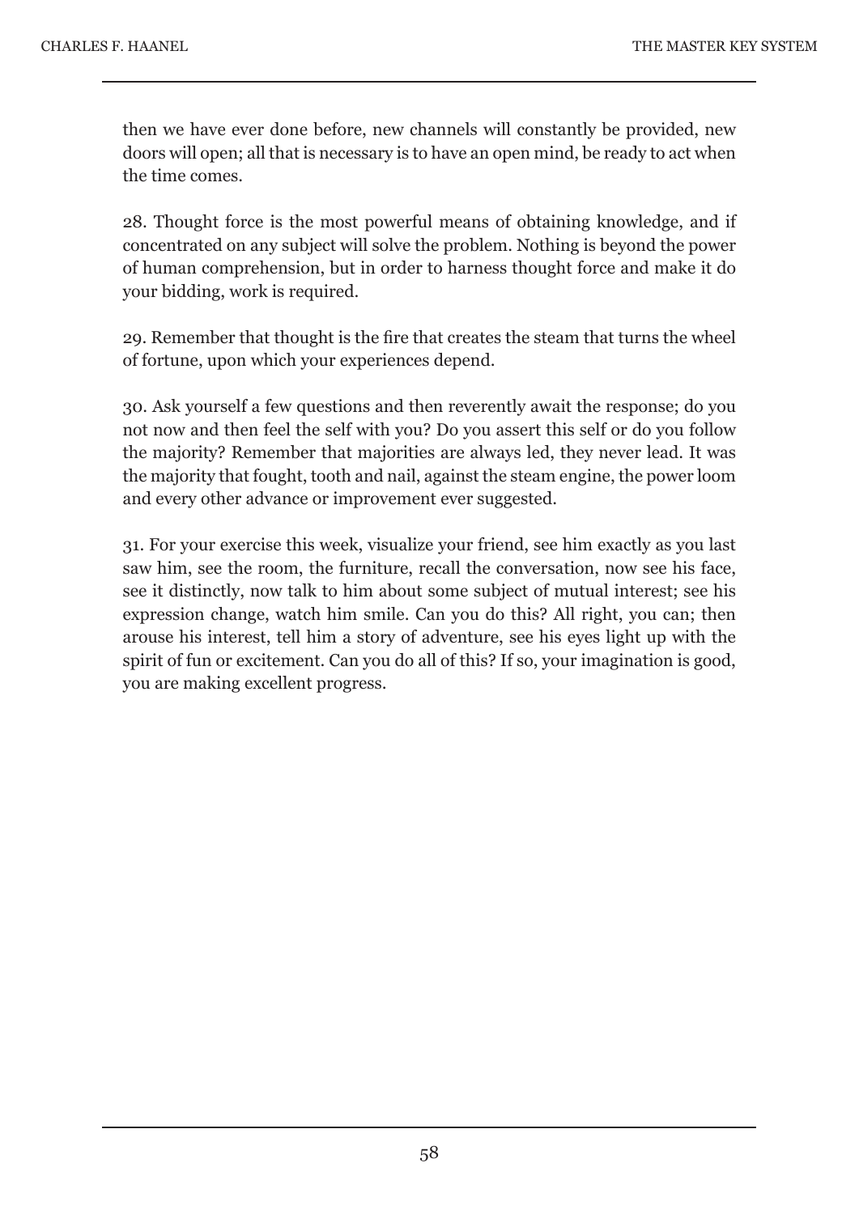then we have ever done before, new channels will constantly be provided, new doors will open; all that is necessary is to have an open mind, be ready to act when the time comes.

28. Thought force is the most powerful means of obtaining knowledge, and if concentrated on any subject will solve the problem. Nothing is beyond the power of human comprehension, but in order to harness thought force and make it do your bidding, work is required.

29. Remember that thought is the fire that creates the steam that turns the wheel of fortune, upon which your experiences depend.

30. Ask yourself a few questions and then reverently await the response; do you not now and then feel the self with you? Do you assert this self or do you follow the majority? Remember that majorities are always led, they never lead. It was the majority that fought, tooth and nail, against the steam engine, the power loom and every other advance or improvement ever suggested.

31. For your exercise this week, visualize your friend, see him exactly as you last saw him, see the room, the furniture, recall the conversation, now see his face, see it distinctly, now talk to him about some subject of mutual interest; see his expression change, watch him smile. Can you do this? All right, you can; then arouse his interest, tell him a story of adventure, see his eyes light up with the spirit of fun or excitement. Can you do all of this? If so, your imagination is good, you are making excellent progress.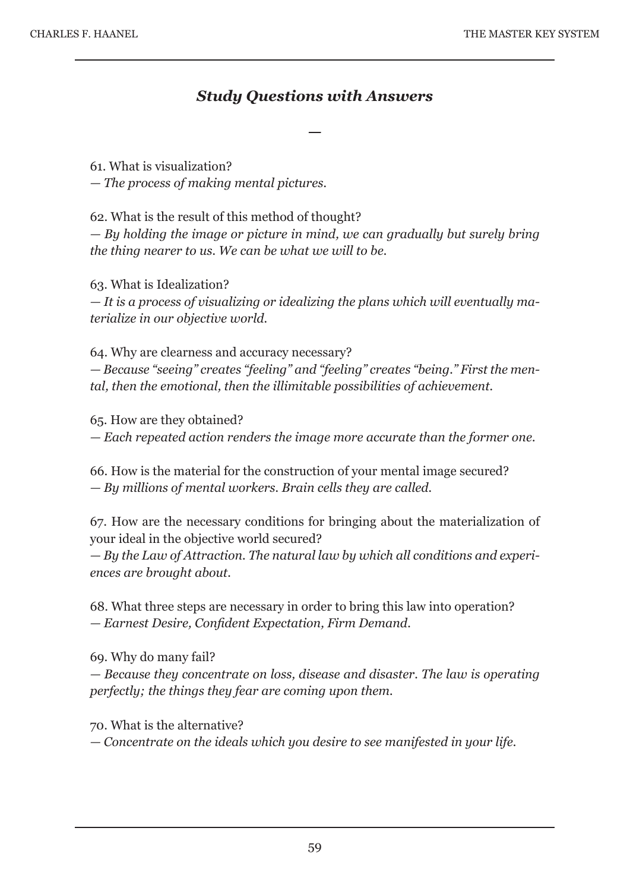## *Study Questions with Answers*

—

61. What is visualization?
*— The process of making mental pictures.*

62. What is the result of this method of thought?
*— By holding the image or picture in mind, we can gradually but surely bring the thing nearer to us. We can be what we will to be.*

63. What is Idealization?
*— It is a process of visualizing or idealizing the plans which will eventually materialize in our objective world.*

64. Why are clearness and accuracy necessary?
*— Because "seeing" creates "feeling" and "feeling" creates "being." First the mental, then the emotional, then the illimitable possibilities of achievement.*

65. How are they obtained?
*— Each repeated action renders the image more accurate than the former one.*

66. How is the material for the construction of your mental image secured?
*— By millions of mental workers. Brain cells they are called.*

67. How are the necessary conditions for bringing about the materialization of your ideal in the objective world secured?
*— By the Law of Attraction. The natural law by which all conditions and experiences are brought about.*

68. What three steps are necessary in order to bring this law into operation?
*— Earnest Desire, Confident Expectation, Firm Demand.*

69. Why do many fail?
*— Because they concentrate on loss, disease and disaster. The law is operating perfectly; the things they fear are coming upon them.*

70. What is the alternative?
*— Concentrate on the ideals which you desire to see manifested in your life.*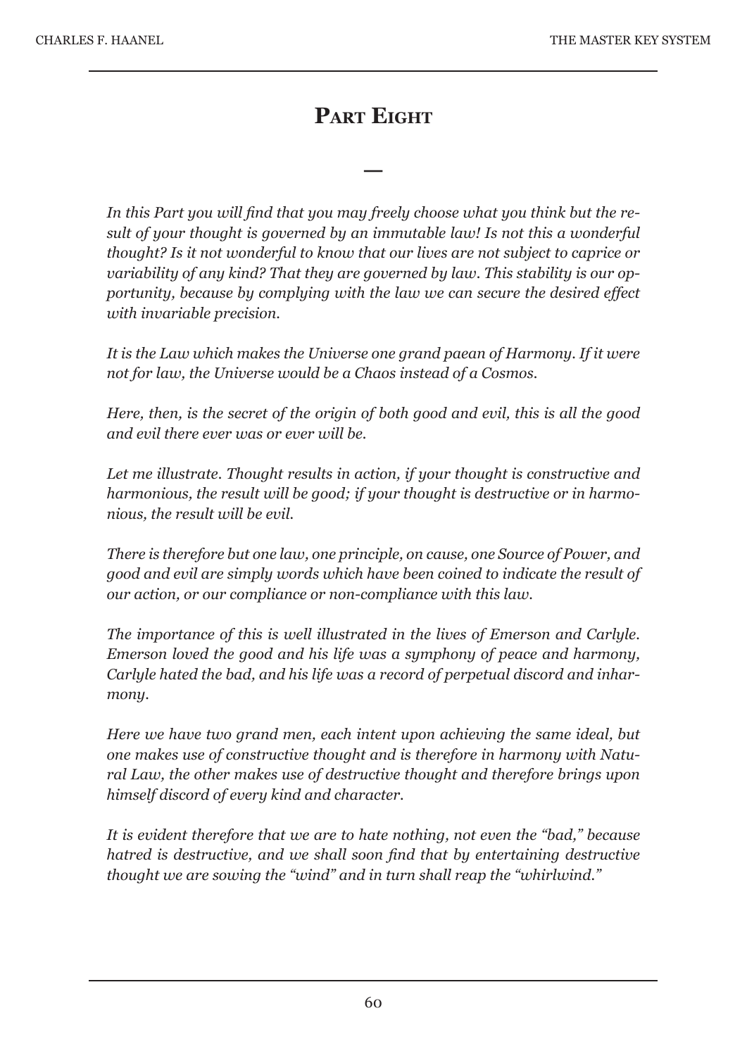# Part Eight

—

*In this Part you will find that you may freely choose what you think but the result of your thought is governed by an immutable law! Is not this a wonderful thought? Is it not wonderful to know that our lives are not subject to caprice or variability of any kind? That they are governed by law. This stability is our opportunity, because by complying with the law we can secure the desired effect with invariable precision.*

*It is the Law which makes the Universe one grand paean of Harmony. If it were not for law, the Universe would be a Chaos instead of a Cosmos.*

*Here, then, is the secret of the origin of both good and evil, this is all the good and evil there ever was or ever will be.*

*Let me illustrate. Thought results in action, if your thought is constructive and harmonious, the result will be good; if your thought is destructive or in harmonious, the result will be evil.*

*There is therefore but one law, one principle, on cause, one Source of Power, and good and evil are simply words which have been coined to indicate the result of our action, or our compliance or non-compliance with this law.*

*The importance of this is well illustrated in the lives of Emerson and Carlyle. Emerson loved the good and his life was a symphony of peace and harmony, Carlyle hated the bad, and his life was a record of perpetual discord and inharmony.*

*Here we have two grand men, each intent upon achieving the same ideal, but one makes use of constructive thought and is therefore in harmony with Natural Law, the other makes use of destructive thought and therefore brings upon himself discord of every kind and character.*

*It is evident therefore that we are to hate nothing, not even the "bad," because hatred is destructive, and we shall soon find that by entertaining destructive thought we are sowing the "wind" and in turn shall reap the "whirlwind."*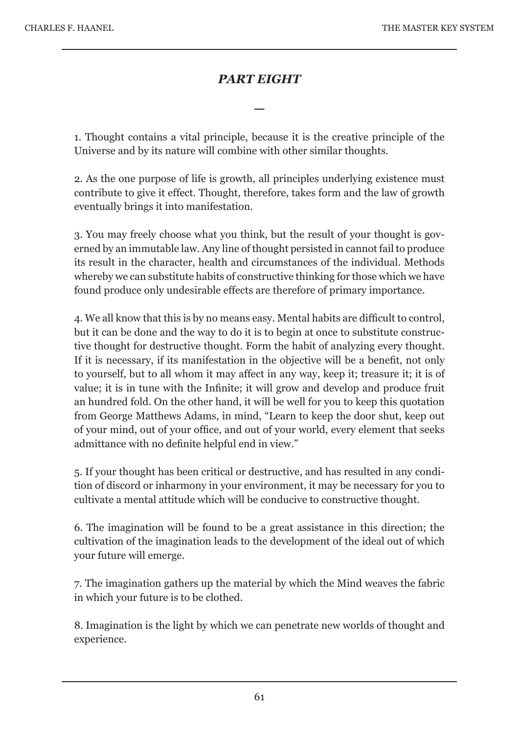## *PART EIGHT*

—

1. Thought contains a vital principle, because it is the creative principle of the Universe and by its nature will combine with other similar thoughts.

2. As the one purpose of life is growth, all principles underlying existence must contribute to give it effect. Thought, therefore, takes form and the law of growth eventually brings it into manifestation.

3. You may freely choose what you think, but the result of your thought is governed by an immutable law. Any line of thought persisted in cannot fail to produce its result in the character, health and circumstances of the individual. Methods whereby we can substitute habits of constructive thinking for those which we have found produce only undesirable effects are therefore of primary importance.

4. We all know that this is by no means easy. Mental habits are difficult to control, but it can be done and the way to do it is to begin at once to substitute constructive thought for destructive thought. Form the habit of analyzing every thought. If it is necessary, if its manifestation in the objective will be a benefit, not only to yourself, but to all whom it may affect in any way, keep it; treasure it; it is of value; it is in tune with the Infinite; it will grow and develop and produce fruit an hundred fold. On the other hand, it will be well for you to keep this quotation from George Matthews Adams, in mind, "Learn to keep the door shut, keep out of your mind, out of your office, and out of your world, every element that seeks admittance with no definite helpful end in view."

5. If your thought has been critical or destructive, and has resulted in any condition of discord or inharmony in your environment, it may be necessary for you to cultivate a mental attitude which will be conducive to constructive thought.

6. The imagination will be found to be a great assistance in this direction; the cultivation of the imagination leads to the development of the ideal out of which your future will emerge.

7. The imagination gathers up the material by which the Mind weaves the fabric in which your future is to be clothed.

8. Imagination is the light by which we can penetrate new worlds of thought and experience.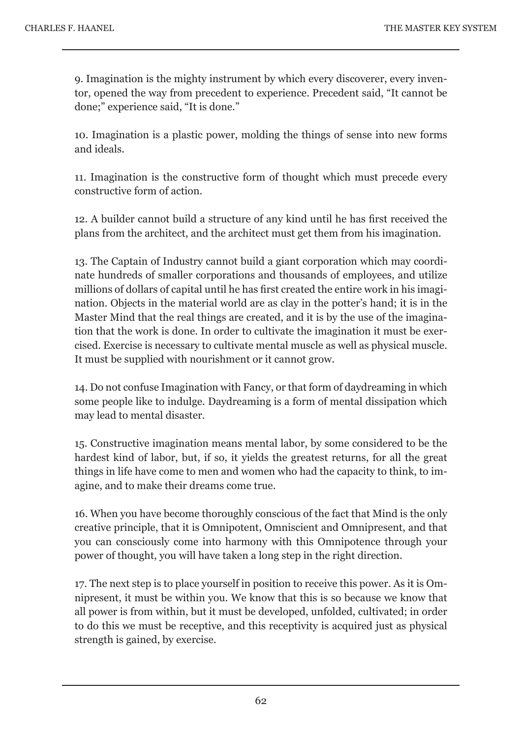9. Imagination is the mighty instrument by which every discoverer, every inventor, opened the way from precedent to experience. Precedent said, "It cannot be done;" experience said, "It is done."

10. Imagination is a plastic power, molding the things of sense into new forms and ideals.

11. Imagination is the constructive form of thought which must precede every constructive form of action.

12. A builder cannot build a structure of any kind until he has first received the plans from the architect, and the architect must get them from his imagination.

13. The Captain of Industry cannot build a giant corporation which may coordinate hundreds of smaller corporations and thousands of employees, and utilize millions of dollars of capital until he has first created the entire work in his imagination. Objects in the material world are as clay in the potter's hand; it is in the Master Mind that the real things are created, and it is by the use of the imagination that the work is done. In order to cultivate the imagination it must be exercised. Exercise is necessary to cultivate mental muscle as well as physical muscle. It must be supplied with nourishment or it cannot grow.

14. Do not confuse Imagination with Fancy, or that form of daydreaming in which some people like to indulge. Daydreaming is a form of mental dissipation which may lead to mental disaster.

15. Constructive imagination means mental labor, by some considered to be the hardest kind of labor, but, if so, it yields the greatest returns, for all the great things in life have come to men and women who had the capacity to think, to imagine, and to make their dreams come true.

16. When you have become thoroughly conscious of the fact that Mind is the only creative principle, that it is Omnipotent, Omniscient and Omnipresent, and that you can consciously come into harmony with this Omnipotence through your power of thought, you will have taken a long step in the right direction.

17. The next step is to place yourself in position to receive this power. As it is Omnipresent, it must be within you. We know that this is so because we know that all power is from within, but it must be developed, unfolded, cultivated; in order to do this we must be receptive, and this receptivity is acquired just as physical strength is gained, by exercise.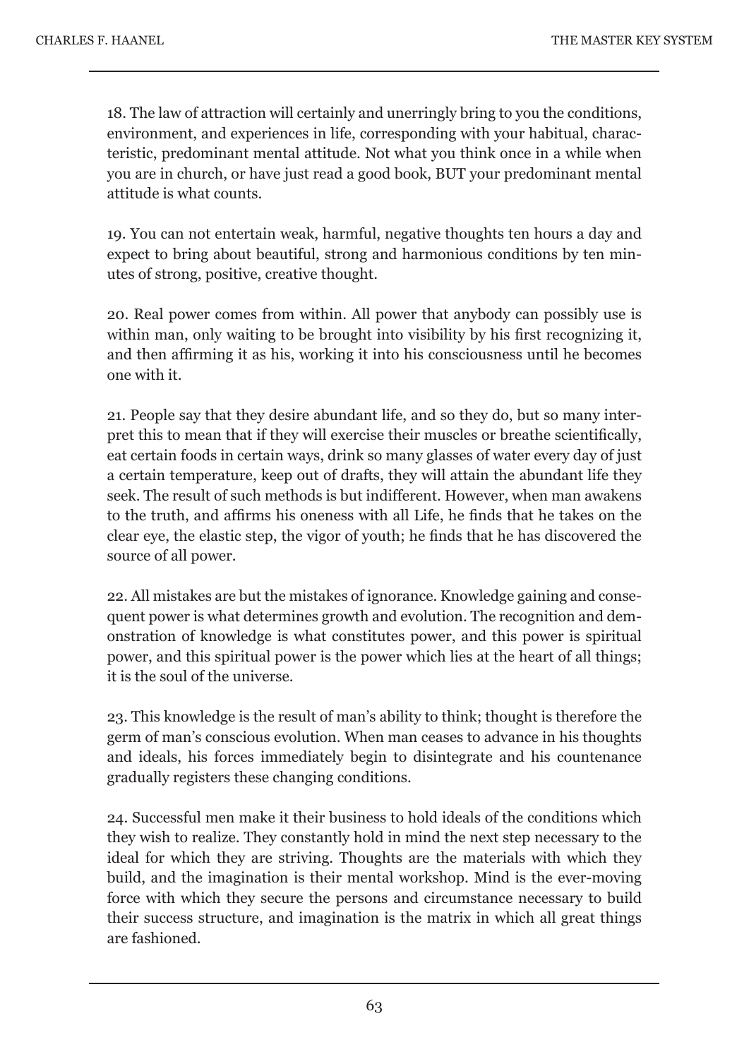18. The law of attraction will certainly and unerringly bring to you the conditions, environment, and experiences in life, corresponding with your habitual, characteristic, predominant mental attitude. Not what you think once in a while when you are in church, or have just read a good book, BUT your predominant mental attitude is what counts.

19. You can not entertain weak, harmful, negative thoughts ten hours a day and expect to bring about beautiful, strong and harmonious conditions by ten minutes of strong, positive, creative thought.

20. Real power comes from within. All power that anybody can possibly use is within man, only waiting to be brought into visibility by his first recognizing it, and then affirming it as his, working it into his consciousness until he becomes one with it.

21. People say that they desire abundant life, and so they do, but so many interpret this to mean that if they will exercise their muscles or breathe scientifically, eat certain foods in certain ways, drink so many glasses of water every day of just a certain temperature, keep out of drafts, they will attain the abundant life they seek. The result of such methods is but indifferent. However, when man awakens to the truth, and affirms his oneness with all Life, he finds that he takes on the clear eye, the elastic step, the vigor of youth; he finds that he has discovered the source of all power.

22. All mistakes are but the mistakes of ignorance. Knowledge gaining and consequent power is what determines growth and evolution. The recognition and demonstration of knowledge is what constitutes power, and this power is spiritual power, and this spiritual power is the power which lies at the heart of all things; it is the soul of the universe.

23. This knowledge is the result of man's ability to think; thought is therefore the germ of man's conscious evolution. When man ceases to advance in his thoughts and ideals, his forces immediately begin to disintegrate and his countenance gradually registers these changing conditions.

24. Successful men make it their business to hold ideals of the conditions which they wish to realize. They constantly hold in mind the next step necessary to the ideal for which they are striving. Thoughts are the materials with which they build, and the imagination is their mental workshop. Mind is the ever-moving force with which they secure the persons and circumstance necessary to build their success structure, and imagination is the matrix in which all great things are fashioned.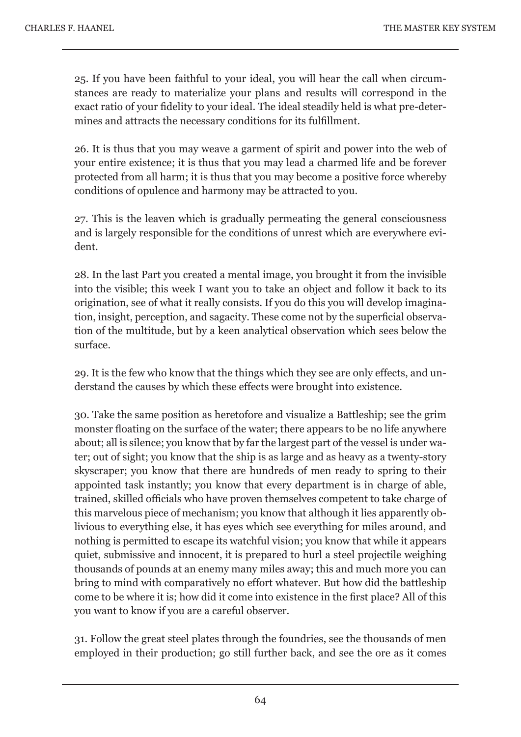25. If you have been faithful to your ideal, you will hear the call when circumstances are ready to materialize your plans and results will correspond in the exact ratio of your fidelity to your ideal. The ideal steadily held is what pre-determines and attracts the necessary conditions for its fulfillment.

26. It is thus that you may weave a garment of spirit and power into the web of your entire existence; it is thus that you may lead a charmed life and be forever protected from all harm; it is thus that you may become a positive force whereby conditions of opulence and harmony may be attracted to you.

27. This is the leaven which is gradually permeating the general consciousness and is largely responsible for the conditions of unrest which are everywhere evident.

28. In the last Part you created a mental image, you brought it from the invisible into the visible; this week I want you to take an object and follow it back to its origination, see of what it really consists. If you do this you will develop imagination, insight, perception, and sagacity. These come not by the superficial observation of the multitude, but by a keen analytical observation which sees below the surface.

29. It is the few who know that the things which they see are only effects, and understand the causes by which these effects were brought into existence.

30. Take the same position as heretofore and visualize a Battleship; see the grim monster floating on the surface of the water; there appears to be no life anywhere about; all is silence; you know that by far the largest part of the vessel is under water; out of sight; you know that the ship is as large and as heavy as a twenty-story skyscraper; you know that there are hundreds of men ready to spring to their appointed task instantly; you know that every department is in charge of able, trained, skilled officials who have proven themselves competent to take charge of this marvelous piece of mechanism; you know that although it lies apparently oblivious to everything else, it has eyes which see everything for miles around, and nothing is permitted to escape its watchful vision; you know that while it appears quiet, submissive and innocent, it is prepared to hurl a steel projectile weighing thousands of pounds at an enemy many miles away; this and much more you can bring to mind with comparatively no effort whatever. But how did the battleship come to be where it is; how did it come into existence in the first place? All of this you want to know if you are a careful observer.

31. Follow the great steel plates through the foundries, see the thousands of men employed in their production; go still further back, and see the ore as it comes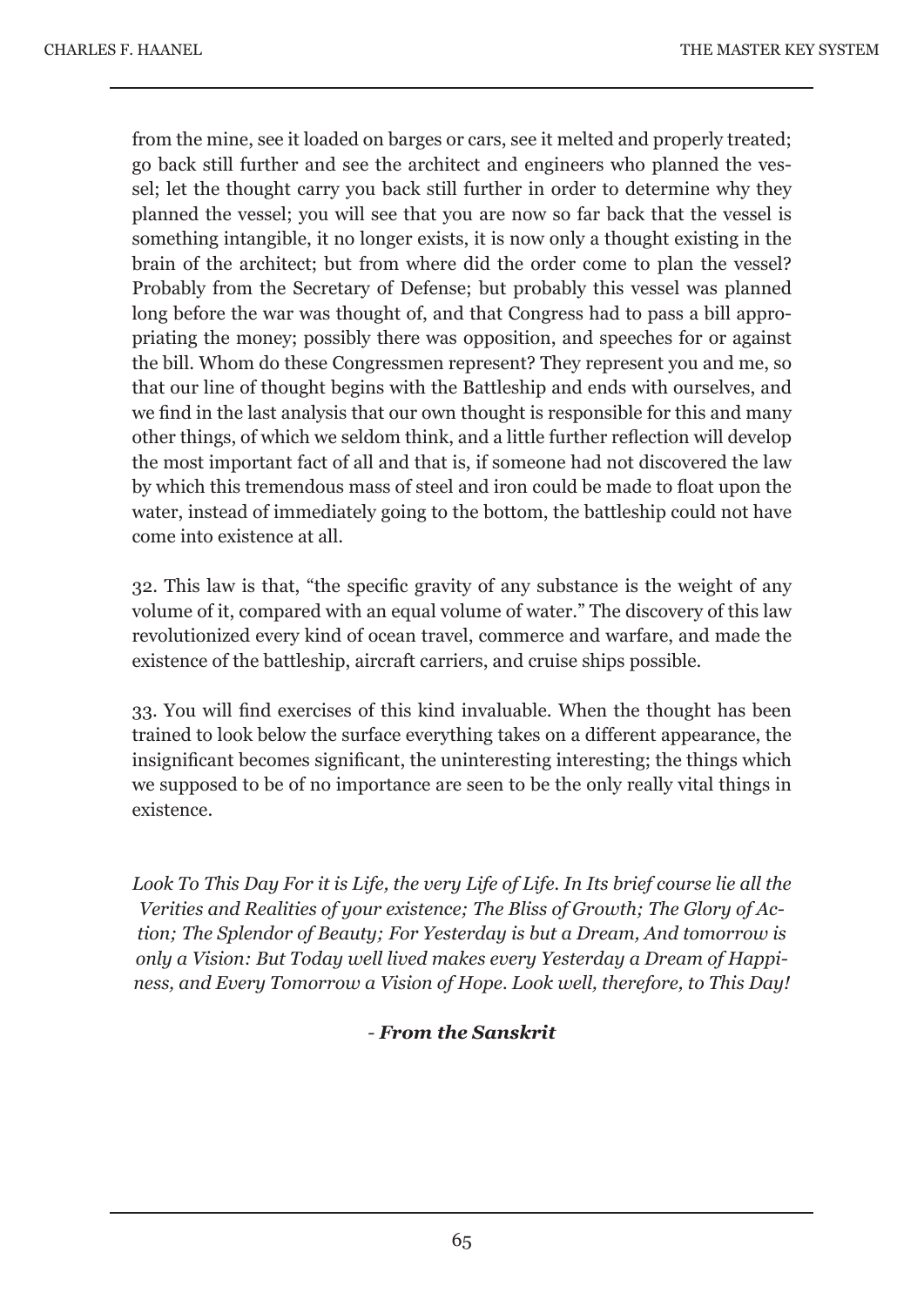from the mine, see it loaded on barges or cars, see it melted and properly treated; go back still further and see the architect and engineers who planned the vessel; let the thought carry you back still further in order to determine why they planned the vessel; you will see that you are now so far back that the vessel is something intangible, it no longer exists, it is now only a thought existing in the brain of the architect; but from where did the order come to plan the vessel? Probably from the Secretary of Defense; but probably this vessel was planned long before the war was thought of, and that Congress had to pass a bill appropriating the money; possibly there was opposition, and speeches for or against the bill. Whom do these Congressmen represent? They represent you and me, so that our line of thought begins with the Battleship and ends with ourselves, and we find in the last analysis that our own thought is responsible for this and many other things, of which we seldom think, and a little further reflection will develop the most important fact of all and that is, if someone had not discovered the law by which this tremendous mass of steel and iron could be made to float upon the water, instead of immediately going to the bottom, the battleship could not have come into existence at all.

32. This law is that, "the specific gravity of any substance is the weight of any volume of it, compared with an equal volume of water." The discovery of this law revolutionized every kind of ocean travel, commerce and warfare, and made the existence of the battleship, aircraft carriers, and cruise ships possible.

33. You will find exercises of this kind invaluable. When the thought has been trained to look below the surface everything takes on a different appearance, the insignificant becomes significant, the uninteresting interesting; the things which we supposed to be of no importance are seen to be the only really vital things in existence.

*Look To This Day For it is Life, the very Life of Life. In Its brief course lie all the Verities and Realities of your existence; The Bliss of Growth; The Glory of Action; The Splendor of Beauty; For Yesterday is but a Dream, And tomorrow is only a Vision: But Today well lived makes every Yesterday a Dream of Happiness, and Every Tomorrow a Vision of Hope. Look well, therefore, to This Day!*

- ***From the Sanskrit***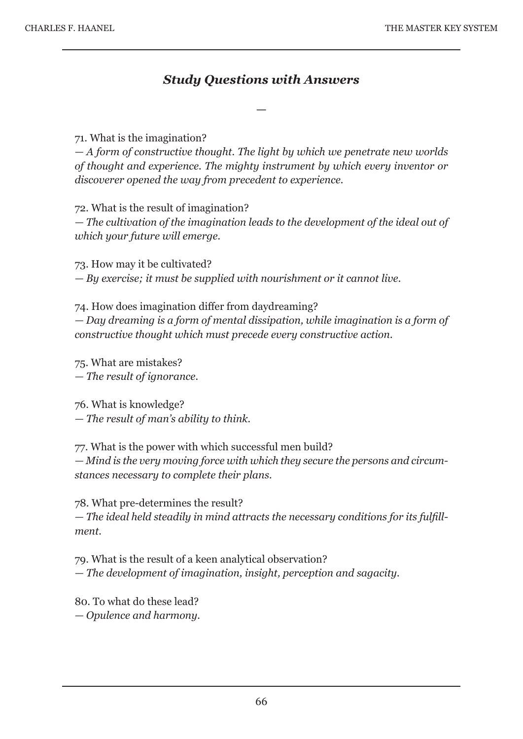## *Study Questions with Answers*

—

71. What is the imagination?
— *A form of constructive thought. The light by which we penetrate new worlds of thought and experience. The mighty instrument by which every inventor or discoverer opened the way from precedent to experience.*

72. What is the result of imagination?
— *The cultivation of the imagination leads to the development of the ideal out of which your future will emerge.*

73. How may it be cultivated?
— *By exercise; it must be supplied with nourishment or it cannot live.*

74. How does imagination differ from daydreaming?
— *Day dreaming is a form of mental dissipation, while imagination is a form of constructive thought which must precede every constructive action.*

75. What are mistakes?
— *The result of ignorance.*

76. What is knowledge?
— *The result of man's ability to think.*

77. What is the power with which successful men build?
— *Mind is the very moving force with which they secure the persons and circumstances necessary to complete their plans.*

78. What pre-determines the result?
— *The ideal held steadily in mind attracts the necessary conditions for its fulfillment.*

79. What is the result of a keen analytical observation?
— *The development of imagination, insight, perception and sagacity.*

80. To what do these lead?
— *Opulence and harmony.*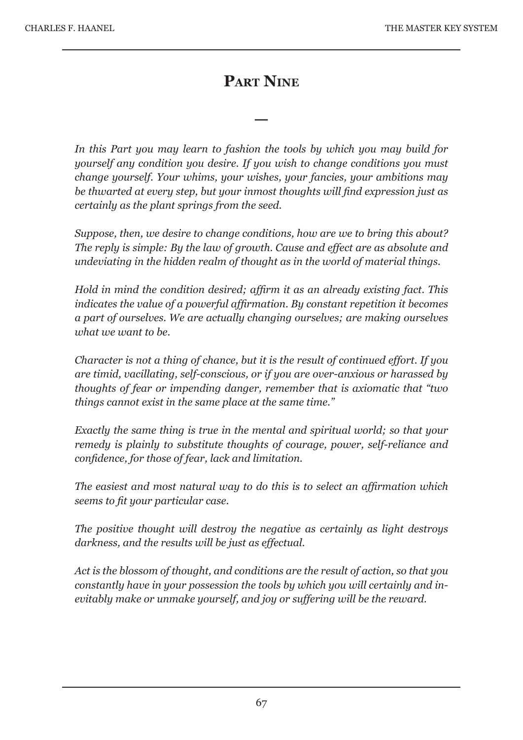# Part Nine

—

*In this Part you may learn to fashion the tools by which you may build for yourself any condition you desire. If you wish to change conditions you must change yourself. Your whims, your wishes, your fancies, your ambitions may be thwarted at every step, but your inmost thoughts will find expression just as certainly as the plant springs from the seed.*

*Suppose, then, we desire to change conditions, how are we to bring this about? The reply is simple: By the law of growth. Cause and effect are as absolute and undeviating in the hidden realm of thought as in the world of material things.*

*Hold in mind the condition desired; affirm it as an already existing fact. This indicates the value of a powerful affirmation. By constant repetition it becomes a part of ourselves. We are actually changing ourselves; are making ourselves what we want to be.*

*Character is not a thing of chance, but it is the result of continued effort. If you are timid, vacillating, self-conscious, or if you are over-anxious or harassed by thoughts of fear or impending danger, remember that is axiomatic that "two things cannot exist in the same place at the same time."*

*Exactly the same thing is true in the mental and spiritual world; so that your remedy is plainly to substitute thoughts of courage, power, self-reliance and confidence, for those of fear, lack and limitation.*

*The easiest and most natural way to do this is to select an affirmation which seems to fit your particular case.*

*The positive thought will destroy the negative as certainly as light destroys darkness, and the results will be just as effectual.*

*Act is the blossom of thought, and conditions are the result of action, so that you constantly have in your possession the tools by which you will certainly and inevitably make or unmake yourself, and joy or suffering will be the reward.*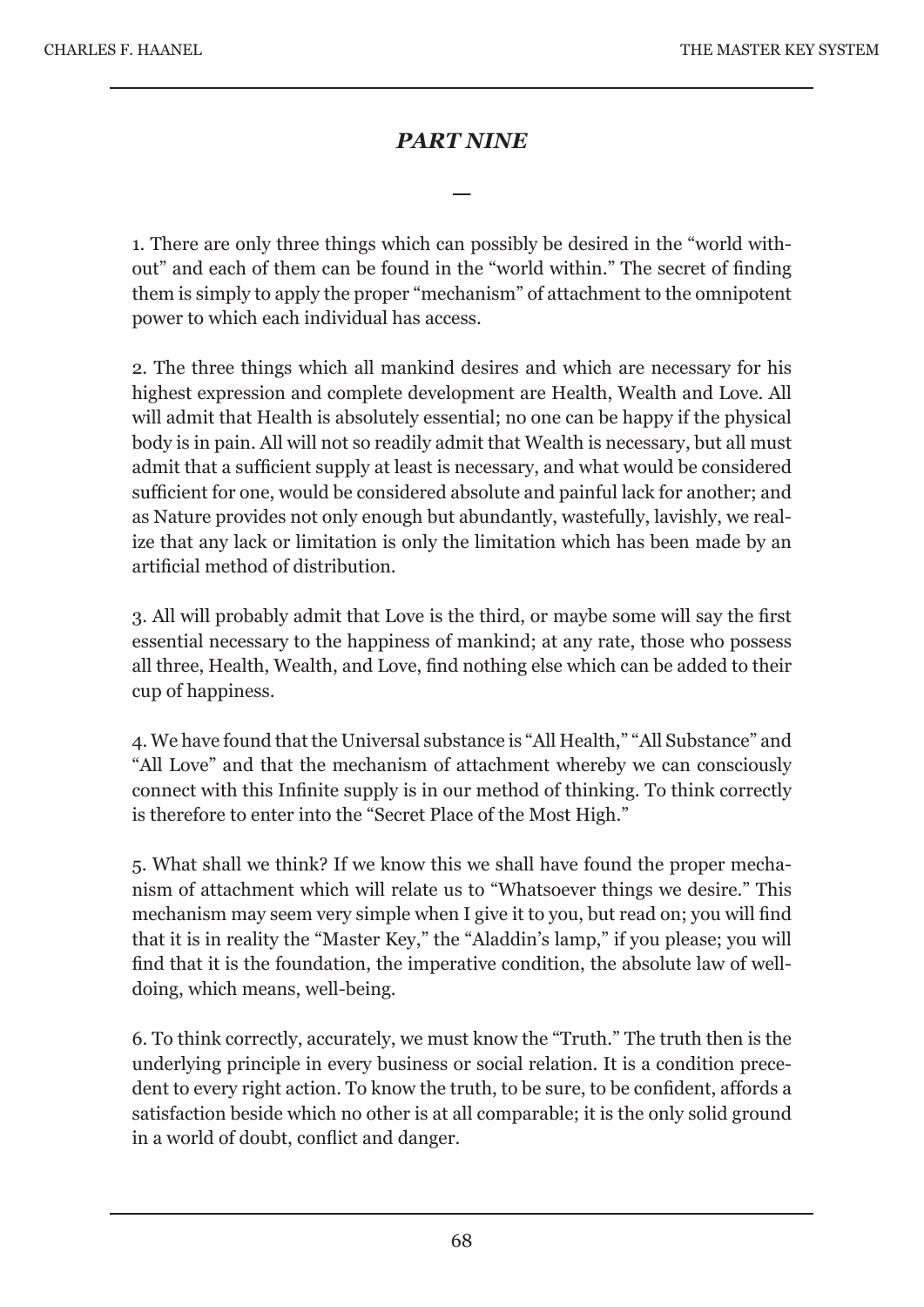## *PART NINE*

—

1. There are only three things which can possibly be desired in the "world without" and each of them can be found in the "world within." The secret of finding them is simply to apply the proper "mechanism" of attachment to the omnipotent power to which each individual has access.

2. The three things which all mankind desires and which are necessary for his highest expression and complete development are Health, Wealth and Love. All will admit that Health is absolutely essential; no one can be happy if the physical body is in pain. All will not so readily admit that Wealth is necessary, but all must admit that a sufficient supply at least is necessary, and what would be considered sufficient for one, would be considered absolute and painful lack for another; and as Nature provides not only enough but abundantly, wastefully, lavishly, we realize that any lack or limitation is only the limitation which has been made by an artificial method of distribution.

3. All will probably admit that Love is the third, or maybe some will say the first essential necessary to the happiness of mankind; at any rate, those who possess all three, Health, Wealth, and Love, find nothing else which can be added to their cup of happiness.

4. We have found that the Universal substance is "All Health," "All Substance" and "All Love" and that the mechanism of attachment whereby we can consciously connect with this Infinite supply is in our method of thinking. To think correctly is therefore to enter into the "Secret Place of the Most High."

5. What shall we think? If we know this we shall have found the proper mechanism of attachment which will relate us to "Whatsoever things we desire." This mechanism may seem very simple when I give it to you, but read on; you will find that it is in reality the "Master Key," the "Aladdin's lamp," if you please; you will find that it is the foundation, the imperative condition, the absolute law of well-doing, which means, well-being.

6. To think correctly, accurately, we must know the "Truth." The truth then is the underlying principle in every business or social relation. It is a condition precedent to every right action. To know the truth, to be sure, to be confident, affords a satisfaction beside which no other is at all comparable; it is the only solid ground in a world of doubt, conflict and danger.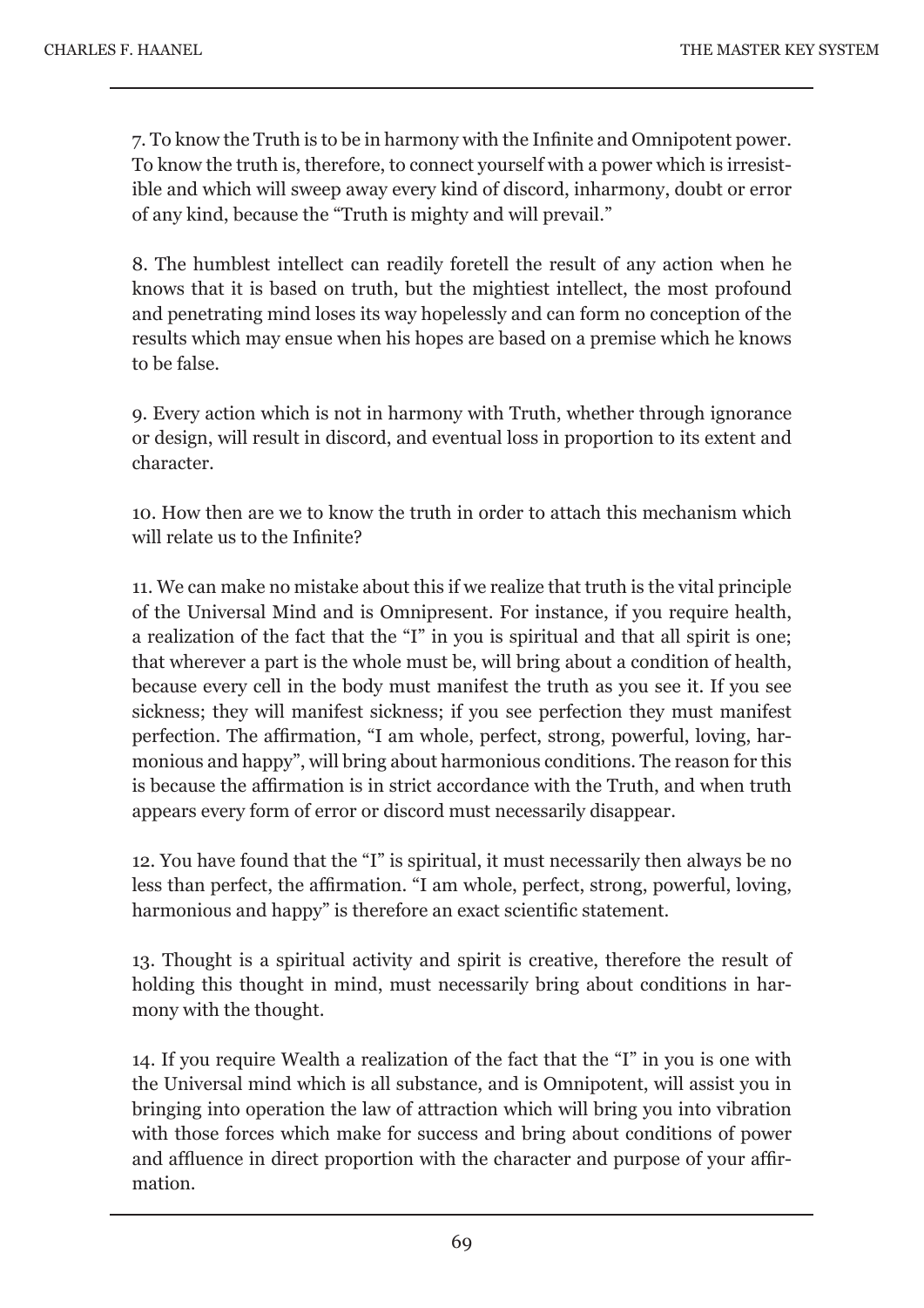7. To know the Truth is to be in harmony with the Infinite and Omnipotent power. To know the truth is, therefore, to connect yourself with a power which is irresistible and which will sweep away every kind of discord, inharmony, doubt or error of any kind, because the "Truth is mighty and will prevail."

8. The humblest intellect can readily foretell the result of any action when he knows that it is based on truth, but the mightiest intellect, the most profound and penetrating mind loses its way hopelessly and can form no conception of the results which may ensue when his hopes are based on a premise which he knows to be false.

9. Every action which is not in harmony with Truth, whether through ignorance or design, will result in discord, and eventual loss in proportion to its extent and character.

10. How then are we to know the truth in order to attach this mechanism which will relate us to the Infinite?

11. We can make no mistake about this if we realize that truth is the vital principle of the Universal Mind and is Omnipresent. For instance, if you require health, a realization of the fact that the "I" in you is spiritual and that all spirit is one; that wherever a part is the whole must be, will bring about a condition of health, because every cell in the body must manifest the truth as you see it. If you see sickness; they will manifest sickness; if you see perfection they must manifest perfection. The affirmation, "I am whole, perfect, strong, powerful, loving, harmonious and happy", will bring about harmonious conditions. The reason for this is because the affirmation is in strict accordance with the Truth, and when truth appears every form of error or discord must necessarily disappear.

12. You have found that the "I" is spiritual, it must necessarily then always be no less than perfect, the affirmation. "I am whole, perfect, strong, powerful, loving, harmonious and happy" is therefore an exact scientific statement.

13. Thought is a spiritual activity and spirit is creative, therefore the result of holding this thought in mind, must necessarily bring about conditions in harmony with the thought.

14. If you require Wealth a realization of the fact that the "I" in you is one with the Universal mind which is all substance, and is Omnipotent, will assist you in bringing into operation the law of attraction which will bring you into vibration with those forces which make for success and bring about conditions of power and affluence in direct proportion with the character and purpose of your affirmation.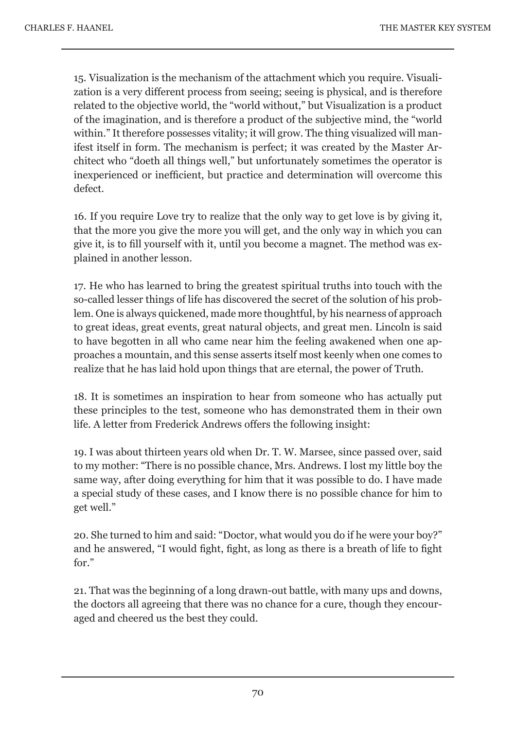15. Visualization is the mechanism of the attachment which you require. Visualization is a very different process from seeing; seeing is physical, and is therefore related to the objective world, the "world without," but Visualization is a product of the imagination, and is therefore a product of the subjective mind, the "world within." It therefore possesses vitality; it will grow. The thing visualized will manifest itself in form. The mechanism is perfect; it was created by the Master Architect who "doeth all things well," but unfortunately sometimes the operator is inexperienced or inefficient, but practice and determination will overcome this defect.

16. If you require Love try to realize that the only way to get love is by giving it, that the more you give the more you will get, and the only way in which you can give it, is to fill yourself with it, until you become a magnet. The method was explained in another lesson.

17. He who has learned to bring the greatest spiritual truths into touch with the so-called lesser things of life has discovered the secret of the solution of his problem. One is always quickened, made more thoughtful, by his nearness of approach to great ideas, great events, great natural objects, and great men. Lincoln is said to have begotten in all who came near him the feeling awakened when one approaches a mountain, and this sense asserts itself most keenly when one comes to realize that he has laid hold upon things that are eternal, the power of Truth.

18. It is sometimes an inspiration to hear from someone who has actually put these principles to the test, someone who has demonstrated them in their own life. A letter from Frederick Andrews offers the following insight:

19. I was about thirteen years old when Dr. T. W. Marsee, since passed over, said to my mother: "There is no possible chance, Mrs. Andrews. I lost my little boy the same way, after doing everything for him that it was possible to do. I have made a special study of these cases, and I know there is no possible chance for him to get well."

20. She turned to him and said: "Doctor, what would you do if he were your boy?" and he answered, "I would fight, fight, as long as there is a breath of life to fight for."

21. That was the beginning of a long drawn-out battle, with many ups and downs, the doctors all agreeing that there was no chance for a cure, though they encouraged and cheered us the best they could.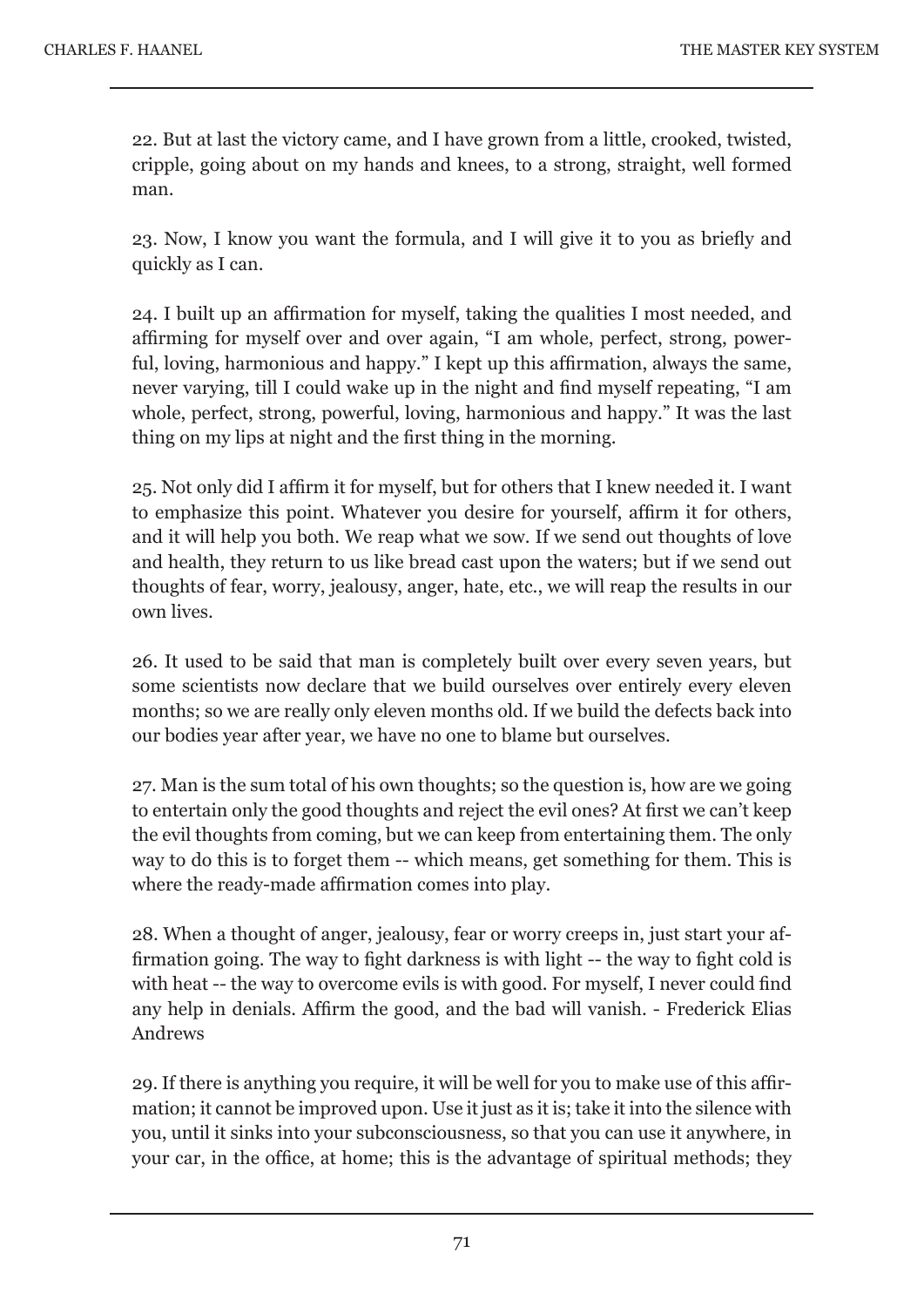22. But at last the victory came, and I have grown from a little, crooked, twisted, cripple, going about on my hands and knees, to a strong, straight, well formed man.

23. Now, I know you want the formula, and I will give it to you as briefly and quickly as I can.

24. I built up an affirmation for myself, taking the qualities I most needed, and affirming for myself over and over again, "I am whole, perfect, strong, powerful, loving, harmonious and happy." I kept up this affirmation, always the same, never varying, till I could wake up in the night and find myself repeating, "I am whole, perfect, strong, powerful, loving, harmonious and happy." It was the last thing on my lips at night and the first thing in the morning.

25. Not only did I affirm it for myself, but for others that I knew needed it. I want to emphasize this point. Whatever you desire for yourself, affirm it for others, and it will help you both. We reap what we sow. If we send out thoughts of love and health, they return to us like bread cast upon the waters; but if we send out thoughts of fear, worry, jealousy, anger, hate, etc., we will reap the results in our own lives.

26. It used to be said that man is completely built over every seven years, but some scientists now declare that we build ourselves over entirely every eleven months; so we are really only eleven months old. If we build the defects back into our bodies year after year, we have no one to blame but ourselves.

27. Man is the sum total of his own thoughts; so the question is, how are we going to entertain only the good thoughts and reject the evil ones? At first we can't keep the evil thoughts from coming, but we can keep from entertaining them. The only way to do this is to forget them -- which means, get something for them. This is where the ready-made affirmation comes into play.

28. When a thought of anger, jealousy, fear or worry creeps in, just start your affirmation going. The way to fight darkness is with light -- the way to fight cold is with heat -- the way to overcome evils is with good. For myself, I never could find any help in denials. Affirm the good, and the bad will vanish. - Frederick Elias Andrews

29. If there is anything you require, it will be well for you to make use of this affirmation; it cannot be improved upon. Use it just as it is; take it into the silence with you, until it sinks into your subconsciousness, so that you can use it anywhere, in your car, in the office, at home; this is the advantage of spiritual methods; they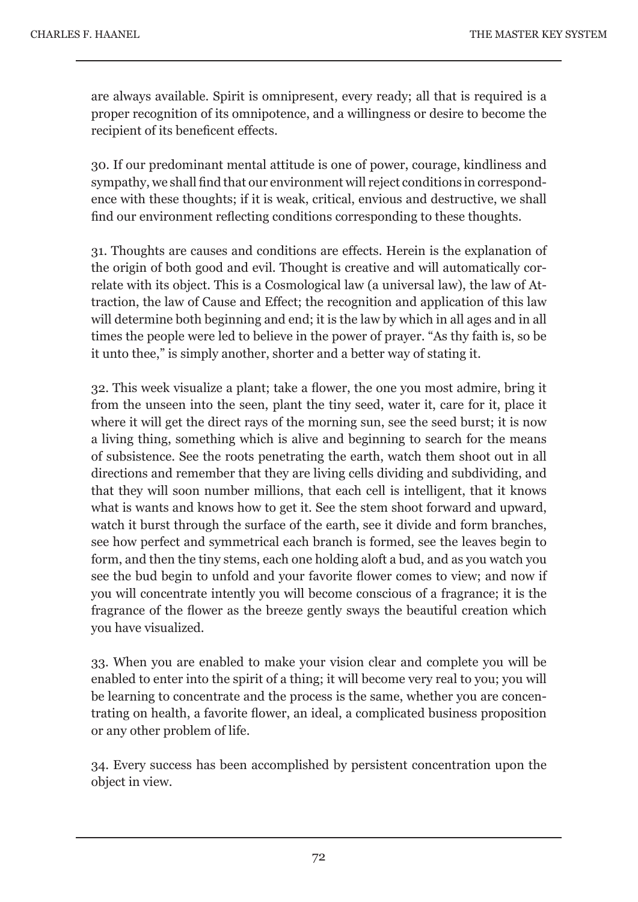are always available. Spirit is omnipresent, every ready; all that is required is a proper recognition of its omnipotence, and a willingness or desire to become the recipient of its beneficent effects.

30. If our predominant mental attitude is one of power, courage, kindliness and sympathy, we shall find that our environment will reject conditions in correspondence with these thoughts; if it is weak, critical, envious and destructive, we shall find our environment reflecting conditions corresponding to these thoughts.

31. Thoughts are causes and conditions are effects. Herein is the explanation of the origin of both good and evil. Thought is creative and will automatically correlate with its object. This is a Cosmological law (a universal law), the law of Attraction, the law of Cause and Effect; the recognition and application of this law will determine both beginning and end; it is the law by which in all ages and in all times the people were led to believe in the power of prayer. "As thy faith is, so be it unto thee," is simply another, shorter and a better way of stating it.

32. This week visualize a plant; take a flower, the one you most admire, bring it from the unseen into the seen, plant the tiny seed, water it, care for it, place it where it will get the direct rays of the morning sun, see the seed burst; it is now a living thing, something which is alive and beginning to search for the means of subsistence. See the roots penetrating the earth, watch them shoot out in all directions and remember that they are living cells dividing and subdividing, and that they will soon number millions, that each cell is intelligent, that it knows what is wants and knows how to get it. See the stem shoot forward and upward, watch it burst through the surface of the earth, see it divide and form branches, see how perfect and symmetrical each branch is formed, see the leaves begin to form, and then the tiny stems, each one holding aloft a bud, and as you watch you see the bud begin to unfold and your favorite flower comes to view; and now if you will concentrate intently you will become conscious of a fragrance; it is the fragrance of the flower as the breeze gently sways the beautiful creation which you have visualized.

33. When you are enabled to make your vision clear and complete you will be enabled to enter into the spirit of a thing; it will become very real to you; you will be learning to concentrate and the process is the same, whether you are concentrating on health, a favorite flower, an ideal, a complicated business proposition or any other problem of life.

34. Every success has been accomplished by persistent concentration upon the object in view.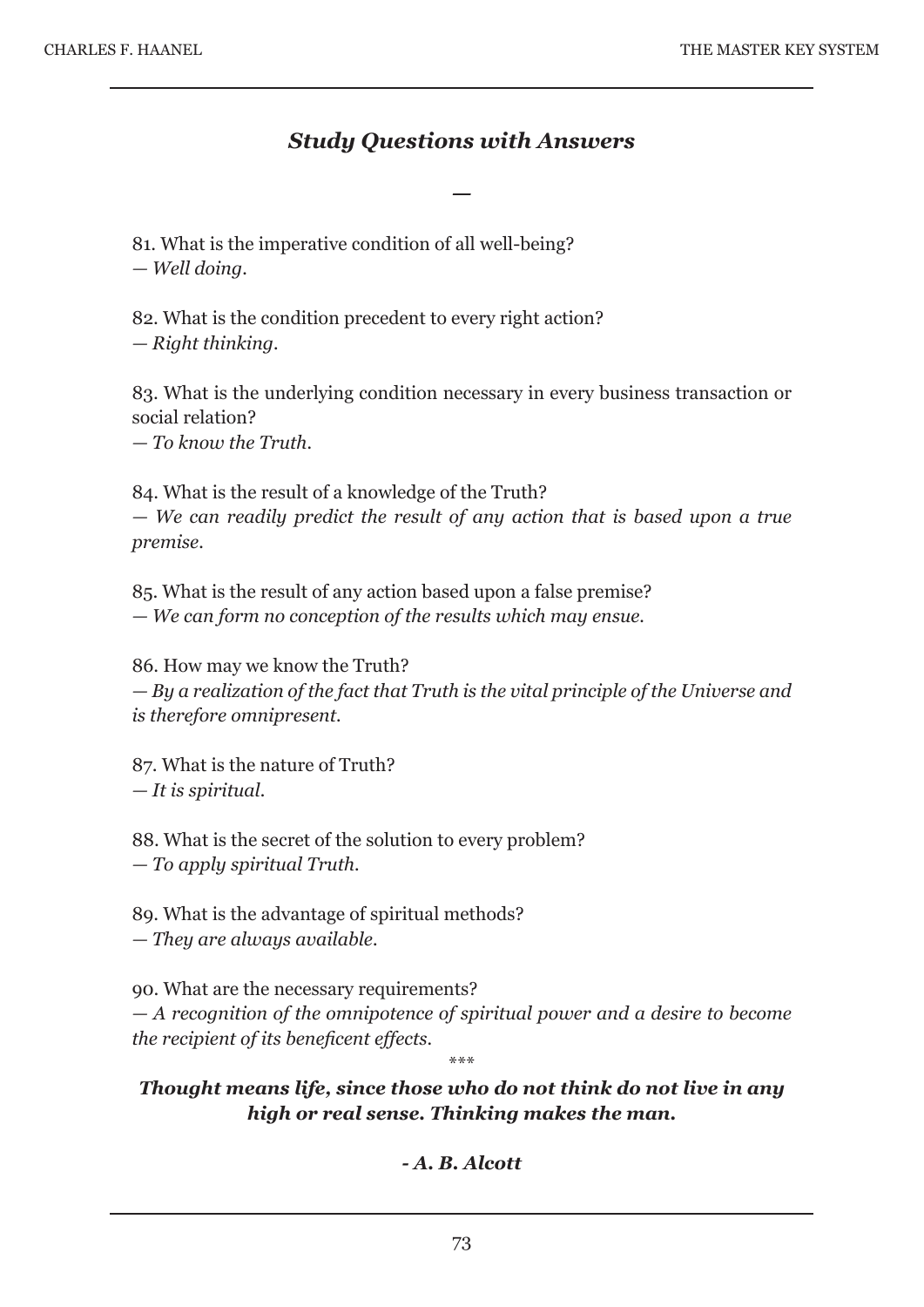## *Study Questions with Answers*

—

81. What is the imperative condition of all well-being?
— *Well doing.*

82. What is the condition precedent to every right action?
— *Right thinking.*

83. What is the underlying condition necessary in every business transaction or social relation?
— *To know the Truth.*

84. What is the result of a knowledge of the Truth?
— *We can readily predict the result of any action that is based upon a true premise.*

85. What is the result of any action based upon a false premise?
— *We can form no conception of the results which may ensue.*

86. How may we know the Truth?
— *By a realization of the fact that Truth is the vital principle of the Universe and is therefore omnipresent.*

87. What is the nature of Truth?
— *It is spiritual.*

88. What is the secret of the solution to every problem?
— *To apply spiritual Truth.*

89. What is the advantage of spiritual methods?
— *They are always available.*

90. What are the necessary requirements?
— *A recognition of the omnipotence of spiritual power and a desire to become the recipient of its beneficent effects.*

\*\*\*

***Thought means life, since those who do not think do not live in any high or real sense. Thinking makes the man.***

***- A. B. Alcott***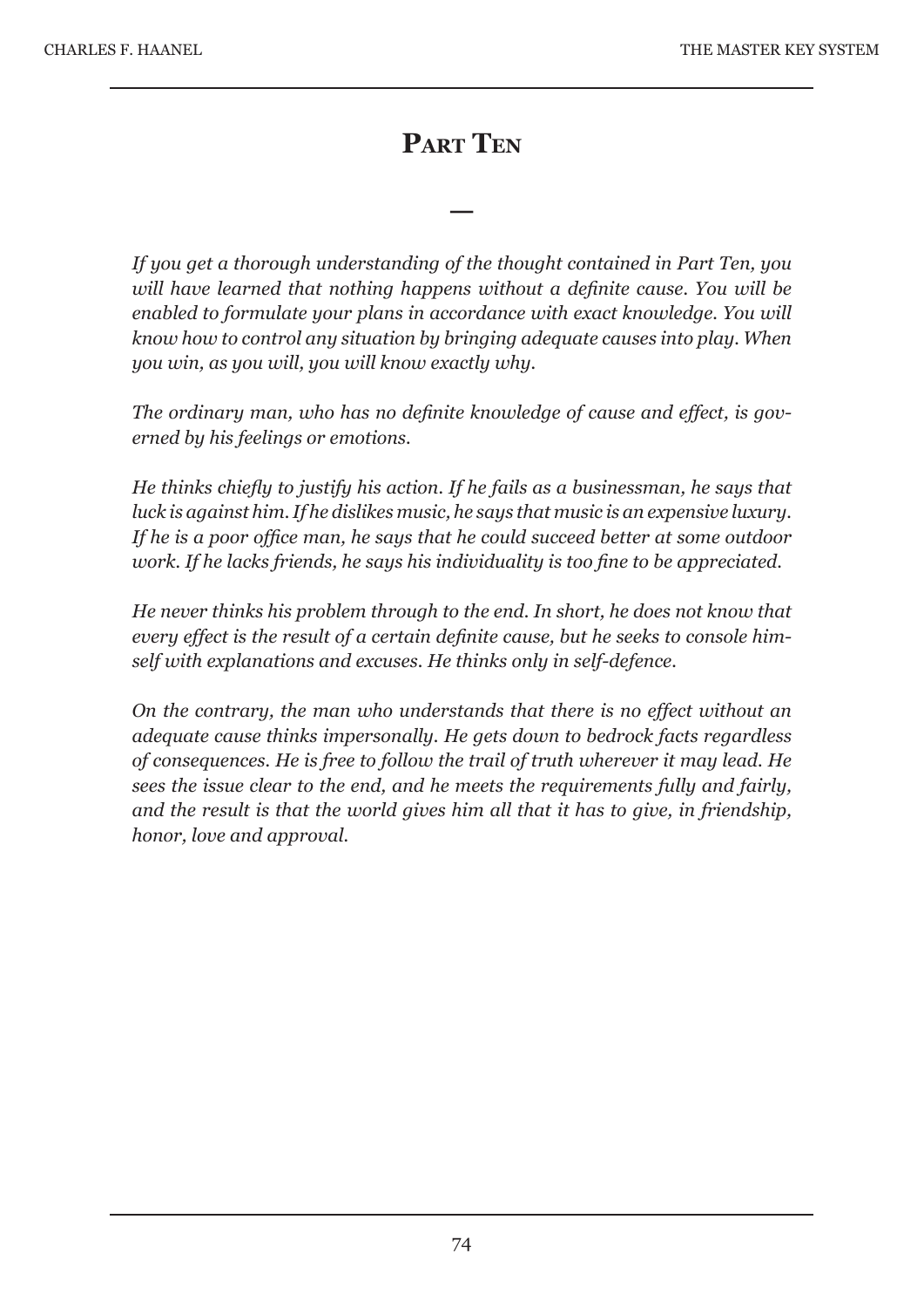# Part Ten

—

*If you get a thorough understanding of the thought contained in Part Ten, you will have learned that nothing happens without a definite cause. You will be enabled to formulate your plans in accordance with exact knowledge. You will know how to control any situation by bringing adequate causes into play. When you win, as you will, you will know exactly why.*

*The ordinary man, who has no definite knowledge of cause and effect, is governed by his feelings or emotions.*

*He thinks chiefly to justify his action. If he fails as a businessman, he says that luck is against him. If he dislikes music, he says that music is an expensive luxury. If he is a poor office man, he says that he could succeed better at some outdoor work. If he lacks friends, he says his individuality is too fine to be appreciated.*

*He never thinks his problem through to the end. In short, he does not know that every effect is the result of a certain definite cause, but he seeks to console himself with explanations and excuses. He thinks only in self-defence.*

*On the contrary, the man who understands that there is no effect without an adequate cause thinks impersonally. He gets down to bedrock facts regardless of consequences. He is free to follow the trail of truth wherever it may lead. He sees the issue clear to the end, and he meets the requirements fully and fairly, and the result is that the world gives him all that it has to give, in friendship, honor, love and approval.*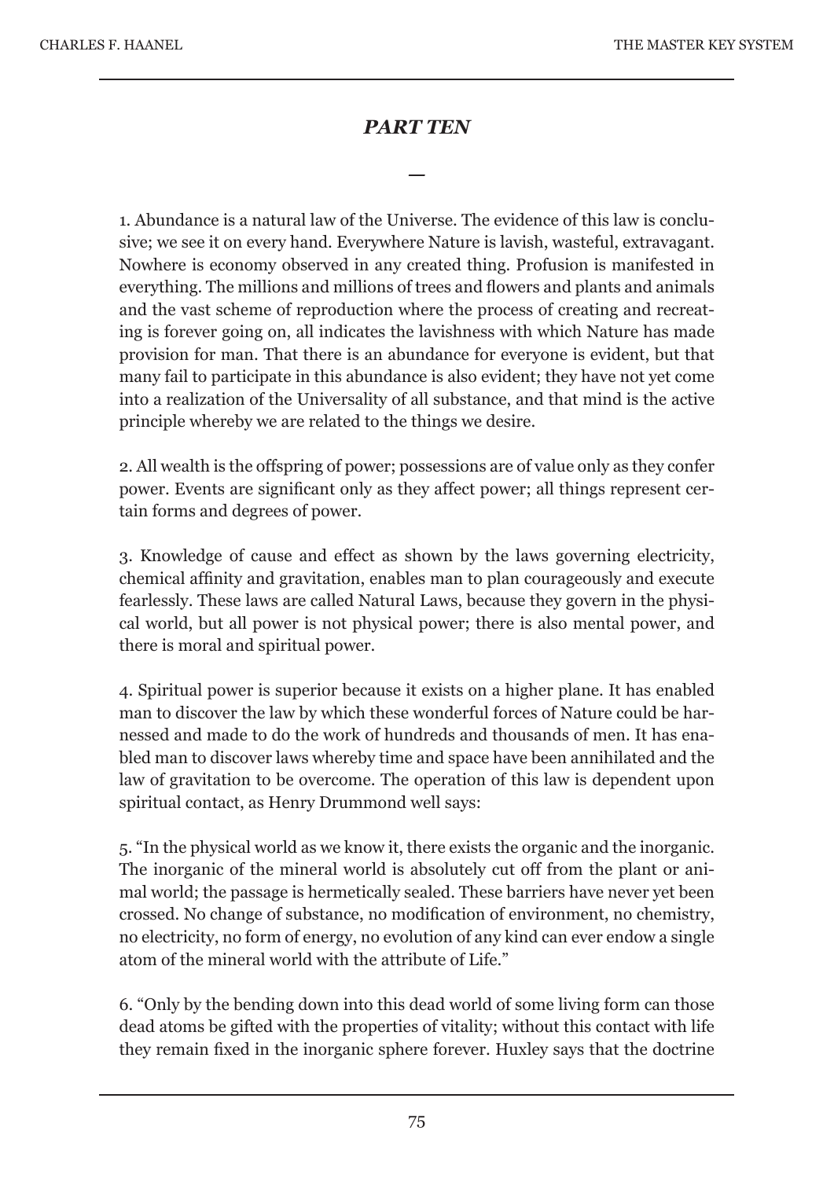## *PART TEN*

—

1. Abundance is a natural law of the Universe. The evidence of this law is conclusive; we see it on every hand. Everywhere Nature is lavish, wasteful, extravagant. Nowhere is economy observed in any created thing. Profusion is manifested in everything. The millions and millions of trees and flowers and plants and animals and the vast scheme of reproduction where the process of creating and recreating is forever going on, all indicates the lavishness with which Nature has made provision for man. That there is an abundance for everyone is evident, but that many fail to participate in this abundance is also evident; they have not yet come into a realization of the Universality of all substance, and that mind is the active principle whereby we are related to the things we desire.

2. All wealth is the offspring of power; possessions are of value only as they confer power. Events are significant only as they affect power; all things represent certain forms and degrees of power.

3. Knowledge of cause and effect as shown by the laws governing electricity, chemical affinity and gravitation, enables man to plan courageously and execute fearlessly. These laws are called Natural Laws, because they govern in the physical world, but all power is not physical power; there is also mental power, and there is moral and spiritual power.

4. Spiritual power is superior because it exists on a higher plane. It has enabled man to discover the law by which these wonderful forces of Nature could be harnessed and made to do the work of hundreds and thousands of men. It has enabled man to discover laws whereby time and space have been annihilated and the law of gravitation to be overcome. The operation of this law is dependent upon spiritual contact, as Henry Drummond well says:

5. "In the physical world as we know it, there exists the organic and the inorganic. The inorganic of the mineral world is absolutely cut off from the plant or animal world; the passage is hermetically sealed. These barriers have never yet been crossed. No change of substance, no modification of environment, no chemistry, no electricity, no form of energy, no evolution of any kind can ever endow a single atom of the mineral world with the attribute of Life."

6. "Only by the bending down into this dead world of some living form can those dead atoms be gifted with the properties of vitality; without this contact with life they remain fixed in the inorganic sphere forever. Huxley says that the doctrine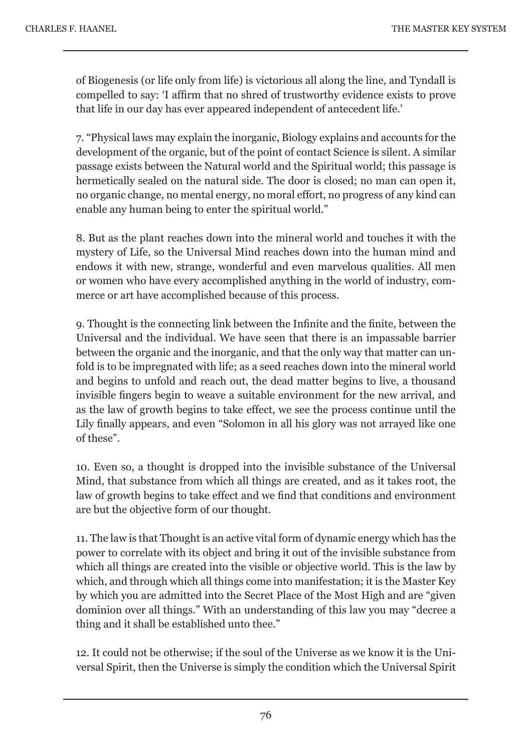of Biogenesis (or life only from life) is victorious all along the line, and Tyndall is compelled to say: 'I affirm that no shred of trustworthy evidence exists to prove that life in our day has ever appeared independent of antecedent life.'

7. "Physical laws may explain the inorganic, Biology explains and accounts for the development of the organic, but of the point of contact Science is silent. A similar passage exists between the Natural world and the Spiritual world; this passage is hermetically sealed on the natural side. The door is closed; no man can open it, no organic change, no mental energy, no moral effort, no progress of any kind can enable any human being to enter the spiritual world."

8. But as the plant reaches down into the mineral world and touches it with the mystery of Life, so the Universal Mind reaches down into the human mind and endows it with new, strange, wonderful and even marvelous qualities. All men or women who have every accomplished anything in the world of industry, commerce or art have accomplished because of this process.

9. Thought is the connecting link between the Infinite and the finite, between the Universal and the individual. We have seen that there is an impassable barrier between the organic and the inorganic, and that the only way that matter can unfold is to be impregnated with life; as a seed reaches down into the mineral world and begins to unfold and reach out, the dead matter begins to live, a thousand invisible fingers begin to weave a suitable environment for the new arrival, and as the law of growth begins to take effect, we see the process continue until the Lily finally appears, and even "Solomon in all his glory was not arrayed like one of these".

10. Even so, a thought is dropped into the invisible substance of the Universal Mind, that substance from which all things are created, and as it takes root, the law of growth begins to take effect and we find that conditions and environment are but the objective form of our thought.

11. The law is that Thought is an active vital form of dynamic energy which has the power to correlate with its object and bring it out of the invisible substance from which all things are created into the visible or objective world. This is the law by which, and through which all things come into manifestation; it is the Master Key by which you are admitted into the Secret Place of the Most High and are "given dominion over all things." With an understanding of this law you may "decree a thing and it shall be established unto thee."

12. It could not be otherwise; if the soul of the Universe as we know it is the Universal Spirit, then the Universe is simply the condition which the Universal Spirit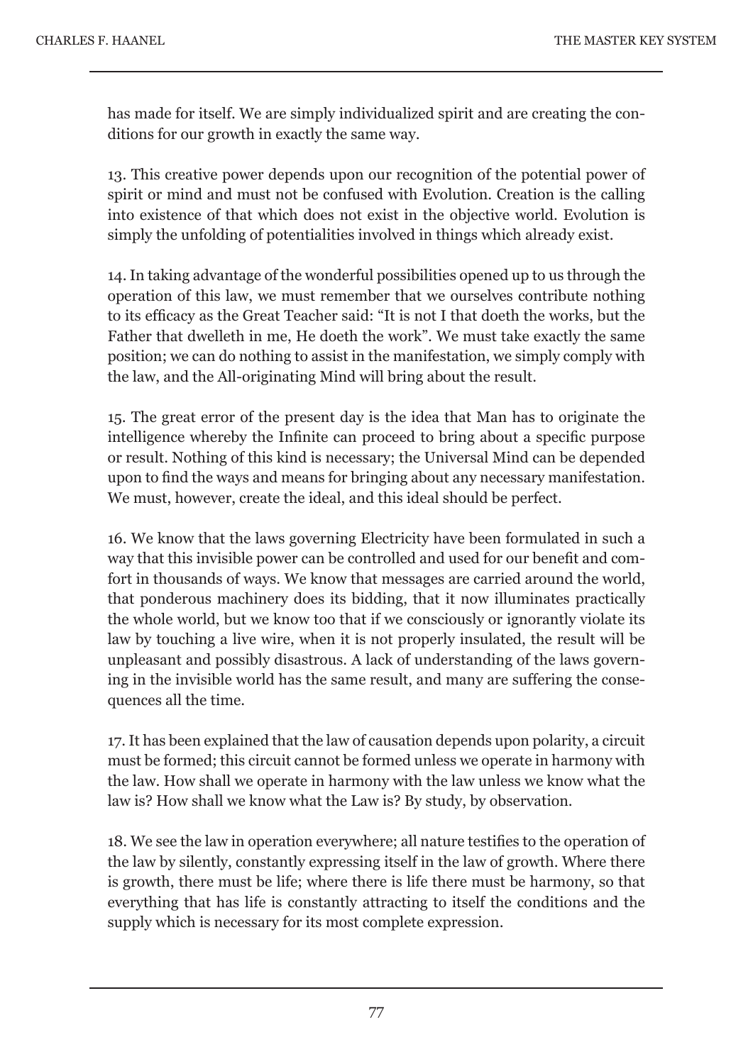has made for itself. We are simply individualized spirit and are creating the conditions for our growth in exactly the same way.

13. This creative power depends upon our recognition of the potential power of spirit or mind and must not be confused with Evolution. Creation is the calling into existence of that which does not exist in the objective world. Evolution is simply the unfolding of potentialities involved in things which already exist.

14. In taking advantage of the wonderful possibilities opened up to us through the operation of this law, we must remember that we ourselves contribute nothing to its efficacy as the Great Teacher said: "It is not I that doeth the works, but the Father that dwelleth in me, He doeth the work". We must take exactly the same position; we can do nothing to assist in the manifestation, we simply comply with the law, and the All-originating Mind will bring about the result.

15. The great error of the present day is the idea that Man has to originate the intelligence whereby the Infinite can proceed to bring about a specific purpose or result. Nothing of this kind is necessary; the Universal Mind can be depended upon to find the ways and means for bringing about any necessary manifestation. We must, however, create the ideal, and this ideal should be perfect.

16. We know that the laws governing Electricity have been formulated in such a way that this invisible power can be controlled and used for our benefit and comfort in thousands of ways. We know that messages are carried around the world, that ponderous machinery does its bidding, that it now illuminates practically the whole world, but we know too that if we consciously or ignorantly violate its law by touching a live wire, when it is not properly insulated, the result will be unpleasant and possibly disastrous. A lack of understanding of the laws governing in the invisible world has the same result, and many are suffering the consequences all the time.

17. It has been explained that the law of causation depends upon polarity, a circuit must be formed; this circuit cannot be formed unless we operate in harmony with the law. How shall we operate in harmony with the law unless we know what the law is? How shall we know what the Law is? By study, by observation.

18. We see the law in operation everywhere; all nature testifies to the operation of the law by silently, constantly expressing itself in the law of growth. Where there is growth, there must be life; where there is life there must be harmony, so that everything that has life is constantly attracting to itself the conditions and the supply which is necessary for its most complete expression.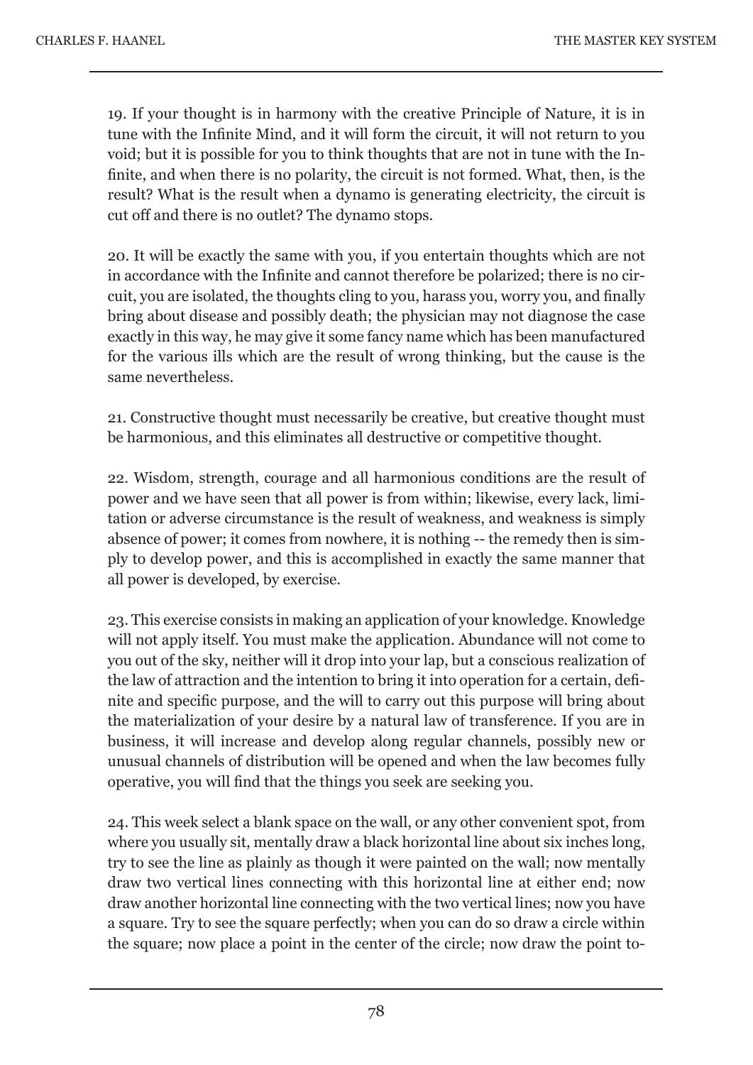19. If your thought is in harmony with the creative Principle of Nature, it is in tune with the Infinite Mind, and it will form the circuit, it will not return to you void; but it is possible for you to think thoughts that are not in tune with the Infinite, and when there is no polarity, the circuit is not formed. What, then, is the result? What is the result when a dynamo is generating electricity, the circuit is cut off and there is no outlet? The dynamo stops.

20. It will be exactly the same with you, if you entertain thoughts which are not in accordance with the Infinite and cannot therefore be polarized; there is no circuit, you are isolated, the thoughts cling to you, harass you, worry you, and finally bring about disease and possibly death; the physician may not diagnose the case exactly in this way, he may give it some fancy name which has been manufactured for the various ills which are the result of wrong thinking, but the cause is the same nevertheless.

21. Constructive thought must necessarily be creative, but creative thought must be harmonious, and this eliminates all destructive or competitive thought.

22. Wisdom, strength, courage and all harmonious conditions are the result of power and we have seen that all power is from within; likewise, every lack, limitation or adverse circumstance is the result of weakness, and weakness is simply absence of power; it comes from nowhere, it is nothing -- the remedy then is simply to develop power, and this is accomplished in exactly the same manner that all power is developed, by exercise.

23. This exercise consists in making an application of your knowledge. Knowledge will not apply itself. You must make the application. Abundance will not come to you out of the sky, neither will it drop into your lap, but a conscious realization of the law of attraction and the intention to bring it into operation for a certain, definite and specific purpose, and the will to carry out this purpose will bring about the materialization of your desire by a natural law of transference. If you are in business, it will increase and develop along regular channels, possibly new or unusual channels of distribution will be opened and when the law becomes fully operative, you will find that the things you seek are seeking you.

24. This week select a blank space on the wall, or any other convenient spot, from where you usually sit, mentally draw a black horizontal line about six inches long, try to see the line as plainly as though it were painted on the wall; now mentally draw two vertical lines connecting with this horizontal line at either end; now draw another horizontal line connecting with the two vertical lines; now you have a square. Try to see the square perfectly; when you can do so draw a circle within the square; now place a point in the center of the circle; now draw the point to-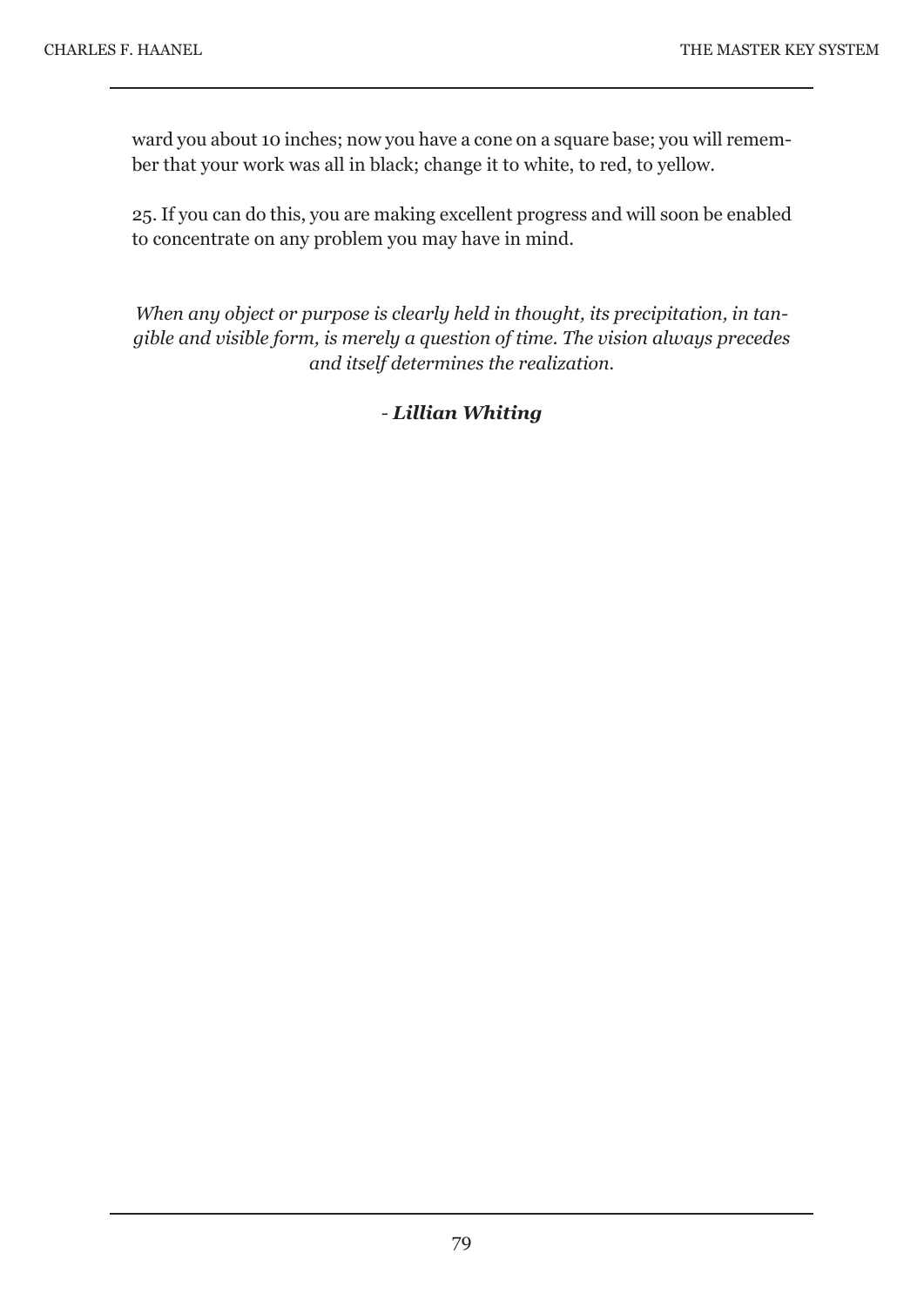ward you about 10 inches; now you have a cone on a square base; you will remember that your work was all in black; change it to white, to red, to yellow.

25. If you can do this, you are making excellent progress and will soon be enabled to concentrate on any problem you may have in mind.

*When any object or purpose is clearly held in thought, its precipitation, in tangible and visible form, is merely a question of time. The vision always precedes and itself determines the realization.*

*- **Lillian Whiting***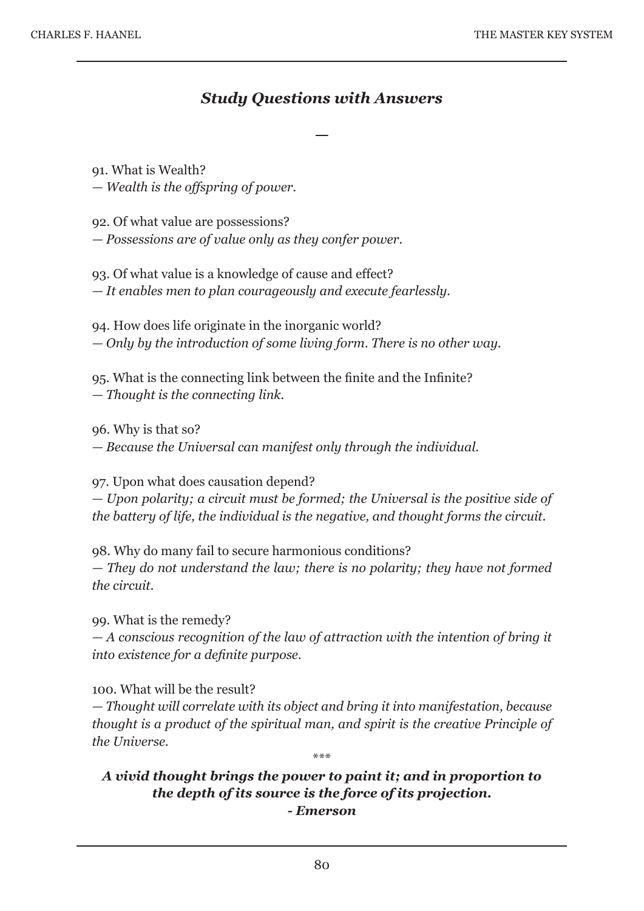## *Study Questions with Answers*

—

91. What is Wealth?
*— Wealth is the offspring of power.*

92. Of what value are possessions?
*— Possessions are of value only as they confer power.*

93. Of what value is a knowledge of cause and effect?
*— It enables men to plan courageously and execute fearlessly.*

94. How does life originate in the inorganic world?
*— Only by the introduction of some living form. There is no other way.*

95. What is the connecting link between the finite and the Infinite?
*— Thought is the connecting link.*

96. Why is that so?
*— Because the Universal can manifest only through the individual.*

97. Upon what does causation depend?
*— Upon polarity; a circuit must be formed; the Universal is the positive side of the battery of life, the individual is the negative, and thought forms the circuit.*

98. Why do many fail to secure harmonious conditions?
*— They do not understand the law; there is no polarity; they have not formed the circuit.*

99. What is the remedy?
*— A conscious recognition of the law of attraction with the intention of bring it into existence for a definite purpose.*

100. What will be the result?
*— Thought will correlate with its object and bring it into manifestation, because thought is a product of the spiritual man, and spirit is the creative Principle of the Universe.*

\*\*\*

***A vivid thought brings the power to paint it; and in proportion to the depth of its source is the force of its projection.***
***- Emerson***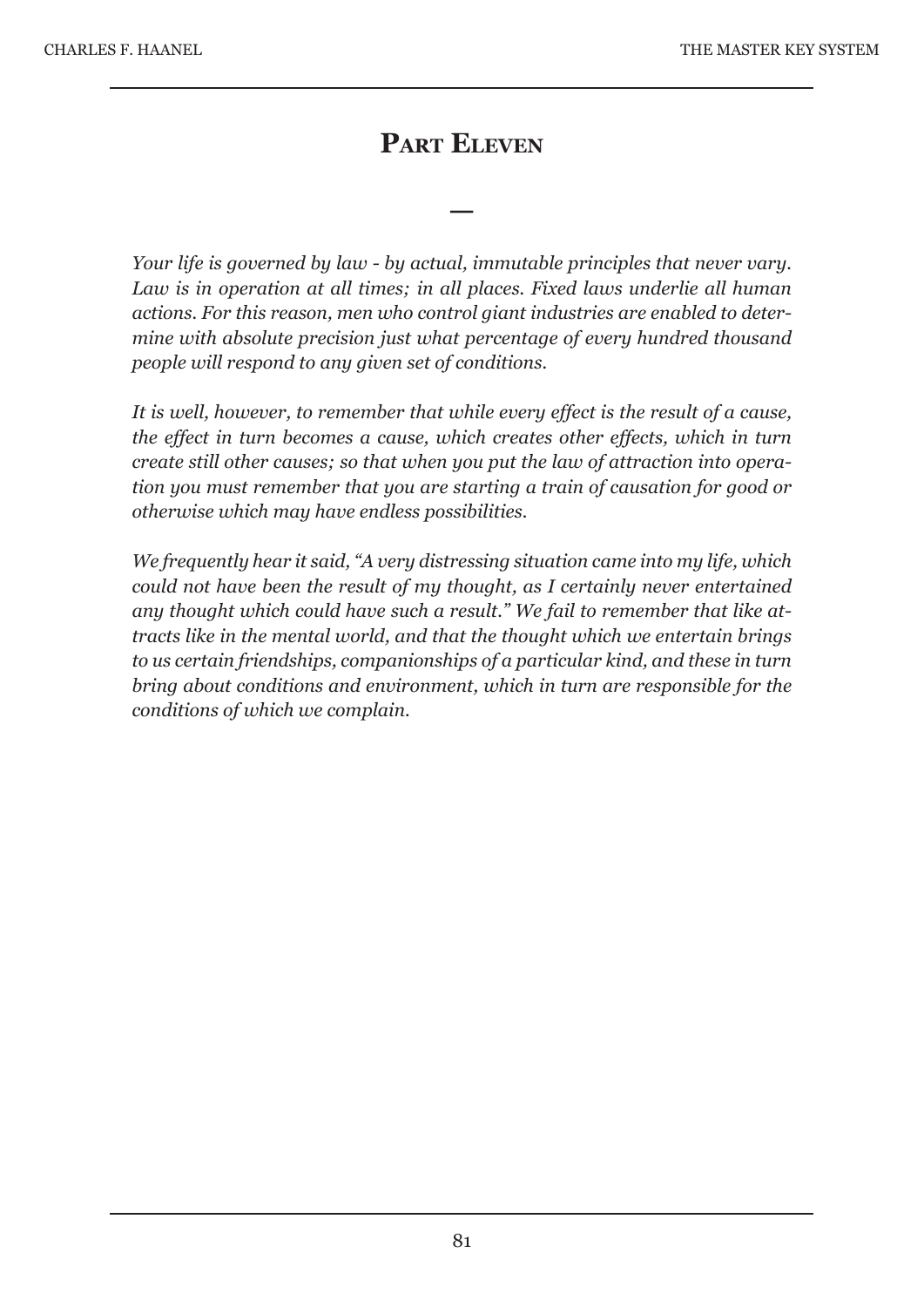# Part Eleven

—

*Your life is governed by law - by actual, immutable principles that never vary. Law is in operation at all times; in all places. Fixed laws underlie all human actions. For this reason, men who control giant industries are enabled to determine with absolute precision just what percentage of every hundred thousand people will respond to any given set of conditions.*

*It is well, however, to remember that while every effect is the result of a cause, the effect in turn becomes a cause, which creates other effects, which in turn create still other causes; so that when you put the law of attraction into operation you must remember that you are starting a train of causation for good or otherwise which may have endless possibilities.*

*We frequently hear it said, "A very distressing situation came into my life, which could not have been the result of my thought, as I certainly never entertained any thought which could have such a result." We fail to remember that like attracts like in the mental world, and that the thought which we entertain brings to us certain friendships, companionships of a particular kind, and these in turn bring about conditions and environment, which in turn are responsible for the conditions of which we complain.*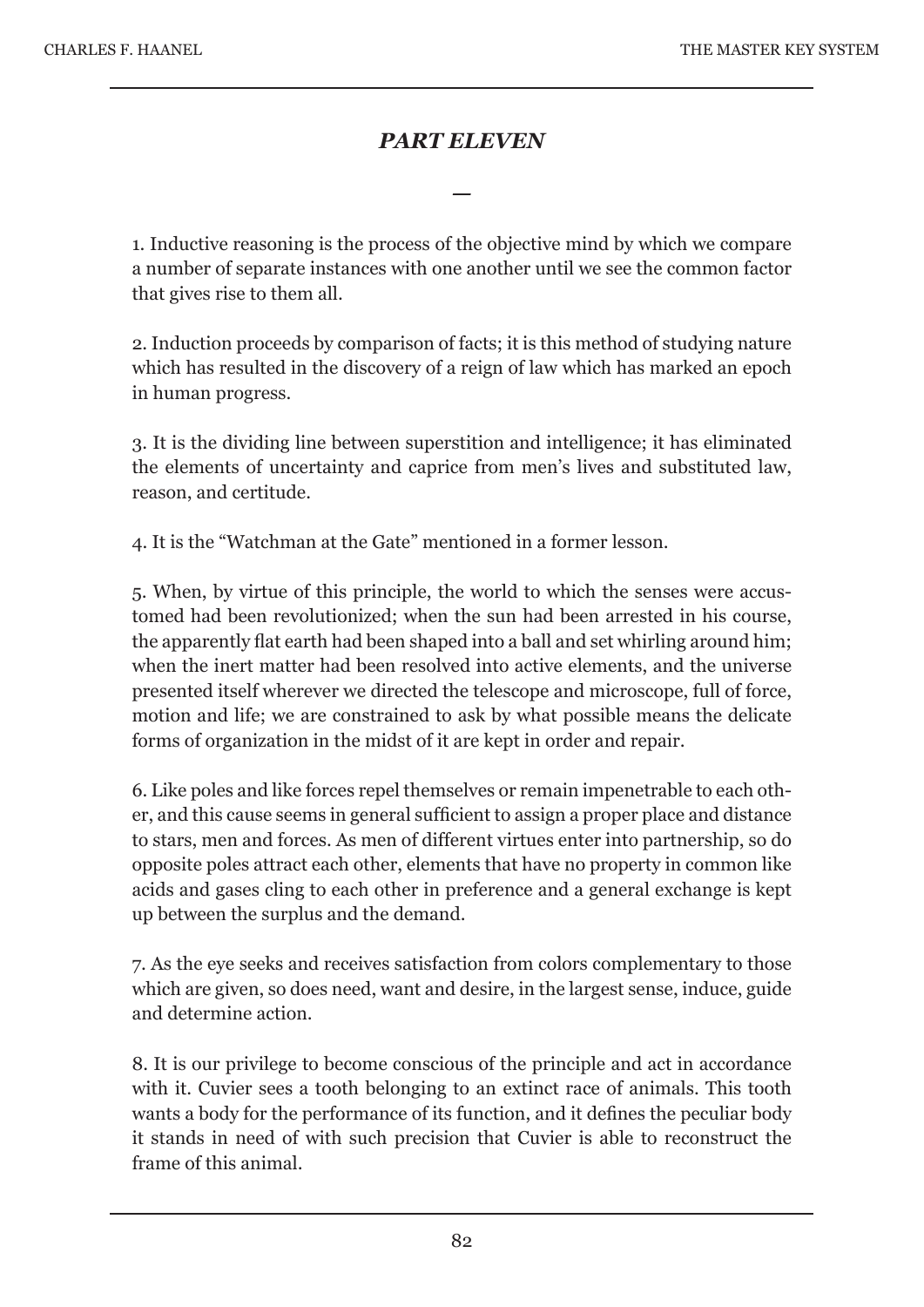## *PART ELEVEN*

—

1. Inductive reasoning is the process of the objective mind by which we compare a number of separate instances with one another until we see the common factor that gives rise to them all.

2. Induction proceeds by comparison of facts; it is this method of studying nature which has resulted in the discovery of a reign of law which has marked an epoch in human progress.

3. It is the dividing line between superstition and intelligence; it has eliminated the elements of uncertainty and caprice from men's lives and substituted law, reason, and certitude.

4. It is the "Watchman at the Gate" mentioned in a former lesson.

5. When, by virtue of this principle, the world to which the senses were accustomed had been revolutionized; when the sun had been arrested in his course, the apparently flat earth had been shaped into a ball and set whirling around him; when the inert matter had been resolved into active elements, and the universe presented itself wherever we directed the telescope and microscope, full of force, motion and life; we are constrained to ask by what possible means the delicate forms of organization in the midst of it are kept in order and repair.

6. Like poles and like forces repel themselves or remain impenetrable to each other, and this cause seems in general sufficient to assign a proper place and distance to stars, men and forces. As men of different virtues enter into partnership, so do opposite poles attract each other, elements that have no property in common like acids and gases cling to each other in preference and a general exchange is kept up between the surplus and the demand.

7. As the eye seeks and receives satisfaction from colors complementary to those which are given, so does need, want and desire, in the largest sense, induce, guide and determine action.

8. It is our privilege to become conscious of the principle and act in accordance with it. Cuvier sees a tooth belonging to an extinct race of animals. This tooth wants a body for the performance of its function, and it defines the peculiar body it stands in need of with such precision that Cuvier is able to reconstruct the frame of this animal.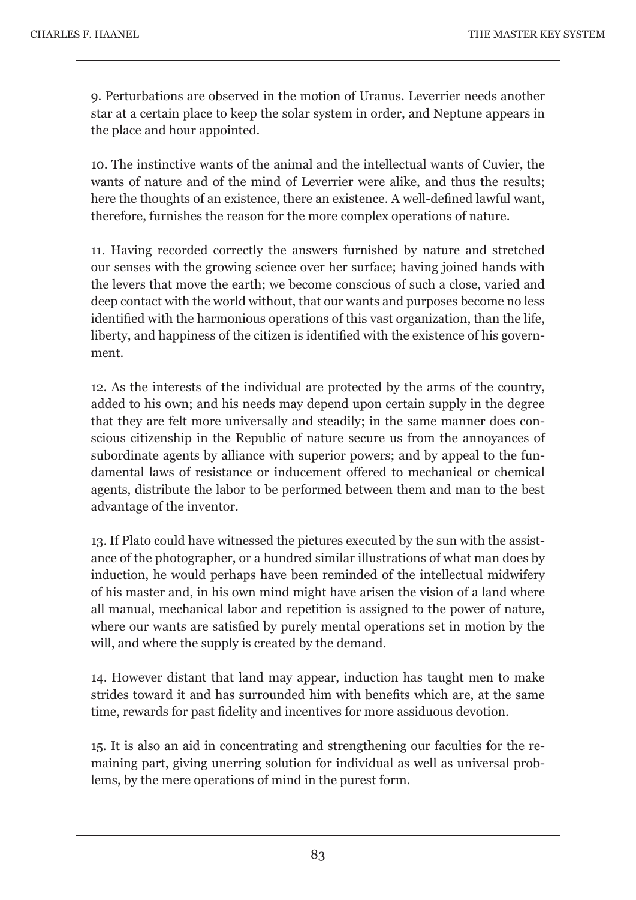9. Perturbations are observed in the motion of Uranus. Leverrier needs another star at a certain place to keep the solar system in order, and Neptune appears in the place and hour appointed.

10. The instinctive wants of the animal and the intellectual wants of Cuvier, the wants of nature and of the mind of Leverrier were alike, and thus the results; here the thoughts of an existence, there an existence. A well-defined lawful want, therefore, furnishes the reason for the more complex operations of nature.

11. Having recorded correctly the answers furnished by nature and stretched our senses with the growing science over her surface; having joined hands with the levers that move the earth; we become conscious of such a close, varied and deep contact with the world without, that our wants and purposes become no less identified with the harmonious operations of this vast organization, than the life, liberty, and happiness of the citizen is identified with the existence of his government.

12. As the interests of the individual are protected by the arms of the country, added to his own; and his needs may depend upon certain supply in the degree that they are felt more universally and steadily; in the same manner does conscious citizenship in the Republic of nature secure us from the annoyances of subordinate agents by alliance with superior powers; and by appeal to the fundamental laws of resistance or inducement offered to mechanical or chemical agents, distribute the labor to be performed between them and man to the best advantage of the inventor.

13. If Plato could have witnessed the pictures executed by the sun with the assistance of the photographer, or a hundred similar illustrations of what man does by induction, he would perhaps have been reminded of the intellectual midwifery of his master and, in his own mind might have arisen the vision of a land where all manual, mechanical labor and repetition is assigned to the power of nature, where our wants are satisfied by purely mental operations set in motion by the will, and where the supply is created by the demand.

14. However distant that land may appear, induction has taught men to make strides toward it and has surrounded him with benefits which are, at the same time, rewards for past fidelity and incentives for more assiduous devotion.

15. It is also an aid in concentrating and strengthening our faculties for the remaining part, giving unerring solution for individual as well as universal problems, by the mere operations of mind in the purest form.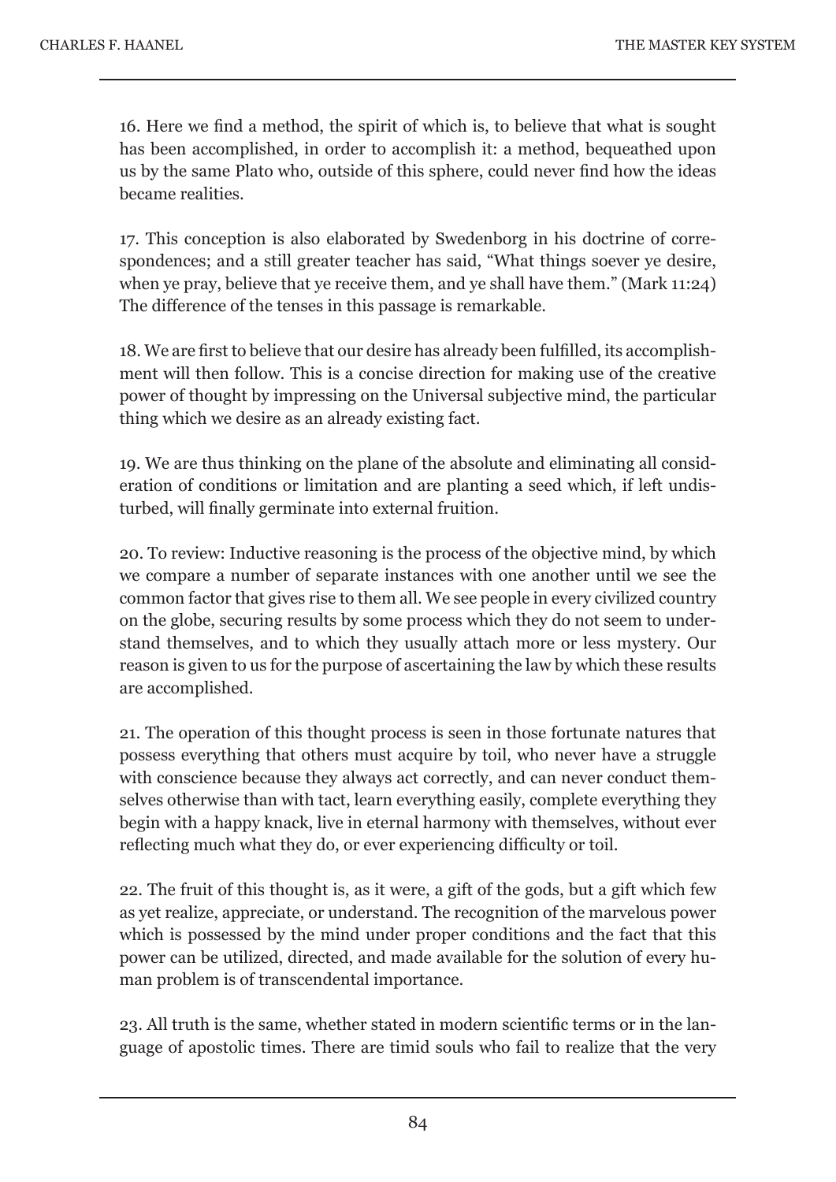16. Here we find a method, the spirit of which is, to believe that what is sought has been accomplished, in order to accomplish it: a method, bequeathed upon us by the same Plato who, outside of this sphere, could never find how the ideas became realities.

17. This conception is also elaborated by Swedenborg in his doctrine of correspondences; and a still greater teacher has said, "What things soever ye desire, when ye pray, believe that ye receive them, and ye shall have them." (Mark 11:24) The difference of the tenses in this passage is remarkable.

18. We are first to believe that our desire has already been fulfilled, its accomplishment will then follow. This is a concise direction for making use of the creative power of thought by impressing on the Universal subjective mind, the particular thing which we desire as an already existing fact.

19. We are thus thinking on the plane of the absolute and eliminating all consideration of conditions or limitation and are planting a seed which, if left undisturbed, will finally germinate into external fruition.

20. To review: Inductive reasoning is the process of the objective mind, by which we compare a number of separate instances with one another until we see the common factor that gives rise to them all. We see people in every civilized country on the globe, securing results by some process which they do not seem to understand themselves, and to which they usually attach more or less mystery. Our reason is given to us for the purpose of ascertaining the law by which these results are accomplished.

21. The operation of this thought process is seen in those fortunate natures that possess everything that others must acquire by toil, who never have a struggle with conscience because they always act correctly, and can never conduct themselves otherwise than with tact, learn everything easily, complete everything they begin with a happy knack, live in eternal harmony with themselves, without ever reflecting much what they do, or ever experiencing difficulty or toil.

22. The fruit of this thought is, as it were, a gift of the gods, but a gift which few as yet realize, appreciate, or understand. The recognition of the marvelous power which is possessed by the mind under proper conditions and the fact that this power can be utilized, directed, and made available for the solution of every human problem is of transcendental importance.

23. All truth is the same, whether stated in modern scientific terms or in the language of apostolic times. There are timid souls who fail to realize that the very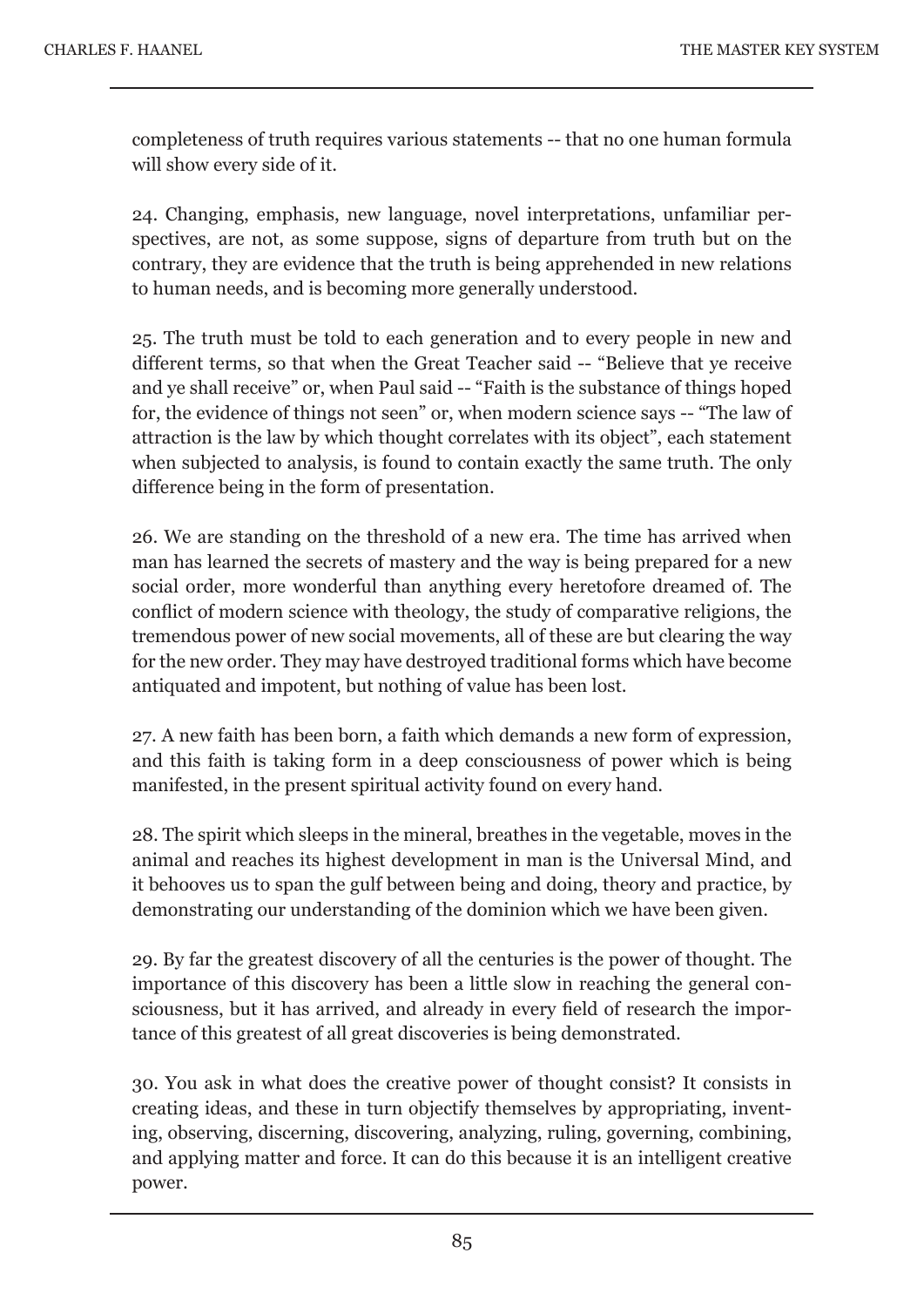completeness of truth requires various statements -- that no one human formula will show every side of it.

24. Changing, emphasis, new language, novel interpretations, unfamiliar perspectives, are not, as some suppose, signs of departure from truth but on the contrary, they are evidence that the truth is being apprehended in new relations to human needs, and is becoming more generally understood.

25. The truth must be told to each generation and to every people in new and different terms, so that when the Great Teacher said -- "Believe that ye receive and ye shall receive" or, when Paul said -- "Faith is the substance of things hoped for, the evidence of things not seen" or, when modern science says -- "The law of attraction is the law by which thought correlates with its object", each statement when subjected to analysis, is found to contain exactly the same truth. The only difference being in the form of presentation.

26. We are standing on the threshold of a new era. The time has arrived when man has learned the secrets of mastery and the way is being prepared for a new social order, more wonderful than anything every heretofore dreamed of. The conflict of modern science with theology, the study of comparative religions, the tremendous power of new social movements, all of these are but clearing the way for the new order. They may have destroyed traditional forms which have become antiquated and impotent, but nothing of value has been lost.

27. A new faith has been born, a faith which demands a new form of expression, and this faith is taking form in a deep consciousness of power which is being manifested, in the present spiritual activity found on every hand.

28. The spirit which sleeps in the mineral, breathes in the vegetable, moves in the animal and reaches its highest development in man is the Universal Mind, and it behooves us to span the gulf between being and doing, theory and practice, by demonstrating our understanding of the dominion which we have been given.

29. By far the greatest discovery of all the centuries is the power of thought. The importance of this discovery has been a little slow in reaching the general consciousness, but it has arrived, and already in every field of research the importance of this greatest of all great discoveries is being demonstrated.

30. You ask in what does the creative power of thought consist? It consists in creating ideas, and these in turn objectify themselves by appropriating, inventing, observing, discerning, discovering, analyzing, ruling, governing, combining, and applying matter and force. It can do this because it is an intelligent creative power.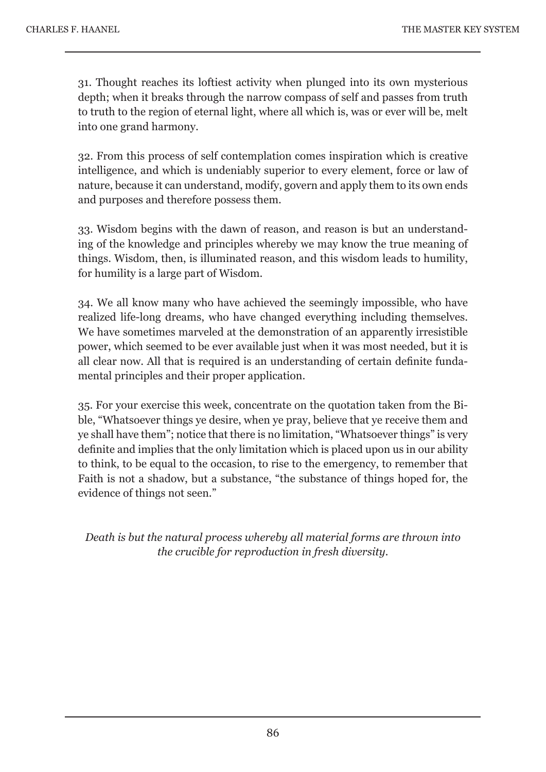31. Thought reaches its loftiest activity when plunged into its own mysterious depth; when it breaks through the narrow compass of self and passes from truth to truth to the region of eternal light, where all which is, was or ever will be, melt into one grand harmony.

32. From this process of self contemplation comes inspiration which is creative intelligence, and which is undeniably superior to every element, force or law of nature, because it can understand, modify, govern and apply them to its own ends and purposes and therefore possess them.

33. Wisdom begins with the dawn of reason, and reason is but an understanding of the knowledge and principles whereby we may know the true meaning of things. Wisdom, then, is illuminated reason, and this wisdom leads to humility, for humility is a large part of Wisdom.

34. We all know many who have achieved the seemingly impossible, who have realized life-long dreams, who have changed everything including themselves. We have sometimes marveled at the demonstration of an apparently irresistible power, which seemed to be ever available just when it was most needed, but it is all clear now. All that is required is an understanding of certain definite fundamental principles and their proper application.

35. For your exercise this week, concentrate on the quotation taken from the Bible, "Whatsoever things ye desire, when ye pray, believe that ye receive them and ye shall have them"; notice that there is no limitation, "Whatsoever things" is very definite and implies that the only limitation which is placed upon us in our ability to think, to be equal to the occasion, to rise to the emergency, to remember that Faith is not a shadow, but a substance, "the substance of things hoped for, the evidence of things not seen."

*Death is but the natural process whereby all material forms are thrown into the crucible for reproduction in fresh diversity.*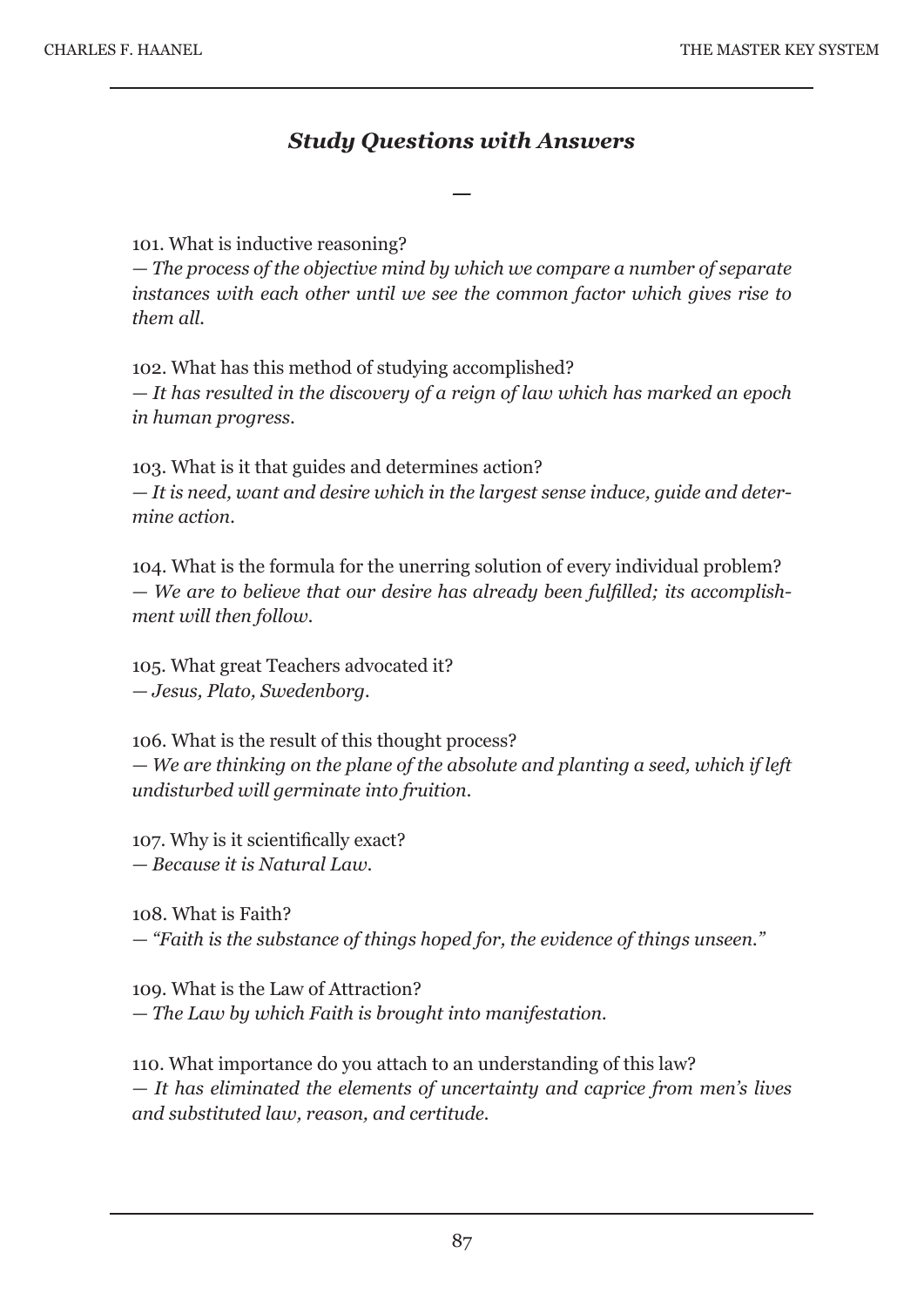## *Study Questions with Answers*

—

101. What is inductive reasoning?
— *The process of the objective mind by which we compare a number of separate instances with each other until we see the common factor which gives rise to them all.*

102. What has this method of studying accomplished?
— *It has resulted in the discovery of a reign of law which has marked an epoch in human progress.*

103. What is it that guides and determines action?
— *It is need, want and desire which in the largest sense induce, guide and determine action.*

104. What is the formula for the unerring solution of every individual problem?
— *We are to believe that our desire has already been fulfilled; its accomplishment will then follow.*

105. What great Teachers advocated it?
— *Jesus, Plato, Swedenborg.*

106. What is the result of this thought process?
— *We are thinking on the plane of the absolute and planting a seed, which if left undisturbed will germinate into fruition.*

107. Why is it scientifically exact?
— *Because it is Natural Law.*

108. What is Faith?
— *"Faith is the substance of things hoped for, the evidence of things unseen."*

109. What is the Law of Attraction?
— *The Law by which Faith is brought into manifestation.*

110. What importance do you attach to an understanding of this law?
— *It has eliminated the elements of uncertainty and caprice from men's lives and substituted law, reason, and certitude.*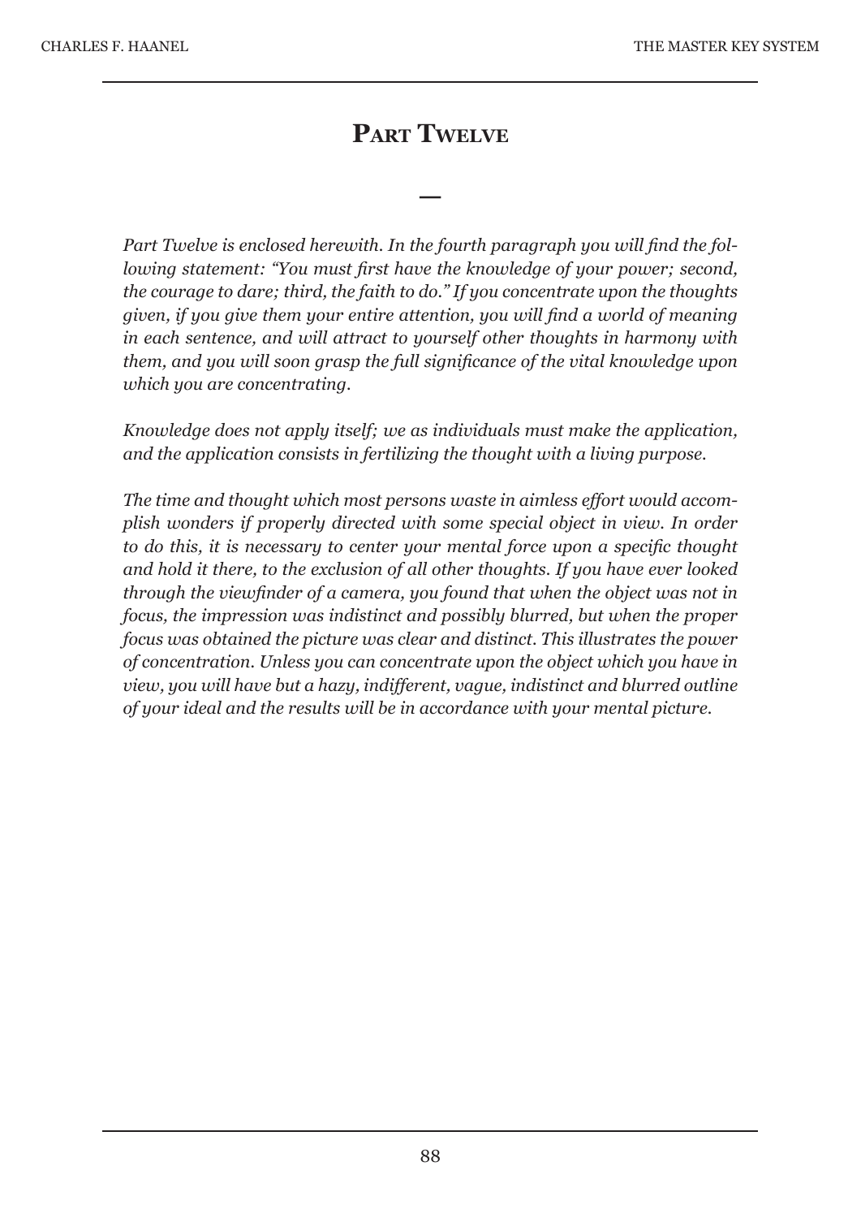# Part Twelve

—

*Part Twelve is enclosed herewith. In the fourth paragraph you will find the following statement: "You must first have the knowledge of your power; second, the courage to dare; third, the faith to do." If you concentrate upon the thoughts given, if you give them your entire attention, you will find a world of meaning in each sentence, and will attract to yourself other thoughts in harmony with them, and you will soon grasp the full significance of the vital knowledge upon which you are concentrating.*

*Knowledge does not apply itself; we as individuals must make the application, and the application consists in fertilizing the thought with a living purpose.*

*The time and thought which most persons waste in aimless effort would accomplish wonders if properly directed with some special object in view. In order to do this, it is necessary to center your mental force upon a specific thought and hold it there, to the exclusion of all other thoughts. If you have ever looked through the viewfinder of a camera, you found that when the object was not in focus, the impression was indistinct and possibly blurred, but when the proper focus was obtained the picture was clear and distinct. This illustrates the power of concentration. Unless you can concentrate upon the object which you have in view, you will have but a hazy, indifferent, vague, indistinct and blurred outline of your ideal and the results will be in accordance with your mental picture.*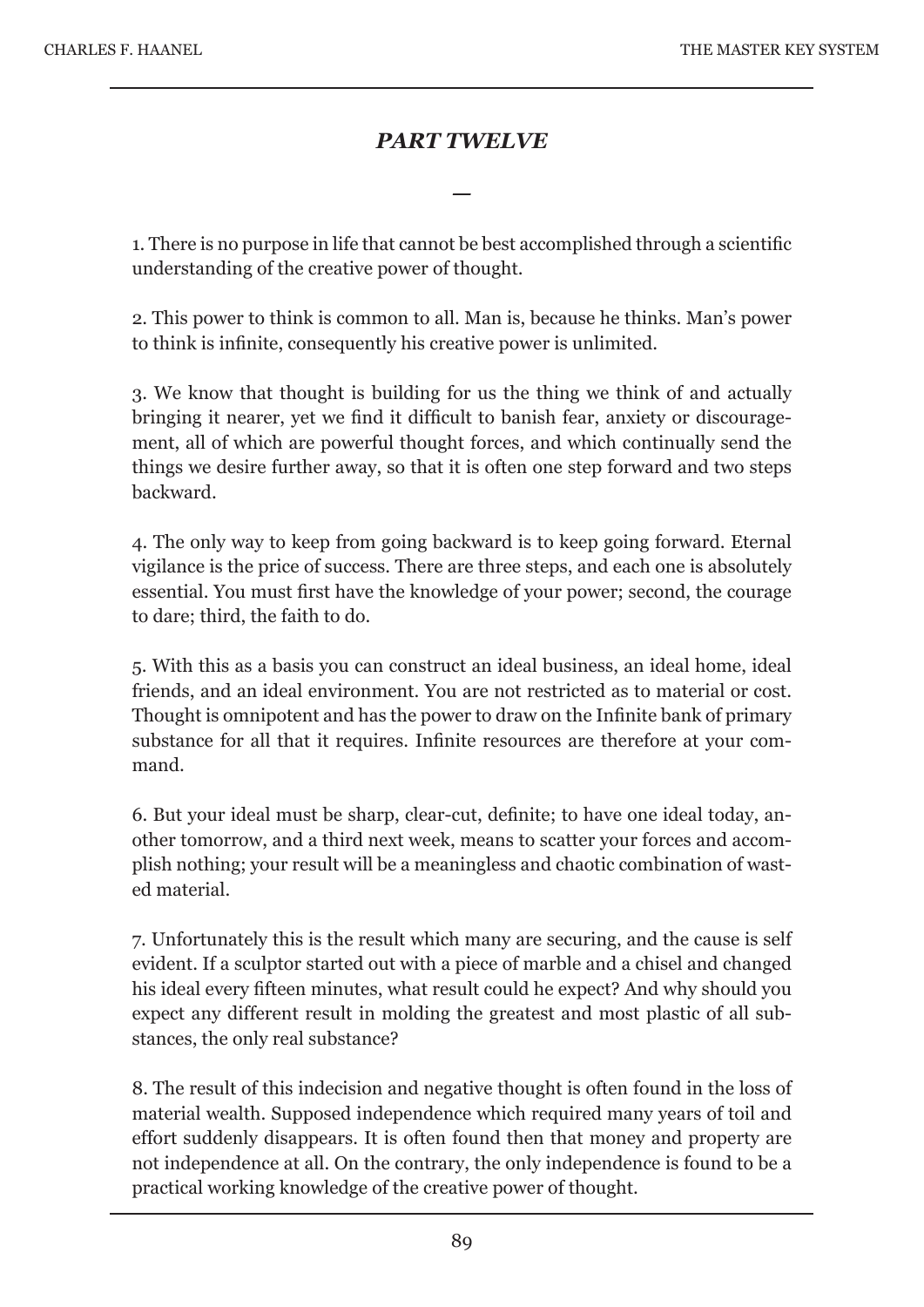## *PART TWELVE*

—

1. There is no purpose in life that cannot be best accomplished through a scientific understanding of the creative power of thought.

2. This power to think is common to all. Man is, because he thinks. Man's power to think is infinite, consequently his creative power is unlimited.

3. We know that thought is building for us the thing we think of and actually bringing it nearer, yet we find it difficult to banish fear, anxiety or discouragement, all of which are powerful thought forces, and which continually send the things we desire further away, so that it is often one step forward and two steps backward.

4. The only way to keep from going backward is to keep going forward. Eternal vigilance is the price of success. There are three steps, and each one is absolutely essential. You must first have the knowledge of your power; second, the courage to dare; third, the faith to do.

5. With this as a basis you can construct an ideal business, an ideal home, ideal friends, and an ideal environment. You are not restricted as to material or cost. Thought is omnipotent and has the power to draw on the Infinite bank of primary substance for all that it requires. Infinite resources are therefore at your command.

6. But your ideal must be sharp, clear-cut, definite; to have one ideal today, another tomorrow, and a third next week, means to scatter your forces and accomplish nothing; your result will be a meaningless and chaotic combination of wasted material.

7. Unfortunately this is the result which many are securing, and the cause is self evident. If a sculptor started out with a piece of marble and a chisel and changed his ideal every fifteen minutes, what result could he expect? And why should you expect any different result in molding the greatest and most plastic of all substances, the only real substance?

8. The result of this indecision and negative thought is often found in the loss of material wealth. Supposed independence which required many years of toil and effort suddenly disappears. It is often found then that money and property are not independence at all. On the contrary, the only independence is found to be a practical working knowledge of the creative power of thought.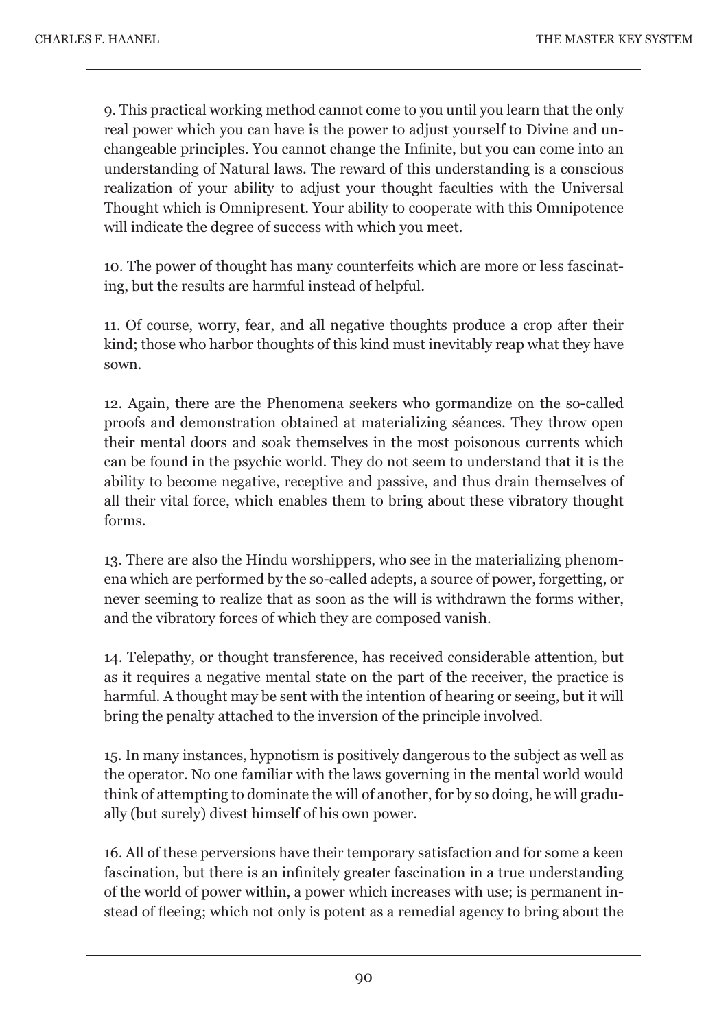9. This practical working method cannot come to you until you learn that the only real power which you can have is the power to adjust yourself to Divine and unchangeable principles. You cannot change the Infinite, but you can come into an understanding of Natural laws. The reward of this understanding is a conscious realization of your ability to adjust your thought faculties with the Universal Thought which is Omnipresent. Your ability to cooperate with this Omnipotence will indicate the degree of success with which you meet.

10. The power of thought has many counterfeits which are more or less fascinating, but the results are harmful instead of helpful.

11. Of course, worry, fear, and all negative thoughts produce a crop after their kind; those who harbor thoughts of this kind must inevitably reap what they have sown.

12. Again, there are the Phenomena seekers who gormandize on the so-called proofs and demonstration obtained at materializing séances. They throw open their mental doors and soak themselves in the most poisonous currents which can be found in the psychic world. They do not seem to understand that it is the ability to become negative, receptive and passive, and thus drain themselves of all their vital force, which enables them to bring about these vibratory thought forms.

13. There are also the Hindu worshippers, who see in the materializing phenomena which are performed by the so-called adepts, a source of power, forgetting, or never seeming to realize that as soon as the will is withdrawn the forms wither, and the vibratory forces of which they are composed vanish.

14. Telepathy, or thought transference, has received considerable attention, but as it requires a negative mental state on the part of the receiver, the practice is harmful. A thought may be sent with the intention of hearing or seeing, but it will bring the penalty attached to the inversion of the principle involved.

15. In many instances, hypnotism is positively dangerous to the subject as well as the operator. No one familiar with the laws governing in the mental world would think of attempting to dominate the will of another, for by so doing, he will gradually (but surely) divest himself of his own power.

16. All of these perversions have their temporary satisfaction and for some a keen fascination, but there is an infinitely greater fascination in a true understanding of the world of power within, a power which increases with use; is permanent instead of fleeing; which not only is potent as a remedial agency to bring about the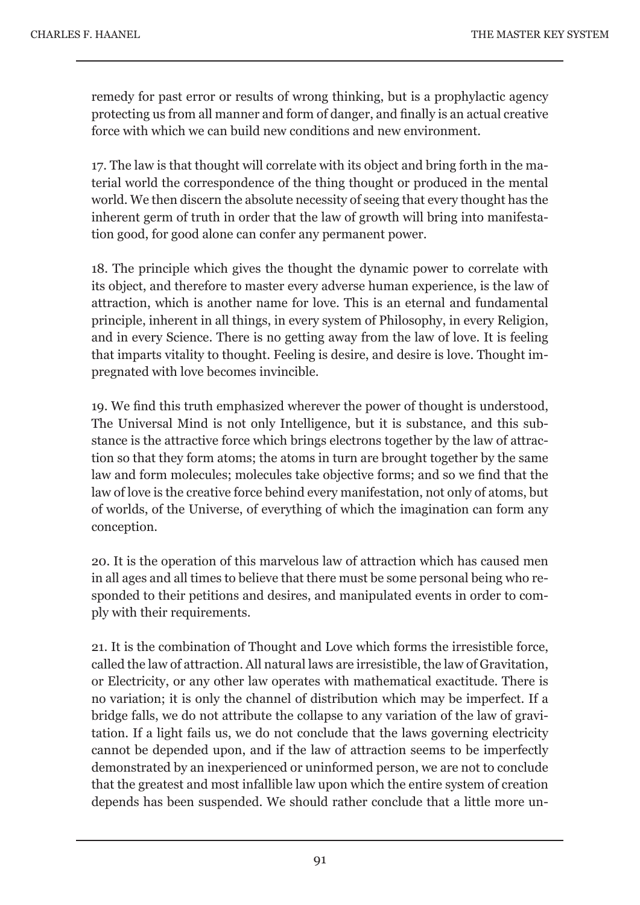remedy for past error or results of wrong thinking, but is a prophylactic agency protecting us from all manner and form of danger, and finally is an actual creative force with which we can build new conditions and new environment.

17. The law is that thought will correlate with its object and bring forth in the material world the correspondence of the thing thought or produced in the mental world. We then discern the absolute necessity of seeing that every thought has the inherent germ of truth in order that the law of growth will bring into manifestation good, for good alone can confer any permanent power.

18. The principle which gives the thought the dynamic power to correlate with its object, and therefore to master every adverse human experience, is the law of attraction, which is another name for love. This is an eternal and fundamental principle, inherent in all things, in every system of Philosophy, in every Religion, and in every Science. There is no getting away from the law of love. It is feeling that imparts vitality to thought. Feeling is desire, and desire is love. Thought impregnated with love becomes invincible.

19. We find this truth emphasized wherever the power of thought is understood, The Universal Mind is not only Intelligence, but it is substance, and this substance is the attractive force which brings electrons together by the law of attraction so that they form atoms; the atoms in turn are brought together by the same law and form molecules; molecules take objective forms; and so we find that the law of love is the creative force behind every manifestation, not only of atoms, but of worlds, of the Universe, of everything of which the imagination can form any conception.

20. It is the operation of this marvelous law of attraction which has caused men in all ages and all times to believe that there must be some personal being who responded to their petitions and desires, and manipulated events in order to comply with their requirements.

21. It is the combination of Thought and Love which forms the irresistible force, called the law of attraction. All natural laws are irresistible, the law of Gravitation, or Electricity, or any other law operates with mathematical exactitude. There is no variation; it is only the channel of distribution which may be imperfect. If a bridge falls, we do not attribute the collapse to any variation of the law of gravitation. If a light fails us, we do not conclude that the laws governing electricity cannot be depended upon, and if the law of attraction seems to be imperfectly demonstrated by an inexperienced or uninformed person, we are not to conclude that the greatest and most infallible law upon which the entire system of creation depends has been suspended. We should rather conclude that a little more un-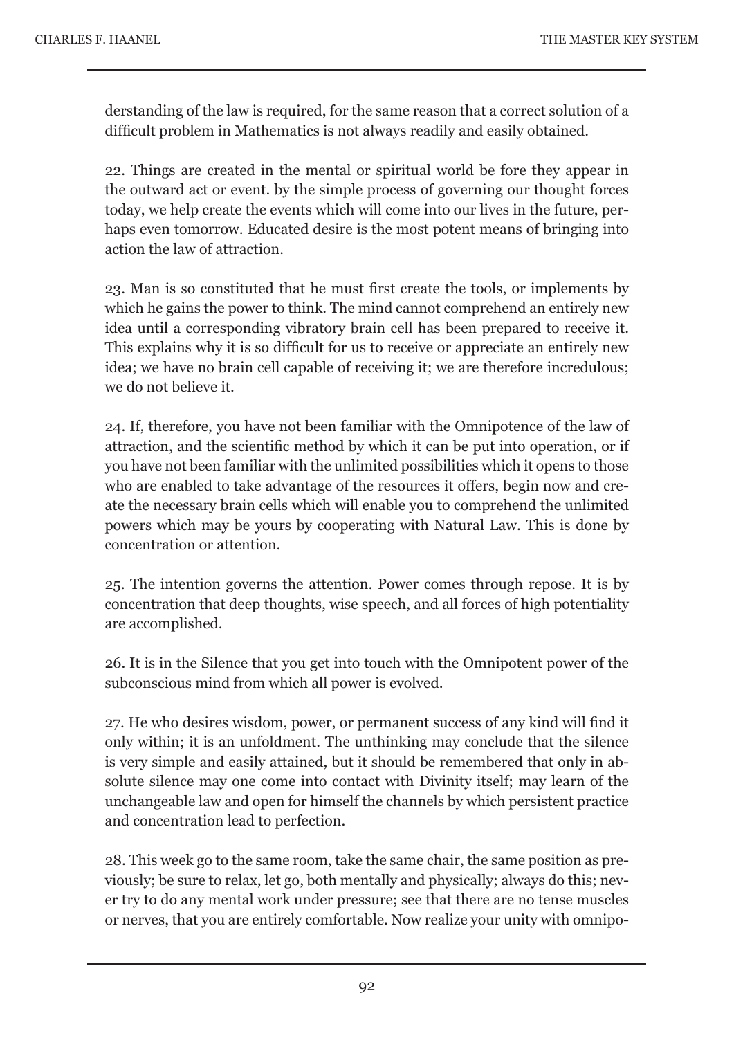derstanding of the law is required, for the same reason that a correct solution of a difficult problem in Mathematics is not always readily and easily obtained.

22. Things are created in the mental or spiritual world be fore they appear in the outward act or event. by the simple process of governing our thought forces today, we help create the events which will come into our lives in the future, perhaps even tomorrow. Educated desire is the most potent means of bringing into action the law of attraction.

23. Man is so constituted that he must first create the tools, or implements by which he gains the power to think. The mind cannot comprehend an entirely new idea until a corresponding vibratory brain cell has been prepared to receive it. This explains why it is so difficult for us to receive or appreciate an entirely new idea; we have no brain cell capable of receiving it; we are therefore incredulous; we do not believe it.

24. If, therefore, you have not been familiar with the Omnipotence of the law of attraction, and the scientific method by which it can be put into operation, or if you have not been familiar with the unlimited possibilities which it opens to those who are enabled to take advantage of the resources it offers, begin now and create the necessary brain cells which will enable you to comprehend the unlimited powers which may be yours by cooperating with Natural Law. This is done by concentration or attention.

25. The intention governs the attention. Power comes through repose. It is by concentration that deep thoughts, wise speech, and all forces of high potentiality are accomplished.

26. It is in the Silence that you get into touch with the Omnipotent power of the subconscious mind from which all power is evolved.

27. He who desires wisdom, power, or permanent success of any kind will find it only within; it is an unfoldment. The unthinking may conclude that the silence is very simple and easily attained, but it should be remembered that only in absolute silence may one come into contact with Divinity itself; may learn of the unchangeable law and open for himself the channels by which persistent practice and concentration lead to perfection.

28. This week go to the same room, take the same chair, the same position as previously; be sure to relax, let go, both mentally and physically; always do this; never try to do any mental work under pressure; see that there are no tense muscles or nerves, that you are entirely comfortable. Now realize your unity with omnipo-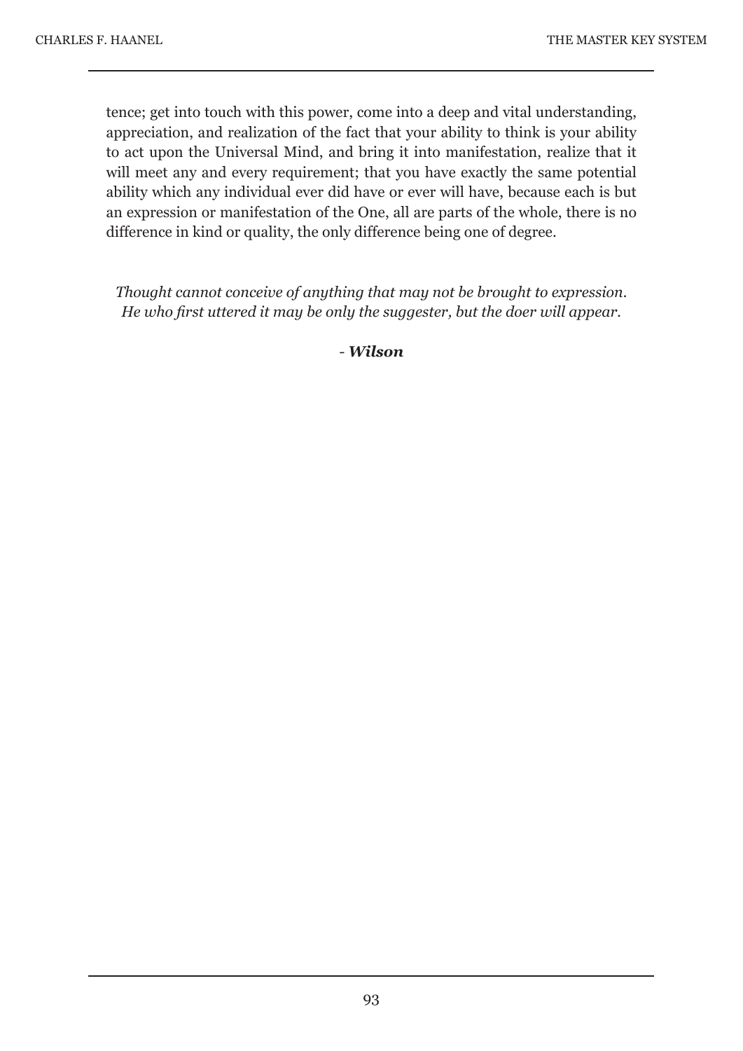tence; get into touch with this power, come into a deep and vital understanding, appreciation, and realization of the fact that your ability to think is your ability to act upon the Universal Mind, and bring it into manifestation, realize that it will meet any and every requirement; that you have exactly the same potential ability which any individual ever did have or ever will have, because each is but an expression or manifestation of the One, all are parts of the whole, there is no difference in kind or quality, the only difference being one of degree.

*Thought cannot conceive of anything that may not be brought to expression. He who first uttered it may be only the suggester, but the doer will appear.*

- ***Wilson***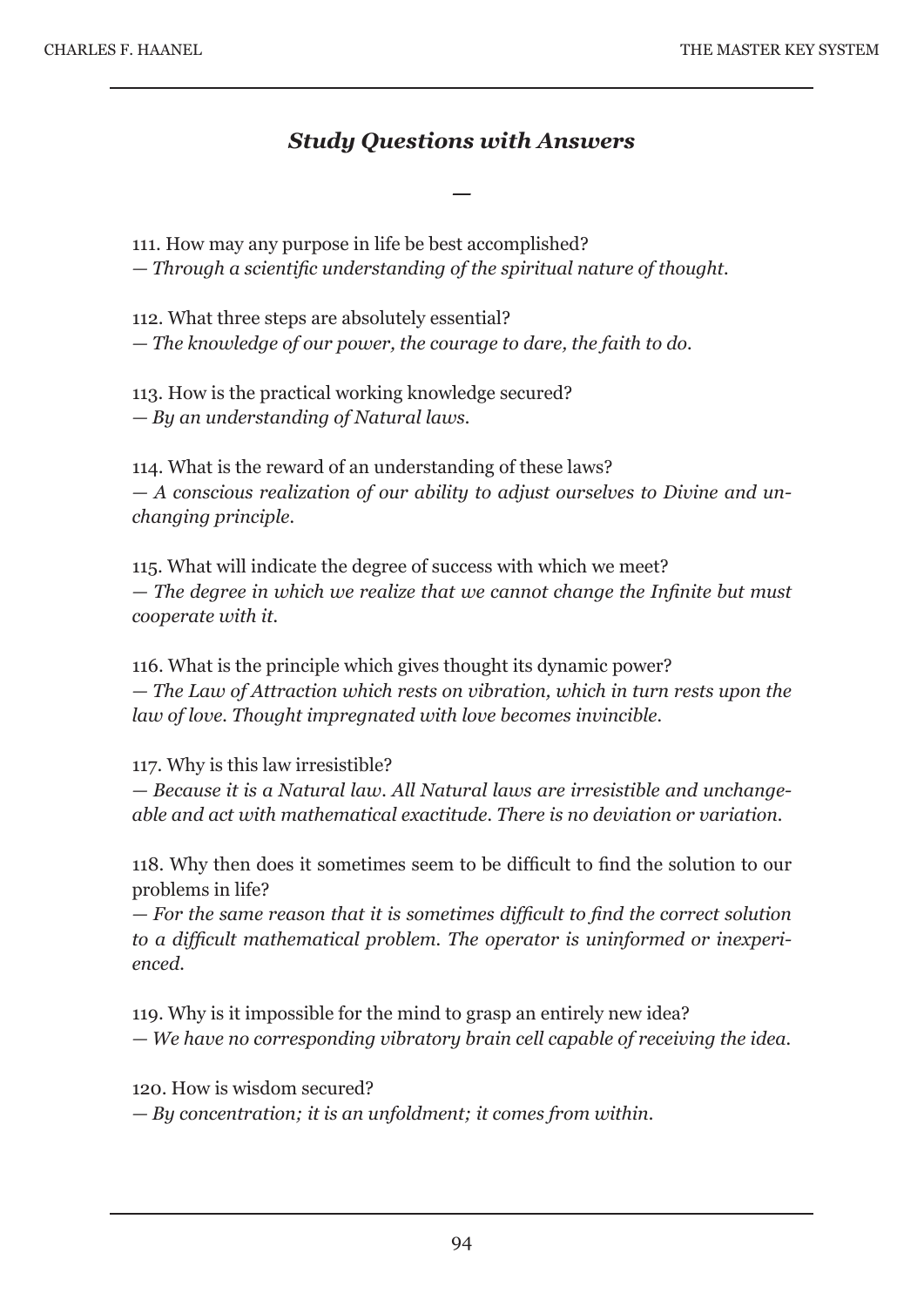## *Study Questions with Answers*

—

111. How may any purpose in life be best accomplished?
*— Through a scientific understanding of the spiritual nature of thought.*

112. What three steps are absolutely essential?
*— The knowledge of our power, the courage to dare, the faith to do.*

113. How is the practical working knowledge secured?
*— By an understanding of Natural laws.*

114. What is the reward of an understanding of these laws?
*— A conscious realization of our ability to adjust ourselves to Divine and unchanging principle.*

115. What will indicate the degree of success with which we meet?
*— The degree in which we realize that we cannot change the Infinite but must cooperate with it.*

116. What is the principle which gives thought its dynamic power?
*— The Law of Attraction which rests on vibration, which in turn rests upon the law of love. Thought impregnated with love becomes invincible.*

117. Why is this law irresistible?
*— Because it is a Natural law. All Natural laws are irresistible and unchangeable and act with mathematical exactitude. There is no deviation or variation.*

118. Why then does it sometimes seem to be difficult to find the solution to our problems in life?
*— For the same reason that it is sometimes difficult to find the correct solution to a difficult mathematical problem. The operator is uninformed or inexperienced.*

119. Why is it impossible for the mind to grasp an entirely new idea?
*— We have no corresponding vibratory brain cell capable of receiving the idea.*

120. How is wisdom secured?
*— By concentration; it is an unfoldment; it comes from within.*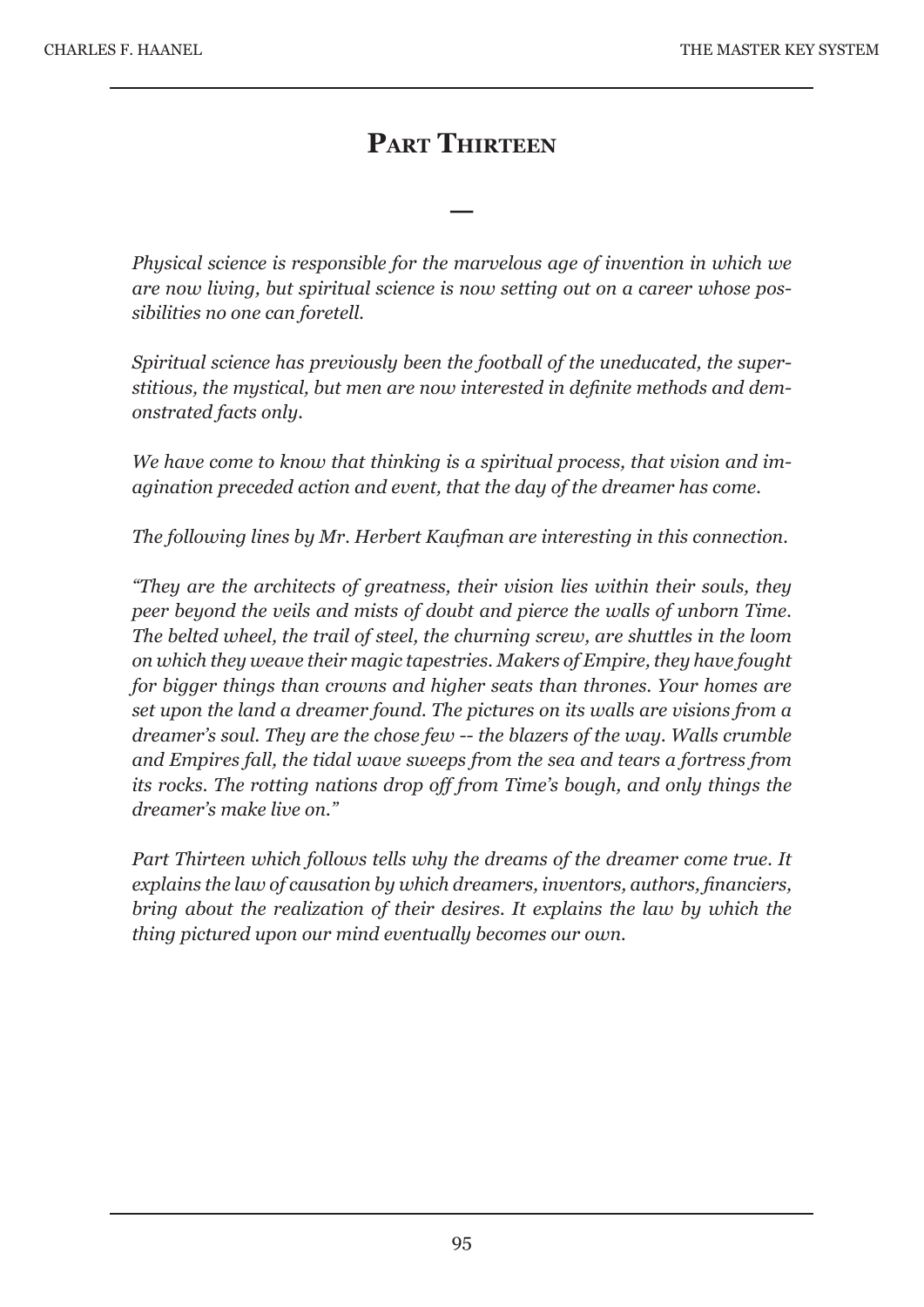# Part Thirteen

—

*Physical science is responsible for the marvelous age of invention in which we are now living, but spiritual science is now setting out on a career whose possibilities no one can foretell.*

*Spiritual science has previously been the football of the uneducated, the superstitious, the mystical, but men are now interested in definite methods and demonstrated facts only.*

*We have come to know that thinking is a spiritual process, that vision and imagination preceded action and event, that the day of the dreamer has come.*

*The following lines by Mr. Herbert Kaufman are interesting in this connection.*

*"They are the architects of greatness, their vision lies within their souls, they peer beyond the veils and mists of doubt and pierce the walls of unborn Time. The belted wheel, the trail of steel, the churning screw, are shuttles in the loom on which they weave their magic tapestries. Makers of Empire, they have fought for bigger things than crowns and higher seats than thrones. Your homes are set upon the land a dreamer found. The pictures on its walls are visions from a dreamer's soul. They are the chose few -- the blazers of the way. Walls crumble and Empires fall, the tidal wave sweeps from the sea and tears a fortress from its rocks. The rotting nations drop off from Time's bough, and only things the dreamer's make live on."*

*Part Thirteen which follows tells why the dreams of the dreamer come true. It explains the law of causation by which dreamers, inventors, authors, financiers, bring about the realization of their desires. It explains the law by which the thing pictured upon our mind eventually becomes our own.*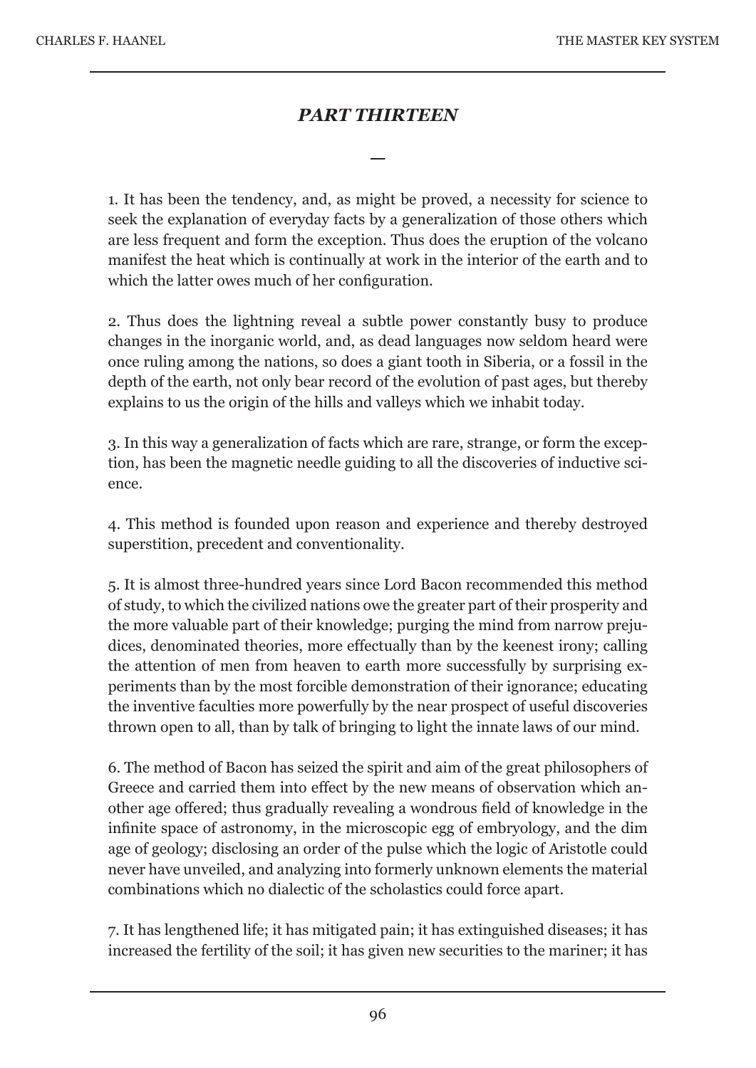## *PART THIRTEEN*

—

1. It has been the tendency, and, as might be proved, a necessity for science to seek the explanation of everyday facts by a generalization of those others which are less frequent and form the exception. Thus does the eruption of the volcano manifest the heat which is continually at work in the interior of the earth and to which the latter owes much of her configuration.

2. Thus does the lightning reveal a subtle power constantly busy to produce changes in the inorganic world, and, as dead languages now seldom heard were once ruling among the nations, so does a giant tooth in Siberia, or a fossil in the depth of the earth, not only bear record of the evolution of past ages, but thereby explains to us the origin of the hills and valleys which we inhabit today.

3. In this way a generalization of facts which are rare, strange, or form the exception, has been the magnetic needle guiding to all the discoveries of inductive science.

4. This method is founded upon reason and experience and thereby destroyed superstition, precedent and conventionality.

5. It is almost three-hundred years since Lord Bacon recommended this method of study, to which the civilized nations owe the greater part of their prosperity and the more valuable part of their knowledge; purging the mind from narrow prejudices, denominated theories, more effectually than by the keenest irony; calling the attention of men from heaven to earth more successfully by surprising experiments than by the most forcible demonstration of their ignorance; educating the inventive faculties more powerfully by the near prospect of useful discoveries thrown open to all, than by talk of bringing to light the innate laws of our mind.

6. The method of Bacon has seized the spirit and aim of the great philosophers of Greece and carried them into effect by the new means of observation which another age offered; thus gradually revealing a wondrous field of knowledge in the infinite space of astronomy, in the microscopic egg of embryology, and the dim age of geology; disclosing an order of the pulse which the logic of Aristotle could never have unveiled, and analyzing into formerly unknown elements the material combinations which no dialectic of the scholastics could force apart.

7. It has lengthened life; it has mitigated pain; it has extinguished diseases; it has increased the fertility of the soil; it has given new securities to the mariner; it has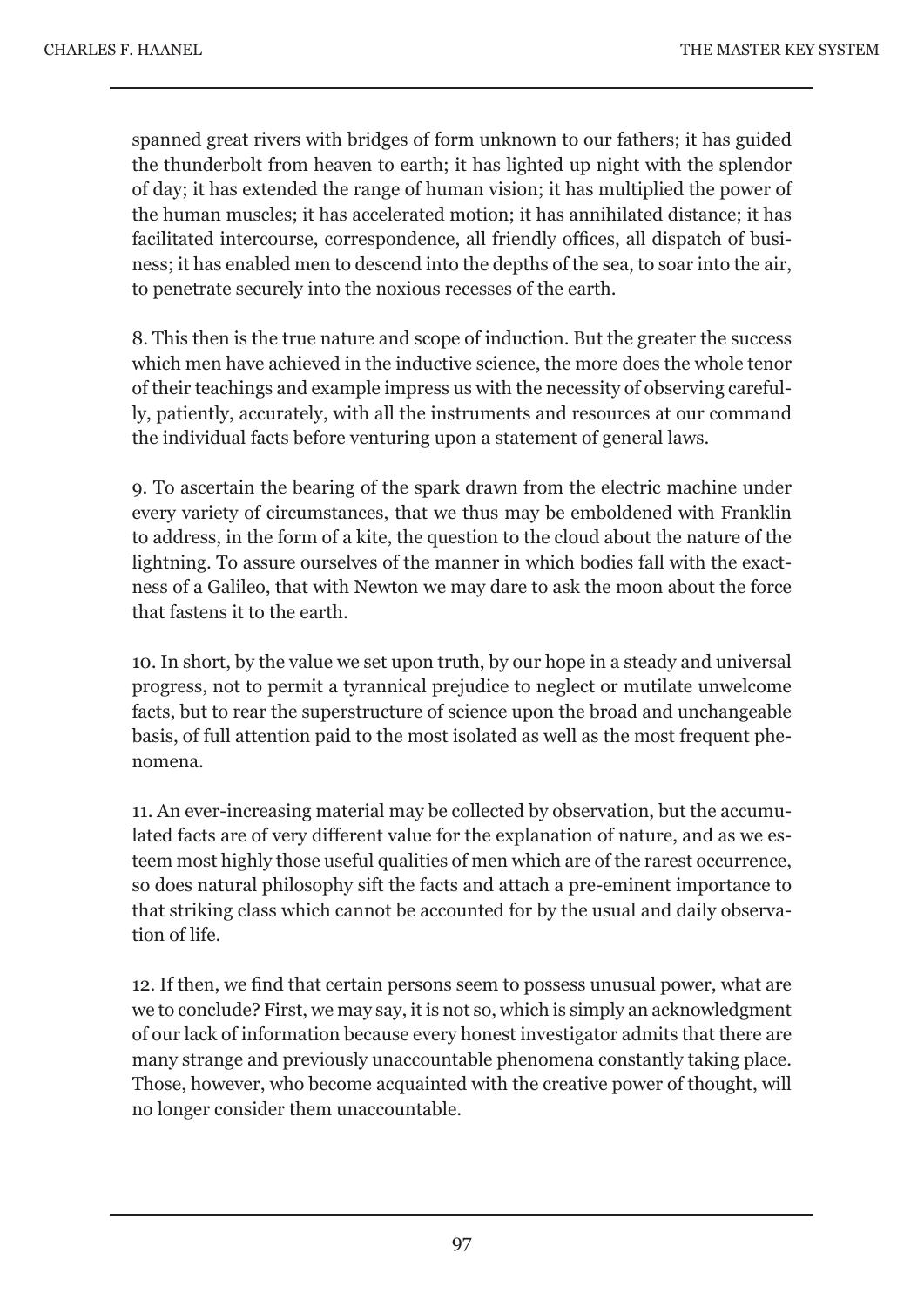spanned great rivers with bridges of form unknown to our fathers; it has guided the thunderbolt from heaven to earth; it has lighted up night with the splendor of day; it has extended the range of human vision; it has multiplied the power of the human muscles; it has accelerated motion; it has annihilated distance; it has facilitated intercourse, correspondence, all friendly offices, all dispatch of business; it has enabled men to descend into the depths of the sea, to soar into the air, to penetrate securely into the noxious recesses of the earth.

8. This then is the true nature and scope of induction. But the greater the success which men have achieved in the inductive science, the more does the whole tenor of their teachings and example impress us with the necessity of observing carefully, patiently, accurately, with all the instruments and resources at our command the individual facts before venturing upon a statement of general laws.

9. To ascertain the bearing of the spark drawn from the electric machine under every variety of circumstances, that we thus may be emboldened with Franklin to address, in the form of a kite, the question to the cloud about the nature of the lightning. To assure ourselves of the manner in which bodies fall with the exactness of a Galileo, that with Newton we may dare to ask the moon about the force that fastens it to the earth.

10. In short, by the value we set upon truth, by our hope in a steady and universal progress, not to permit a tyrannical prejudice to neglect or mutilate unwelcome facts, but to rear the superstructure of science upon the broad and unchangeable basis, of full attention paid to the most isolated as well as the most frequent phenomena.

11. An ever-increasing material may be collected by observation, but the accumulated facts are of very different value for the explanation of nature, and as we esteem most highly those useful qualities of men which are of the rarest occurrence, so does natural philosophy sift the facts and attach a pre-eminent importance to that striking class which cannot be accounted for by the usual and daily observation of life.

12. If then, we find that certain persons seem to possess unusual power, what are we to conclude? First, we may say, it is not so, which is simply an acknowledgment of our lack of information because every honest investigator admits that there are many strange and previously unaccountable phenomena constantly taking place. Those, however, who become acquainted with the creative power of thought, will no longer consider them unaccountable.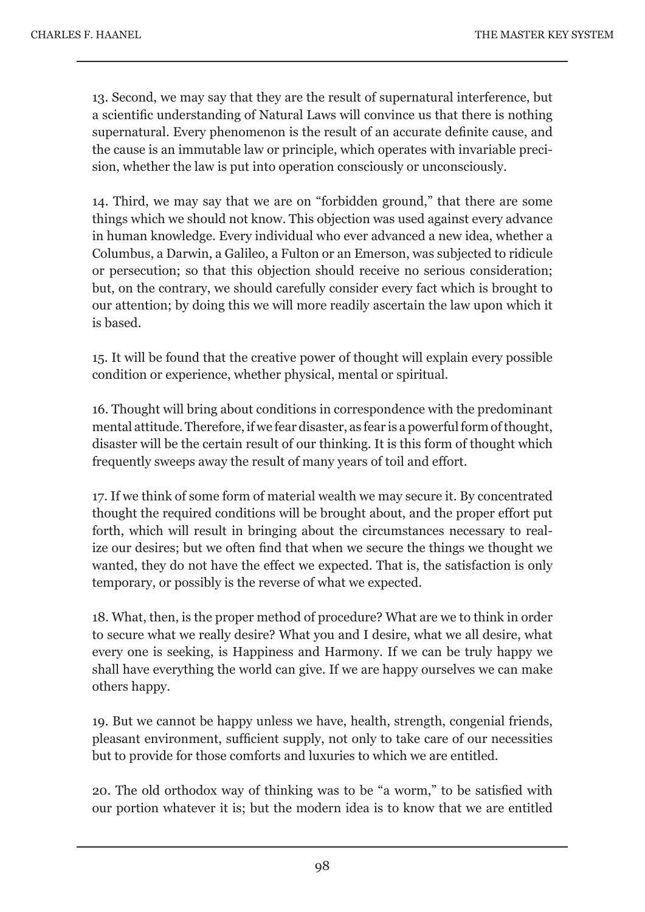13. Second, we may say that they are the result of supernatural interference, but a scientific understanding of Natural Laws will convince us that there is nothing supernatural. Every phenomenon is the result of an accurate definite cause, and the cause is an immutable law or principle, which operates with invariable precision, whether the law is put into operation consciously or unconsciously.

14. Third, we may say that we are on "forbidden ground," that there are some things which we should not know. This objection was used against every advance in human knowledge. Every individual who ever advanced a new idea, whether a Columbus, a Darwin, a Galileo, a Fulton or an Emerson, was subjected to ridicule or persecution; so that this objection should receive no serious consideration; but, on the contrary, we should carefully consider every fact which is brought to our attention; by doing this we will more readily ascertain the law upon which it is based.

15. It will be found that the creative power of thought will explain every possible condition or experience, whether physical, mental or spiritual.

16. Thought will bring about conditions in correspondence with the predominant mental attitude. Therefore, if we fear disaster, as fear is a powerful form of thought, disaster will be the certain result of our thinking. It is this form of thought which frequently sweeps away the result of many years of toil and effort.

17. If we think of some form of material wealth we may secure it. By concentrated thought the required conditions will be brought about, and the proper effort put forth, which will result in bringing about the circumstances necessary to realize our desires; but we often find that when we secure the things we thought we wanted, they do not have the effect we expected. That is, the satisfaction is only temporary, or possibly is the reverse of what we expected.

18. What, then, is the proper method of procedure? What are we to think in order to secure what we really desire? What you and I desire, what we all desire, what every one is seeking, is Happiness and Harmony. If we can be truly happy we shall have everything the world can give. If we are happy ourselves we can make others happy.

19. But we cannot be happy unless we have, health, strength, congenial friends, pleasant environment, sufficient supply, not only to take care of our necessities but to provide for those comforts and luxuries to which we are entitled.

20. The old orthodox way of thinking was to be "a worm," to be satisfied with our portion whatever it is; but the modern idea is to know that we are entitled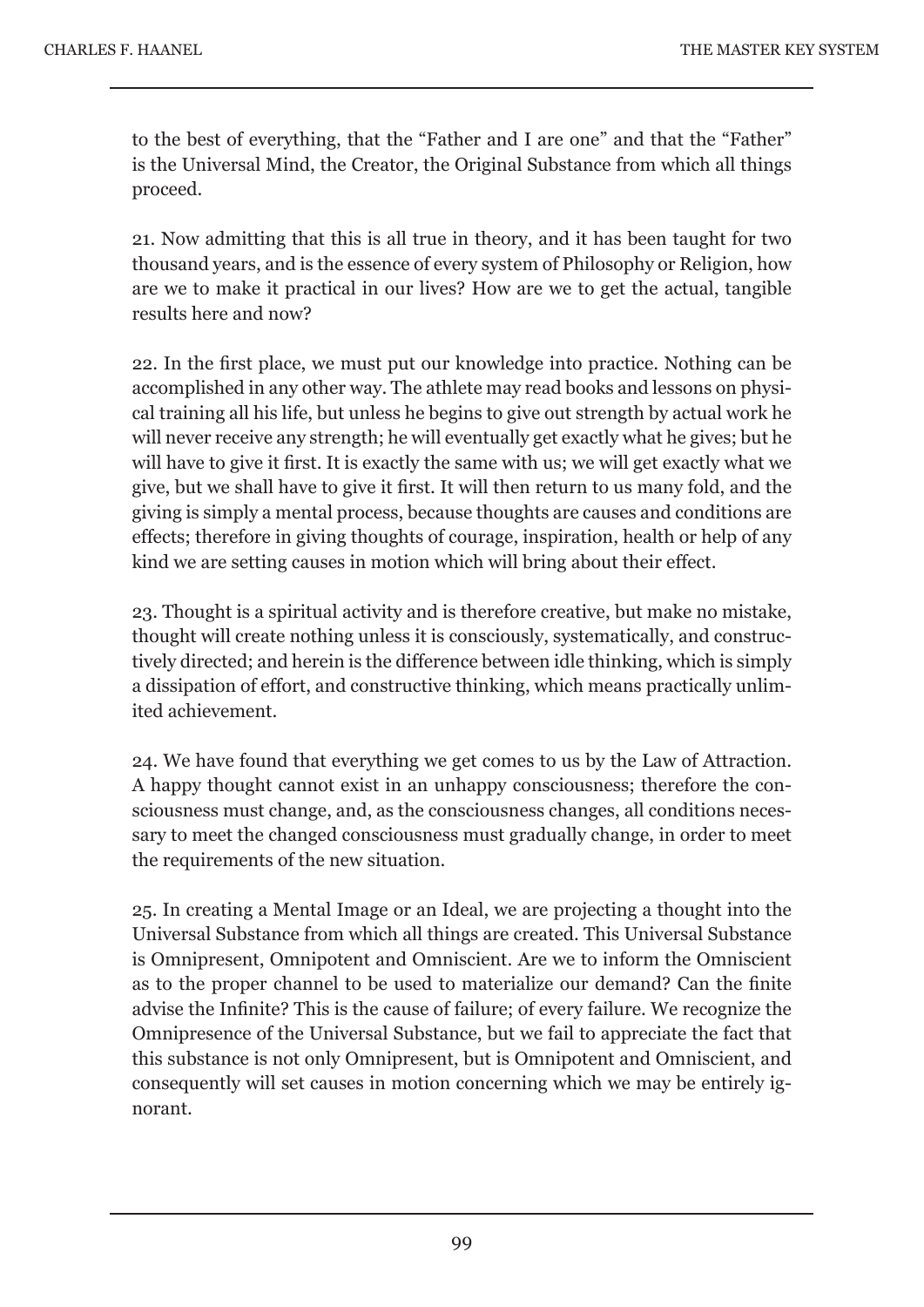to the best of everything, that the "Father and I are one" and that the "Father" is the Universal Mind, the Creator, the Original Substance from which all things proceed.

21. Now admitting that this is all true in theory, and it has been taught for two thousand years, and is the essence of every system of Philosophy or Religion, how are we to make it practical in our lives? How are we to get the actual, tangible results here and now?

22. In the first place, we must put our knowledge into practice. Nothing can be accomplished in any other way. The athlete may read books and lessons on physical training all his life, but unless he begins to give out strength by actual work he will never receive any strength; he will eventually get exactly what he gives; but he will have to give it first. It is exactly the same with us; we will get exactly what we give, but we shall have to give it first. It will then return to us many fold, and the giving is simply a mental process, because thoughts are causes and conditions are effects; therefore in giving thoughts of courage, inspiration, health or help of any kind we are setting causes in motion which will bring about their effect.

23. Thought is a spiritual activity and is therefore creative, but make no mistake, thought will create nothing unless it is consciously, systematically, and constructively directed; and herein is the difference between idle thinking, which is simply a dissipation of effort, and constructive thinking, which means practically unlimited achievement.

24. We have found that everything we get comes to us by the Law of Attraction. A happy thought cannot exist in an unhappy consciousness; therefore the consciousness must change, and, as the consciousness changes, all conditions necessary to meet the changed consciousness must gradually change, in order to meet the requirements of the new situation.

25. In creating a Mental Image or an Ideal, we are projecting a thought into the Universal Substance from which all things are created. This Universal Substance is Omnipresent, Omnipotent and Omniscient. Are we to inform the Omniscient as to the proper channel to be used to materialize our demand? Can the finite advise the Infinite? This is the cause of failure; of every failure. We recognize the Omnipresence of the Universal Substance, but we fail to appreciate the fact that this substance is not only Omnipresent, but is Omnipotent and Omniscient, and consequently will set causes in motion concerning which we may be entirely ignorant.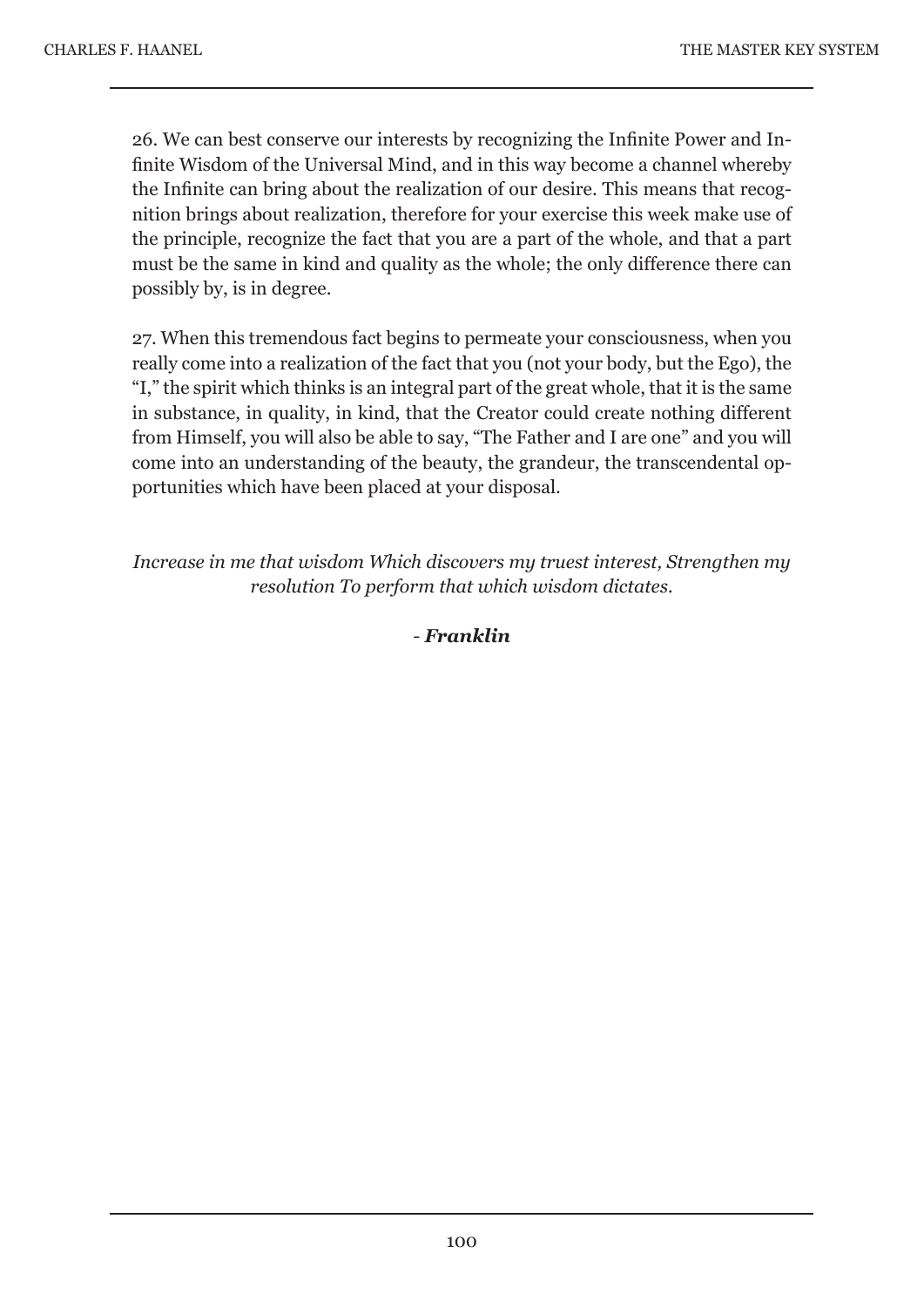26. We can best conserve our interests by recognizing the Infinite Power and Infinite Wisdom of the Universal Mind, and in this way become a channel whereby the Infinite can bring about the realization of our desire. This means that recognition brings about realization, therefore for your exercise this week make use of the principle, recognize the fact that you are a part of the whole, and that a part must be the same in kind and quality as the whole; the only difference there can possibly by, is in degree.

27. When this tremendous fact begins to permeate your consciousness, when you really come into a realization of the fact that you (not your body, but the Ego), the "I," the spirit which thinks is an integral part of the great whole, that it is the same in substance, in quality, in kind, that the Creator could create nothing different from Himself, you will also be able to say, "The Father and I are one" and you will come into an understanding of the beauty, the grandeur, the transcendental opportunities which have been placed at your disposal.

*Increase in me that wisdom Which discovers my truest interest, Strengthen my resolution To perform that which wisdom dictates.*

- ***Franklin***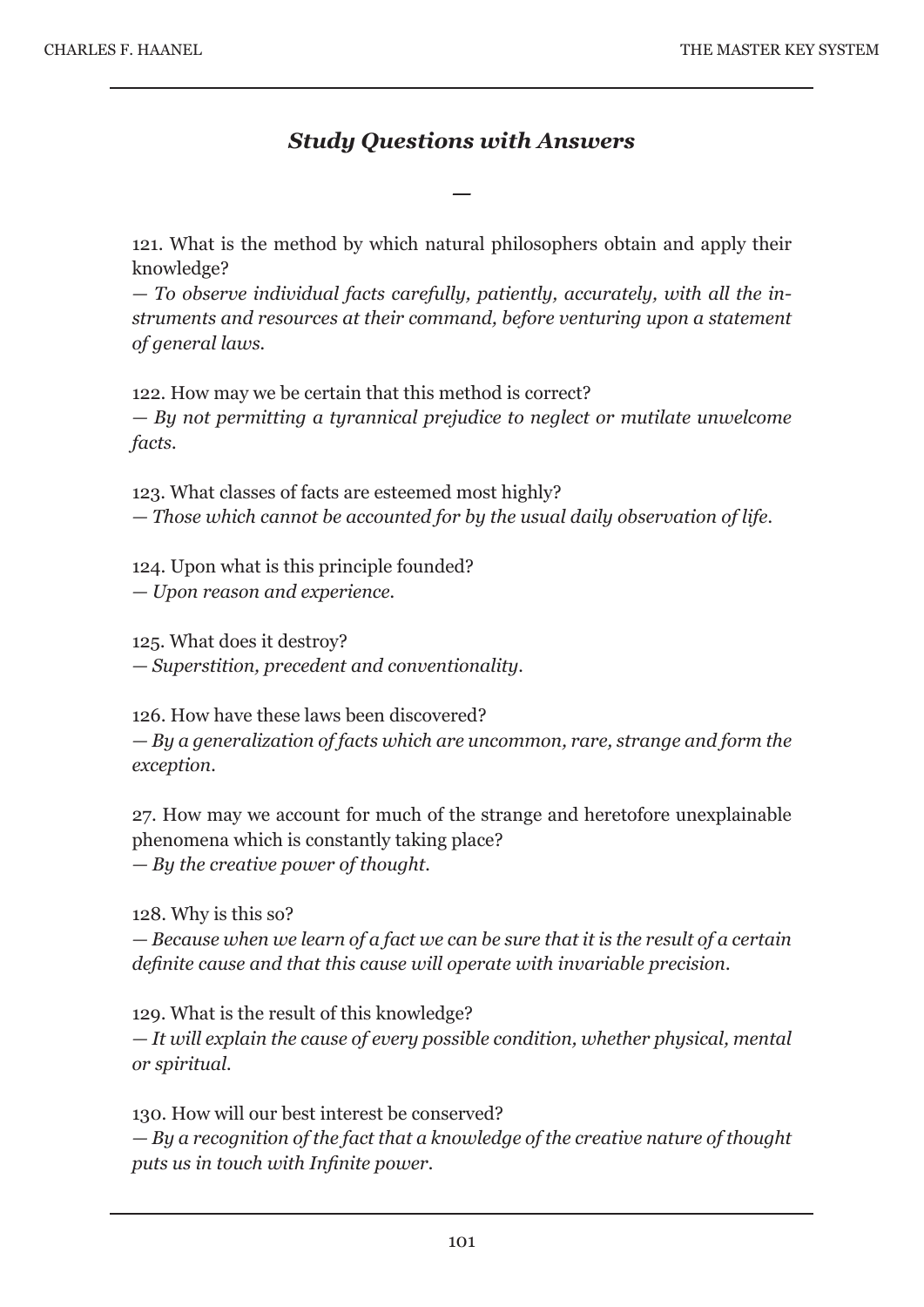## *Study Questions with Answers*

—

121. What is the method by which natural philosophers obtain and apply their knowledge?
*— To observe individual facts carefully, patiently, accurately, with all the instruments and resources at their command, before venturing upon a statement of general laws.*

122. How may we be certain that this method is correct?
*— By not permitting a tyrannical prejudice to neglect or mutilate unwelcome facts.*

123. What classes of facts are esteemed most highly?
*— Those which cannot be accounted for by the usual daily observation of life.*

124. Upon what is this principle founded?
*— Upon reason and experience.*

125. What does it destroy?
*— Superstition, precedent and conventionality.*

126. How have these laws been discovered?
*— By a generalization of facts which are uncommon, rare, strange and form the exception.*

27. How may we account for much of the strange and heretofore unexplainable phenomena which is constantly taking place?
*— By the creative power of thought.*

128. Why is this so?
*— Because when we learn of a fact we can be sure that it is the result of a certain definite cause and that this cause will operate with invariable precision.*

129. What is the result of this knowledge?
*— It will explain the cause of every possible condition, whether physical, mental or spiritual.*

130. How will our best interest be conserved?
*— By a recognition of the fact that a knowledge of the creative nature of thought puts us in touch with Infinite power.*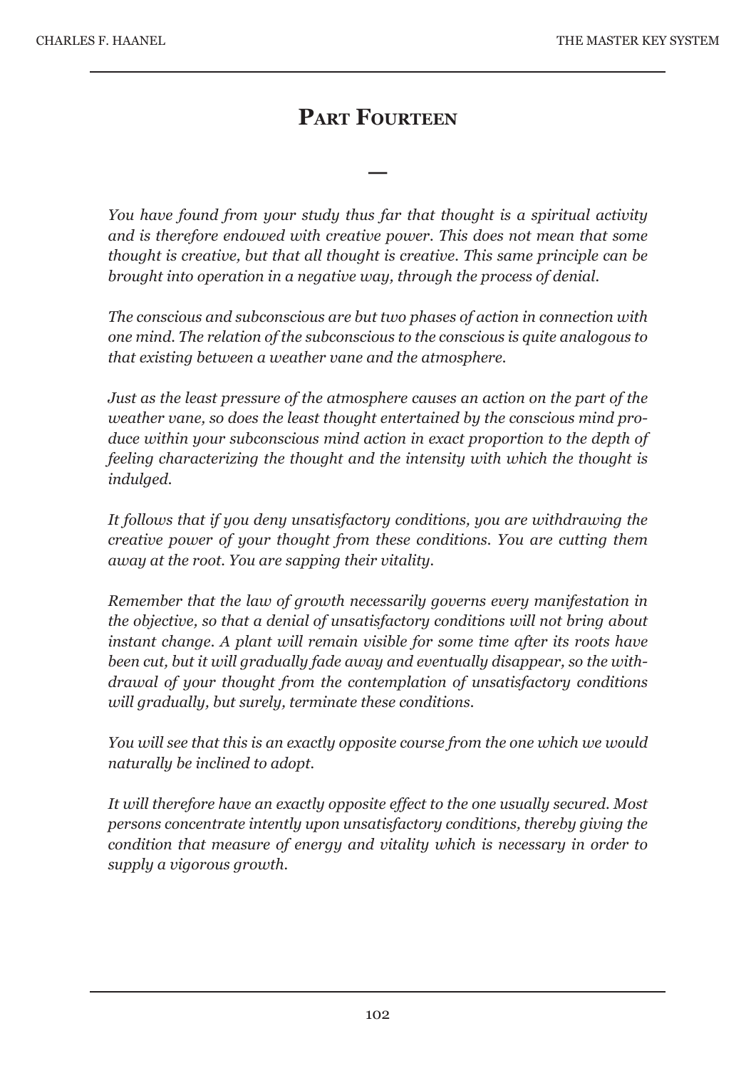# Part Fourteen

—

*You have found from your study thus far that thought is a spiritual activity and is therefore endowed with creative power. This does not mean that some thought is creative, but that all thought is creative. This same principle can be brought into operation in a negative way, through the process of denial.*

*The conscious and subconscious are but two phases of action in connection with one mind. The relation of the subconscious to the conscious is quite analogous to that existing between a weather vane and the atmosphere.*

*Just as the least pressure of the atmosphere causes an action on the part of the weather vane, so does the least thought entertained by the conscious mind produce within your subconscious mind action in exact proportion to the depth of feeling characterizing the thought and the intensity with which the thought is indulged.*

*It follows that if you deny unsatisfactory conditions, you are withdrawing the creative power of your thought from these conditions. You are cutting them away at the root. You are sapping their vitality.*

*Remember that the law of growth necessarily governs every manifestation in the objective, so that a denial of unsatisfactory conditions will not bring about instant change. A plant will remain visible for some time after its roots have been cut, but it will gradually fade away and eventually disappear, so the withdrawal of your thought from the contemplation of unsatisfactory conditions will gradually, but surely, terminate these conditions.*

*You will see that this is an exactly opposite course from the one which we would naturally be inclined to adopt.*

*It will therefore have an exactly opposite effect to the one usually secured. Most persons concentrate intently upon unsatisfactory conditions, thereby giving the condition that measure of energy and vitality which is necessary in order to supply a vigorous growth.*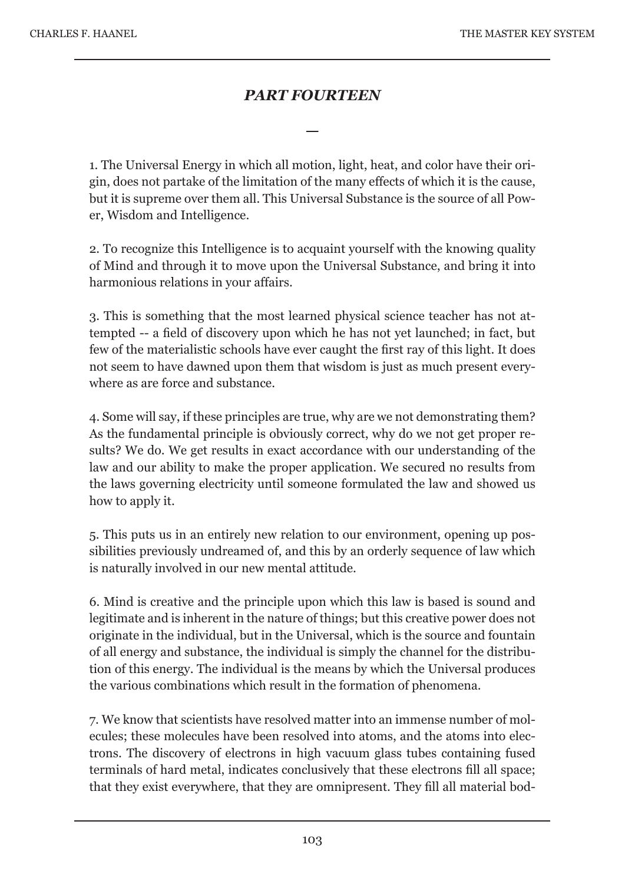## *PART FOURTEEN*

—

1. The Universal Energy in which all motion, light, heat, and color have their origin, does not partake of the limitation of the many effects of which it is the cause, but it is supreme over them all. This Universal Substance is the source of all Power, Wisdom and Intelligence.

2. To recognize this Intelligence is to acquaint yourself with the knowing quality of Mind and through it to move upon the Universal Substance, and bring it into harmonious relations in your affairs.

3. This is something that the most learned physical science teacher has not attempted -- a field of discovery upon which he has not yet launched; in fact, but few of the materialistic schools have ever caught the first ray of this light. It does not seem to have dawned upon them that wisdom is just as much present everywhere as are force and substance.

4. Some will say, if these principles are true, why are we not demonstrating them? As the fundamental principle is obviously correct, why do we not get proper results? We do. We get results in exact accordance with our understanding of the law and our ability to make the proper application. We secured no results from the laws governing electricity until someone formulated the law and showed us how to apply it.

5. This puts us in an entirely new relation to our environment, opening up possibilities previously undreamed of, and this by an orderly sequence of law which is naturally involved in our new mental attitude.

6. Mind is creative and the principle upon which this law is based is sound and legitimate and is inherent in the nature of things; but this creative power does not originate in the individual, but in the Universal, which is the source and fountain of all energy and substance, the individual is simply the channel for the distribution of this energy. The individual is the means by which the Universal produces the various combinations which result in the formation of phenomena.

7. We know that scientists have resolved matter into an immense number of molecules; these molecules have been resolved into atoms, and the atoms into electrons. The discovery of electrons in high vacuum glass tubes containing fused terminals of hard metal, indicates conclusively that these electrons fill all space; that they exist everywhere, that they are omnipresent. They fill all material bod-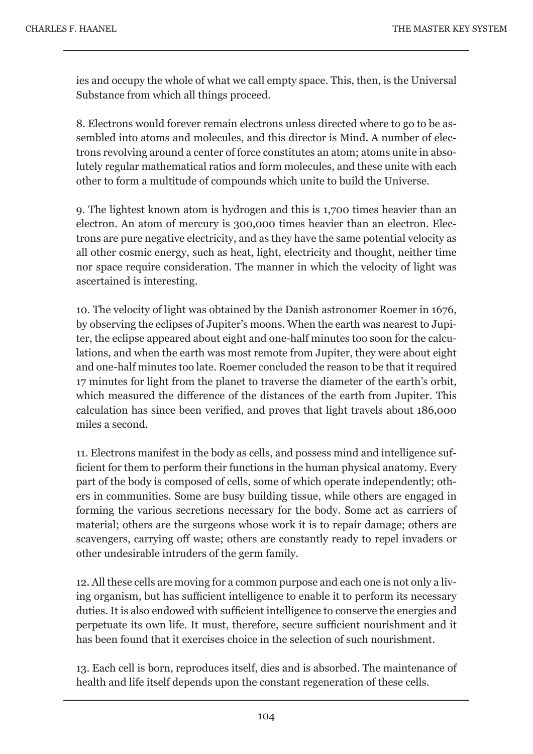ies and occupy the whole of what we call empty space. This, then, is the Universal Substance from which all things proceed.

8. Electrons would forever remain electrons unless directed where to go to be assembled into atoms and molecules, and this director is Mind. A number of electrons revolving around a center of force constitutes an atom; atoms unite in absolutely regular mathematical ratios and form molecules, and these unite with each other to form a multitude of compounds which unite to build the Universe.

9. The lightest known atom is hydrogen and this is 1,700 times heavier than an electron. An atom of mercury is 300,000 times heavier than an electron. Electrons are pure negative electricity, and as they have the same potential velocity as all other cosmic energy, such as heat, light, electricity and thought, neither time nor space require consideration. The manner in which the velocity of light was ascertained is interesting.

10. The velocity of light was obtained by the Danish astronomer Roemer in 1676, by observing the eclipses of Jupiter's moons. When the earth was nearest to Jupiter, the eclipse appeared about eight and one-half minutes too soon for the calculations, and when the earth was most remote from Jupiter, they were about eight and one-half minutes too late. Roemer concluded the reason to be that it required 17 minutes for light from the planet to traverse the diameter of the earth's orbit, which measured the difference of the distances of the earth from Jupiter. This calculation has since been verified, and proves that light travels about 186,000 miles a second.

11. Electrons manifest in the body as cells, and possess mind and intelligence sufficient for them to perform their functions in the human physical anatomy. Every part of the body is composed of cells, some of which operate independently; others in communities. Some are busy building tissue, while others are engaged in forming the various secretions necessary for the body. Some act as carriers of material; others are the surgeons whose work it is to repair damage; others are scavengers, carrying off waste; others are constantly ready to repel invaders or other undesirable intruders of the germ family.

12. All these cells are moving for a common purpose and each one is not only a living organism, but has sufficient intelligence to enable it to perform its necessary duties. It is also endowed with sufficient intelligence to conserve the energies and perpetuate its own life. It must, therefore, secure sufficient nourishment and it has been found that it exercises choice in the selection of such nourishment.

13. Each cell is born, reproduces itself, dies and is absorbed. The maintenance of health and life itself depends upon the constant regeneration of these cells.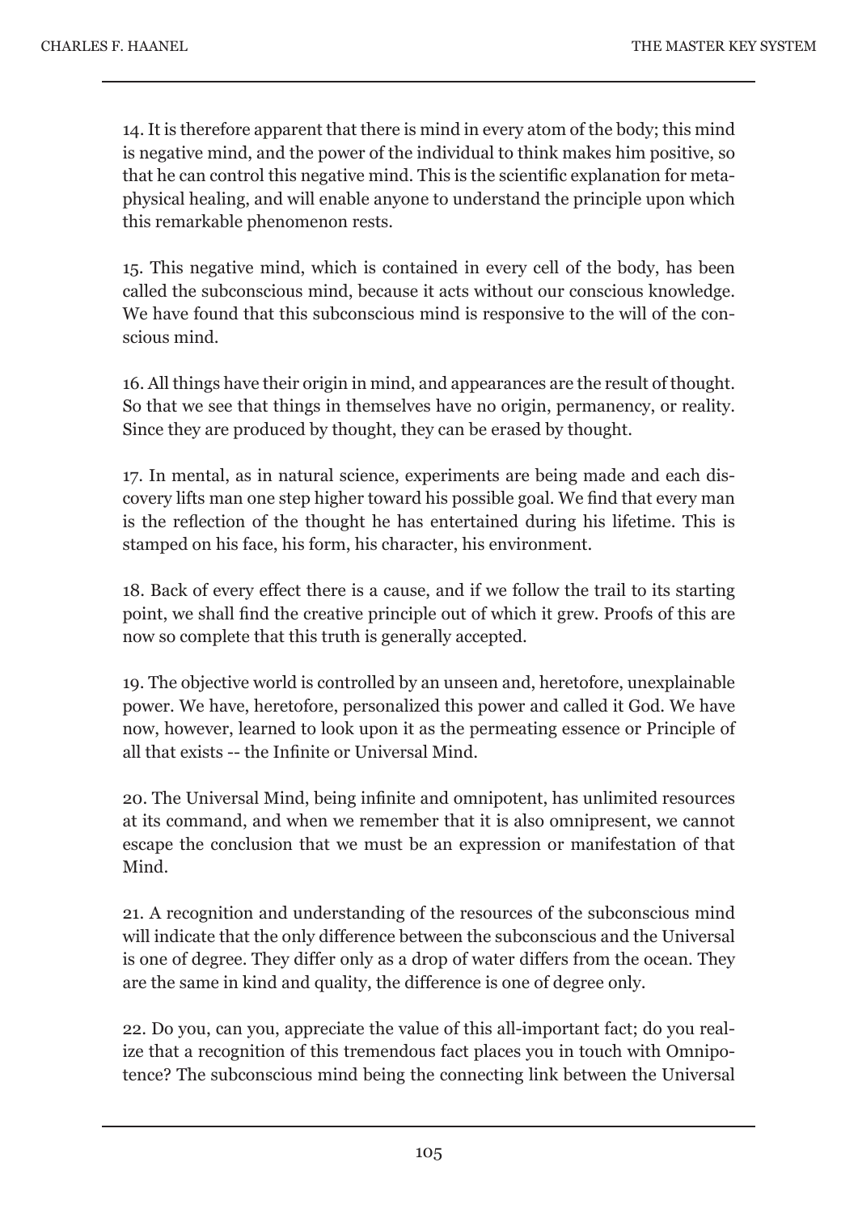14. It is therefore apparent that there is mind in every atom of the body; this mind is negative mind, and the power of the individual to think makes him positive, so that he can control this negative mind. This is the scientific explanation for metaphysical healing, and will enable anyone to understand the principle upon which this remarkable phenomenon rests.

15. This negative mind, which is contained in every cell of the body, has been called the subconscious mind, because it acts without our conscious knowledge. We have found that this subconscious mind is responsive to the will of the conscious mind.

16. All things have their origin in mind, and appearances are the result of thought. So that we see that things in themselves have no origin, permanency, or reality. Since they are produced by thought, they can be erased by thought.

17. In mental, as in natural science, experiments are being made and each discovery lifts man one step higher toward his possible goal. We find that every man is the reflection of the thought he has entertained during his lifetime. This is stamped on his face, his form, his character, his environment.

18. Back of every effect there is a cause, and if we follow the trail to its starting point, we shall find the creative principle out of which it grew. Proofs of this are now so complete that this truth is generally accepted.

19. The objective world is controlled by an unseen and, heretofore, unexplainable power. We have, heretofore, personalized this power and called it God. We have now, however, learned to look upon it as the permeating essence or Principle of all that exists -- the Infinite or Universal Mind.

20. The Universal Mind, being infinite and omnipotent, has unlimited resources at its command, and when we remember that it is also omnipresent, we cannot escape the conclusion that we must be an expression or manifestation of that Mind.

21. A recognition and understanding of the resources of the subconscious mind will indicate that the only difference between the subconscious and the Universal is one of degree. They differ only as a drop of water differs from the ocean. They are the same in kind and quality, the difference is one of degree only.

22. Do you, can you, appreciate the value of this all-important fact; do you realize that a recognition of this tremendous fact places you in touch with Omnipotence? The subconscious mind being the connecting link between the Universal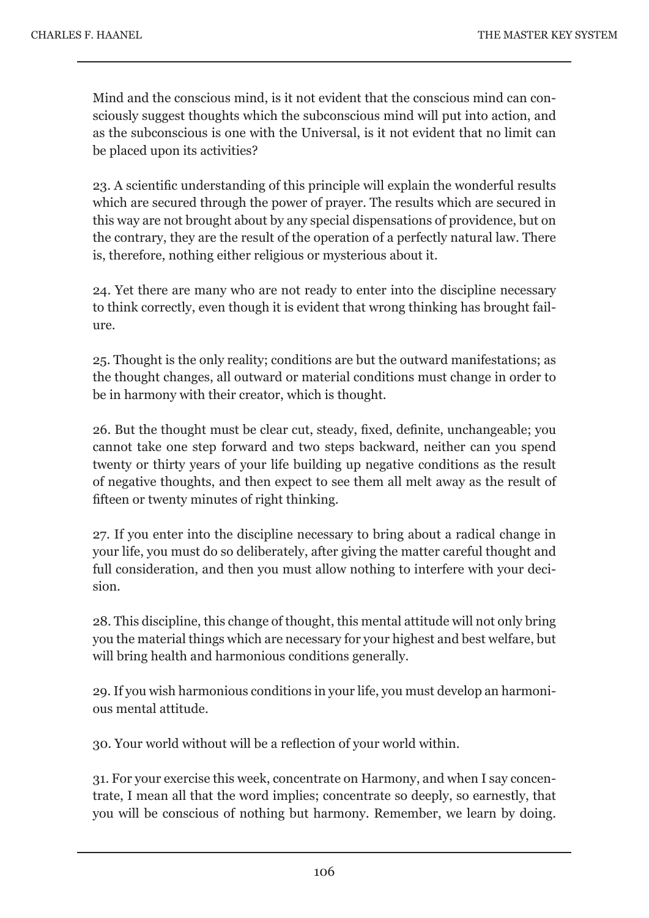Mind and the conscious mind, is it not evident that the conscious mind can consciously suggest thoughts which the subconscious mind will put into action, and as the subconscious is one with the Universal, is it not evident that no limit can be placed upon its activities?

23. A scientific understanding of this principle will explain the wonderful results which are secured through the power of prayer. The results which are secured in this way are not brought about by any special dispensations of providence, but on the contrary, they are the result of the operation of a perfectly natural law. There is, therefore, nothing either religious or mysterious about it.

24. Yet there are many who are not ready to enter into the discipline necessary to think correctly, even though it is evident that wrong thinking has brought failure.

25. Thought is the only reality; conditions are but the outward manifestations; as the thought changes, all outward or material conditions must change in order to be in harmony with their creator, which is thought.

26. But the thought must be clear cut, steady, fixed, definite, unchangeable; you cannot take one step forward and two steps backward, neither can you spend twenty or thirty years of your life building up negative conditions as the result of negative thoughts, and then expect to see them all melt away as the result of fifteen or twenty minutes of right thinking.

27. If you enter into the discipline necessary to bring about a radical change in your life, you must do so deliberately, after giving the matter careful thought and full consideration, and then you must allow nothing to interfere with your decision.

28. This discipline, this change of thought, this mental attitude will not only bring you the material things which are necessary for your highest and best welfare, but will bring health and harmonious conditions generally.

29. If you wish harmonious conditions in your life, you must develop an harmonious mental attitude.

30. Your world without will be a reflection of your world within.

31. For your exercise this week, concentrate on Harmony, and when I say concentrate, I mean all that the word implies; concentrate so deeply, so earnestly, that you will be conscious of nothing but harmony. Remember, we learn by doing.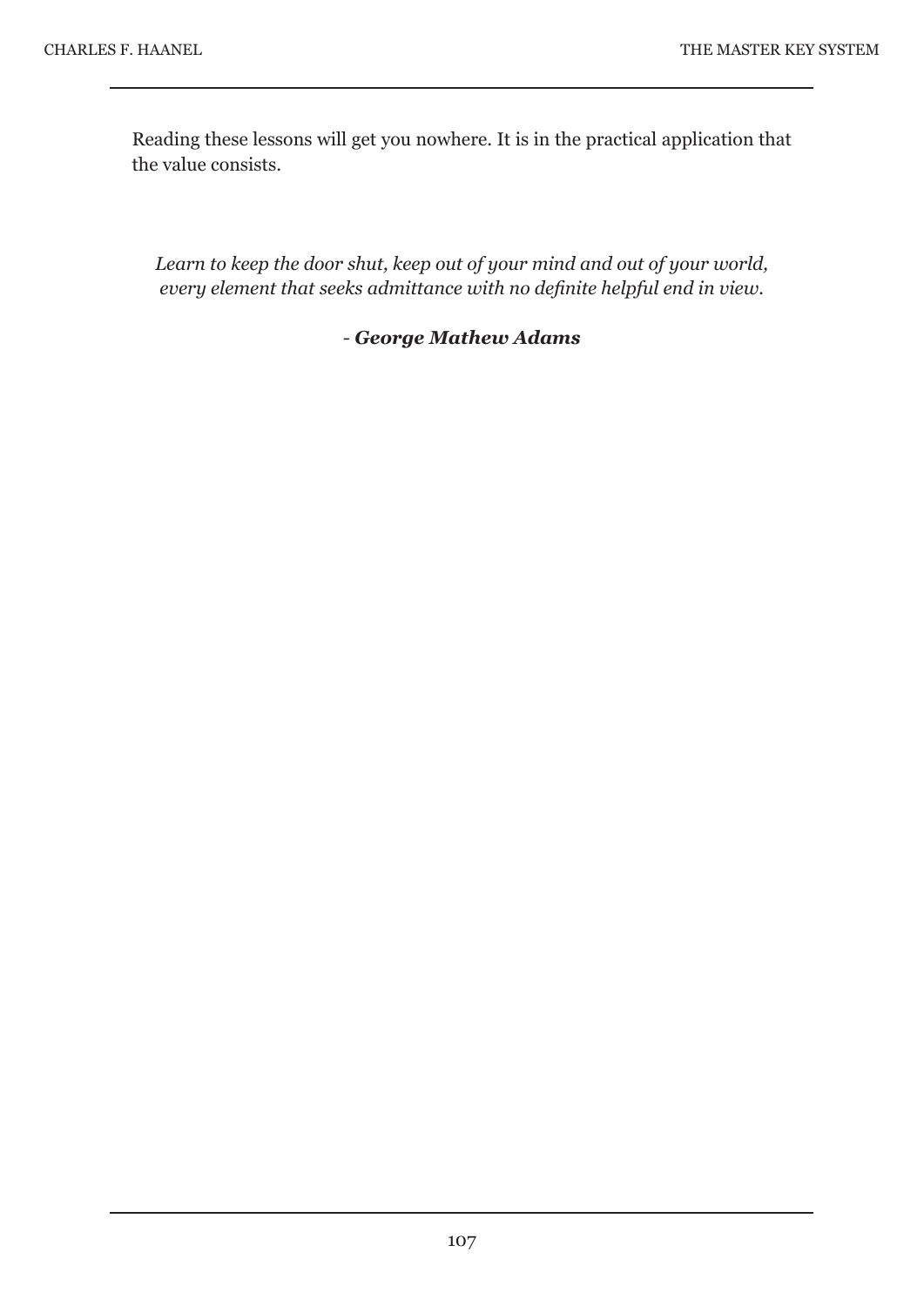Reading these lessons will get you nowhere. It is in the practical application that the value consists.

*Learn to keep the door shut, keep out of your mind and out of your world, every element that seeks admittance with no definite helpful end in view.*

- ***George Mathew Adams***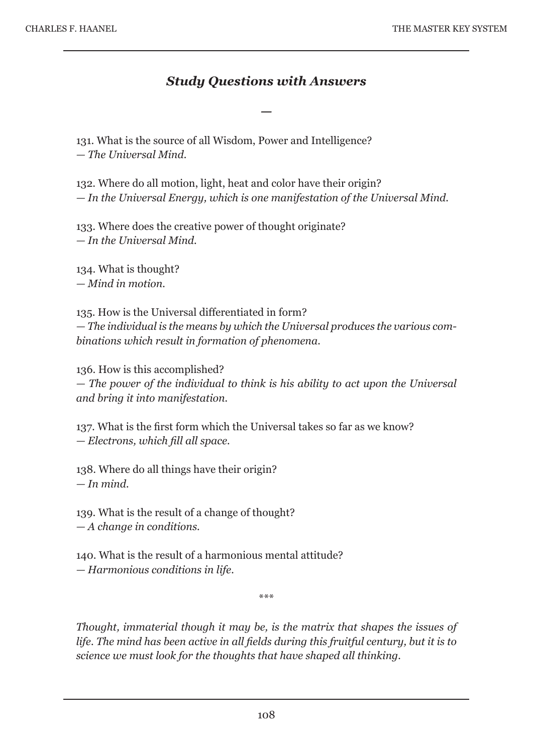### *Study Questions with Answers*

—

131. What is the source of all Wisdom, Power and Intelligence?
— *The Universal Mind.*

132. Where do all motion, light, heat and color have their origin?
— *In the Universal Energy, which is one manifestation of the Universal Mind.*

133. Where does the creative power of thought originate?
— *In the Universal Mind.*

134. What is thought?
— *Mind in motion.*

135. How is the Universal differentiated in form?
— *The individual is the means by which the Universal produces the various combinations which result in formation of phenomena.*

136. How is this accomplished?
— *The power of the individual to think is his ability to act upon the Universal and bring it into manifestation.*

137. What is the first form which the Universal takes so far as we know?
— *Electrons, which fill all space.*

138. Where do all things have their origin?
— *In mind.*

139. What is the result of a change of thought?
— *A change in conditions.*

140. What is the result of a harmonious mental attitude?
— *Harmonious conditions in life.*

***

*Thought, immaterial though it may be, is the matrix that shapes the issues of life. The mind has been active in all fields during this fruitful century, but it is to science we must look for the thoughts that have shaped all thinking.*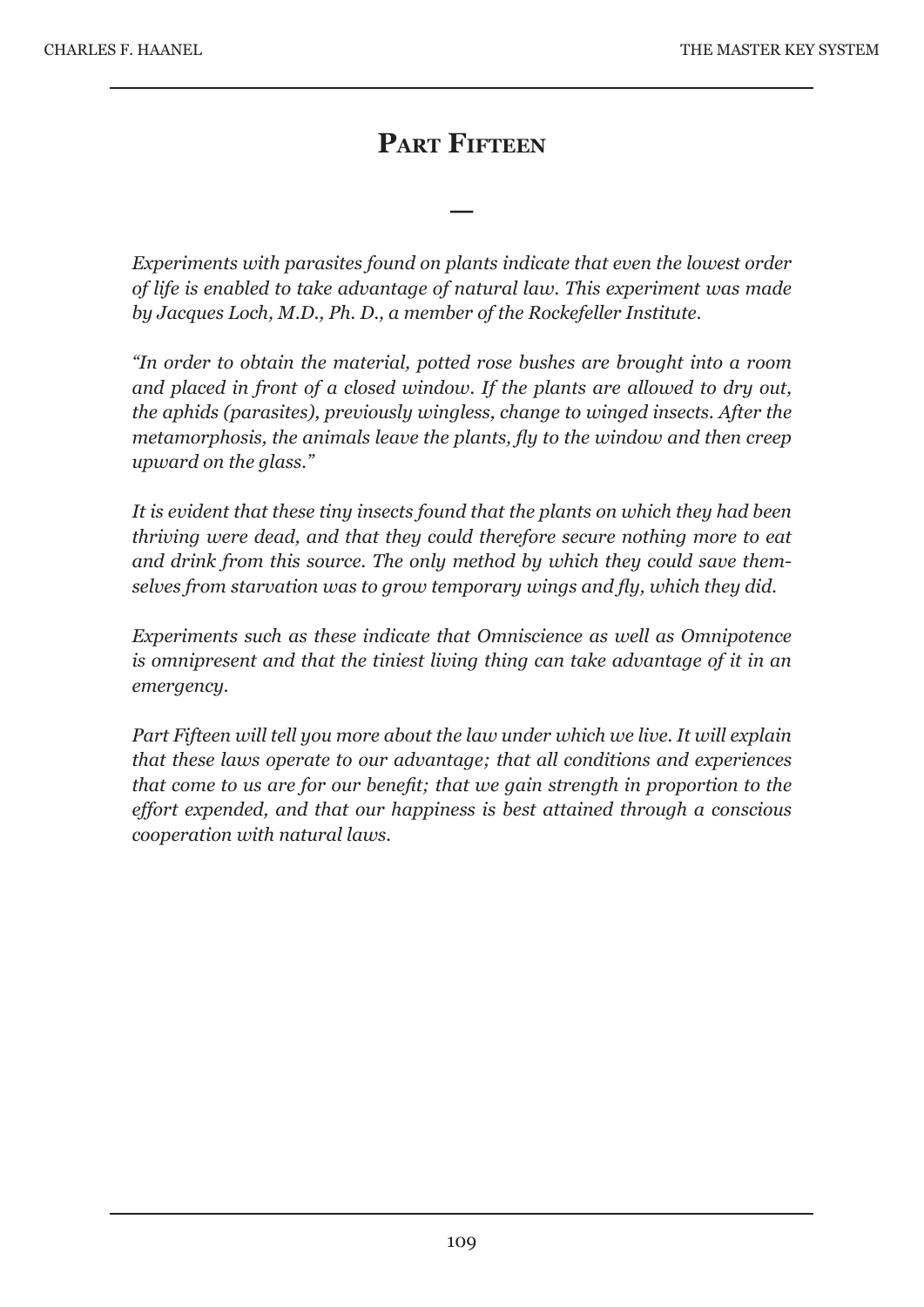# Part Fifteen

—

*Experiments with parasites found on plants indicate that even the lowest order of life is enabled to take advantage of natural law. This experiment was made by Jacques Loch, M.D., Ph. D., a member of the Rockefeller Institute.*

*"In order to obtain the material, potted rose bushes are brought into a room and placed in front of a closed window. If the plants are allowed to dry out, the aphids (parasites), previously wingless, change to winged insects. After the metamorphosis, the animals leave the plants, fly to the window and then creep upward on the glass."*

*It is evident that these tiny insects found that the plants on which they had been thriving were dead, and that they could therefore secure nothing more to eat and drink from this source. The only method by which they could save themselves from starvation was to grow temporary wings and fly, which they did.*

*Experiments such as these indicate that Omniscience as well as Omnipotence is omnipresent and that the tiniest living thing can take advantage of it in an emergency.*

*Part Fifteen will tell you more about the law under which we live. It will explain that these laws operate to our advantage; that all conditions and experiences that come to us are for our benefit; that we gain strength in proportion to the effort expended, and that our happiness is best attained through a conscious cooperation with natural laws.*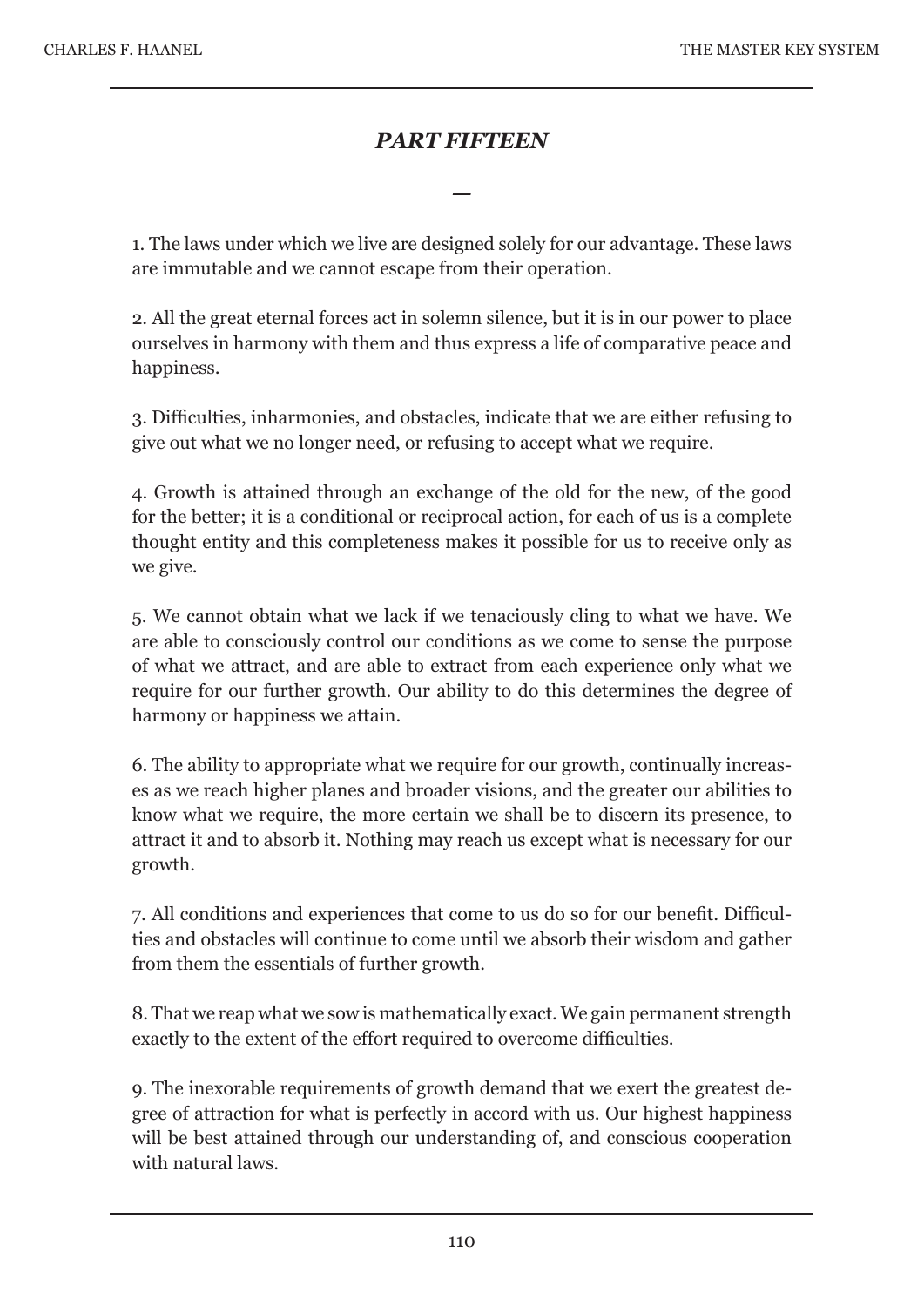## *PART FIFTEEN*

—

1. The laws under which we live are designed solely for our advantage. These laws are immutable and we cannot escape from their operation.

2. All the great eternal forces act in solemn silence, but it is in our power to place ourselves in harmony with them and thus express a life of comparative peace and happiness.

3. Difficulties, inharmonies, and obstacles, indicate that we are either refusing to give out what we no longer need, or refusing to accept what we require.

4. Growth is attained through an exchange of the old for the new, of the good for the better; it is a conditional or reciprocal action, for each of us is a complete thought entity and this completeness makes it possible for us to receive only as we give.

5. We cannot obtain what we lack if we tenaciously cling to what we have. We are able to consciously control our conditions as we come to sense the purpose of what we attract, and are able to extract from each experience only what we require for our further growth. Our ability to do this determines the degree of harmony or happiness we attain.

6. The ability to appropriate what we require for our growth, continually increases as we reach higher planes and broader visions, and the greater our abilities to know what we require, the more certain we shall be to discern its presence, to attract it and to absorb it. Nothing may reach us except what is necessary for our growth.

7. All conditions and experiences that come to us do so for our benefit. Difficulties and obstacles will continue to come until we absorb their wisdom and gather from them the essentials of further growth.

8. That we reap what we sow is mathematically exact. We gain permanent strength exactly to the extent of the effort required to overcome difficulties.

9. The inexorable requirements of growth demand that we exert the greatest degree of attraction for what is perfectly in accord with us. Our highest happiness will be best attained through our understanding of, and conscious cooperation with natural laws.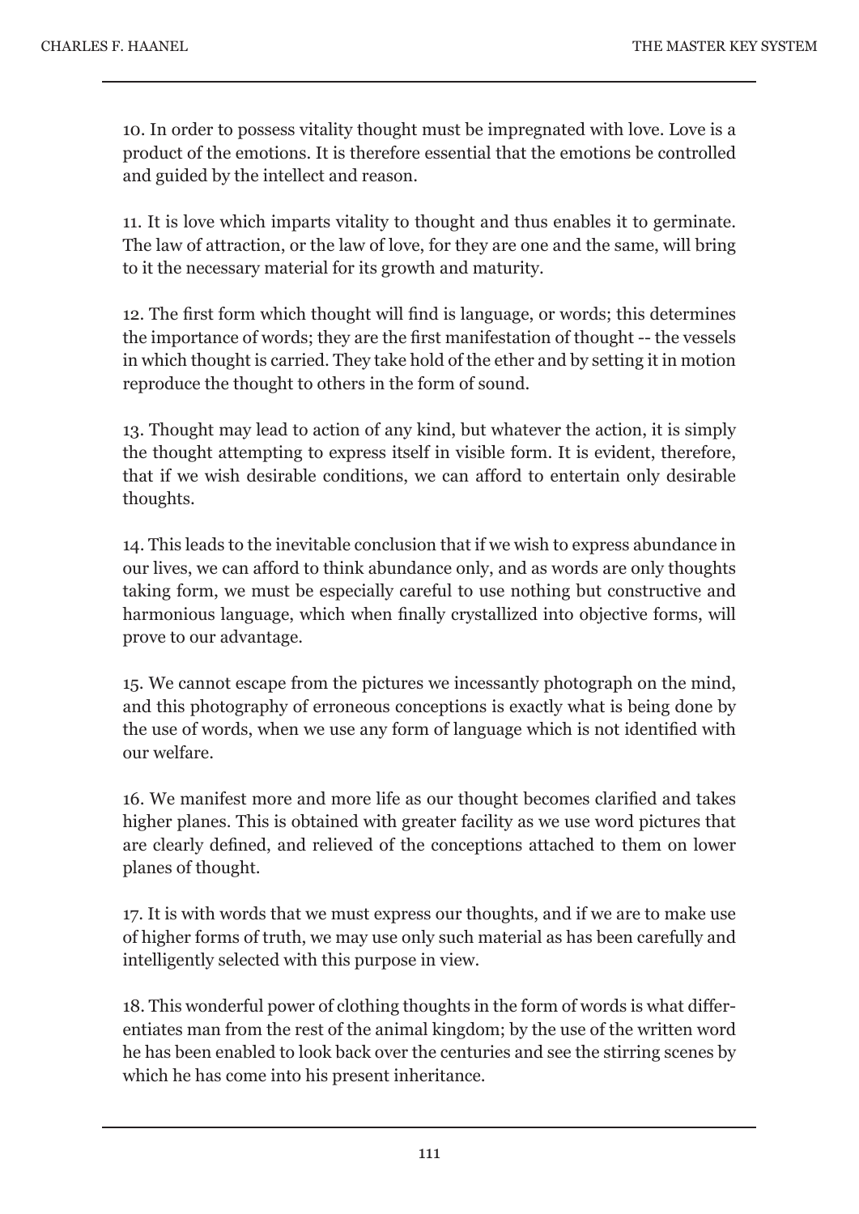10. In order to possess vitality thought must be impregnated with love. Love is a product of the emotions. It is therefore essential that the emotions be controlled and guided by the intellect and reason.

11. It is love which imparts vitality to thought and thus enables it to germinate. The law of attraction, or the law of love, for they are one and the same, will bring to it the necessary material for its growth and maturity.

12. The first form which thought will find is language, or words; this determines the importance of words; they are the first manifestation of thought -- the vessels in which thought is carried. They take hold of the ether and by setting it in motion reproduce the thought to others in the form of sound.

13. Thought may lead to action of any kind, but whatever the action, it is simply the thought attempting to express itself in visible form. It is evident, therefore, that if we wish desirable conditions, we can afford to entertain only desirable thoughts.

14. This leads to the inevitable conclusion that if we wish to express abundance in our lives, we can afford to think abundance only, and as words are only thoughts taking form, we must be especially careful to use nothing but constructive and harmonious language, which when finally crystallized into objective forms, will prove to our advantage.

15. We cannot escape from the pictures we incessantly photograph on the mind, and this photography of erroneous conceptions is exactly what is being done by the use of words, when we use any form of language which is not identified with our welfare.

16. We manifest more and more life as our thought becomes clarified and takes higher planes. This is obtained with greater facility as we use word pictures that are clearly defined, and relieved of the conceptions attached to them on lower planes of thought.

17. It is with words that we must express our thoughts, and if we are to make use of higher forms of truth, we may use only such material as has been carefully and intelligently selected with this purpose in view.

18. This wonderful power of clothing thoughts in the form of words is what differentiates man from the rest of the animal kingdom; by the use of the written word he has been enabled to look back over the centuries and see the stirring scenes by which he has come into his present inheritance.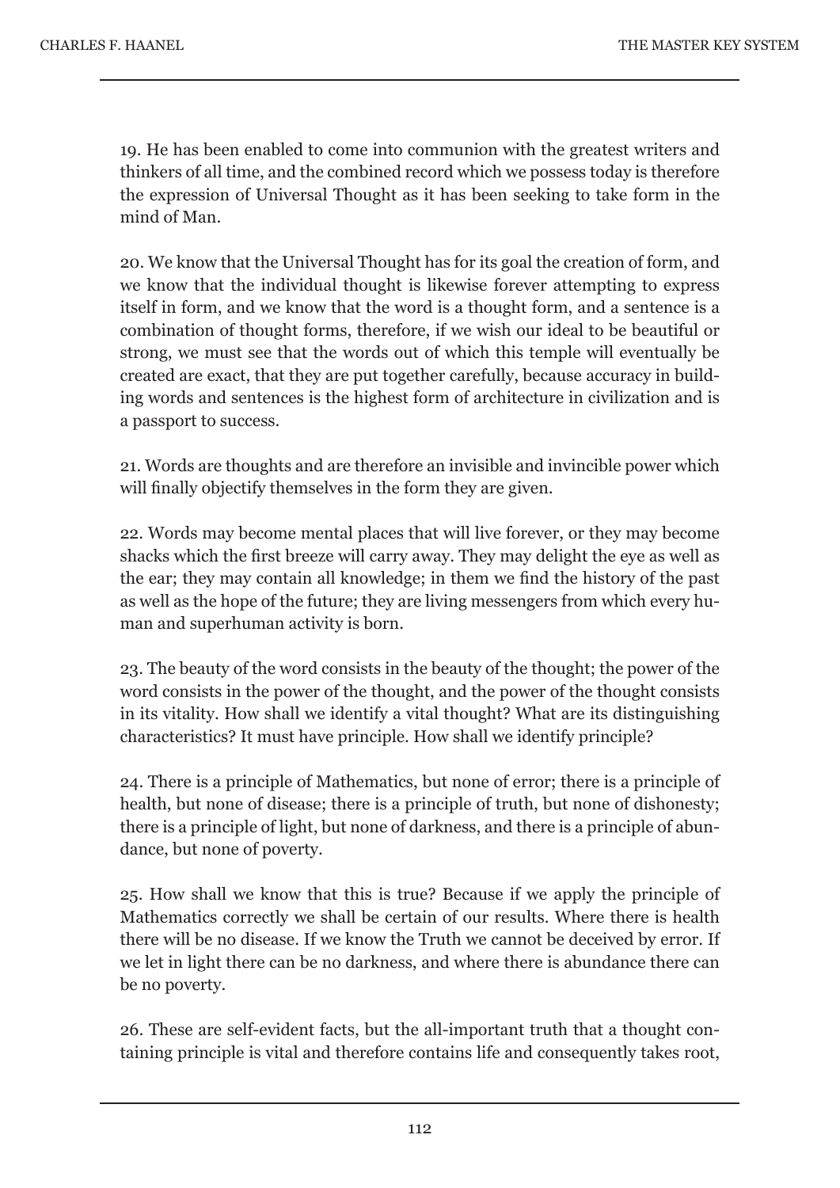19. He has been enabled to come into communion with the greatest writers and thinkers of all time, and the combined record which we possess today is therefore the expression of Universal Thought as it has been seeking to take form in the mind of Man.

20. We know that the Universal Thought has for its goal the creation of form, and we know that the individual thought is likewise forever attempting to express itself in form, and we know that the word is a thought form, and a sentence is a combination of thought forms, therefore, if we wish our ideal to be beautiful or strong, we must see that the words out of which this temple will eventually be created are exact, that they are put together carefully, because accuracy in building words and sentences is the highest form of architecture in civilization and is a passport to success.

21. Words are thoughts and are therefore an invisible and invincible power which will finally objectify themselves in the form they are given.

22. Words may become mental places that will live forever, or they may become shacks which the first breeze will carry away. They may delight the eye as well as the ear; they may contain all knowledge; in them we find the history of the past as well as the hope of the future; they are living messengers from which every human and superhuman activity is born.

23. The beauty of the word consists in the beauty of the thought; the power of the word consists in the power of the thought, and the power of the thought consists in its vitality. How shall we identify a vital thought? What are its distinguishing characteristics? It must have principle. How shall we identify principle?

24. There is a principle of Mathematics, but none of error; there is a principle of health, but none of disease; there is a principle of truth, but none of dishonesty; there is a principle of light, but none of darkness, and there is a principle of abundance, but none of poverty.

25. How shall we know that this is true? Because if we apply the principle of Mathematics correctly we shall be certain of our results. Where there is health there will be no disease. If we know the Truth we cannot be deceived by error. If we let in light there can be no darkness, and where there is abundance there can be no poverty.

26. These are self-evident facts, but the all-important truth that a thought containing principle is vital and therefore contains life and consequently takes root,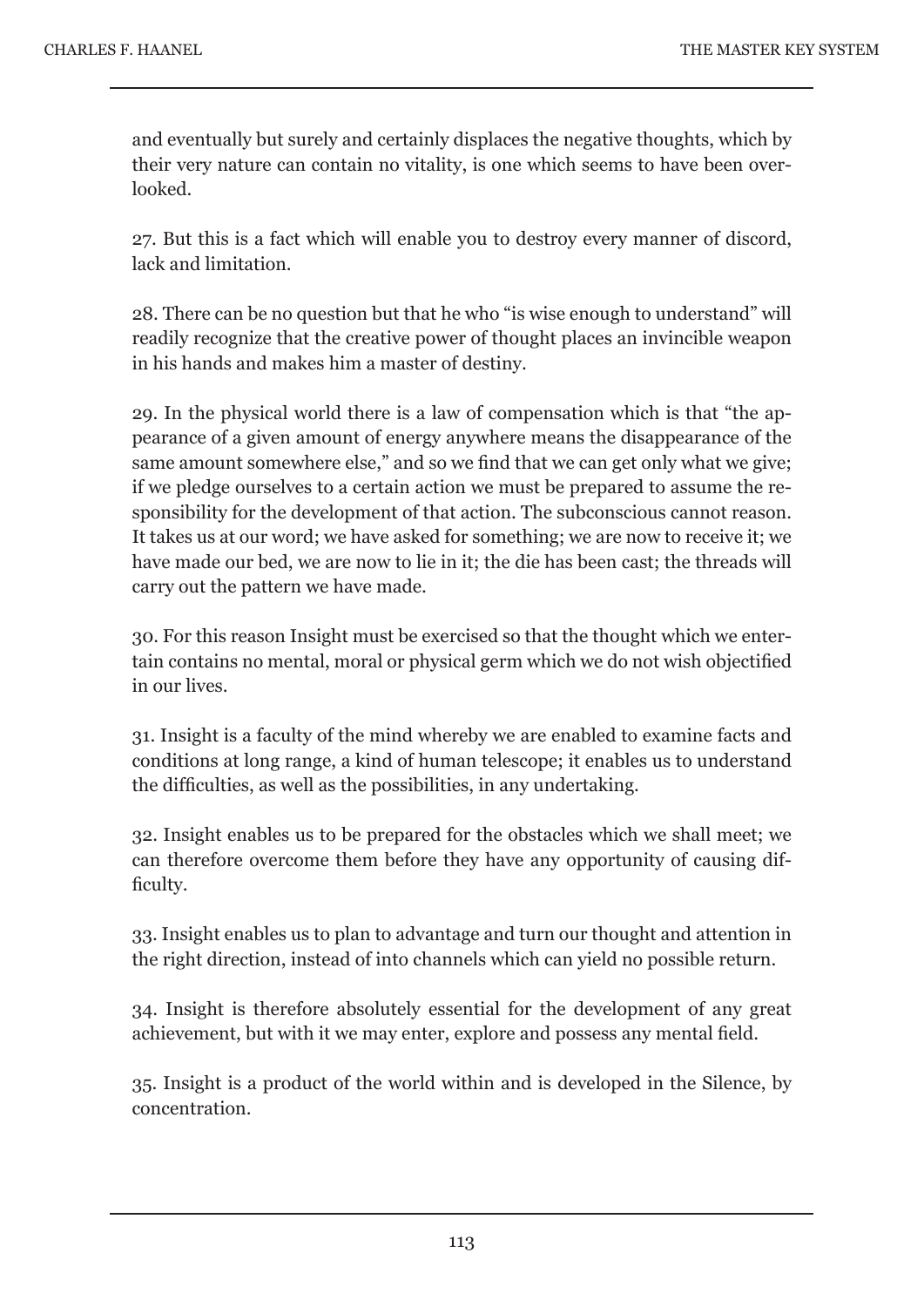and eventually but surely and certainly displaces the negative thoughts, which by their very nature can contain no vitality, is one which seems to have been overlooked.

27. But this is a fact which will enable you to destroy every manner of discord, lack and limitation.

28. There can be no question but that he who "is wise enough to understand" will readily recognize that the creative power of thought places an invincible weapon in his hands and makes him a master of destiny.

29. In the physical world there is a law of compensation which is that "the appearance of a given amount of energy anywhere means the disappearance of the same amount somewhere else," and so we find that we can get only what we give; if we pledge ourselves to a certain action we must be prepared to assume the responsibility for the development of that action. The subconscious cannot reason. It takes us at our word; we have asked for something; we are now to receive it; we have made our bed, we are now to lie in it; the die has been cast; the threads will carry out the pattern we have made.

30. For this reason Insight must be exercised so that the thought which we entertain contains no mental, moral or physical germ which we do not wish objectified in our lives.

31. Insight is a faculty of the mind whereby we are enabled to examine facts and conditions at long range, a kind of human telescope; it enables us to understand the difficulties, as well as the possibilities, in any undertaking.

32. Insight enables us to be prepared for the obstacles which we shall meet; we can therefore overcome them before they have any opportunity of causing difficulty.

33. Insight enables us to plan to advantage and turn our thought and attention in the right direction, instead of into channels which can yield no possible return.

34. Insight is therefore absolutely essential for the development of any great achievement, but with it we may enter, explore and possess any mental field.

35. Insight is a product of the world within and is developed in the Silence, by concentration.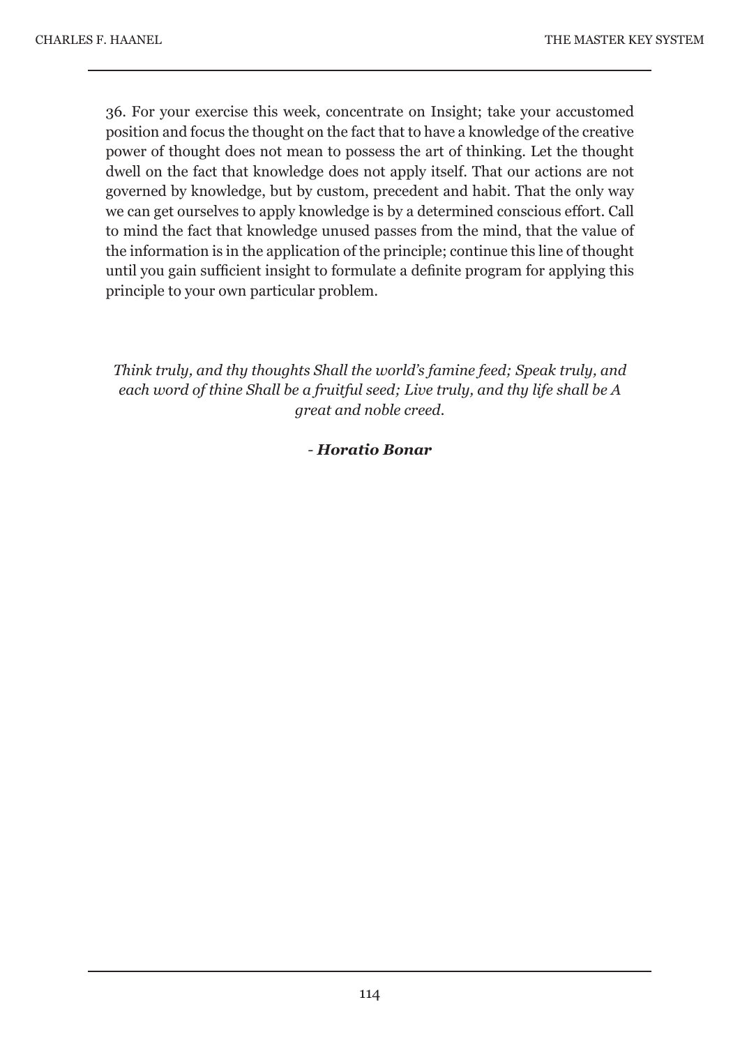36. For your exercise this week, concentrate on Insight; take your accustomed position and focus the thought on the fact that to have a knowledge of the creative power of thought does not mean to possess the art of thinking. Let the thought dwell on the fact that knowledge does not apply itself. That our actions are not governed by knowledge, but by custom, precedent and habit. That the only way we can get ourselves to apply knowledge is by a determined conscious effort. Call to mind the fact that knowledge unused passes from the mind, that the value of the information is in the application of the principle; continue this line of thought until you gain sufficient insight to formulate a definite program for applying this principle to your own particular problem.

*Think truly, and thy thoughts Shall the world's famine feed; Speak truly, and each word of thine Shall be a fruitful seed; Live truly, and thy life shall be A great and noble creed.*

- ***Horatio Bonar***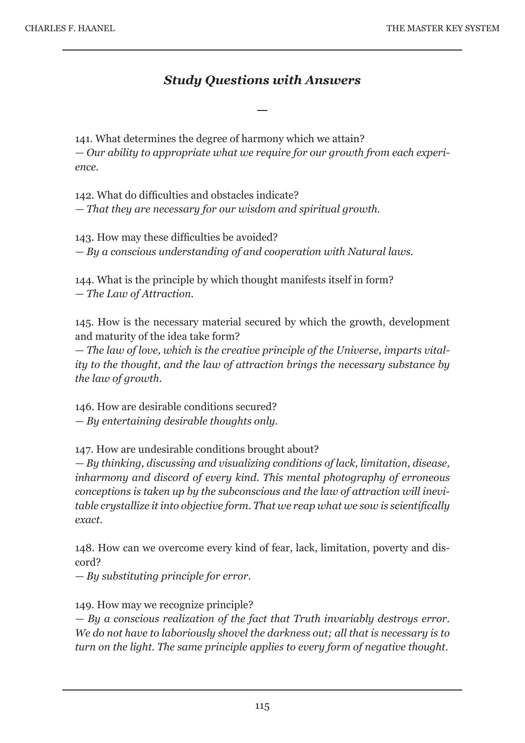## *Study Questions with Answers*

—

141. What determines the degree of harmony which we attain?
— *Our ability to appropriate what we require for our growth from each experience.*

142. What do difficulties and obstacles indicate?
— *That they are necessary for our wisdom and spiritual growth.*

143. How may these difficulties be avoided?
— *By a conscious understanding of and cooperation with Natural laws.*

144. What is the principle by which thought manifests itself in form?
— *The Law of Attraction.*

145. How is the necessary material secured by which the growth, development and maturity of the idea take form?
— *The law of love, which is the creative principle of the Universe, imparts vitality to the thought, and the law of attraction brings the necessary substance by the law of growth.*

146. How are desirable conditions secured?
— *By entertaining desirable thoughts only.*

147. How are undesirable conditions brought about?
— *By thinking, discussing and visualizing conditions of lack, limitation, disease, inharmony and discord of every kind. This mental photography of erroneous conceptions is taken up by the subconscious and the law of attraction will inevitable crystallize it into objective form. That we reap what we sow is scientifically exact.*

148. How can we overcome every kind of fear, lack, limitation, poverty and discord?
— *By substituting principle for error.*

149. How may we recognize principle?
— *By a conscious realization of the fact that Truth invariably destroys error. We do not have to laboriously shovel the darkness out; all that is necessary is to turn on the light. The same principle applies to every form of negative thought.*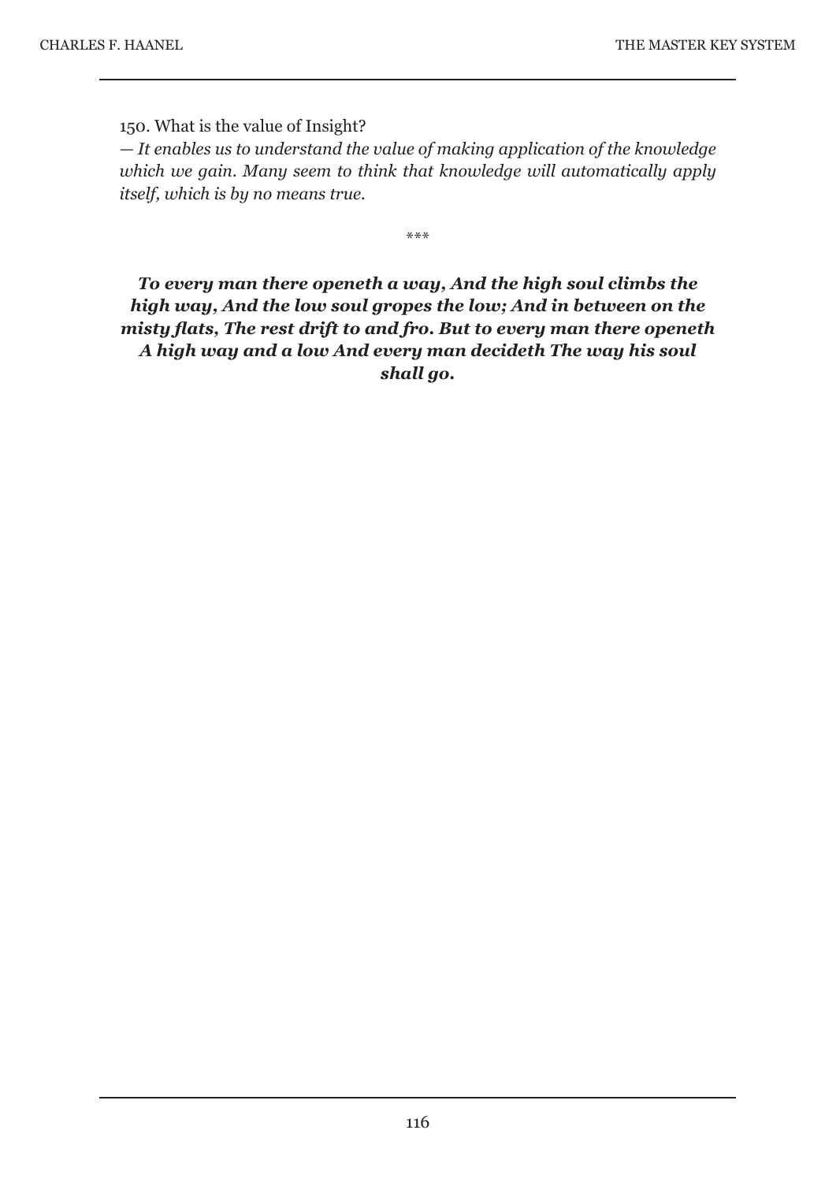150. What is the value of Insight?
*— It enables us to understand the value of making application of the knowledge which we gain. Many seem to think that knowledge will automatically apply itself, which is by no means true.*

\*\*\*

***To every man there openeth a way, And the high soul climbs the high way, And the low soul gropes the low; And in between on the misty flats, The rest drift to and fro. But to every man there openeth A high way and a low And every man decideth The way his soul shall go.***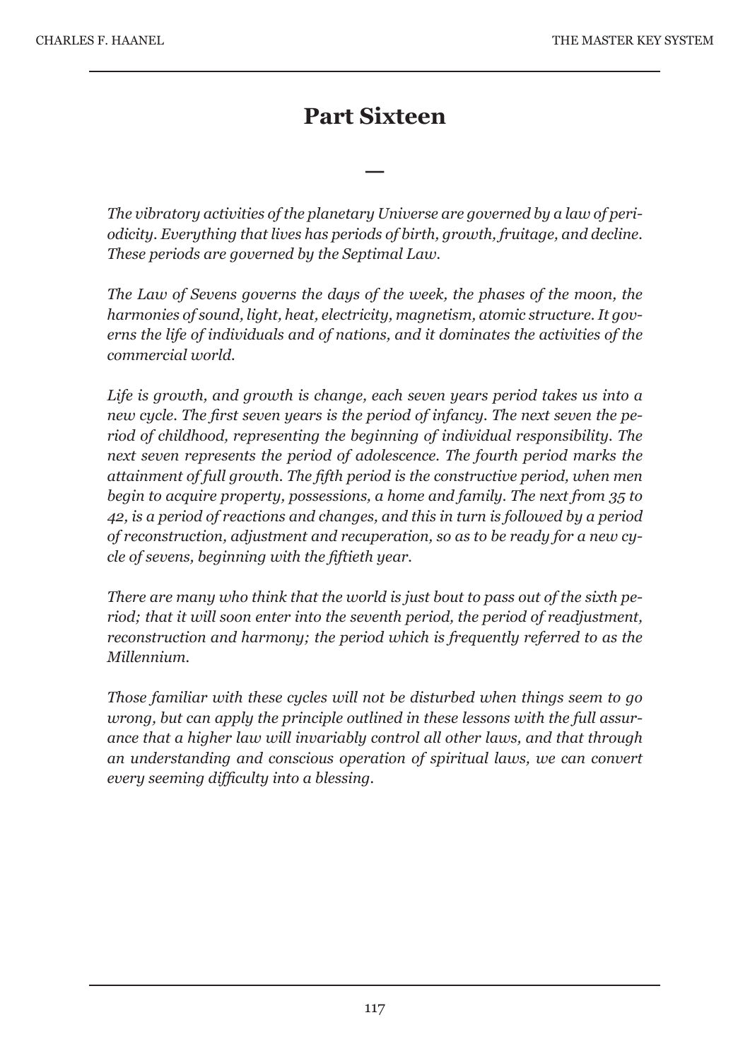# Part Sixteen

—

*The vibratory activities of the planetary Universe are governed by a law of periodicity. Everything that lives has periods of birth, growth, fruitage, and decline. These periods are governed by the Septimal Law.*

*The Law of Sevens governs the days of the week, the phases of the moon, the harmonies of sound, light, heat, electricity, magnetism, atomic structure. It governs the life of individuals and of nations, and it dominates the activities of the commercial world.*

*Life is growth, and growth is change, each seven years period takes us into a new cycle. The first seven years is the period of infancy. The next seven the period of childhood, representing the beginning of individual responsibility. The next seven represents the period of adolescence. The fourth period marks the attainment of full growth. The fifth period is the constructive period, when men begin to acquire property, possessions, a home and family. The next from 35 to 42, is a period of reactions and changes, and this in turn is followed by a period of reconstruction, adjustment and recuperation, so as to be ready for a new cycle of sevens, beginning with the fiftieth year.*

*There are many who think that the world is just bout to pass out of the sixth period; that it will soon enter into the seventh period, the period of readjustment, reconstruction and harmony; the period which is frequently referred to as the Millennium.*

*Those familiar with these cycles will not be disturbed when things seem to go wrong, but can apply the principle outlined in these lessons with the full assurance that a higher law will invariably control all other laws, and that through an understanding and conscious operation of spiritual laws, we can convert every seeming difficulty into a blessing.*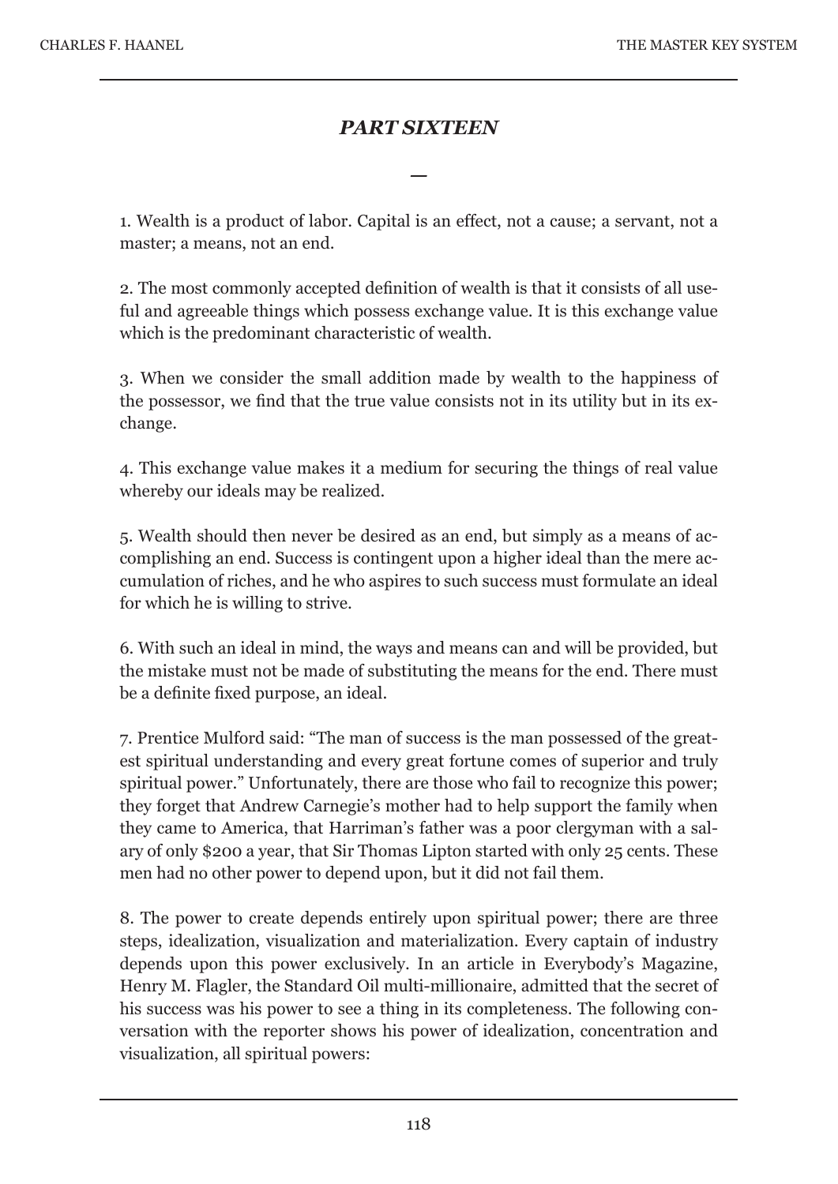## *PART SIXTEEN*

—

1. Wealth is a product of labor. Capital is an effect, not a cause; a servant, not a master; a means, not an end.

2. The most commonly accepted definition of wealth is that it consists of all useful and agreeable things which possess exchange value. It is this exchange value which is the predominant characteristic of wealth.

3. When we consider the small addition made by wealth to the happiness of the possessor, we find that the true value consists not in its utility but in its exchange.

4. This exchange value makes it a medium for securing the things of real value whereby our ideals may be realized.

5. Wealth should then never be desired as an end, but simply as a means of accomplishing an end. Success is contingent upon a higher ideal than the mere accumulation of riches, and he who aspires to such success must formulate an ideal for which he is willing to strive.

6. With such an ideal in mind, the ways and means can and will be provided, but the mistake must not be made of substituting the means for the end. There must be a definite fixed purpose, an ideal.

7. Prentice Mulford said: "The man of success is the man possessed of the greatest spiritual understanding and every great fortune comes of superior and truly spiritual power." Unfortunately, there are those who fail to recognize this power; they forget that Andrew Carnegie's mother had to help support the family when they came to America, that Harriman's father was a poor clergyman with a salary of only $200 a year, that Sir Thomas Lipton started with only 25 cents. These men had no other power to depend upon, but it did not fail them.

8. The power to create depends entirely upon spiritual power; there are three steps, idealization, visualization and materialization. Every captain of industry depends upon this power exclusively. In an article in Everybody's Magazine, Henry M. Flagler, the Standard Oil multi-millionaire, admitted that the secret of his success was his power to see a thing in its completeness. The following conversation with the reporter shows his power of idealization, concentration and visualization, all spiritual powers: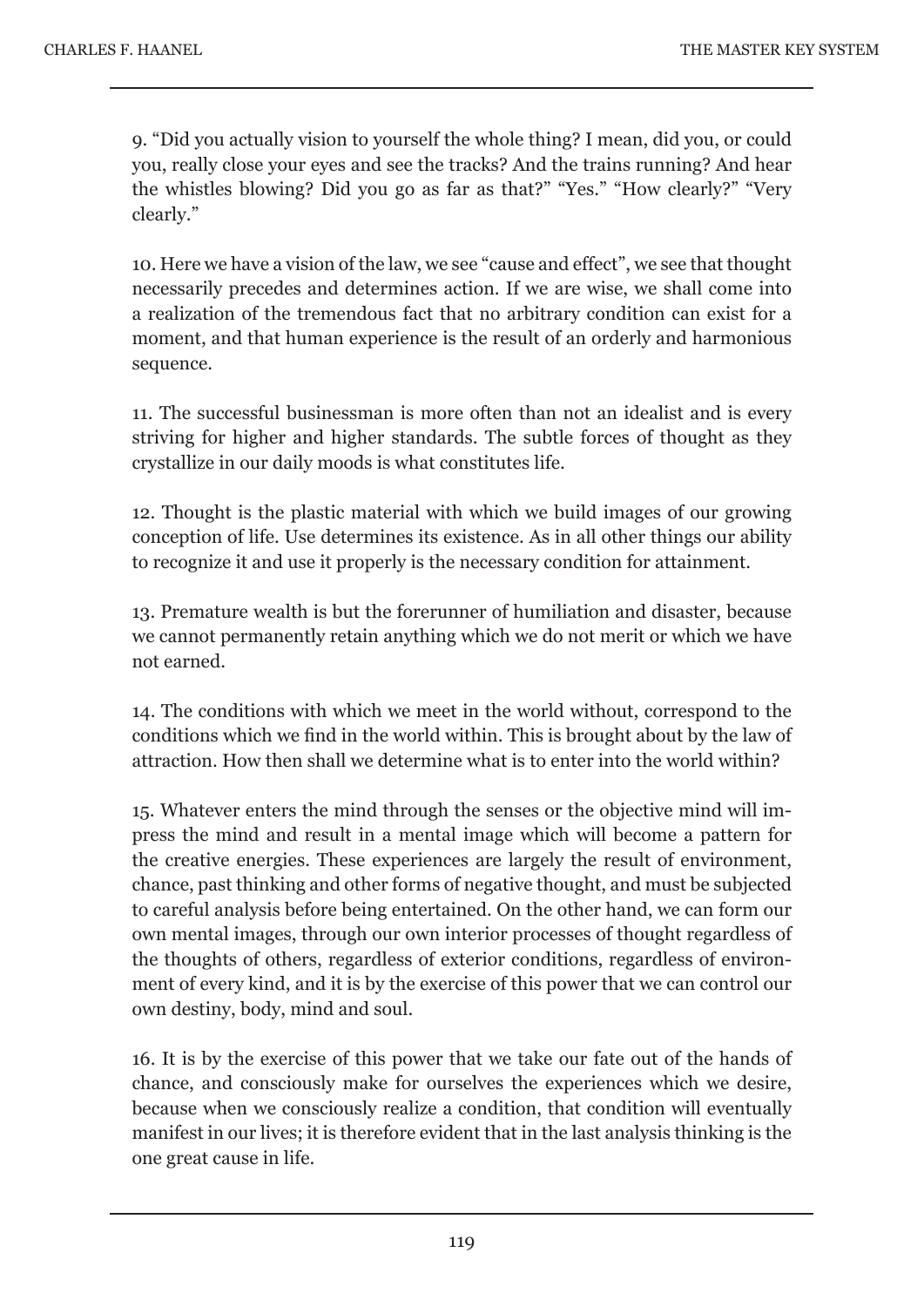9. "Did you actually vision to yourself the whole thing? I mean, did you, or could you, really close your eyes and see the tracks? And the trains running? And hear the whistles blowing? Did you go as far as that?" "Yes." "How clearly?" "Very clearly."

10. Here we have a vision of the law, we see "cause and effect", we see that thought necessarily precedes and determines action. If we are wise, we shall come into a realization of the tremendous fact that no arbitrary condition can exist for a moment, and that human experience is the result of an orderly and harmonious sequence.

11. The successful businessman is more often than not an idealist and is every striving for higher and higher standards. The subtle forces of thought as they crystallize in our daily moods is what constitutes life.

12. Thought is the plastic material with which we build images of our growing conception of life. Use determines its existence. As in all other things our ability to recognize it and use it properly is the necessary condition for attainment.

13. Premature wealth is but the forerunner of humiliation and disaster, because we cannot permanently retain anything which we do not merit or which we have not earned.

14. The conditions with which we meet in the world without, correspond to the conditions which we find in the world within. This is brought about by the law of attraction. How then shall we determine what is to enter into the world within?

15. Whatever enters the mind through the senses or the objective mind will impress the mind and result in a mental image which will become a pattern for the creative energies. These experiences are largely the result of environment, chance, past thinking and other forms of negative thought, and must be subjected to careful analysis before being entertained. On the other hand, we can form our own mental images, through our own interior processes of thought regardless of the thoughts of others, regardless of exterior conditions, regardless of environment of every kind, and it is by the exercise of this power that we can control our own destiny, body, mind and soul.

16. It is by the exercise of this power that we take our fate out of the hands of chance, and consciously make for ourselves the experiences which we desire, because when we consciously realize a condition, that condition will eventually manifest in our lives; it is therefore evident that in the last analysis thinking is the one great cause in life.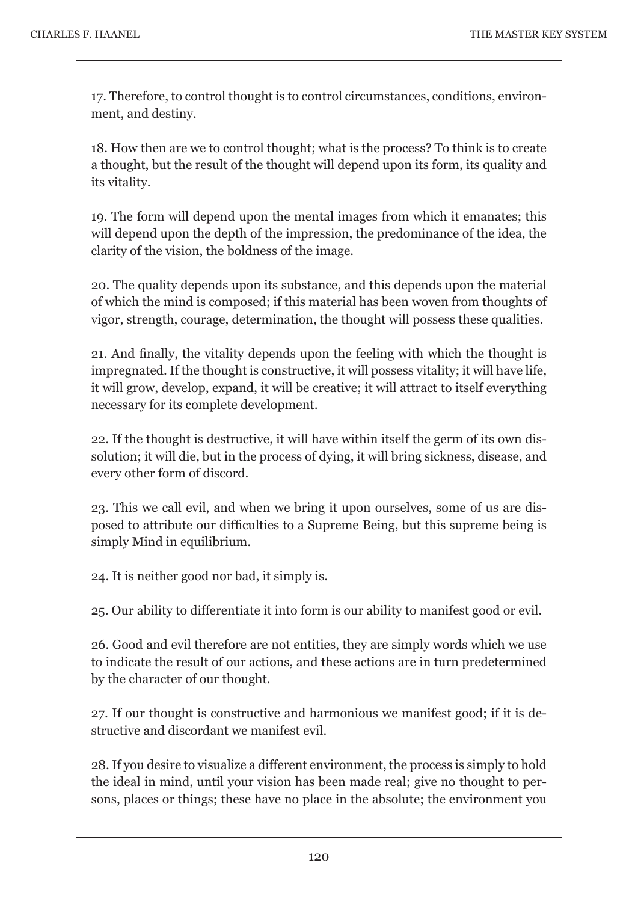17. Therefore, to control thought is to control circumstances, conditions, environment, and destiny.

18. How then are we to control thought; what is the process? To think is to create a thought, but the result of the thought will depend upon its form, its quality and its vitality.

19. The form will depend upon the mental images from which it emanates; this will depend upon the depth of the impression, the predominance of the idea, the clarity of the vision, the boldness of the image.

20. The quality depends upon its substance, and this depends upon the material of which the mind is composed; if this material has been woven from thoughts of vigor, strength, courage, determination, the thought will possess these qualities.

21. And finally, the vitality depends upon the feeling with which the thought is impregnated. If the thought is constructive, it will possess vitality; it will have life, it will grow, develop, expand, it will be creative; it will attract to itself everything necessary for its complete development.

22. If the thought is destructive, it will have within itself the germ of its own dissolution; it will die, but in the process of dying, it will bring sickness, disease, and every other form of discord.

23. This we call evil, and when we bring it upon ourselves, some of us are disposed to attribute our difficulties to a Supreme Being, but this supreme being is simply Mind in equilibrium.

24. It is neither good nor bad, it simply is.

25. Our ability to differentiate it into form is our ability to manifest good or evil.

26. Good and evil therefore are not entities, they are simply words which we use to indicate the result of our actions, and these actions are in turn predetermined by the character of our thought.

27. If our thought is constructive and harmonious we manifest good; if it is destructive and discordant we manifest evil.

28. If you desire to visualize a different environment, the process is simply to hold the ideal in mind, until your vision has been made real; give no thought to persons, places or things; these have no place in the absolute; the environment you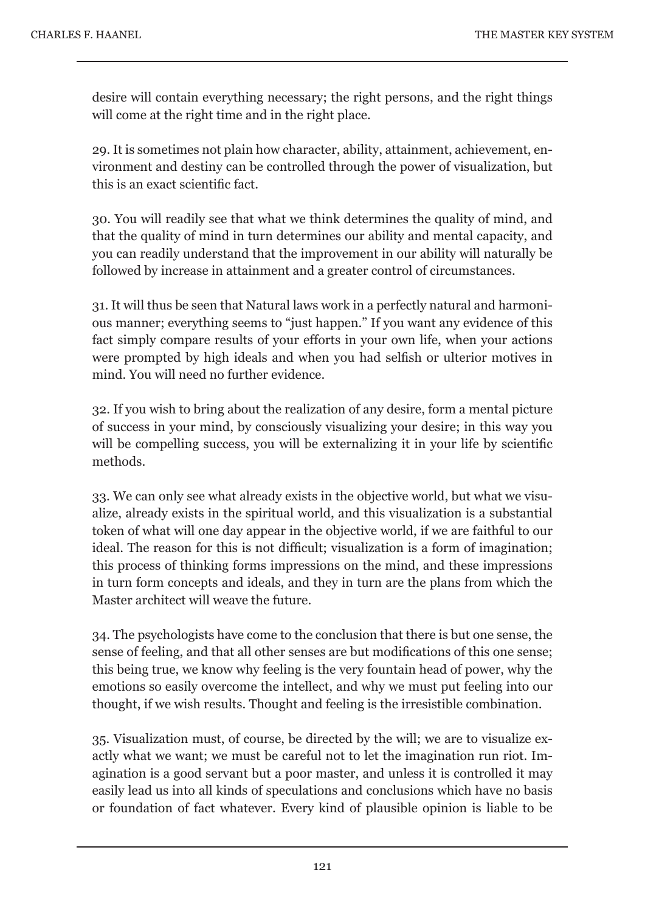desire will contain everything necessary; the right persons, and the right things will come at the right time and in the right place.

29. It is sometimes not plain how character, ability, attainment, achievement, environment and destiny can be controlled through the power of visualization, but this is an exact scientific fact.

30. You will readily see that what we think determines the quality of mind, and that the quality of mind in turn determines our ability and mental capacity, and you can readily understand that the improvement in our ability will naturally be followed by increase in attainment and a greater control of circumstances.

31. It will thus be seen that Natural laws work in a perfectly natural and harmonious manner; everything seems to "just happen." If you want any evidence of this fact simply compare results of your efforts in your own life, when your actions were prompted by high ideals and when you had selfish or ulterior motives in mind. You will need no further evidence.

32. If you wish to bring about the realization of any desire, form a mental picture of success in your mind, by consciously visualizing your desire; in this way you will be compelling success, you will be externalizing it in your life by scientific methods.

33. We can only see what already exists in the objective world, but what we visualize, already exists in the spiritual world, and this visualization is a substantial token of what will one day appear in the objective world, if we are faithful to our ideal. The reason for this is not difficult; visualization is a form of imagination; this process of thinking forms impressions on the mind, and these impressions in turn form concepts and ideals, and they in turn are the plans from which the Master architect will weave the future.

34. The psychologists have come to the conclusion that there is but one sense, the sense of feeling, and that all other senses are but modifications of this one sense; this being true, we know why feeling is the very fountain head of power, why the emotions so easily overcome the intellect, and why we must put feeling into our thought, if we wish results. Thought and feeling is the irresistible combination.

35. Visualization must, of course, be directed by the will; we are to visualize exactly what we want; we must be careful not to let the imagination run riot. Imagination is a good servant but a poor master, and unless it is controlled it may easily lead us into all kinds of speculations and conclusions which have no basis or foundation of fact whatever. Every kind of plausible opinion is liable to be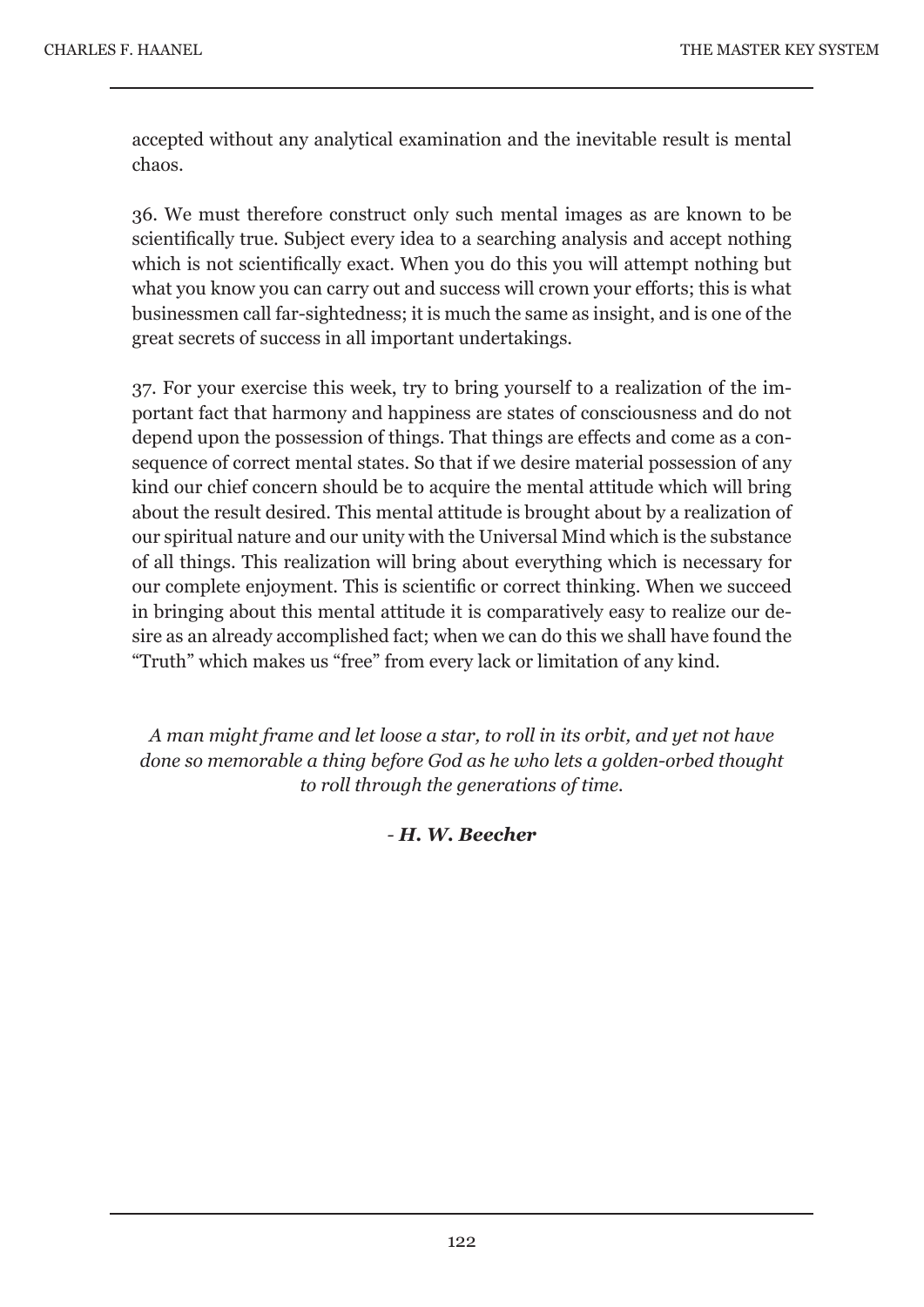accepted without any analytical examination and the inevitable result is mental chaos.

36. We must therefore construct only such mental images as are known to be scientifically true. Subject every idea to a searching analysis and accept nothing which is not scientifically exact. When you do this you will attempt nothing but what you know you can carry out and success will crown your efforts; this is what businessmen call far-sightedness; it is much the same as insight, and is one of the great secrets of success in all important undertakings.

37. For your exercise this week, try to bring yourself to a realization of the important fact that harmony and happiness are states of consciousness and do not depend upon the possession of things. That things are effects and come as a consequence of correct mental states. So that if we desire material possession of any kind our chief concern should be to acquire the mental attitude which will bring about the result desired. This mental attitude is brought about by a realization of our spiritual nature and our unity with the Universal Mind which is the substance of all things. This realization will bring about everything which is necessary for our complete enjoyment. This is scientific or correct thinking. When we succeed in bringing about this mental attitude it is comparatively easy to realize our desire as an already accomplished fact; when we can do this we shall have found the "Truth" which makes us "free" from every lack or limitation of any kind.

*A man might frame and let loose a star, to roll in its orbit, and yet not have done so memorable a thing before God as he who lets a golden-orbed thought to roll through the generations of time.*

*- **H. W. Beecher***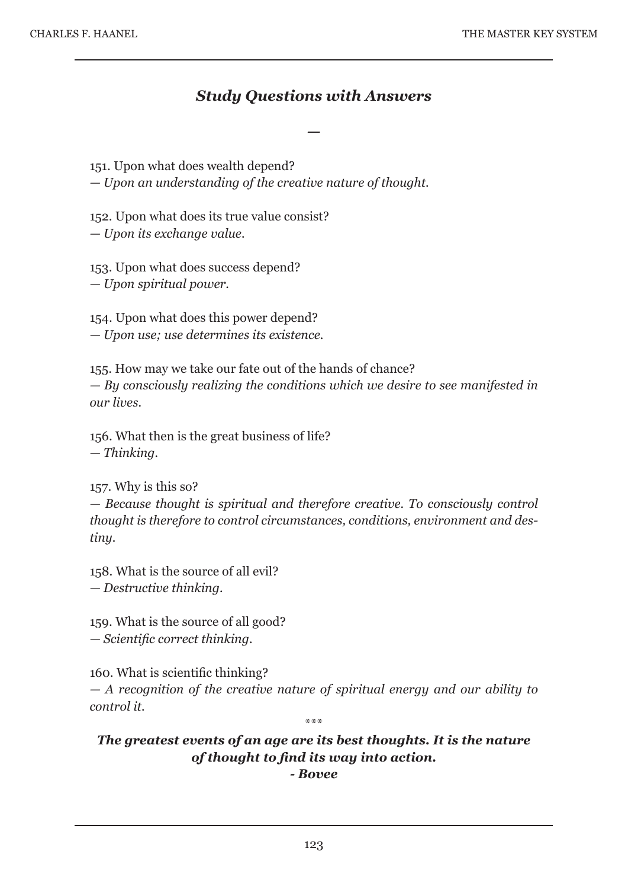## *Study Questions with Answers*

—

151. Upon what does wealth depend?
— *Upon an understanding of the creative nature of thought.*

152. Upon what does its true value consist?
— *Upon its exchange value.*

153. Upon what does success depend?
— *Upon spiritual power.*

154. Upon what does this power depend?
— *Upon use; use determines its existence.*

155. How may we take our fate out of the hands of chance?
— *By consciously realizing the conditions which we desire to see manifested in our lives.*

156. What then is the great business of life?
— *Thinking.*

157. Why is this so?
— *Because thought is spiritual and therefore creative. To consciously control thought is therefore to control circumstances, conditions, environment and destiny.*

158. What is the source of all evil?
— *Destructive thinking.*

159. What is the source of all good?
— *Scientific correct thinking.*

160. What is scientific thinking?
— *A recognition of the creative nature of spiritual energy and our ability to control it.*

\*\*\*

***The greatest events of an age are its best thoughts. It is the nature of thought to find its way into action.***
***- Bovee***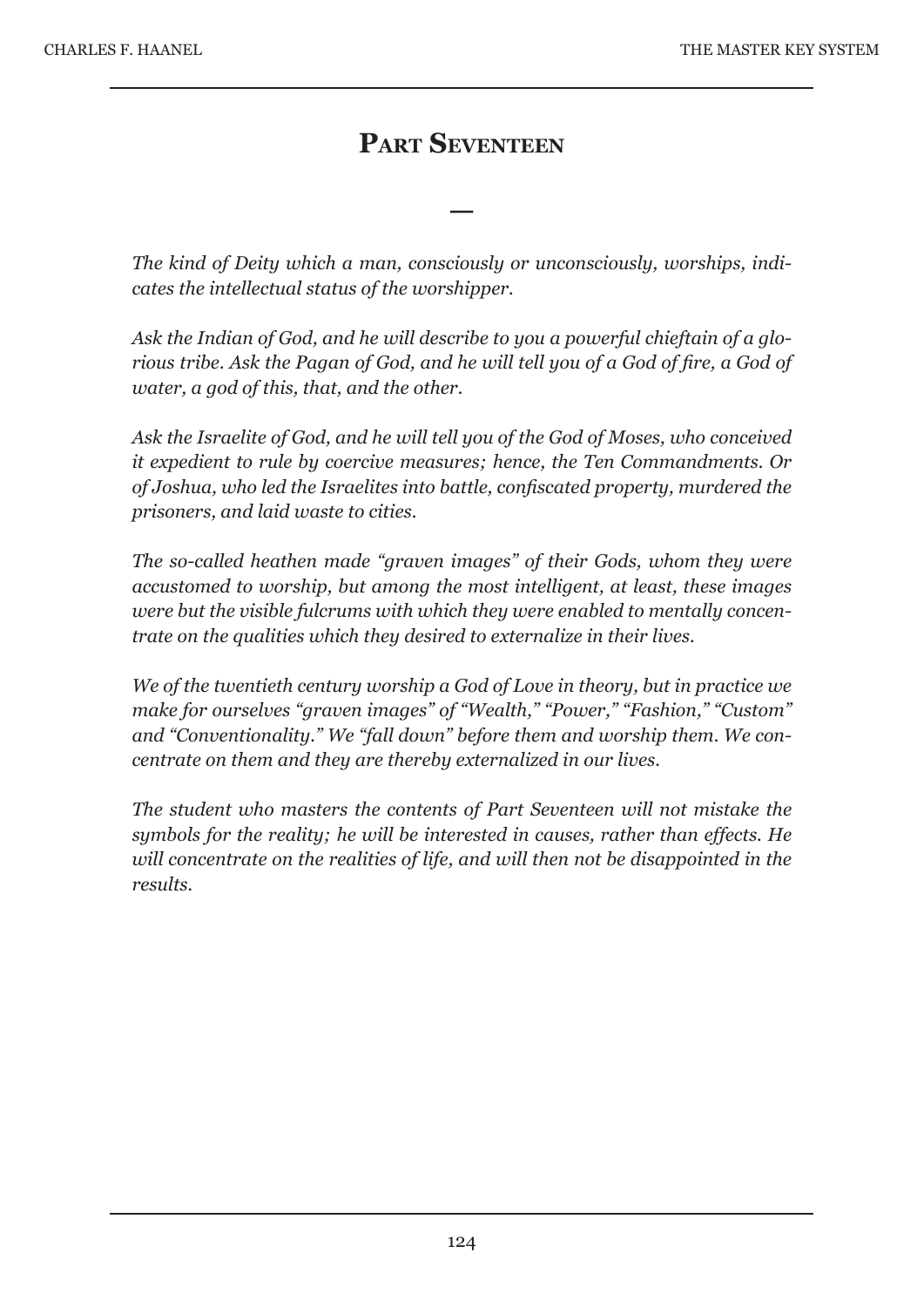# Part Seventeen

—

*The kind of Deity which a man, consciously or unconsciously, worships, indicates the intellectual status of the worshipper.*

*Ask the Indian of God, and he will describe to you a powerful chieftain of a glorious tribe. Ask the Pagan of God, and he will tell you of a God of fire, a God of water, a god of this, that, and the other.*

*Ask the Israelite of God, and he will tell you of the God of Moses, who conceived it expedient to rule by coercive measures; hence, the Ten Commandments. Or of Joshua, who led the Israelites into battle, confiscated property, murdered the prisoners, and laid waste to cities.*

*The so-called heathen made "graven images" of their Gods, whom they were accustomed to worship, but among the most intelligent, at least, these images were but the visible fulcrums with which they were enabled to mentally concentrate on the qualities which they desired to externalize in their lives.*

*We of the twentieth century worship a God of Love in theory, but in practice we make for ourselves "graven images" of "Wealth," "Power," "Fashion," "Custom" and "Conventionality." We "fall down" before them and worship them. We concentrate on them and they are thereby externalized in our lives.*

*The student who masters the contents of Part Seventeen will not mistake the symbols for the reality; he will be interested in causes, rather than effects. He will concentrate on the realities of life, and will then not be disappointed in the results.*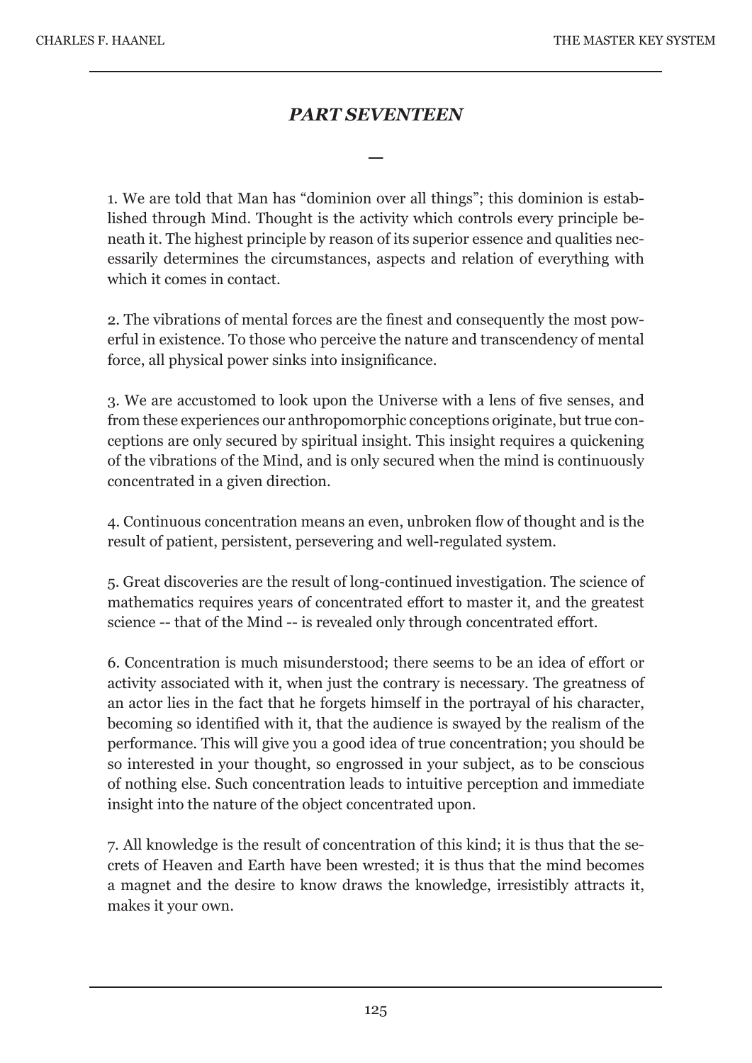## *PART SEVENTEEN*

—

1. We are told that Man has "dominion over all things"; this dominion is established through Mind. Thought is the activity which controls every principle beneath it. The highest principle by reason of its superior essence and qualities necessarily determines the circumstances, aspects and relation of everything with which it comes in contact.

2. The vibrations of mental forces are the finest and consequently the most powerful in existence. To those who perceive the nature and transcendency of mental force, all physical power sinks into insignificance.

3. We are accustomed to look upon the Universe with a lens of five senses, and from these experiences our anthropomorphic conceptions originate, but true conceptions are only secured by spiritual insight. This insight requires a quickening of the vibrations of the Mind, and is only secured when the mind is continuously concentrated in a given direction.

4. Continuous concentration means an even, unbroken flow of thought and is the result of patient, persistent, persevering and well-regulated system.

5. Great discoveries are the result of long-continued investigation. The science of mathematics requires years of concentrated effort to master it, and the greatest science -- that of the Mind -- is revealed only through concentrated effort.

6. Concentration is much misunderstood; there seems to be an idea of effort or activity associated with it, when just the contrary is necessary. The greatness of an actor lies in the fact that he forgets himself in the portrayal of his character, becoming so identified with it, that the audience is swayed by the realism of the performance. This will give you a good idea of true concentration; you should be so interested in your thought, so engrossed in your subject, as to be conscious of nothing else. Such concentration leads to intuitive perception and immediate insight into the nature of the object concentrated upon.

7. All knowledge is the result of concentration of this kind; it is thus that the secrets of Heaven and Earth have been wrested; it is thus that the mind becomes a magnet and the desire to know draws the knowledge, irresistibly attracts it, makes it your own.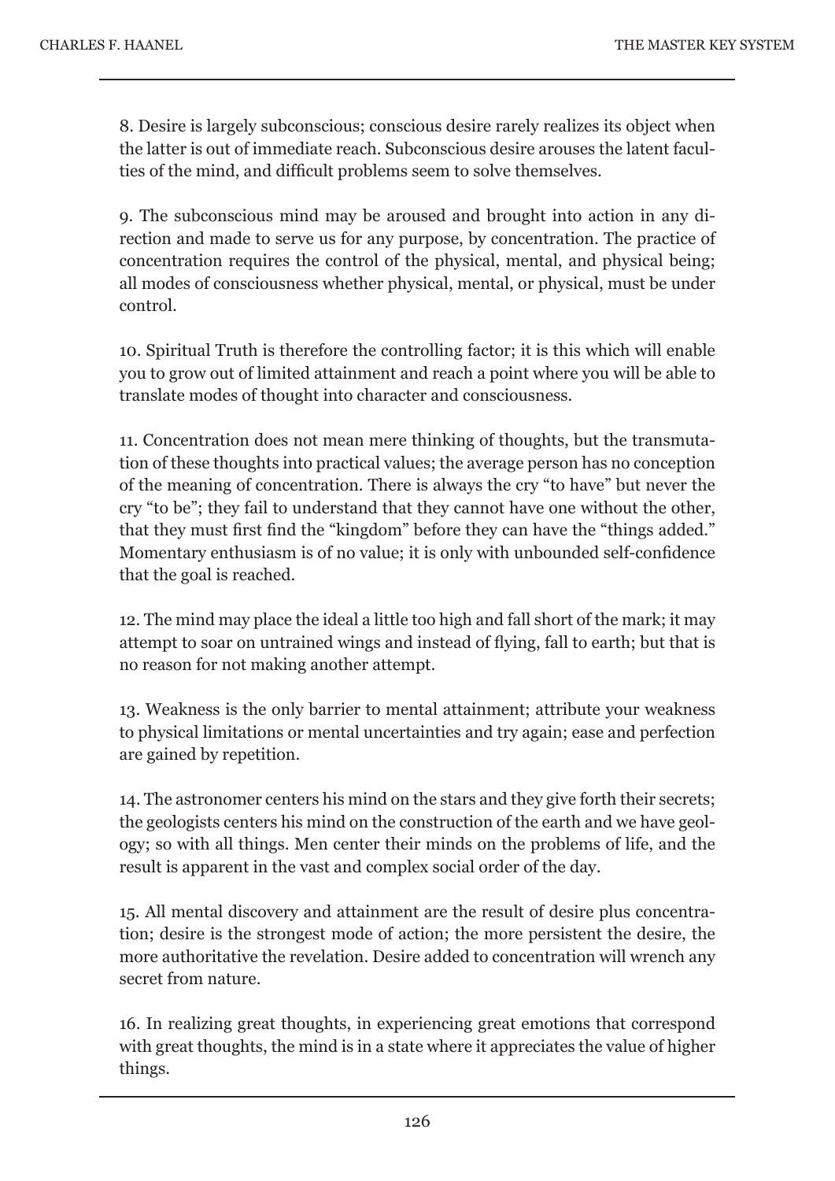8. Desire is largely subconscious; conscious desire rarely realizes its object when the latter is out of immediate reach. Subconscious desire arouses the latent faculties of the mind, and difficult problems seem to solve themselves.

9. The subconscious mind may be aroused and brought into action in any direction and made to serve us for any purpose, by concentration. The practice of concentration requires the control of the physical, mental, and physical being; all modes of consciousness whether physical, mental, or physical, must be under control.

10. Spiritual Truth is therefore the controlling factor; it is this which will enable you to grow out of limited attainment and reach a point where you will be able to translate modes of thought into character and consciousness.

11. Concentration does not mean mere thinking of thoughts, but the transmutation of these thoughts into practical values; the average person has no conception of the meaning of concentration. There is always the cry "to have" but never the cry "to be"; they fail to understand that they cannot have one without the other, that they must first find the "kingdom" before they can have the "things added." Momentary enthusiasm is of no value; it is only with unbounded self-confidence that the goal is reached.

12. The mind may place the ideal a little too high and fall short of the mark; it may attempt to soar on untrained wings and instead of flying, fall to earth; but that is no reason for not making another attempt.

13. Weakness is the only barrier to mental attainment; attribute your weakness to physical limitations or mental uncertainties and try again; ease and perfection are gained by repetition.

14. The astronomer centers his mind on the stars and they give forth their secrets; the geologists centers his mind on the construction of the earth and we have geology; so with all things. Men center their minds on the problems of life, and the result is apparent in the vast and complex social order of the day.

15. All mental discovery and attainment are the result of desire plus concentration; desire is the strongest mode of action; the more persistent the desire, the more authoritative the revelation. Desire added to concentration will wrench any secret from nature.

16. In realizing great thoughts, in experiencing great emotions that correspond with great thoughts, the mind is in a state where it appreciates the value of higher things.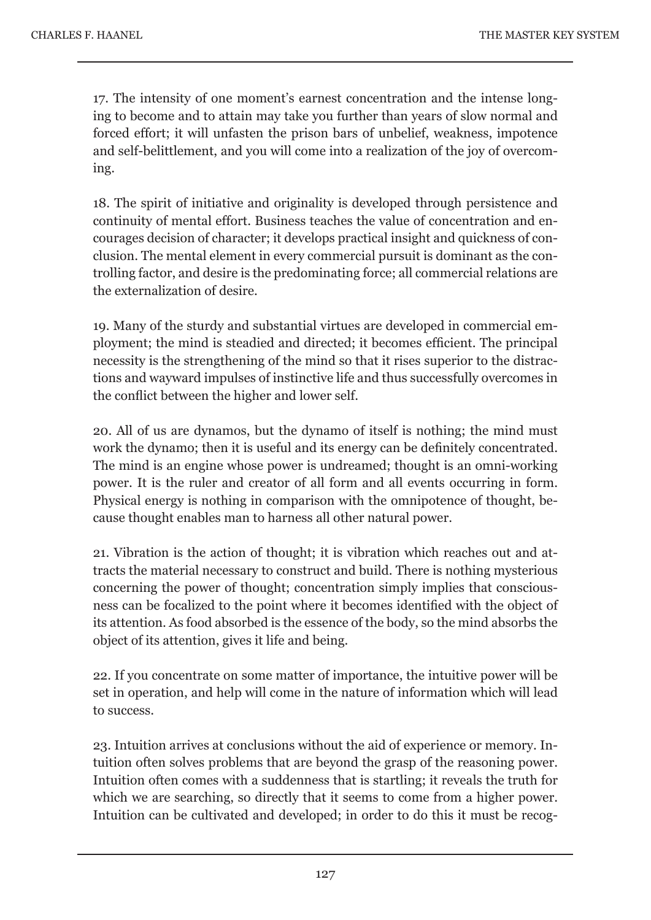17. The intensity of one moment's earnest concentration and the intense longing to become and to attain may take you further than years of slow normal and forced effort; it will unfasten the prison bars of unbelief, weakness, impotence and self-belittlement, and you will come into a realization of the joy of overcoming.

18. The spirit of initiative and originality is developed through persistence and continuity of mental effort. Business teaches the value of concentration and encourages decision of character; it develops practical insight and quickness of conclusion. The mental element in every commercial pursuit is dominant as the controlling factor, and desire is the predominating force; all commercial relations are the externalization of desire.

19. Many of the sturdy and substantial virtues are developed in commercial employment; the mind is steadied and directed; it becomes efficient. The principal necessity is the strengthening of the mind so that it rises superior to the distractions and wayward impulses of instinctive life and thus successfully overcomes in the conflict between the higher and lower self.

20. All of us are dynamos, but the dynamo of itself is nothing; the mind must work the dynamo; then it is useful and its energy can be definitely concentrated. The mind is an engine whose power is undreamed; thought is an omni-working power. It is the ruler and creator of all form and all events occurring in form. Physical energy is nothing in comparison with the omnipotence of thought, because thought enables man to harness all other natural power.

21. Vibration is the action of thought; it is vibration which reaches out and attracts the material necessary to construct and build. There is nothing mysterious concerning the power of thought; concentration simply implies that consciousness can be focalized to the point where it becomes identified with the object of its attention. As food absorbed is the essence of the body, so the mind absorbs the object of its attention, gives it life and being.

22. If you concentrate on some matter of importance, the intuitive power will be set in operation, and help will come in the nature of information which will lead to success.

23. Intuition arrives at conclusions without the aid of experience or memory. Intuition often solves problems that are beyond the grasp of the reasoning power. Intuition often comes with a suddenness that is startling; it reveals the truth for which we are searching, so directly that it seems to come from a higher power. Intuition can be cultivated and developed; in order to do this it must be recog-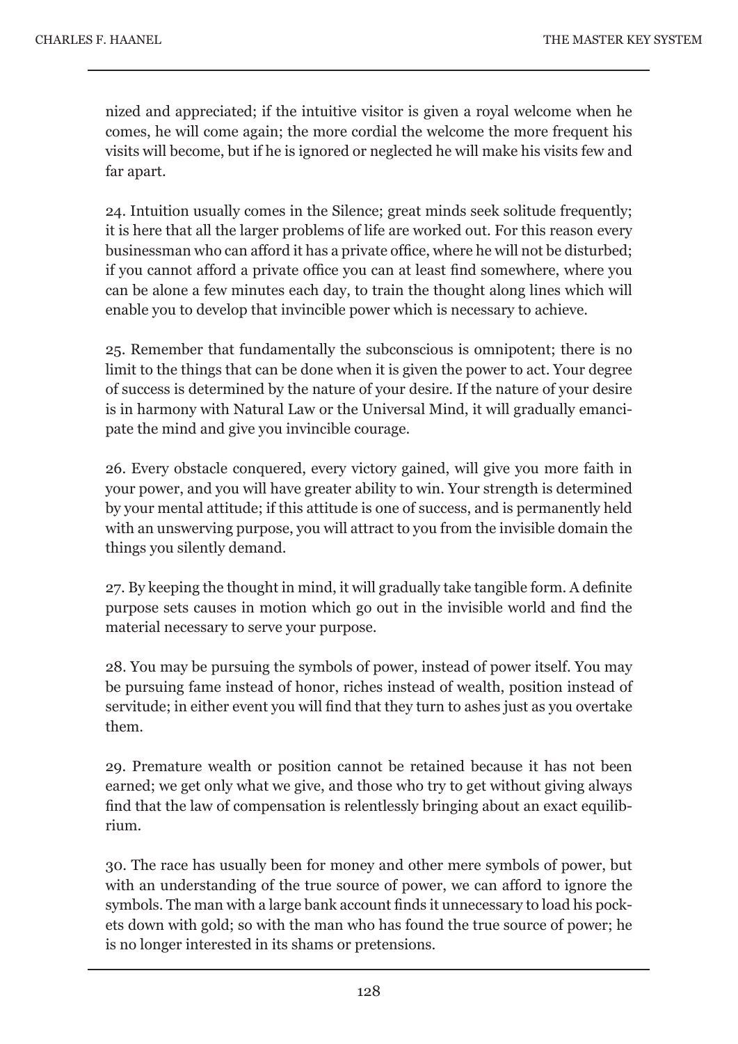nized and appreciated; if the intuitive visitor is given a royal welcome when he comes, he will come again; the more cordial the welcome the more frequent his visits will become, but if he is ignored or neglected he will make his visits few and far apart.

24. Intuition usually comes in the Silence; great minds seek solitude frequently; it is here that all the larger problems of life are worked out. For this reason every businessman who can afford it has a private office, where he will not be disturbed; if you cannot afford a private office you can at least find somewhere, where you can be alone a few minutes each day, to train the thought along lines which will enable you to develop that invincible power which is necessary to achieve.

25. Remember that fundamentally the subconscious is omnipotent; there is no limit to the things that can be done when it is given the power to act. Your degree of success is determined by the nature of your desire. If the nature of your desire is in harmony with Natural Law or the Universal Mind, it will gradually emancipate the mind and give you invincible courage.

26. Every obstacle conquered, every victory gained, will give you more faith in your power, and you will have greater ability to win. Your strength is determined by your mental attitude; if this attitude is one of success, and is permanently held with an unswerving purpose, you will attract to you from the invisible domain the things you silently demand.

27. By keeping the thought in mind, it will gradually take tangible form. A definite purpose sets causes in motion which go out in the invisible world and find the material necessary to serve your purpose.

28. You may be pursuing the symbols of power, instead of power itself. You may be pursuing fame instead of honor, riches instead of wealth, position instead of servitude; in either event you will find that they turn to ashes just as you overtake them.

29. Premature wealth or position cannot be retained because it has not been earned; we get only what we give, and those who try to get without giving always find that the law of compensation is relentlessly bringing about an exact equilibrium.

30. The race has usually been for money and other mere symbols of power, but with an understanding of the true source of power, we can afford to ignore the symbols. The man with a large bank account finds it unnecessary to load his pockets down with gold; so with the man who has found the true source of power; he is no longer interested in its shams or pretensions.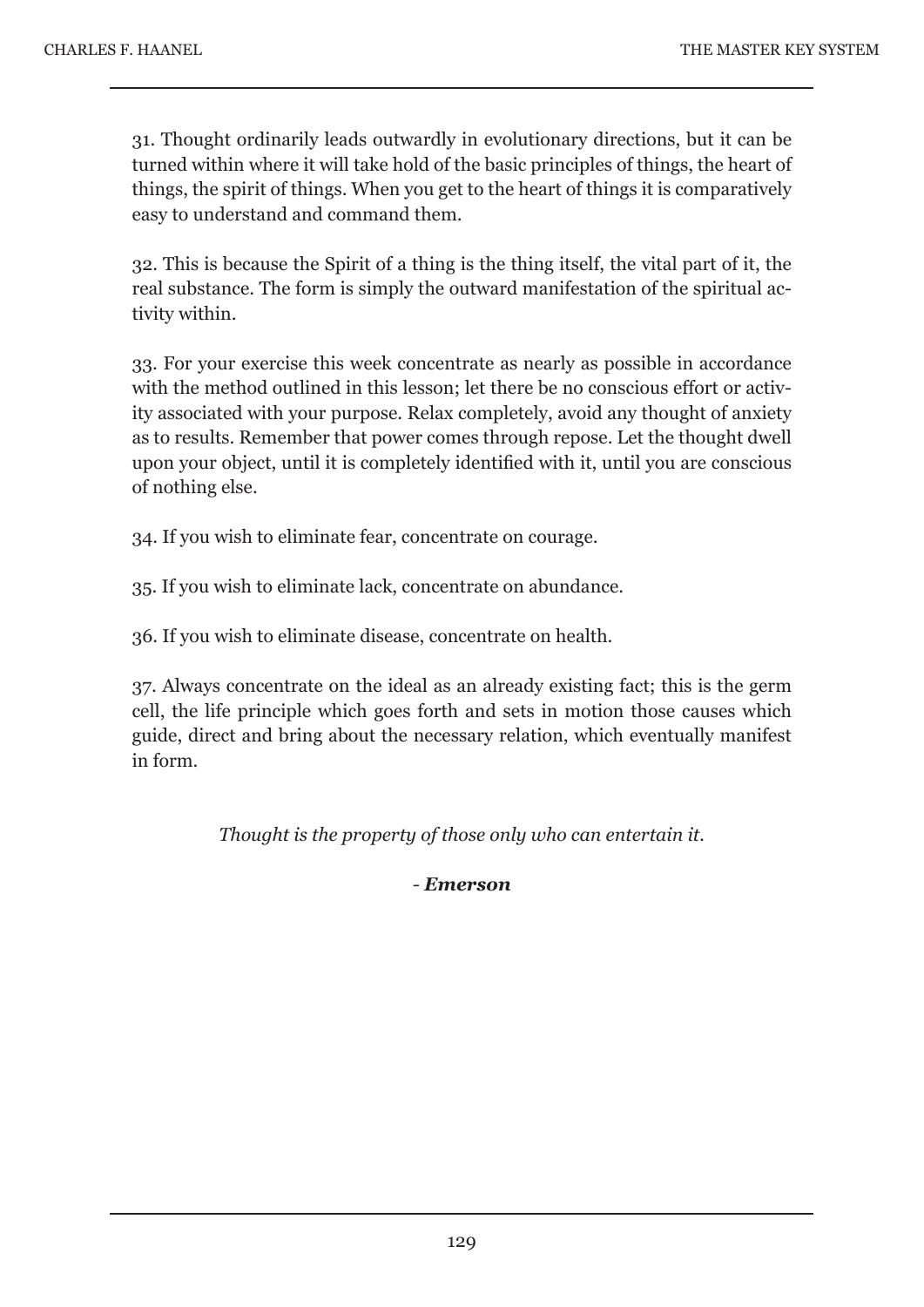31. Thought ordinarily leads outwardly in evolutionary directions, but it can be turned within where it will take hold of the basic principles of things, the heart of things, the spirit of things. When you get to the heart of things it is comparatively easy to understand and command them.

32. This is because the Spirit of a thing is the thing itself, the vital part of it, the real substance. The form is simply the outward manifestation of the spiritual activity within.

33. For your exercise this week concentrate as nearly as possible in accordance with the method outlined in this lesson; let there be no conscious effort or activity associated with your purpose. Relax completely, avoid any thought of anxiety as to results. Remember that power comes through repose. Let the thought dwell upon your object, until it is completely identified with it, until you are conscious of nothing else.

34. If you wish to eliminate fear, concentrate on courage.

35. If you wish to eliminate lack, concentrate on abundance.

36. If you wish to eliminate disease, concentrate on health.

37. Always concentrate on the ideal as an already existing fact; this is the germ cell, the life principle which goes forth and sets in motion those causes which guide, direct and bring about the necessary relation, which eventually manifest in form.

*Thought is the property of those only who can entertain it.*

*- **Emerson***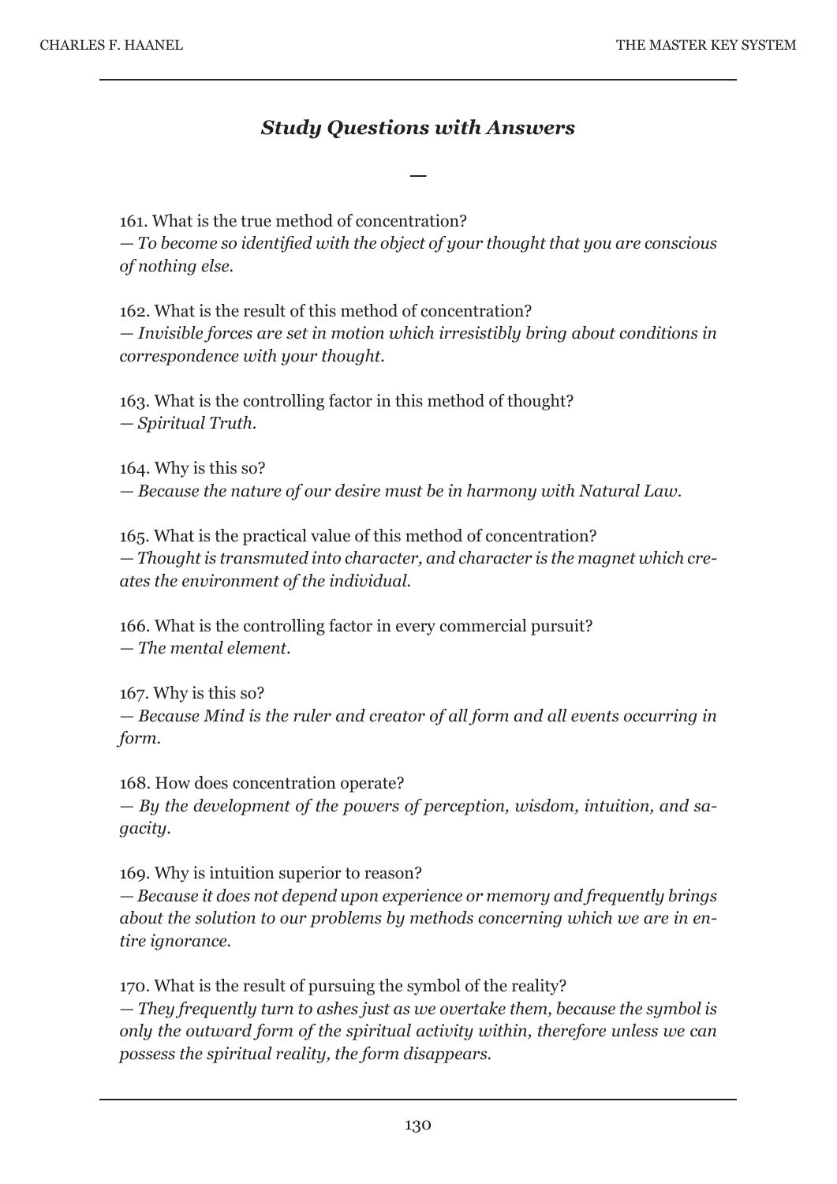## *Study Questions with Answers*

—

161. What is the true method of concentration?
*— To become so identified with the object of your thought that you are conscious of nothing else.*

162. What is the result of this method of concentration?
*— Invisible forces are set in motion which irresistibly bring about conditions in correspondence with your thought.*

163. What is the controlling factor in this method of thought?
*— Spiritual Truth.*

164. Why is this so?
*— Because the nature of our desire must be in harmony with Natural Law.*

165. What is the practical value of this method of concentration?
*— Thought is transmuted into character, and character is the magnet which creates the environment of the individual.*

166. What is the controlling factor in every commercial pursuit?
*— The mental element.*

167. Why is this so?
*— Because Mind is the ruler and creator of all form and all events occurring in form.*

168. How does concentration operate?
*— By the development of the powers of perception, wisdom, intuition, and sagacity.*

169. Why is intuition superior to reason?
*— Because it does not depend upon experience or memory and frequently brings about the solution to our problems by methods concerning which we are in entire ignorance.*

170. What is the result of pursuing the symbol of the reality?
*— They frequently turn to ashes just as we overtake them, because the symbol is only the outward form of the spiritual activity within, therefore unless we can possess the spiritual reality, the form disappears.*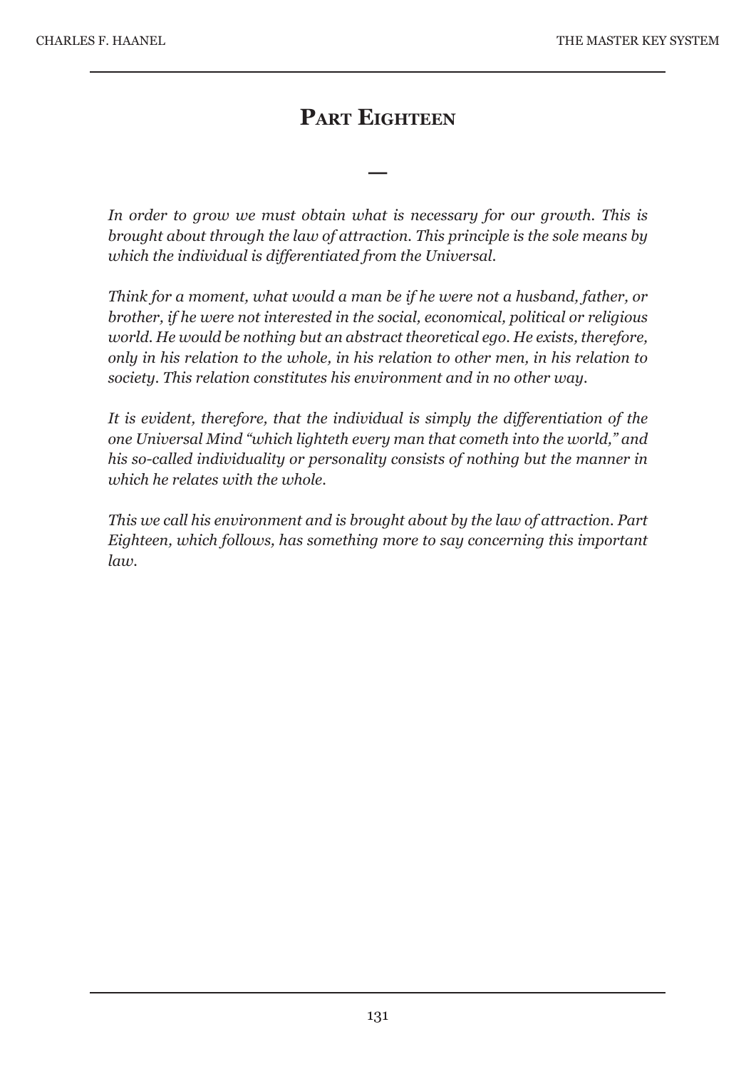# Part Eighteen

—

*In order to grow we must obtain what is necessary for our growth. This is brought about through the law of attraction. This principle is the sole means by which the individual is differentiated from the Universal.*

*Think for a moment, what would a man be if he were not a husband, father, or brother, if he were not interested in the social, economical, political or religious world. He would be nothing but an abstract theoretical ego. He exists, therefore, only in his relation to the whole, in his relation to other men, in his relation to society. This relation constitutes his environment and in no other way.*

*It is evident, therefore, that the individual is simply the differentiation of the one Universal Mind "which lighteth every man that cometh into the world," and his so-called individuality or personality consists of nothing but the manner in which he relates with the whole.*

*This we call his environment and is brought about by the law of attraction. Part Eighteen, which follows, has something more to say concerning this important law.*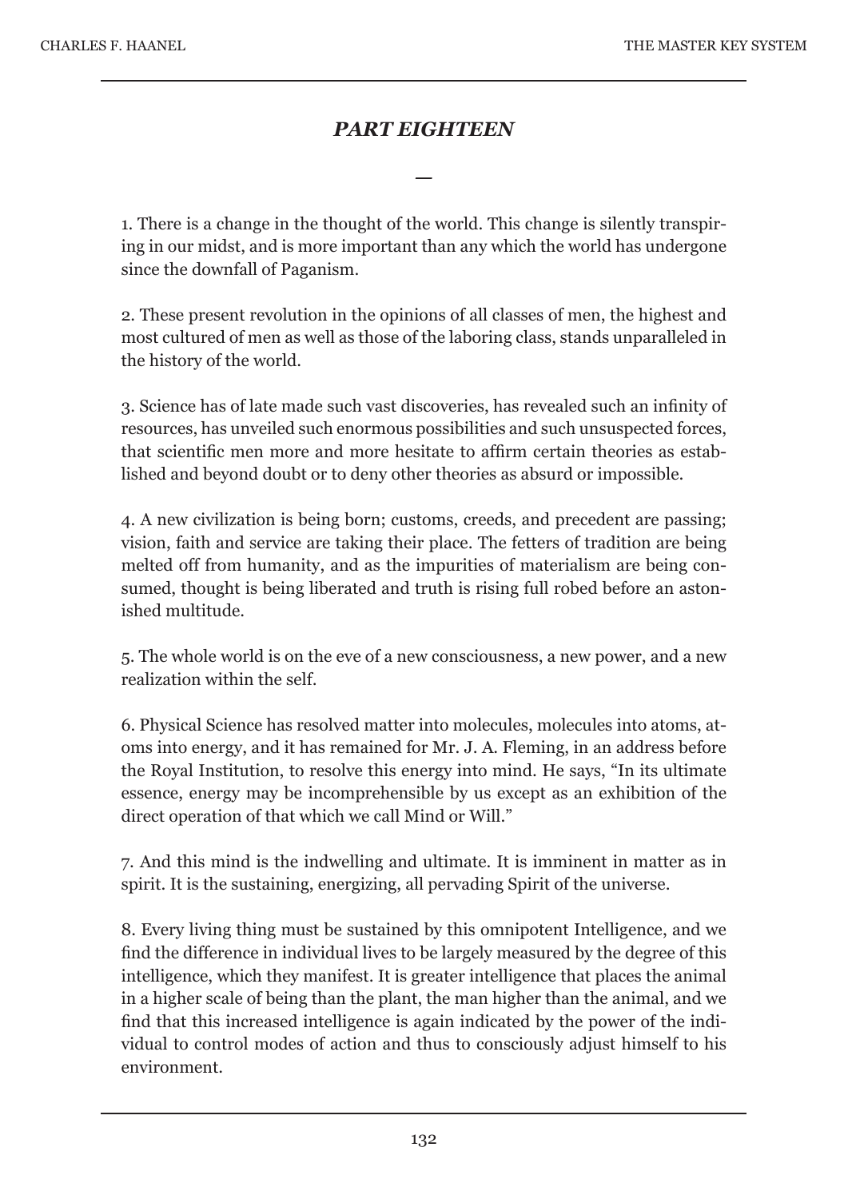## *PART EIGHTEEN*

—

1. There is a change in the thought of the world. This change is silently transpiring in our midst, and is more important than any which the world has undergone since the downfall of Paganism.

2. These present revolution in the opinions of all classes of men, the highest and most cultured of men as well as those of the laboring class, stands unparalleled in the history of the world.

3. Science has of late made such vast discoveries, has revealed such an infinity of resources, has unveiled such enormous possibilities and such unsuspected forces, that scientific men more and more hesitate to affirm certain theories as established and beyond doubt or to deny other theories as absurd or impossible.

4. A new civilization is being born; customs, creeds, and precedent are passing; vision, faith and service are taking their place. The fetters of tradition are being melted off from humanity, and as the impurities of materialism are being consumed, thought is being liberated and truth is rising full robed before an astonished multitude.

5. The whole world is on the eve of a new consciousness, a new power, and a new realization within the self.

6. Physical Science has resolved matter into molecules, molecules into atoms, atoms into energy, and it has remained for Mr. J. A. Fleming, in an address before the Royal Institution, to resolve this energy into mind. He says, "In its ultimate essence, energy may be incomprehensible by us except as an exhibition of the direct operation of that which we call Mind or Will."

7. And this mind is the indwelling and ultimate. It is imminent in matter as in spirit. It is the sustaining, energizing, all pervading Spirit of the universe.

8. Every living thing must be sustained by this omnipotent Intelligence, and we find the difference in individual lives to be largely measured by the degree of this intelligence, which they manifest. It is greater intelligence that places the animal in a higher scale of being than the plant, the man higher than the animal, and we find that this increased intelligence is again indicated by the power of the individual to control modes of action and thus to consciously adjust himself to his environment.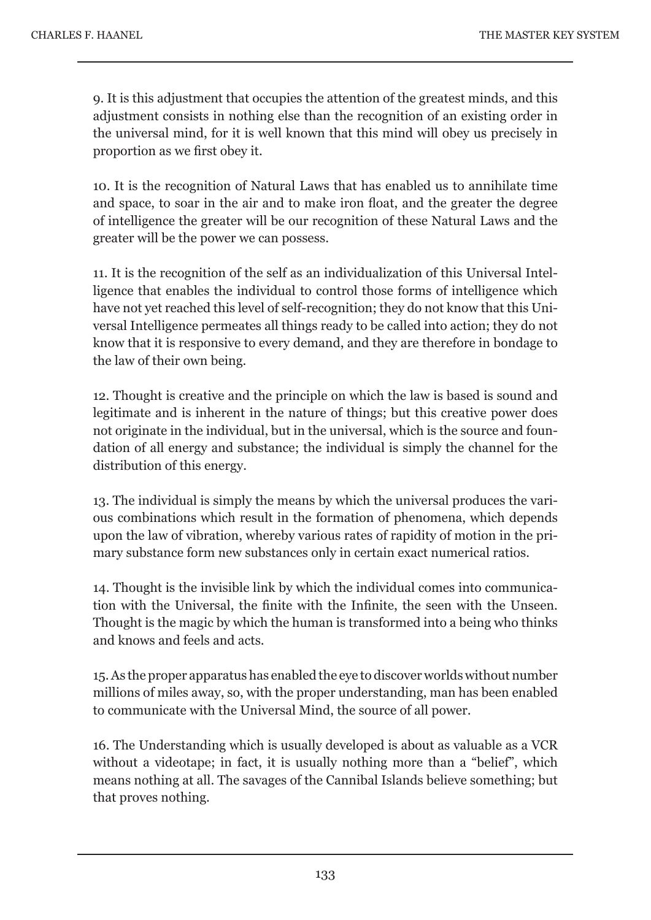9. It is this adjustment that occupies the attention of the greatest minds, and this adjustment consists in nothing else than the recognition of an existing order in the universal mind, for it is well known that this mind will obey us precisely in proportion as we first obey it.

10. It is the recognition of Natural Laws that has enabled us to annihilate time and space, to soar in the air and to make iron float, and the greater the degree of intelligence the greater will be our recognition of these Natural Laws and the greater will be the power we can possess.

11. It is the recognition of the self as an individualization of this Universal Intelligence that enables the individual to control those forms of intelligence which have not yet reached this level of self-recognition; they do not know that this Universal Intelligence permeates all things ready to be called into action; they do not know that it is responsive to every demand, and they are therefore in bondage to the law of their own being.

12. Thought is creative and the principle on which the law is based is sound and legitimate and is inherent in the nature of things; but this creative power does not originate in the individual, but in the universal, which is the source and foundation of all energy and substance; the individual is simply the channel for the distribution of this energy.

13. The individual is simply the means by which the universal produces the various combinations which result in the formation of phenomena, which depends upon the law of vibration, whereby various rates of rapidity of motion in the primary substance form new substances only in certain exact numerical ratios.

14. Thought is the invisible link by which the individual comes into communication with the Universal, the finite with the Infinite, the seen with the Unseen. Thought is the magic by which the human is transformed into a being who thinks and knows and feels and acts.

15. As the proper apparatus has enabled the eye to discover worlds without number millions of miles away, so, with the proper understanding, man has been enabled to communicate with the Universal Mind, the source of all power.

16. The Understanding which is usually developed is about as valuable as a VCR without a videotape; in fact, it is usually nothing more than a "belief", which means nothing at all. The savages of the Cannibal Islands believe something; but that proves nothing.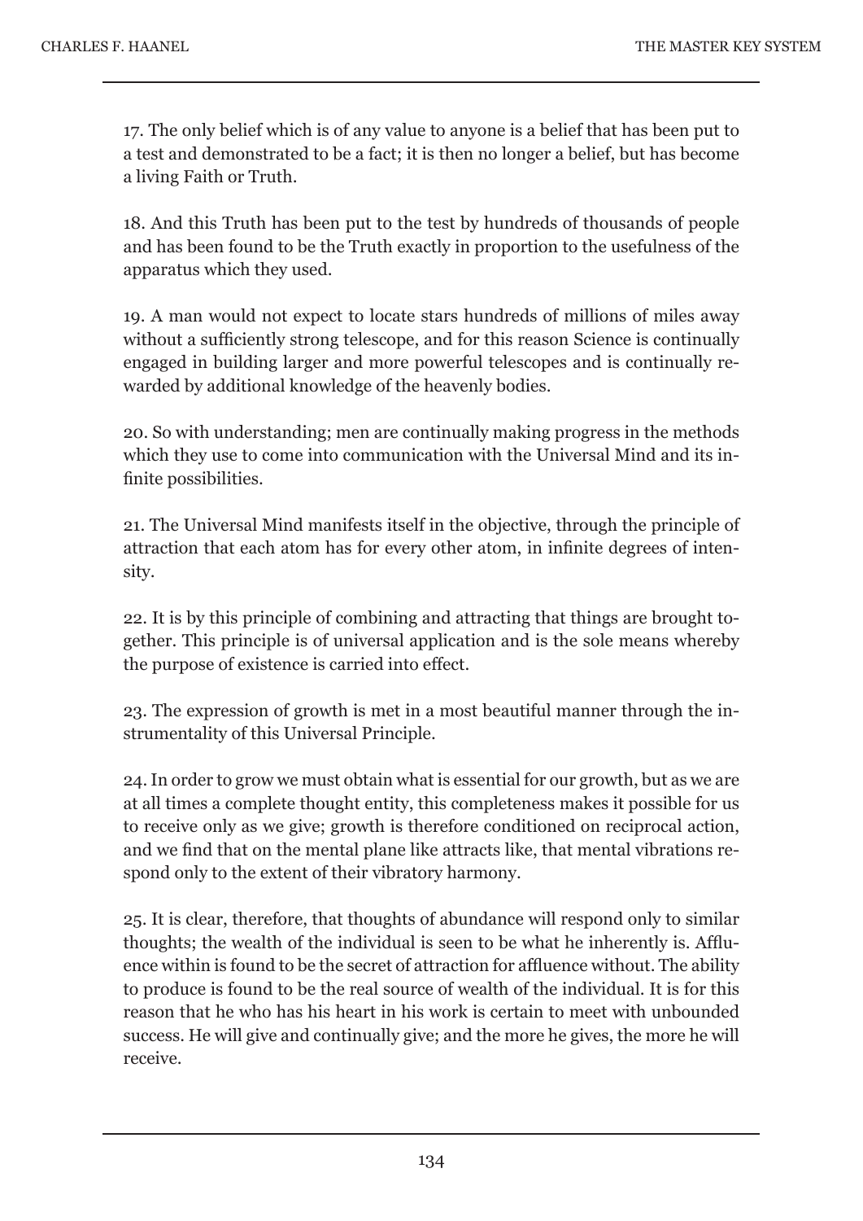17. The only belief which is of any value to anyone is a belief that has been put to a test and demonstrated to be a fact; it is then no longer a belief, but has become a living Faith or Truth.

18. And this Truth has been put to the test by hundreds of thousands of people and has been found to be the Truth exactly in proportion to the usefulness of the apparatus which they used.

19. A man would not expect to locate stars hundreds of millions of miles away without a sufficiently strong telescope, and for this reason Science is continually engaged in building larger and more powerful telescopes and is continually rewarded by additional knowledge of the heavenly bodies.

20. So with understanding; men are continually making progress in the methods which they use to come into communication with the Universal Mind and its infinite possibilities.

21. The Universal Mind manifests itself in the objective, through the principle of attraction that each atom has for every other atom, in infinite degrees of intensity.

22. It is by this principle of combining and attracting that things are brought together. This principle is of universal application and is the sole means whereby the purpose of existence is carried into effect.

23. The expression of growth is met in a most beautiful manner through the instrumentality of this Universal Principle.

24. In order to grow we must obtain what is essential for our growth, but as we are at all times a complete thought entity, this completeness makes it possible for us to receive only as we give; growth is therefore conditioned on reciprocal action, and we find that on the mental plane like attracts like, that mental vibrations respond only to the extent of their vibratory harmony.

25. It is clear, therefore, that thoughts of abundance will respond only to similar thoughts; the wealth of the individual is seen to be what he inherently is. Affluence within is found to be the secret of attraction for affluence without. The ability to produce is found to be the real source of wealth of the individual. It is for this reason that he who has his heart in his work is certain to meet with unbounded success. He will give and continually give; and the more he gives, the more he will receive.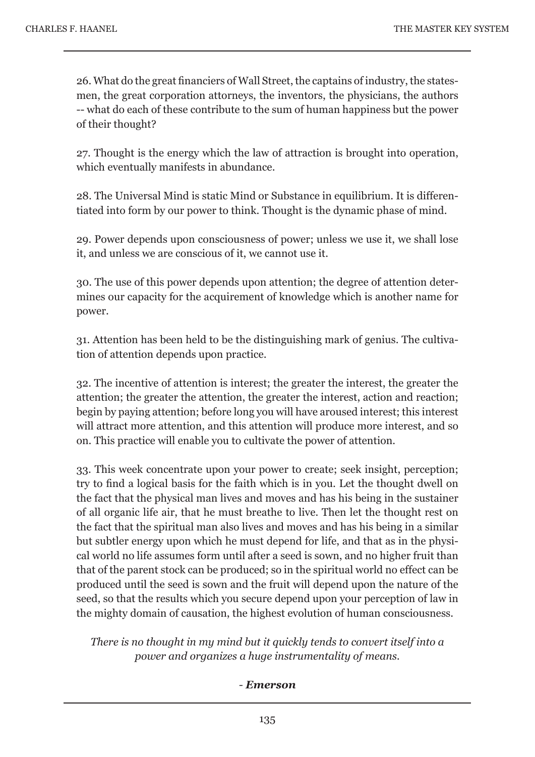26. What do the great financiers of Wall Street, the captains of industry, the statesmen, the great corporation attorneys, the inventors, the physicians, the authors -- what do each of these contribute to the sum of human happiness but the power of their thought?

27. Thought is the energy which the law of attraction is brought into operation, which eventually manifests in abundance.

28. The Universal Mind is static Mind or Substance in equilibrium. It is differentiated into form by our power to think. Thought is the dynamic phase of mind.

29. Power depends upon consciousness of power; unless we use it, we shall lose it, and unless we are conscious of it, we cannot use it.

30. The use of this power depends upon attention; the degree of attention determines our capacity for the acquirement of knowledge which is another name for power.

31. Attention has been held to be the distinguishing mark of genius. The cultivation of attention depends upon practice.

32. The incentive of attention is interest; the greater the interest, the greater the attention; the greater the attention, the greater the interest, action and reaction; begin by paying attention; before long you will have aroused interest; this interest will attract more attention, and this attention will produce more interest, and so on. This practice will enable you to cultivate the power of attention.

33. This week concentrate upon your power to create; seek insight, perception; try to find a logical basis for the faith which is in you. Let the thought dwell on the fact that the physical man lives and moves and has his being in the sustainer of all organic life air, that he must breathe to live. Then let the thought rest on the fact that the spiritual man also lives and moves and has his being in a similar but subtler energy upon which he must depend for life, and that as in the physical world no life assumes form until after a seed is sown, and no higher fruit than that of the parent stock can be produced; so in the spiritual world no effect can be produced until the seed is sown and the fruit will depend upon the nature of the seed, so that the results which you secure depend upon your perception of law in the mighty domain of causation, the highest evolution of human consciousness.

*There is no thought in my mind but it quickly tends to convert itself into a power and organizes a huge instrumentality of means.*

*- **Emerson***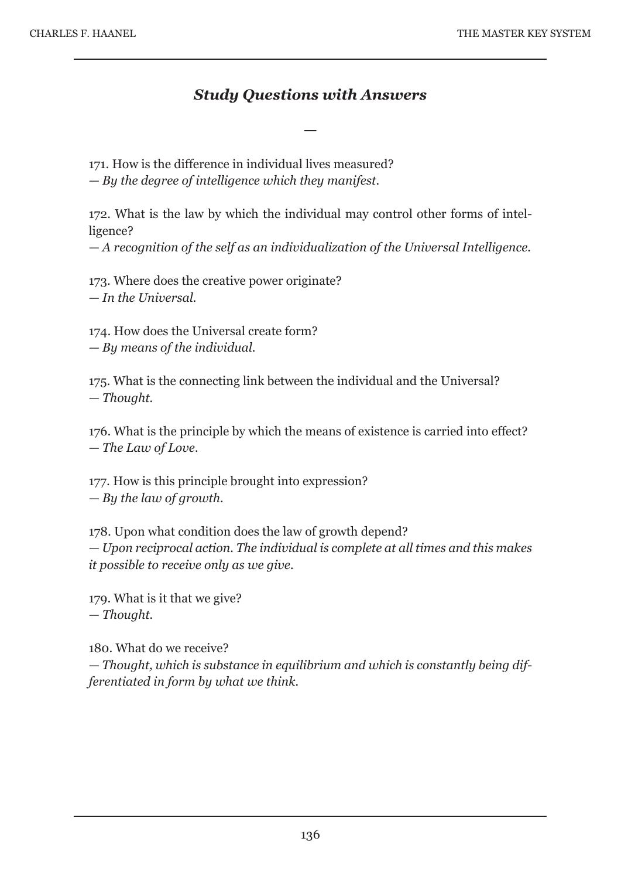## *Study Questions with Answers*

—

171. How is the difference in individual lives measured?
— *By the degree of intelligence which they manifest.*

172. What is the law by which the individual may control other forms of intelligence?
— *A recognition of the self as an individualization of the Universal Intelligence.*

173. Where does the creative power originate?
— *In the Universal.*

174. How does the Universal create form?
— *By means of the individual.*

175. What is the connecting link between the individual and the Universal?
— *Thought.*

176. What is the principle by which the means of existence is carried into effect?
— *The Law of Love.*

177. How is this principle brought into expression?
— *By the law of growth.*

178. Upon what condition does the law of growth depend?
— *Upon reciprocal action. The individual is complete at all times and this makes it possible to receive only as we give.*

179. What is it that we give?
— *Thought.*

180. What do we receive?
— *Thought, which is substance in equilibrium and which is constantly being differentiated in form by what we think.*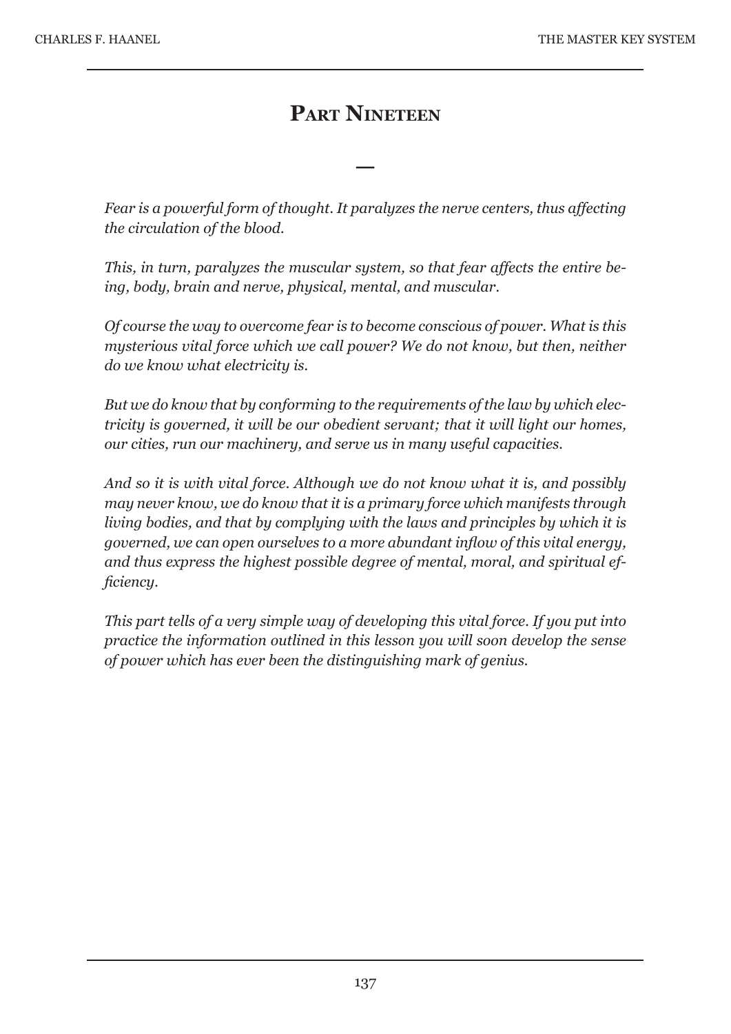# Part Nineteen

—

*Fear is a powerful form of thought. It paralyzes the nerve centers, thus affecting the circulation of the blood.*

*This, in turn, paralyzes the muscular system, so that fear affects the entire being, body, brain and nerve, physical, mental, and muscular.*

*Of course the way to overcome fear is to become conscious of power. What is this mysterious vital force which we call power? We do not know, but then, neither do we know what electricity is.*

*But we do know that by conforming to the requirements of the law by which electricity is governed, it will be our obedient servant; that it will light our homes, our cities, run our machinery, and serve us in many useful capacities.*

*And so it is with vital force. Although we do not know what it is, and possibly may never know, we do know that it is a primary force which manifests through living bodies, and that by complying with the laws and principles by which it is governed, we can open ourselves to a more abundant inflow of this vital energy, and thus express the highest possible degree of mental, moral, and spiritual efficiency.*

*This part tells of a very simple way of developing this vital force. If you put into practice the information outlined in this lesson you will soon develop the sense of power which has ever been the distinguishing mark of genius.*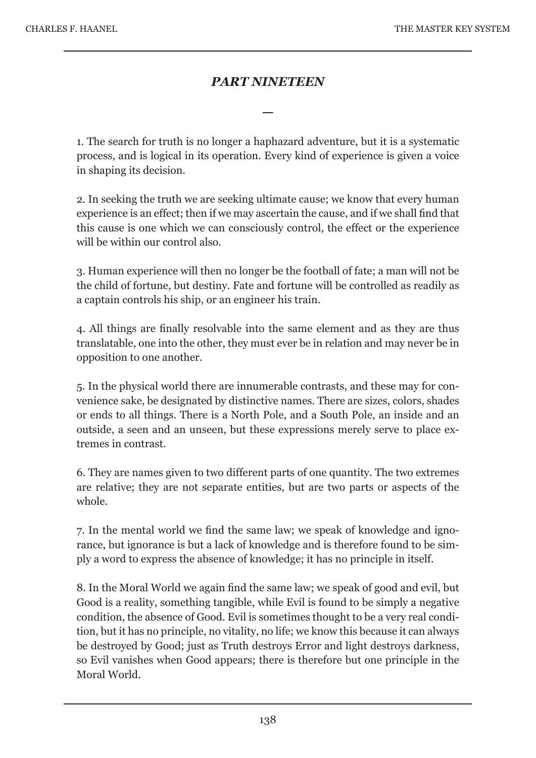## *PART NINETEEN*

—

1. The search for truth is no longer a haphazard adventure, but it is a systematic process, and is logical in its operation. Every kind of experience is given a voice in shaping its decision.

2. In seeking the truth we are seeking ultimate cause; we know that every human experience is an effect; then if we may ascertain the cause, and if we shall find that this cause is one which we can consciously control, the effect or the experience will be within our control also.

3. Human experience will then no longer be the football of fate; a man will not be the child of fortune, but destiny. Fate and fortune will be controlled as readily as a captain controls his ship, or an engineer his train.

4. All things are finally resolvable into the same element and as they are thus translatable, one into the other, they must ever be in relation and may never be in opposition to one another.

5. In the physical world there are innumerable contrasts, and these may for convenience sake, be designated by distinctive names. There are sizes, colors, shades or ends to all things. There is a North Pole, and a South Pole, an inside and an outside, a seen and an unseen, but these expressions merely serve to place extremes in contrast.

6. They are names given to two different parts of one quantity. The two extremes are relative; they are not separate entities, but are two parts or aspects of the whole.

7. In the mental world we find the same law; we speak of knowledge and ignorance, but ignorance is but a lack of knowledge and is therefore found to be simply a word to express the absence of knowledge; it has no principle in itself.

8. In the Moral World we again find the same law; we speak of good and evil, but Good is a reality, something tangible, while Evil is found to be simply a negative condition, the absence of Good. Evil is sometimes thought to be a very real condition, but it has no principle, no vitality, no life; we know this because it can always be destroyed by Good; just as Truth destroys Error and light destroys darkness, so Evil vanishes when Good appears; there is therefore but one principle in the Moral World.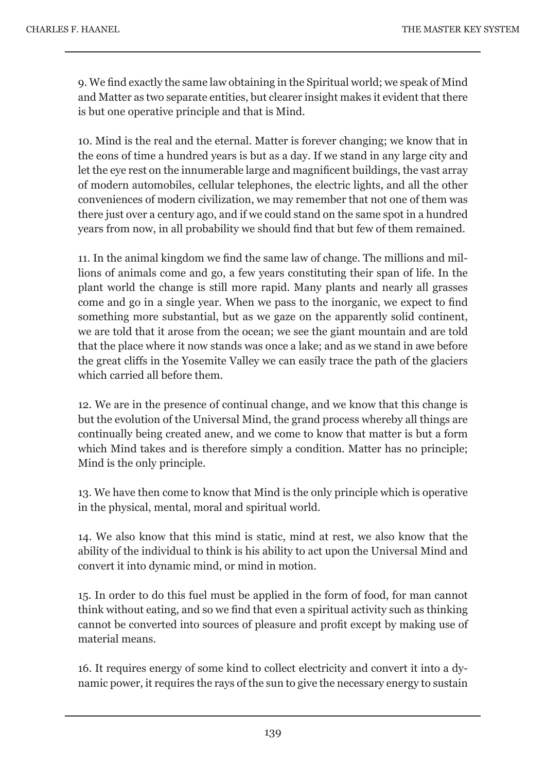9. We find exactly the same law obtaining in the Spiritual world; we speak of Mind and Matter as two separate entities, but clearer insight makes it evident that there is but one operative principle and that is Mind.

10. Mind is the real and the eternal. Matter is forever changing; we know that in the eons of time a hundred years is but as a day. If we stand in any large city and let the eye rest on the innumerable large and magnificent buildings, the vast array of modern automobiles, cellular telephones, the electric lights, and all the other conveniences of modern civilization, we may remember that not one of them was there just over a century ago, and if we could stand on the same spot in a hundred years from now, in all probability we should find that but few of them remained.

11. In the animal kingdom we find the same law of change. The millions and millions of animals come and go, a few years constituting their span of life. In the plant world the change is still more rapid. Many plants and nearly all grasses come and go in a single year. When we pass to the inorganic, we expect to find something more substantial, but as we gaze on the apparently solid continent, we are told that it arose from the ocean; we see the giant mountain and are told that the place where it now stands was once a lake; and as we stand in awe before the great cliffs in the Yosemite Valley we can easily trace the path of the glaciers which carried all before them.

12. We are in the presence of continual change, and we know that this change is but the evolution of the Universal Mind, the grand process whereby all things are continually being created anew, and we come to know that matter is but a form which Mind takes and is therefore simply a condition. Matter has no principle; Mind is the only principle.

13. We have then come to know that Mind is the only principle which is operative in the physical, mental, moral and spiritual world.

14. We also know that this mind is static, mind at rest, we also know that the ability of the individual to think is his ability to act upon the Universal Mind and convert it into dynamic mind, or mind in motion.

15. In order to do this fuel must be applied in the form of food, for man cannot think without eating, and so we find that even a spiritual activity such as thinking cannot be converted into sources of pleasure and profit except by making use of material means.

16. It requires energy of some kind to collect electricity and convert it into a dynamic power, it requires the rays of the sun to give the necessary energy to sustain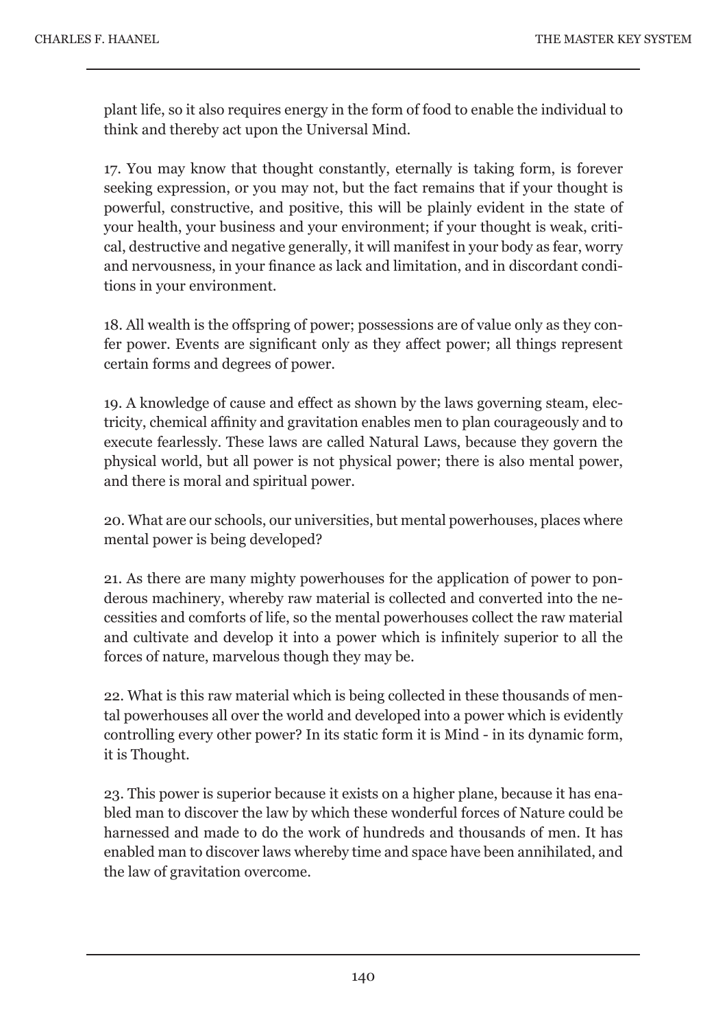plant life, so it also requires energy in the form of food to enable the individual to think and thereby act upon the Universal Mind.

17. You may know that thought constantly, eternally is taking form, is forever seeking expression, or you may not, but the fact remains that if your thought is powerful, constructive, and positive, this will be plainly evident in the state of your health, your business and your environment; if your thought is weak, critical, destructive and negative generally, it will manifest in your body as fear, worry and nervousness, in your finance as lack and limitation, and in discordant conditions in your environment.

18. All wealth is the offspring of power; possessions are of value only as they confer power. Events are significant only as they affect power; all things represent certain forms and degrees of power.

19. A knowledge of cause and effect as shown by the laws governing steam, electricity, chemical affinity and gravitation enables men to plan courageously and to execute fearlessly. These laws are called Natural Laws, because they govern the physical world, but all power is not physical power; there is also mental power, and there is moral and spiritual power.

20. What are our schools, our universities, but mental powerhouses, places where mental power is being developed?

21. As there are many mighty powerhouses for the application of power to ponderous machinery, whereby raw material is collected and converted into the necessities and comforts of life, so the mental powerhouses collect the raw material and cultivate and develop it into a power which is infinitely superior to all the forces of nature, marvelous though they may be.

22. What is this raw material which is being collected in these thousands of mental powerhouses all over the world and developed into a power which is evidently controlling every other power? In its static form it is Mind - in its dynamic form, it is Thought.

23. This power is superior because it exists on a higher plane, because it has enabled man to discover the law by which these wonderful forces of Nature could be harnessed and made to do the work of hundreds and thousands of men. It has enabled man to discover laws whereby time and space have been annihilated, and the law of gravitation overcome.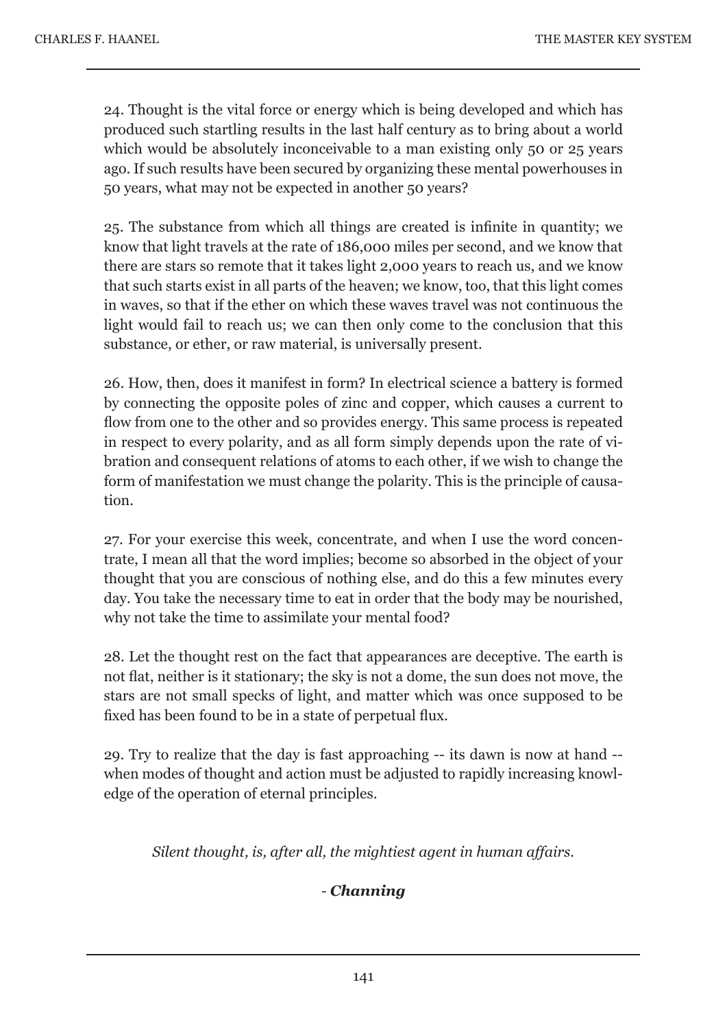24. Thought is the vital force or energy which is being developed and which has produced such startling results in the last half century as to bring about a world which would be absolutely inconceivable to a man existing only 50 or 25 years ago. If such results have been secured by organizing these mental powerhouses in 50 years, what may not be expected in another 50 years?

25. The substance from which all things are created is infinite in quantity; we know that light travels at the rate of 186,000 miles per second, and we know that there are stars so remote that it takes light 2,000 years to reach us, and we know that such starts exist in all parts of the heaven; we know, too, that this light comes in waves, so that if the ether on which these waves travel was not continuous the light would fail to reach us; we can then only come to the conclusion that this substance, or ether, or raw material, is universally present.

26. How, then, does it manifest in form? In electrical science a battery is formed by connecting the opposite poles of zinc and copper, which causes a current to flow from one to the other and so provides energy. This same process is repeated in respect to every polarity, and as all form simply depends upon the rate of vibration and consequent relations of atoms to each other, if we wish to change the form of manifestation we must change the polarity. This is the principle of causation.

27. For your exercise this week, concentrate, and when I use the word concentrate, I mean all that the word implies; become so absorbed in the object of your thought that you are conscious of nothing else, and do this a few minutes every day. You take the necessary time to eat in order that the body may be nourished, why not take the time to assimilate your mental food?

28. Let the thought rest on the fact that appearances are deceptive. The earth is not flat, neither is it stationary; the sky is not a dome, the sun does not move, the stars are not small specks of light, and matter which was once supposed to be fixed has been found to be in a state of perpetual flux.

29. Try to realize that the day is fast approaching -- its dawn is now at hand -- when modes of thought and action must be adjusted to rapidly increasing knowledge of the operation of eternal principles.

*Silent thought, is, after all, the mightiest agent in human affairs.*

*- **Channing***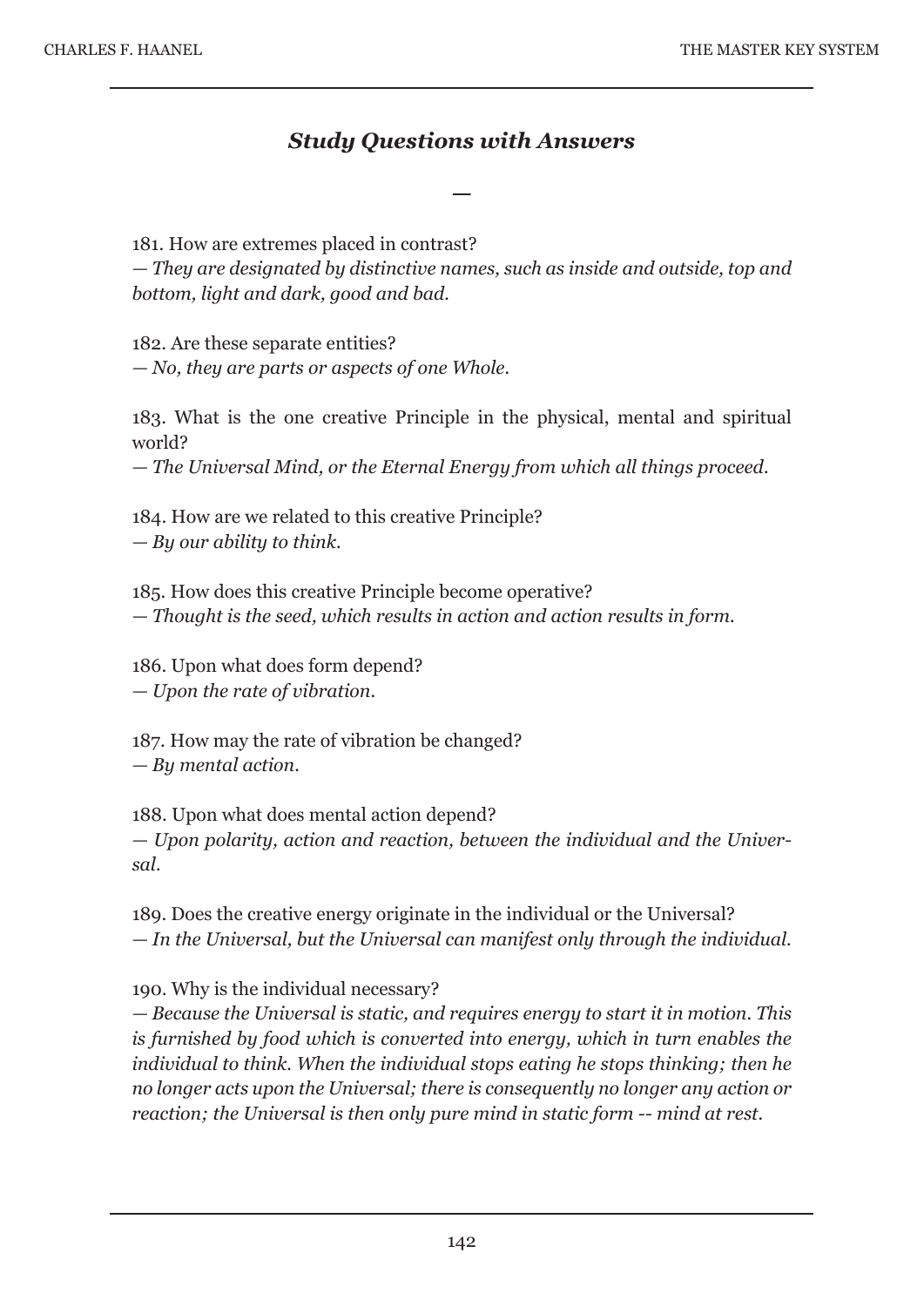## *Study Questions with Answers*

—

181. How are extremes placed in contrast?
*— They are designated by distinctive names, such as inside and outside, top and bottom, light and dark, good and bad.*

182. Are these separate entities?
*— No, they are parts or aspects of one Whole.*

183. What is the one creative Principle in the physical, mental and spiritual world?
*— The Universal Mind, or the Eternal Energy from which all things proceed.*

184. How are we related to this creative Principle?
*— By our ability to think.*

185. How does this creative Principle become operative?
*— Thought is the seed, which results in action and action results in form.*

186. Upon what does form depend?
*— Upon the rate of vibration.*

187. How may the rate of vibration be changed?
*— By mental action.*

188. Upon what does mental action depend?
*— Upon polarity, action and reaction, between the individual and the Universal.*

189. Does the creative energy originate in the individual or the Universal?
*— In the Universal, but the Universal can manifest only through the individual.*

190. Why is the individual necessary?
*— Because the Universal is static, and requires energy to start it in motion. This is furnished by food which is converted into energy, which in turn enables the individual to think. When the individual stops eating he stops thinking; then he no longer acts upon the Universal; there is consequently no longer any action or reaction; the Universal is then only pure mind in static form -- mind at rest.*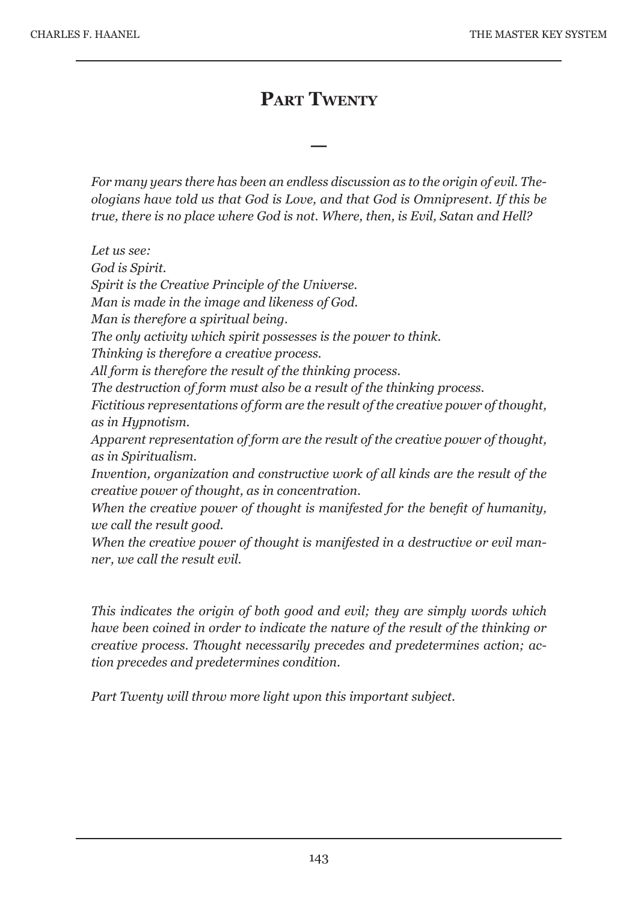# Part Twenty

—

*For many years there has been an endless discussion as to the origin of evil. Theologians have told us that God is Love, and that God is Omnipresent. If this be true, there is no place where God is not. Where, then, is Evil, Satan and Hell?*

*Let us see:*
*God is Spirit.*
*Spirit is the Creative Principle of the Universe.*
*Man is made in the image and likeness of God.*
*Man is therefore a spiritual being.*
*The only activity which spirit possesses is the power to think.*
*Thinking is therefore a creative process.*
*All form is therefore the result of the thinking process.*
*The destruction of form must also be a result of the thinking process.*
*Fictitious representations of form are the result of the creative power of thought, as in Hypnotism.*
*Apparent representation of form are the result of the creative power of thought, as in Spiritualism.*
*Invention, organization and constructive work of all kinds are the result of the creative power of thought, as in concentration.*
*When the creative power of thought is manifested for the benefit of humanity, we call the result good.*
*When the creative power of thought is manifested in a destructive or evil manner, we call the result evil.*

*This indicates the origin of both good and evil; they are simply words which have been coined in order to indicate the nature of the result of the thinking or creative process. Thought necessarily precedes and predetermines action; action precedes and predetermines condition.*

*Part Twenty will throw more light upon this important subject.*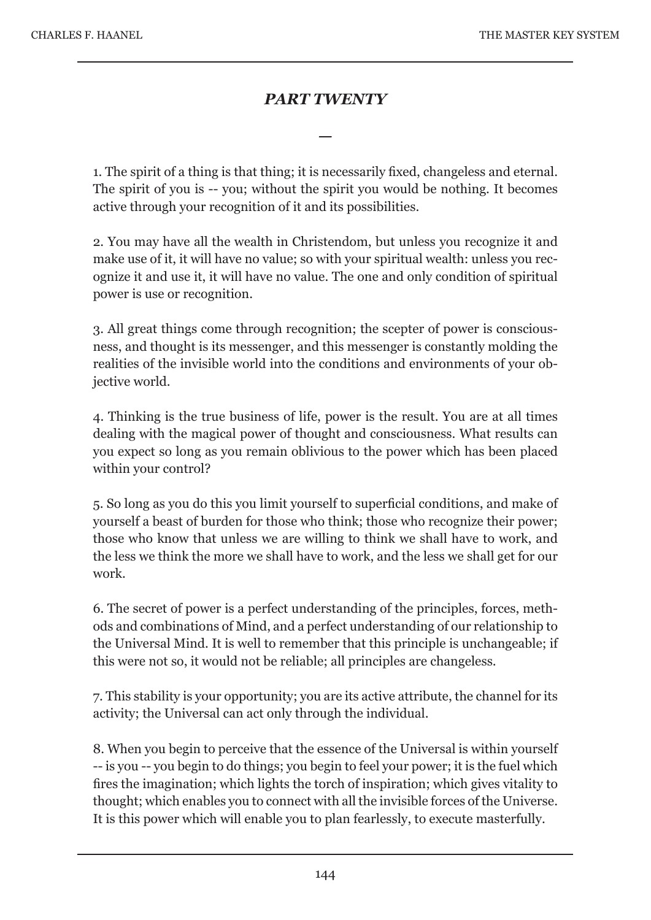## *PART TWENTY*

—

1. The spirit of a thing is that thing; it is necessarily fixed, changeless and eternal. The spirit of you is -- you; without the spirit you would be nothing. It becomes active through your recognition of it and its possibilities.

2. You may have all the wealth in Christendom, but unless you recognize it and make use of it, it will have no value; so with your spiritual wealth: unless you recognize it and use it, it will have no value. The one and only condition of spiritual power is use or recognition.

3. All great things come through recognition; the scepter of power is consciousness, and thought is its messenger, and this messenger is constantly molding the realities of the invisible world into the conditions and environments of your objective world.

4. Thinking is the true business of life, power is the result. You are at all times dealing with the magical power of thought and consciousness. What results can you expect so long as you remain oblivious to the power which has been placed within your control?

5. So long as you do this you limit yourself to superficial conditions, and make of yourself a beast of burden for those who think; those who recognize their power; those who know that unless we are willing to think we shall have to work, and the less we think the more we shall have to work, and the less we shall get for our work.

6. The secret of power is a perfect understanding of the principles, forces, methods and combinations of Mind, and a perfect understanding of our relationship to the Universal Mind. It is well to remember that this principle is unchangeable; if this were not so, it would not be reliable; all principles are changeless.

7. This stability is your opportunity; you are its active attribute, the channel for its activity; the Universal can act only through the individual.

8. When you begin to perceive that the essence of the Universal is within yourself -- is you -- you begin to do things; you begin to feel your power; it is the fuel which fires the imagination; which lights the torch of inspiration; which gives vitality to thought; which enables you to connect with all the invisible forces of the Universe. It is this power which will enable you to plan fearlessly, to execute masterfully.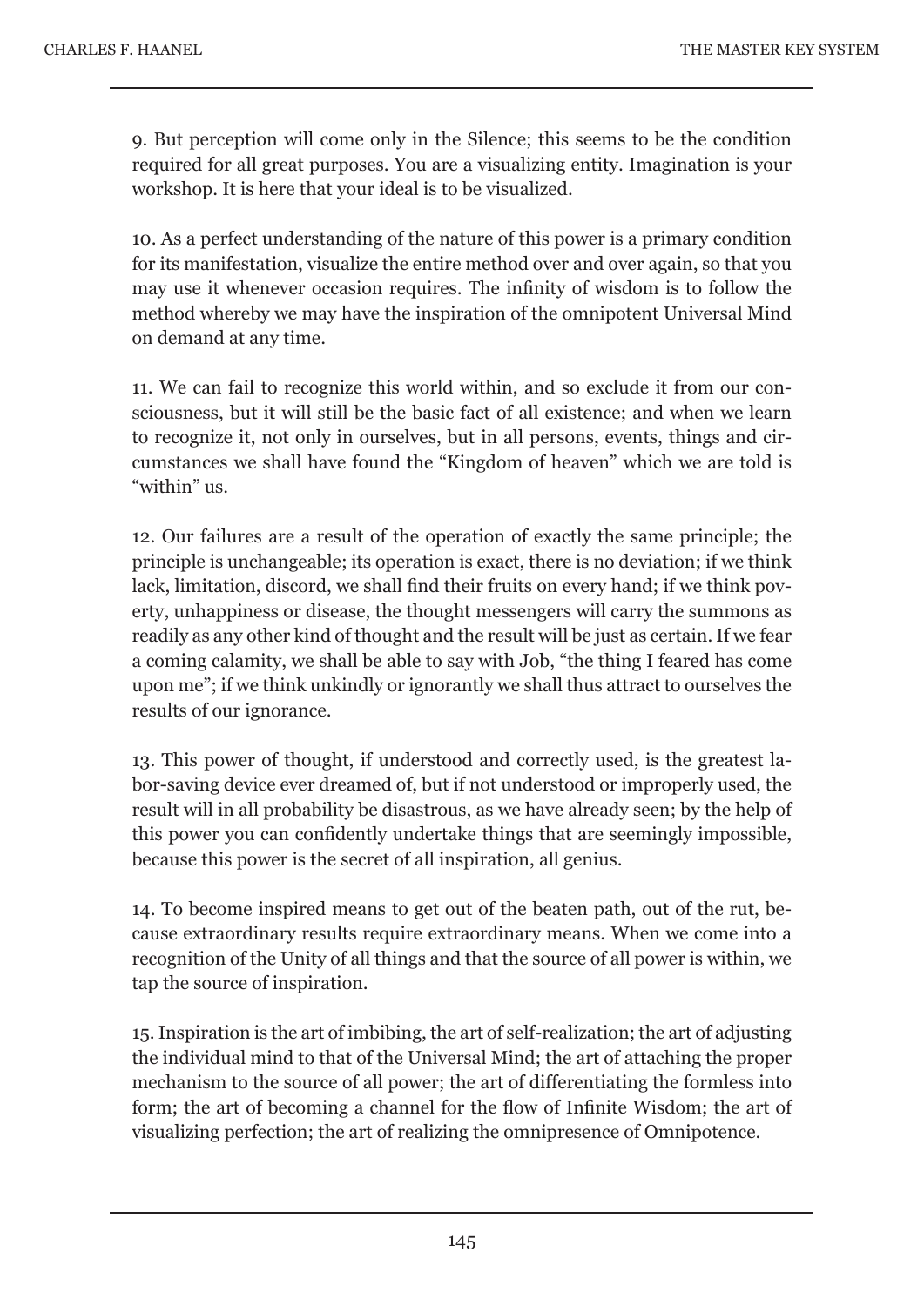9. But perception will come only in the Silence; this seems to be the condition required for all great purposes. You are a visualizing entity. Imagination is your workshop. It is here that your ideal is to be visualized.

10. As a perfect understanding of the nature of this power is a primary condition for its manifestation, visualize the entire method over and over again, so that you may use it whenever occasion requires. The infinity of wisdom is to follow the method whereby we may have the inspiration of the omnipotent Universal Mind on demand at any time.

11. We can fail to recognize this world within, and so exclude it from our consciousness, but it will still be the basic fact of all existence; and when we learn to recognize it, not only in ourselves, but in all persons, events, things and circumstances we shall have found the "Kingdom of heaven" which we are told is "within" us.

12. Our failures are a result of the operation of exactly the same principle; the principle is unchangeable; its operation is exact, there is no deviation; if we think lack, limitation, discord, we shall find their fruits on every hand; if we think poverty, unhappiness or disease, the thought messengers will carry the summons as readily as any other kind of thought and the result will be just as certain. If we fear a coming calamity, we shall be able to say with Job, "the thing I feared has come upon me"; if we think unkindly or ignorantly we shall thus attract to ourselves the results of our ignorance.

13. This power of thought, if understood and correctly used, is the greatest labor-saving device ever dreamed of, but if not understood or improperly used, the result will in all probability be disastrous, as we have already seen; by the help of this power you can confidently undertake things that are seemingly impossible, because this power is the secret of all inspiration, all genius.

14. To become inspired means to get out of the beaten path, out of the rut, because extraordinary results require extraordinary means. When we come into a recognition of the Unity of all things and that the source of all power is within, we tap the source of inspiration.

15. Inspiration is the art of imbibing, the art of self-realization; the art of adjusting the individual mind to that of the Universal Mind; the art of attaching the proper mechanism to the source of all power; the art of differentiating the formless into form; the art of becoming a channel for the flow of Infinite Wisdom; the art of visualizing perfection; the art of realizing the omnipresence of Omnipotence.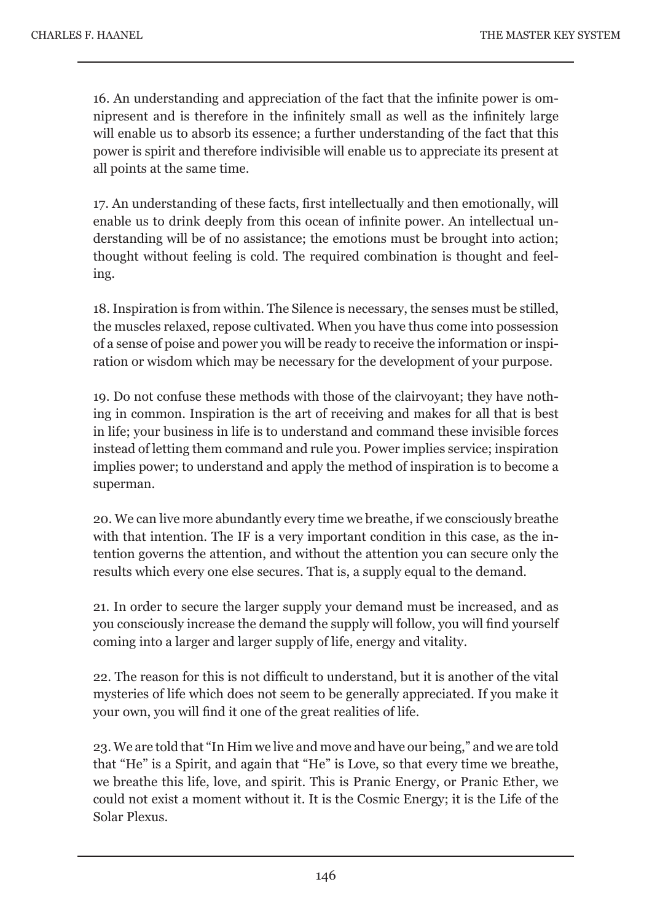16. An understanding and appreciation of the fact that the infinite power is omnipresent and is therefore in the infinitely small as well as the infinitely large will enable us to absorb its essence; a further understanding of the fact that this power is spirit and therefore indivisible will enable us to appreciate its present at all points at the same time.

17. An understanding of these facts, first intellectually and then emotionally, will enable us to drink deeply from this ocean of infinite power. An intellectual understanding will be of no assistance; the emotions must be brought into action; thought without feeling is cold. The required combination is thought and feeling.

18. Inspiration is from within. The Silence is necessary, the senses must be stilled, the muscles relaxed, repose cultivated. When you have thus come into possession of a sense of poise and power you will be ready to receive the information or inspiration or wisdom which may be necessary for the development of your purpose.

19. Do not confuse these methods with those of the clairvoyant; they have nothing in common. Inspiration is the art of receiving and makes for all that is best in life; your business in life is to understand and command these invisible forces instead of letting them command and rule you. Power implies service; inspiration implies power; to understand and apply the method of inspiration is to become a superman.

20. We can live more abundantly every time we breathe, if we consciously breathe with that intention. The IF is a very important condition in this case, as the intention governs the attention, and without the attention you can secure only the results which every one else secures. That is, a supply equal to the demand.

21. In order to secure the larger supply your demand must be increased, and as you consciously increase the demand the supply will follow, you will find yourself coming into a larger and larger supply of life, energy and vitality.

22. The reason for this is not difficult to understand, but it is another of the vital mysteries of life which does not seem to be generally appreciated. If you make it your own, you will find it one of the great realities of life.

23. We are told that "In Him we live and move and have our being," and we are told that "He" is a Spirit, and again that "He" is Love, so that every time we breathe, we breathe this life, love, and spirit. This is Pranic Energy, or Pranic Ether, we could not exist a moment without it. It is the Cosmic Energy; it is the Life of the Solar Plexus.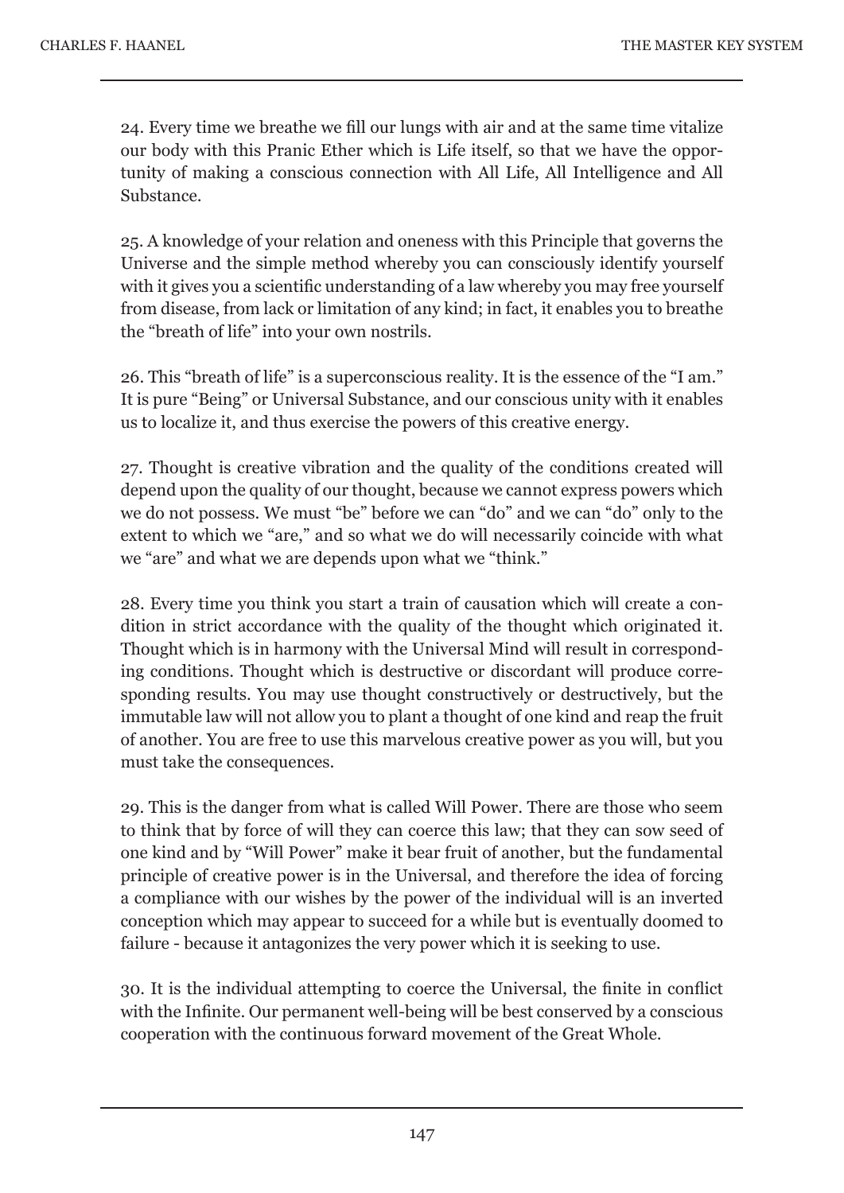24. Every time we breathe we fill our lungs with air and at the same time vitalize our body with this Pranic Ether which is Life itself, so that we have the opportunity of making a conscious connection with All Life, All Intelligence and All Substance.

25. A knowledge of your relation and oneness with this Principle that governs the Universe and the simple method whereby you can consciously identify yourself with it gives you a scientific understanding of a law whereby you may free yourself from disease, from lack or limitation of any kind; in fact, it enables you to breathe the "breath of life" into your own nostrils.

26. This "breath of life" is a superconscious reality. It is the essence of the "I am." It is pure "Being" or Universal Substance, and our conscious unity with it enables us to localize it, and thus exercise the powers of this creative energy.

27. Thought is creative vibration and the quality of the conditions created will depend upon the quality of our thought, because we cannot express powers which we do not possess. We must "be" before we can "do" and we can "do" only to the extent to which we "are," and so what we do will necessarily coincide with what we "are" and what we are depends upon what we "think."

28. Every time you think you start a train of causation which will create a condition in strict accordance with the quality of the thought which originated it. Thought which is in harmony with the Universal Mind will result in corresponding conditions. Thought which is destructive or discordant will produce corresponding results. You may use thought constructively or destructively, but the immutable law will not allow you to plant a thought of one kind and reap the fruit of another. You are free to use this marvelous creative power as you will, but you must take the consequences.

29. This is the danger from what is called Will Power. There are those who seem to think that by force of will they can coerce this law; that they can sow seed of one kind and by "Will Power" make it bear fruit of another, but the fundamental principle of creative power is in the Universal, and therefore the idea of forcing a compliance with our wishes by the power of the individual will is an inverted conception which may appear to succeed for a while but is eventually doomed to failure - because it antagonizes the very power which it is seeking to use.

30. It is the individual attempting to coerce the Universal, the finite in conflict with the Infinite. Our permanent well-being will be best conserved by a conscious cooperation with the continuous forward movement of the Great Whole.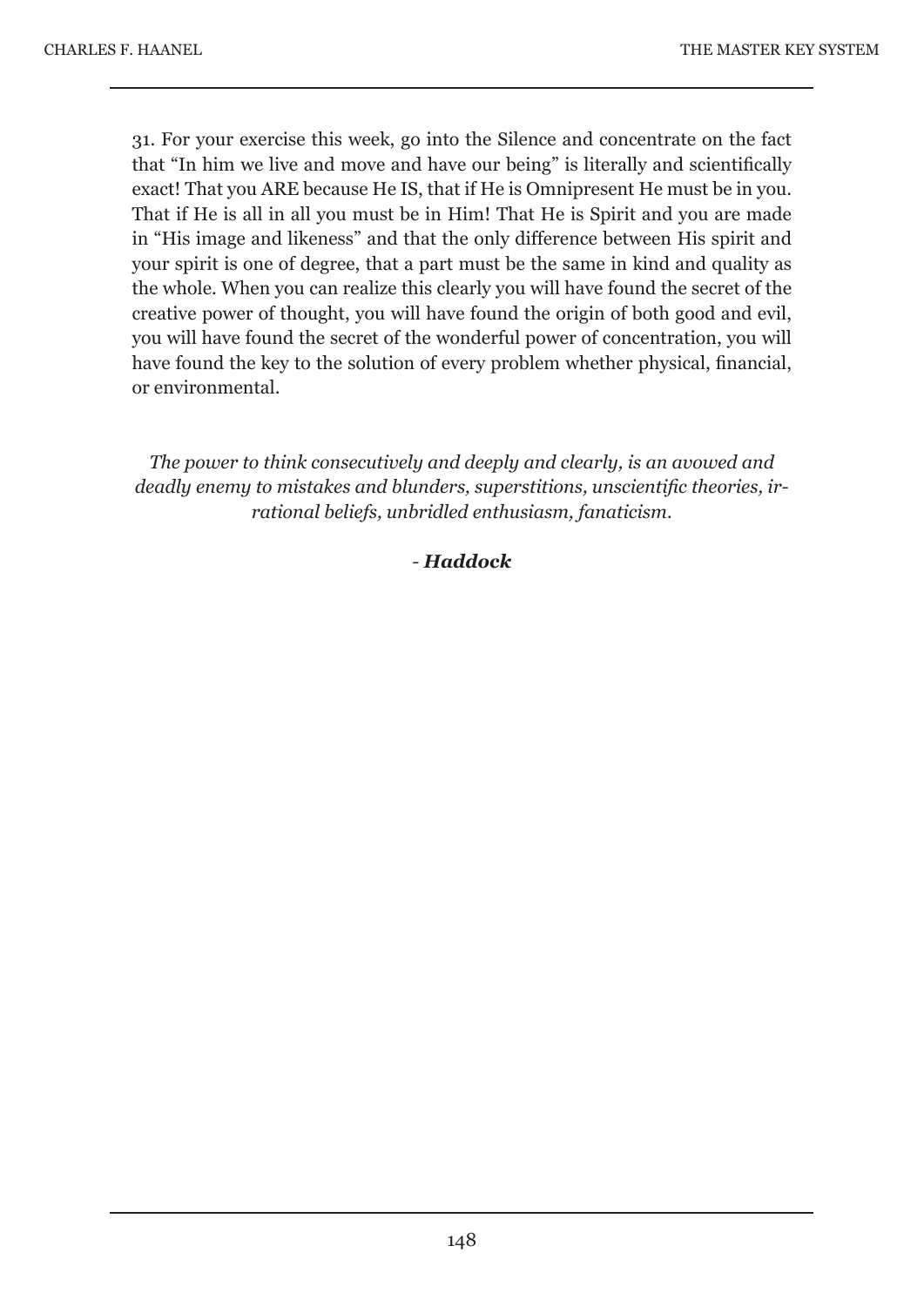31. For your exercise this week, go into the Silence and concentrate on the fact that "In him we live and move and have our being" is literally and scientifically exact! That you ARE because He IS, that if He is Omnipresent He must be in you. That if He is all in all you must be in Him! That He is Spirit and you are made in "His image and likeness" and that the only difference between His spirit and your spirit is one of degree, that a part must be the same in kind and quality as the whole. When you can realize this clearly you will have found the secret of the creative power of thought, you will have found the origin of both good and evil, you will have found the secret of the wonderful power of concentration, you will have found the key to the solution of every problem whether physical, financial, or environmental.

*The power to think consecutively and deeply and clearly, is an avowed and deadly enemy to mistakes and blunders, superstitions, unscientific theories, irrational beliefs, unbridled enthusiasm, fanaticism.*

*- **Haddock***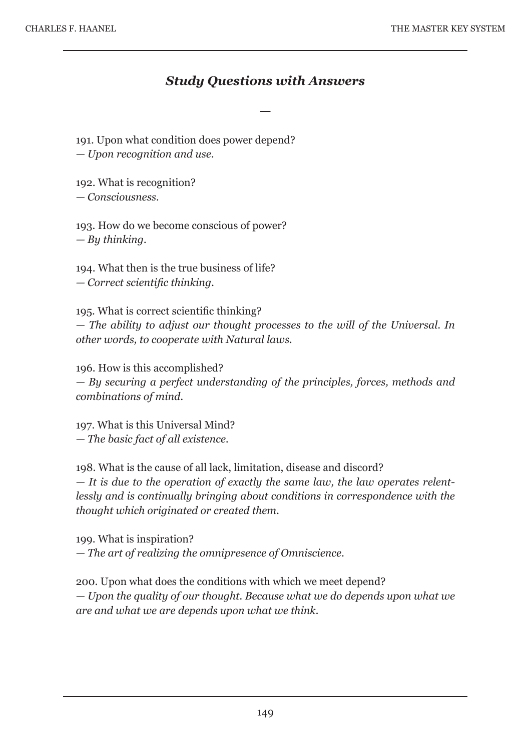## *Study Questions with Answers*

—

191. Upon what condition does power depend?
— *Upon recognition and use.*

192. What is recognition?
— *Consciousness.*

193. How do we become conscious of power?
— *By thinking.*

194. What then is the true business of life?
— *Correct scientific thinking.*

195. What is correct scientific thinking?
— *The ability to adjust our thought processes to the will of the Universal. In other words, to cooperate with Natural laws.*

196. How is this accomplished?
— *By securing a perfect understanding of the principles, forces, methods and combinations of mind.*

197. What is this Universal Mind?
— *The basic fact of all existence.*

198. What is the cause of all lack, limitation, disease and discord?
— *It is due to the operation of exactly the same law, the law operates relentlessly and is continually bringing about conditions in correspondence with the thought which originated or created them.*

199. What is inspiration?
— *The art of realizing the omnipresence of Omniscience.*

200. Upon what does the conditions with which we meet depend?
— *Upon the quality of our thought. Because what we do depends upon what we are and what we are depends upon what we think.*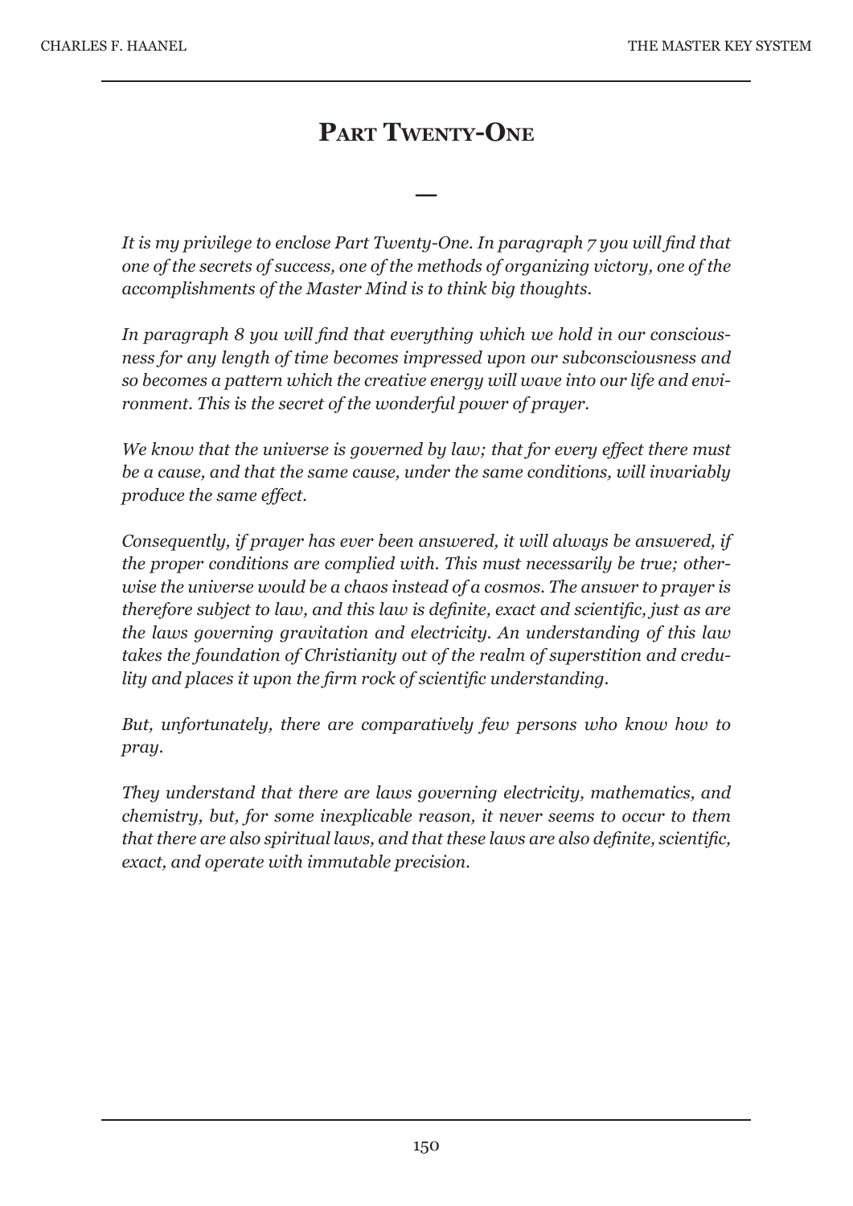# Part Twenty-One

—

*It is my privilege to enclose Part Twenty-One. In paragraph 7 you will find that one of the secrets of success, one of the methods of organizing victory, one of the accomplishments of the Master Mind is to think big thoughts.*

*In paragraph 8 you will find that everything which we hold in our consciousness for any length of time becomes impressed upon our subconsciousness and so becomes a pattern which the creative energy will wave into our life and environment. This is the secret of the wonderful power of prayer.*

*We know that the universe is governed by law; that for every effect there must be a cause, and that the same cause, under the same conditions, will invariably produce the same effect.*

*Consequently, if prayer has ever been answered, it will always be answered, if the proper conditions are complied with. This must necessarily be true; otherwise the universe would be a chaos instead of a cosmos. The answer to prayer is therefore subject to law, and this law is definite, exact and scientific, just as are the laws governing gravitation and electricity. An understanding of this law takes the foundation of Christianity out of the realm of superstition and credulity and places it upon the firm rock of scientific understanding.*

*But, unfortunately, there are comparatively few persons who know how to pray.*

*They understand that there are laws governing electricity, mathematics, and chemistry, but, for some inexplicable reason, it never seems to occur to them that there are also spiritual laws, and that these laws are also definite, scientific, exact, and operate with immutable precision.*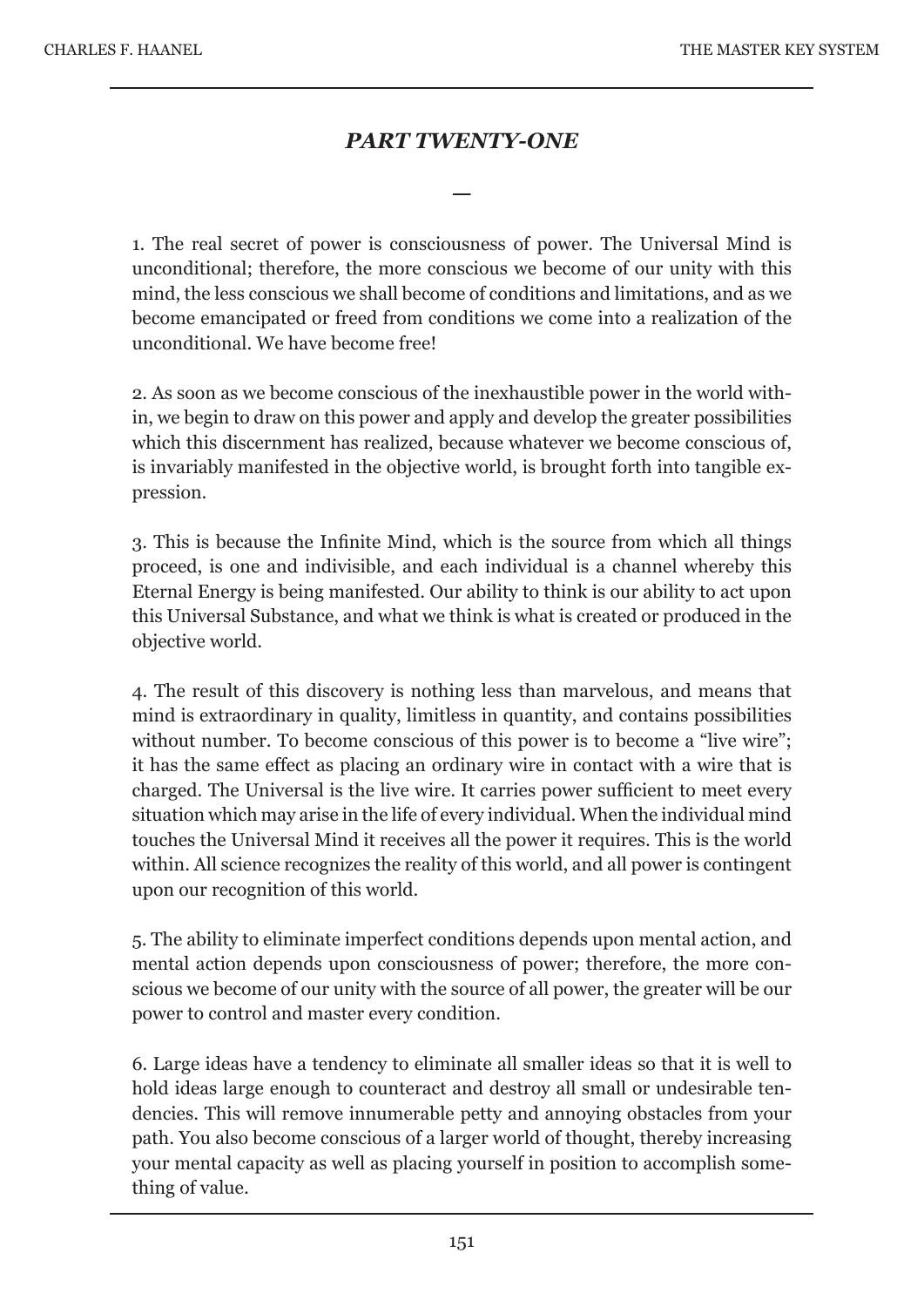## *PART TWENTY-ONE*

—

1. The real secret of power is consciousness of power. The Universal Mind is unconditional; therefore, the more conscious we become of our unity with this mind, the less conscious we shall become of conditions and limitations, and as we become emancipated or freed from conditions we come into a realization of the unconditional. We have become free!

2. As soon as we become conscious of the inexhaustible power in the world within, we begin to draw on this power and apply and develop the greater possibilities which this discernment has realized, because whatever we become conscious of, is invariably manifested in the objective world, is brought forth into tangible expression.

3. This is because the Infinite Mind, which is the source from which all things proceed, is one and indivisible, and each individual is a channel whereby this Eternal Energy is being manifested. Our ability to think is our ability to act upon this Universal Substance, and what we think is what is created or produced in the objective world.

4. The result of this discovery is nothing less than marvelous, and means that mind is extraordinary in quality, limitless in quantity, and contains possibilities without number. To become conscious of this power is to become a "live wire"; it has the same effect as placing an ordinary wire in contact with a wire that is charged. The Universal is the live wire. It carries power sufficient to meet every situation which may arise in the life of every individual. When the individual mind touches the Universal Mind it receives all the power it requires. This is the world within. All science recognizes the reality of this world, and all power is contingent upon our recognition of this world.

5. The ability to eliminate imperfect conditions depends upon mental action, and mental action depends upon consciousness of power; therefore, the more conscious we become of our unity with the source of all power, the greater will be our power to control and master every condition.

6. Large ideas have a tendency to eliminate all smaller ideas so that it is well to hold ideas large enough to counteract and destroy all small or undesirable tendencies. This will remove innumerable petty and annoying obstacles from your path. You also become conscious of a larger world of thought, thereby increasing your mental capacity as well as placing yourself in position to accomplish something of value.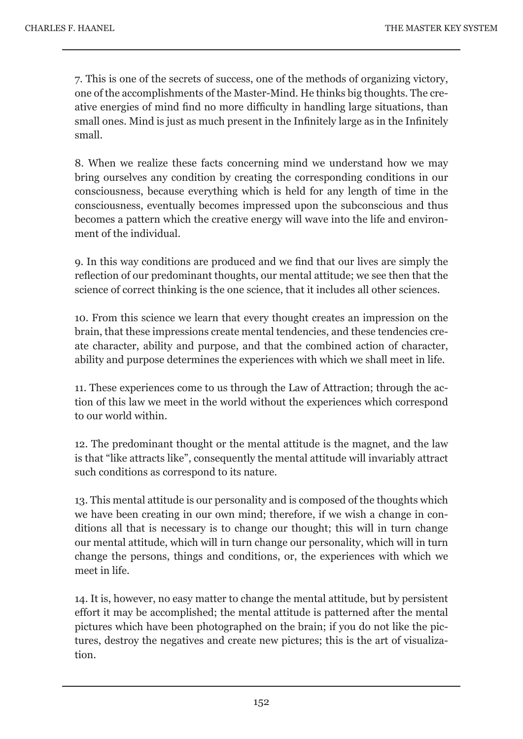7. This is one of the secrets of success, one of the methods of organizing victory, one of the accomplishments of the Master-Mind. He thinks big thoughts. The creative energies of mind find no more difficulty in handling large situations, than small ones. Mind is just as much present in the Infinitely large as in the Infinitely small.

8. When we realize these facts concerning mind we understand how we may bring ourselves any condition by creating the corresponding conditions in our consciousness, because everything which is held for any length of time in the consciousness, eventually becomes impressed upon the subconscious and thus becomes a pattern which the creative energy will wave into the life and environment of the individual.

9. In this way conditions are produced and we find that our lives are simply the reflection of our predominant thoughts, our mental attitude; we see then that the science of correct thinking is the one science, that it includes all other sciences.

10. From this science we learn that every thought creates an impression on the brain, that these impressions create mental tendencies, and these tendencies create character, ability and purpose, and that the combined action of character, ability and purpose determines the experiences with which we shall meet in life.

11. These experiences come to us through the Law of Attraction; through the action of this law we meet in the world without the experiences which correspond to our world within.

12. The predominant thought or the mental attitude is the magnet, and the law is that "like attracts like", consequently the mental attitude will invariably attract such conditions as correspond to its nature.

13. This mental attitude is our personality and is composed of the thoughts which we have been creating in our own mind; therefore, if we wish a change in conditions all that is necessary is to change our thought; this will in turn change our mental attitude, which will in turn change our personality, which will in turn change the persons, things and conditions, or, the experiences with which we meet in life.

14. It is, however, no easy matter to change the mental attitude, but by persistent effort it may be accomplished; the mental attitude is patterned after the mental pictures which have been photographed on the brain; if you do not like the pictures, destroy the negatives and create new pictures; this is the art of visualization.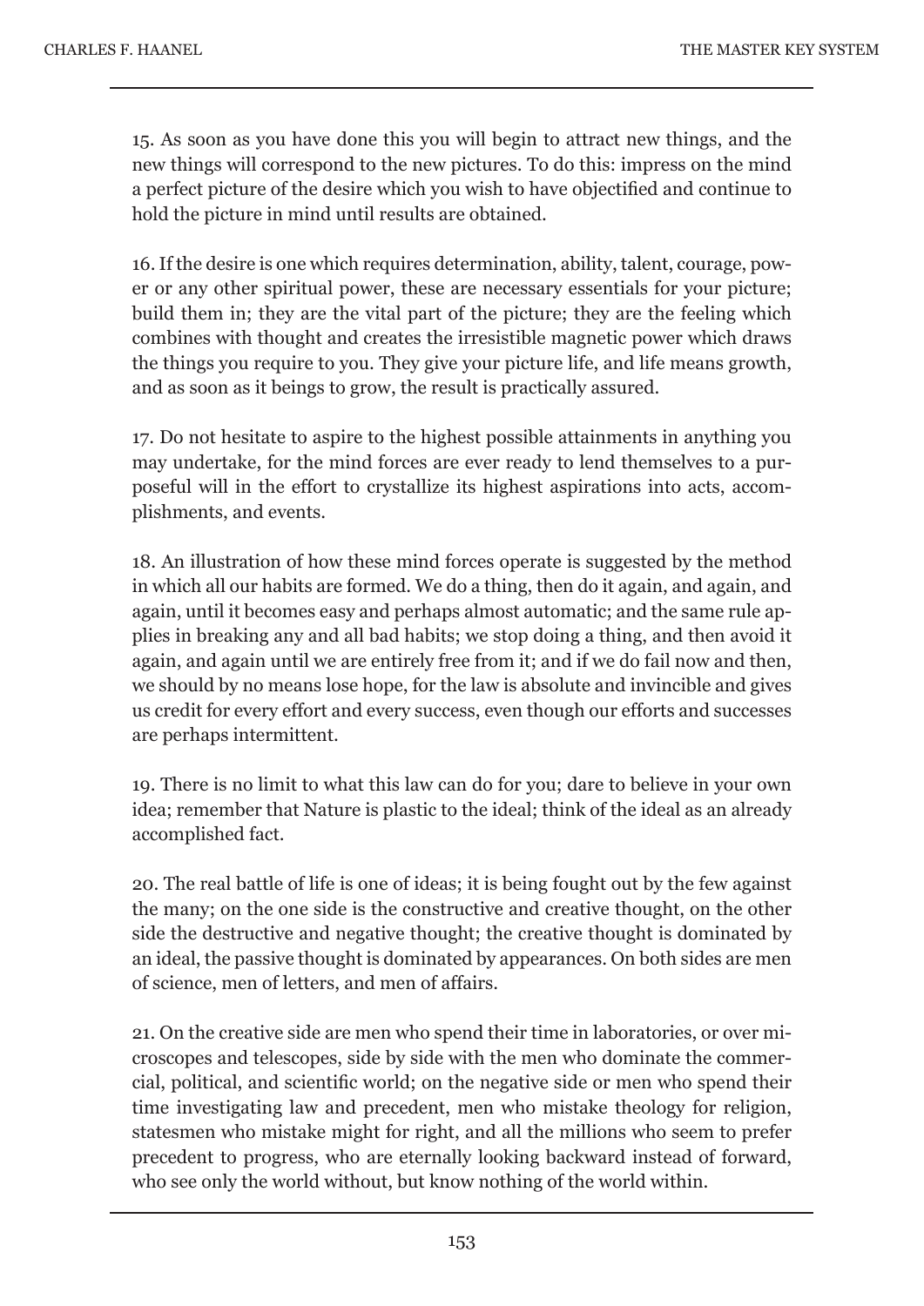15. As soon as you have done this you will begin to attract new things, and the new things will correspond to the new pictures. To do this: impress on the mind a perfect picture of the desire which you wish to have objectified and continue to hold the picture in mind until results are obtained.

16. If the desire is one which requires determination, ability, talent, courage, power or any other spiritual power, these are necessary essentials for your picture; build them in; they are the vital part of the picture; they are the feeling which combines with thought and creates the irresistible magnetic power which draws the things you require to you. They give your picture life, and life means growth, and as soon as it beings to grow, the result is practically assured.

17. Do not hesitate to aspire to the highest possible attainments in anything you may undertake, for the mind forces are ever ready to lend themselves to a purposeful will in the effort to crystallize its highest aspirations into acts, accomplishments, and events.

18. An illustration of how these mind forces operate is suggested by the method in which all our habits are formed. We do a thing, then do it again, and again, and again, until it becomes easy and perhaps almost automatic; and the same rule applies in breaking any and all bad habits; we stop doing a thing, and then avoid it again, and again until we are entirely free from it; and if we do fail now and then, we should by no means lose hope, for the law is absolute and invincible and gives us credit for every effort and every success, even though our efforts and successes are perhaps intermittent.

19. There is no limit to what this law can do for you; dare to believe in your own idea; remember that Nature is plastic to the ideal; think of the ideal as an already accomplished fact.

20. The real battle of life is one of ideas; it is being fought out by the few against the many; on the one side is the constructive and creative thought, on the other side the destructive and negative thought; the creative thought is dominated by an ideal, the passive thought is dominated by appearances. On both sides are men of science, men of letters, and men of affairs.

21. On the creative side are men who spend their time in laboratories, or over microscopes and telescopes, side by side with the men who dominate the commercial, political, and scientific world; on the negative side or men who spend their time investigating law and precedent, men who mistake theology for religion, statesmen who mistake might for right, and all the millions who seem to prefer precedent to progress, who are eternally looking backward instead of forward, who see only the world without, but know nothing of the world within.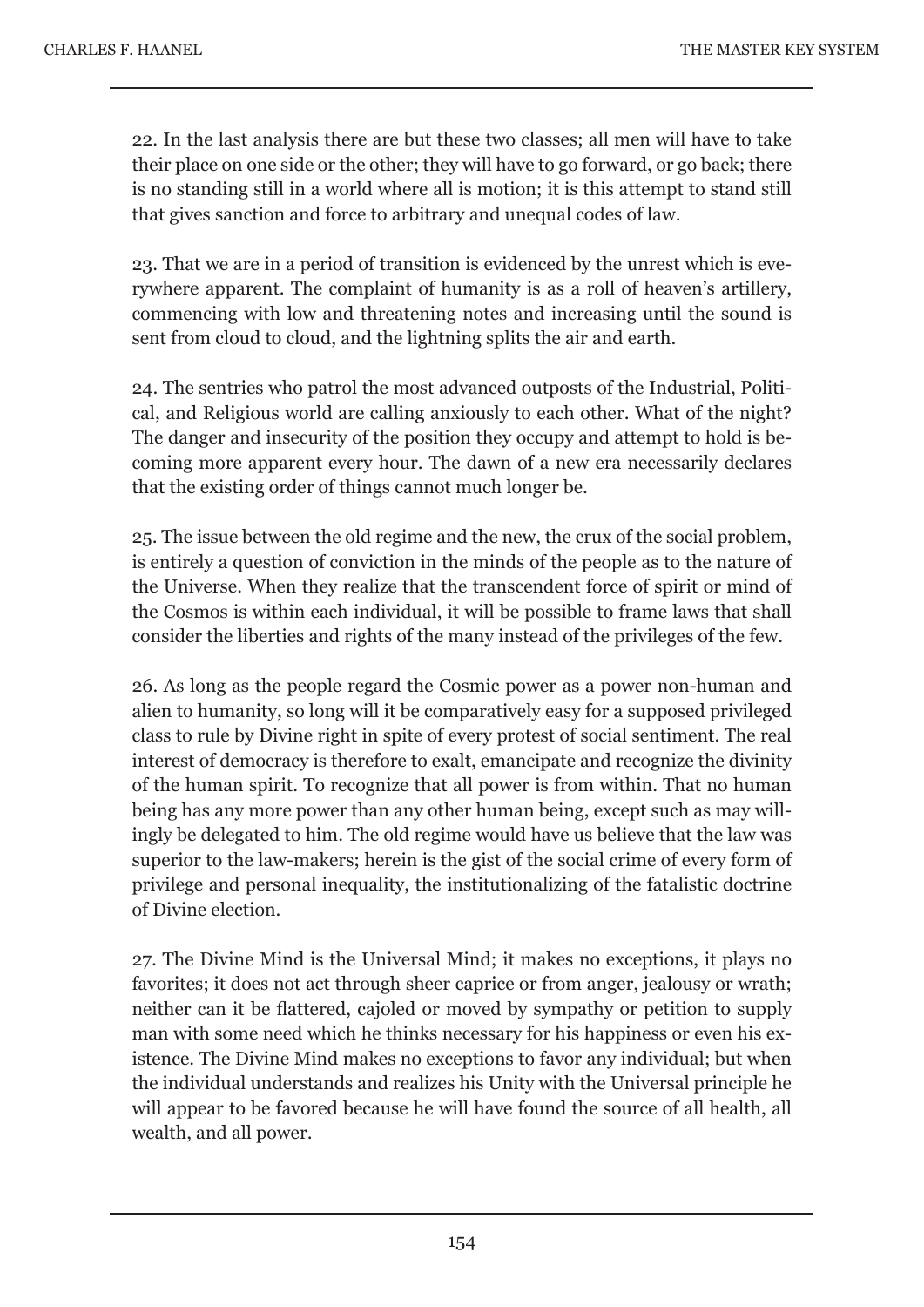22. In the last analysis there are but these two classes; all men will have to take their place on one side or the other; they will have to go forward, or go back; there is no standing still in a world where all is motion; it is this attempt to stand still that gives sanction and force to arbitrary and unequal codes of law.

23. That we are in a period of transition is evidenced by the unrest which is everywhere apparent. The complaint of humanity is as a roll of heaven's artillery, commencing with low and threatening notes and increasing until the sound is sent from cloud to cloud, and the lightning splits the air and earth.

24. The sentries who patrol the most advanced outposts of the Industrial, Political, and Religious world are calling anxiously to each other. What of the night? The danger and insecurity of the position they occupy and attempt to hold is becoming more apparent every hour. The dawn of a new era necessarily declares that the existing order of things cannot much longer be.

25. The issue between the old regime and the new, the crux of the social problem, is entirely a question of conviction in the minds of the people as to the nature of the Universe. When they realize that the transcendent force of spirit or mind of the Cosmos is within each individual, it will be possible to frame laws that shall consider the liberties and rights of the many instead of the privileges of the few.

26. As long as the people regard the Cosmic power as a power non-human and alien to humanity, so long will it be comparatively easy for a supposed privileged class to rule by Divine right in spite of every protest of social sentiment. The real interest of democracy is therefore to exalt, emancipate and recognize the divinity of the human spirit. To recognize that all power is from within. That no human being has any more power than any other human being, except such as may willingly be delegated to him. The old regime would have us believe that the law was superior to the law-makers; herein is the gist of the social crime of every form of privilege and personal inequality, the institutionalizing of the fatalistic doctrine of Divine election.

27. The Divine Mind is the Universal Mind; it makes no exceptions, it plays no favorites; it does not act through sheer caprice or from anger, jealousy or wrath; neither can it be flattered, cajoled or moved by sympathy or petition to supply man with some need which he thinks necessary for his happiness or even his existence. The Divine Mind makes no exceptions to favor any individual; but when the individual understands and realizes his Unity with the Universal principle he will appear to be favored because he will have found the source of all health, all wealth, and all power.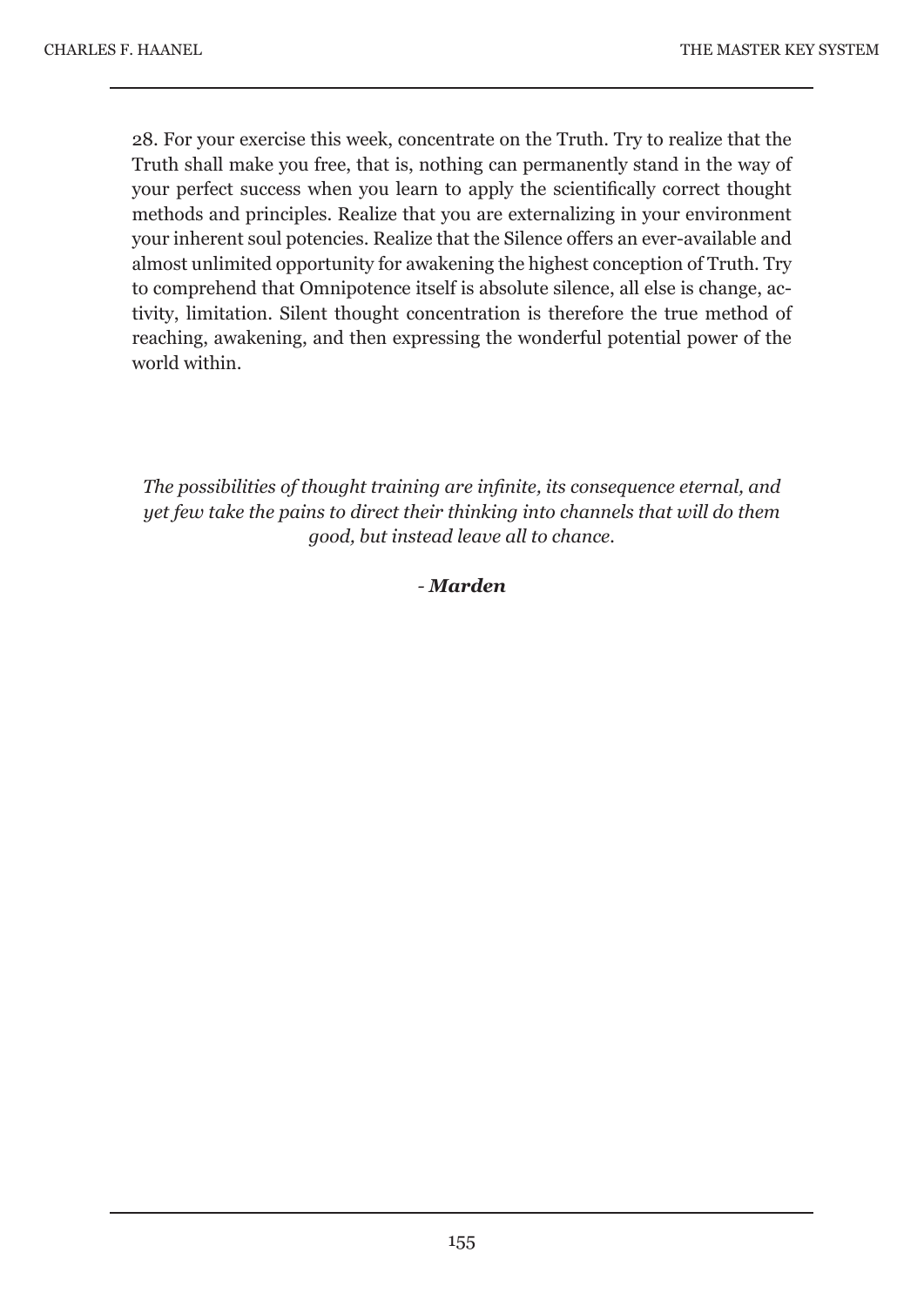28. For your exercise this week, concentrate on the Truth. Try to realize that the Truth shall make you free, that is, nothing can permanently stand in the way of your perfect success when you learn to apply the scientifically correct thought methods and principles. Realize that you are externalizing in your environment your inherent soul potencies. Realize that the Silence offers an ever-available and almost unlimited opportunity for awakening the highest conception of Truth. Try to comprehend that Omnipotence itself is absolute silence, all else is change, activity, limitation. Silent thought concentration is therefore the true method of reaching, awakening, and then expressing the wonderful potential power of the world within.

*The possibilities of thought training are infinite, its consequence eternal, and yet few take the pains to direct their thinking into channels that will do them good, but instead leave all to chance.*

*- **Marden***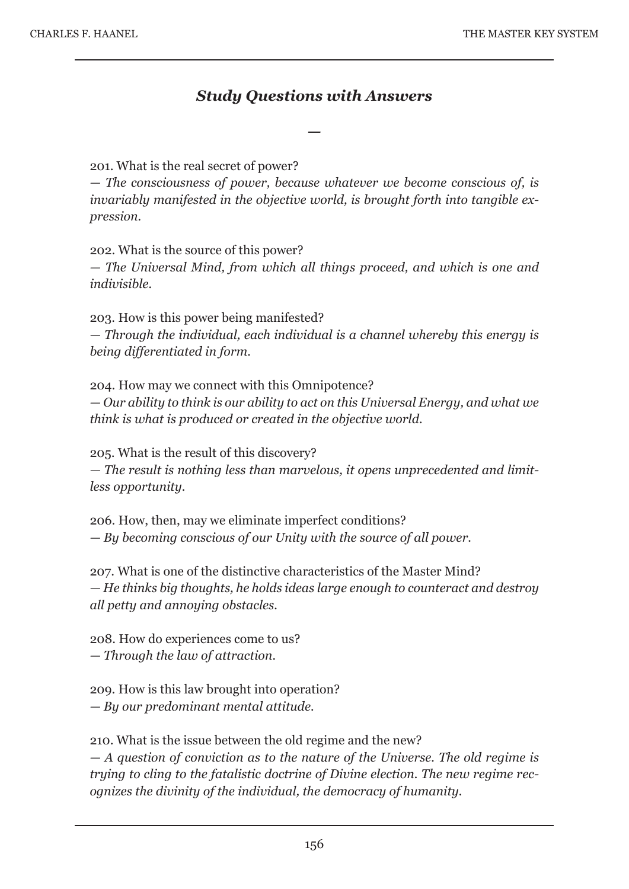## *Study Questions with Answers*

—

201. What is the real secret of power?
— *The consciousness of power, because whatever we become conscious of, is invariably manifested in the objective world, is brought forth into tangible expression.*

202. What is the source of this power?
— *The Universal Mind, from which all things proceed, and which is one and indivisible.*

203. How is this power being manifested?
— *Through the individual, each individual is a channel whereby this energy is being differentiated in form.*

204. How may we connect with this Omnipotence?
— *Our ability to think is our ability to act on this Universal Energy, and what we think is what is produced or created in the objective world.*

205. What is the result of this discovery?
— *The result is nothing less than marvelous, it opens unprecedented and limitless opportunity.*

206. How, then, may we eliminate imperfect conditions?
— *By becoming conscious of our Unity with the source of all power.*

207. What is one of the distinctive characteristics of the Master Mind?
— *He thinks big thoughts, he holds ideas large enough to counteract and destroy all petty and annoying obstacles.*

208. How do experiences come to us?
— *Through the law of attraction.*

209. How is this law brought into operation?
— *By our predominant mental attitude.*

210. What is the issue between the old regime and the new?
— *A question of conviction as to the nature of the Universe. The old regime is trying to cling to the fatalistic doctrine of Divine election. The new regime recognizes the divinity of the individual, the democracy of humanity.*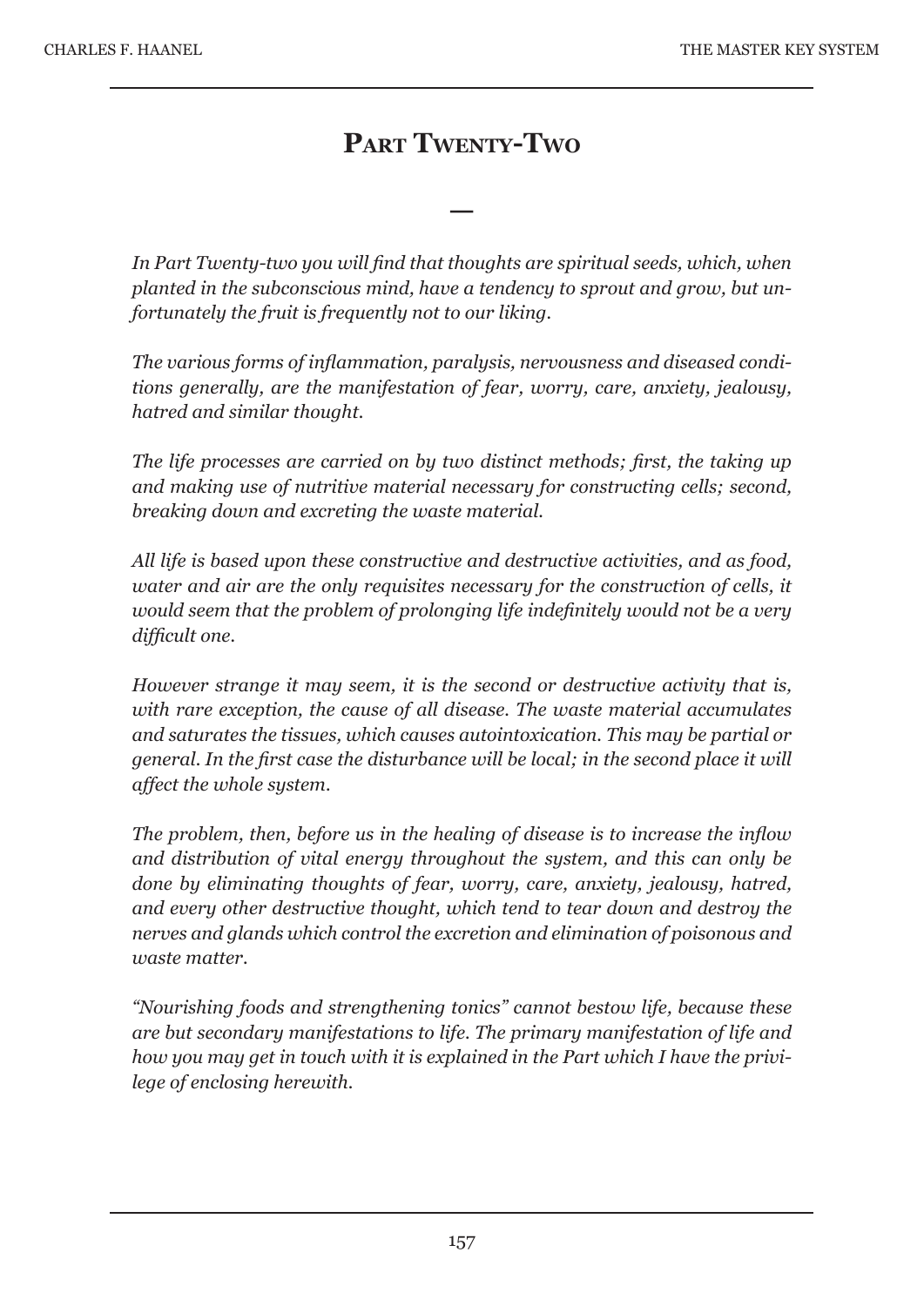# Part Twenty-Two

—

*In Part Twenty-two you will find that thoughts are spiritual seeds, which, when planted in the subconscious mind, have a tendency to sprout and grow, but unfortunately the fruit is frequently not to our liking.*

*The various forms of inflammation, paralysis, nervousness and diseased conditions generally, are the manifestation of fear, worry, care, anxiety, jealousy, hatred and similar thought.*

*The life processes are carried on by two distinct methods; first, the taking up and making use of nutritive material necessary for constructing cells; second, breaking down and excreting the waste material.*

*All life is based upon these constructive and destructive activities, and as food, water and air are the only requisites necessary for the construction of cells, it would seem that the problem of prolonging life indefinitely would not be a very difficult one.*

*However strange it may seem, it is the second or destructive activity that is, with rare exception, the cause of all disease. The waste material accumulates and saturates the tissues, which causes autointoxication. This may be partial or general. In the first case the disturbance will be local; in the second place it will affect the whole system.*

*The problem, then, before us in the healing of disease is to increase the inflow and distribution of vital energy throughout the system, and this can only be done by eliminating thoughts of fear, worry, care, anxiety, jealousy, hatred, and every other destructive thought, which tend to tear down and destroy the nerves and glands which control the excretion and elimination of poisonous and waste matter.*

*"Nourishing foods and strengthening tonics" cannot bestow life, because these are but secondary manifestations to life. The primary manifestation of life and how you may get in touch with it is explained in the Part which I have the privilege of enclosing herewith.*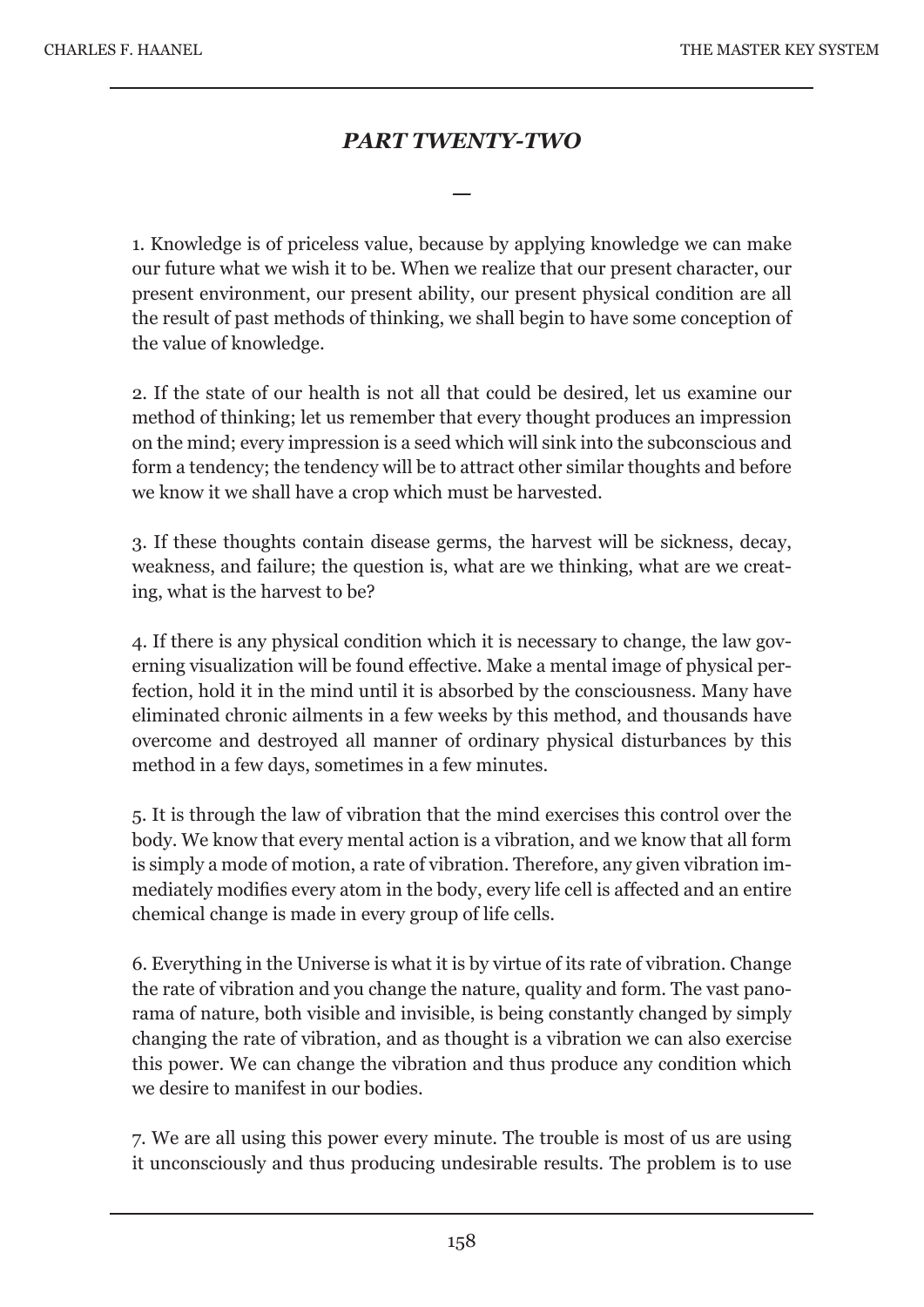## *PART TWENTY-TWO*

—

1. Knowledge is of priceless value, because by applying knowledge we can make our future what we wish it to be. When we realize that our present character, our present environment, our present ability, our present physical condition are all the result of past methods of thinking, we shall begin to have some conception of the value of knowledge.

2. If the state of our health is not all that could be desired, let us examine our method of thinking; let us remember that every thought produces an impression on the mind; every impression is a seed which will sink into the subconscious and form a tendency; the tendency will be to attract other similar thoughts and before we know it we shall have a crop which must be harvested.

3. If these thoughts contain disease germs, the harvest will be sickness, decay, weakness, and failure; the question is, what are we thinking, what are we creating, what is the harvest to be?

4. If there is any physical condition which it is necessary to change, the law governing visualization will be found effective. Make a mental image of physical perfection, hold it in the mind until it is absorbed by the consciousness. Many have eliminated chronic ailments in a few weeks by this method, and thousands have overcome and destroyed all manner of ordinary physical disturbances by this method in a few days, sometimes in a few minutes.

5. It is through the law of vibration that the mind exercises this control over the body. We know that every mental action is a vibration, and we know that all form is simply a mode of motion, a rate of vibration. Therefore, any given vibration immediately modifies every atom in the body, every life cell is affected and an entire chemical change is made in every group of life cells.

6. Everything in the Universe is what it is by virtue of its rate of vibration. Change the rate of vibration and you change the nature, quality and form. The vast panorama of nature, both visible and invisible, is being constantly changed by simply changing the rate of vibration, and as thought is a vibration we can also exercise this power. We can change the vibration and thus produce any condition which we desire to manifest in our bodies.

7. We are all using this power every minute. The trouble is most of us are using it unconsciously and thus producing undesirable results. The problem is to use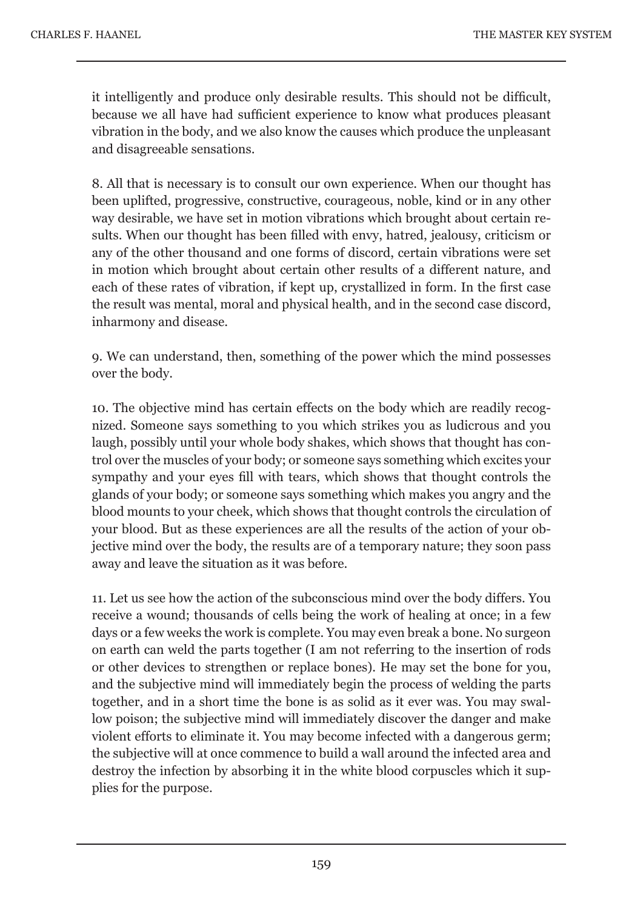it intelligently and produce only desirable results. This should not be difficult, because we all have had sufficient experience to know what produces pleasant vibration in the body, and we also know the causes which produce the unpleasant and disagreeable sensations.

8. All that is necessary is to consult our own experience. When our thought has been uplifted, progressive, constructive, courageous, noble, kind or in any other way desirable, we have set in motion vibrations which brought about certain results. When our thought has been filled with envy, hatred, jealousy, criticism or any of the other thousand and one forms of discord, certain vibrations were set in motion which brought about certain other results of a different nature, and each of these rates of vibration, if kept up, crystallized in form. In the first case the result was mental, moral and physical health, and in the second case discord, inharmony and disease.

9. We can understand, then, something of the power which the mind possesses over the body.

10. The objective mind has certain effects on the body which are readily recognized. Someone says something to you which strikes you as ludicrous and you laugh, possibly until your whole body shakes, which shows that thought has control over the muscles of your body; or someone says something which excites your sympathy and your eyes fill with tears, which shows that thought controls the glands of your body; or someone says something which makes you angry and the blood mounts to your cheek, which shows that thought controls the circulation of your blood. But as these experiences are all the results of the action of your objective mind over the body, the results are of a temporary nature; they soon pass away and leave the situation as it was before.

11. Let us see how the action of the subconscious mind over the body differs. You receive a wound; thousands of cells being the work of healing at once; in a few days or a few weeks the work is complete. You may even break a bone. No surgeon on earth can weld the parts together (I am not referring to the insertion of rods or other devices to strengthen or replace bones). He may set the bone for you, and the subjective mind will immediately begin the process of welding the parts together, and in a short time the bone is as solid as it ever was. You may swallow poison; the subjective mind will immediately discover the danger and make violent efforts to eliminate it. You may become infected with a dangerous germ; the subjective will at once commence to build a wall around the infected area and destroy the infection by absorbing it in the white blood corpuscles which it supplies for the purpose.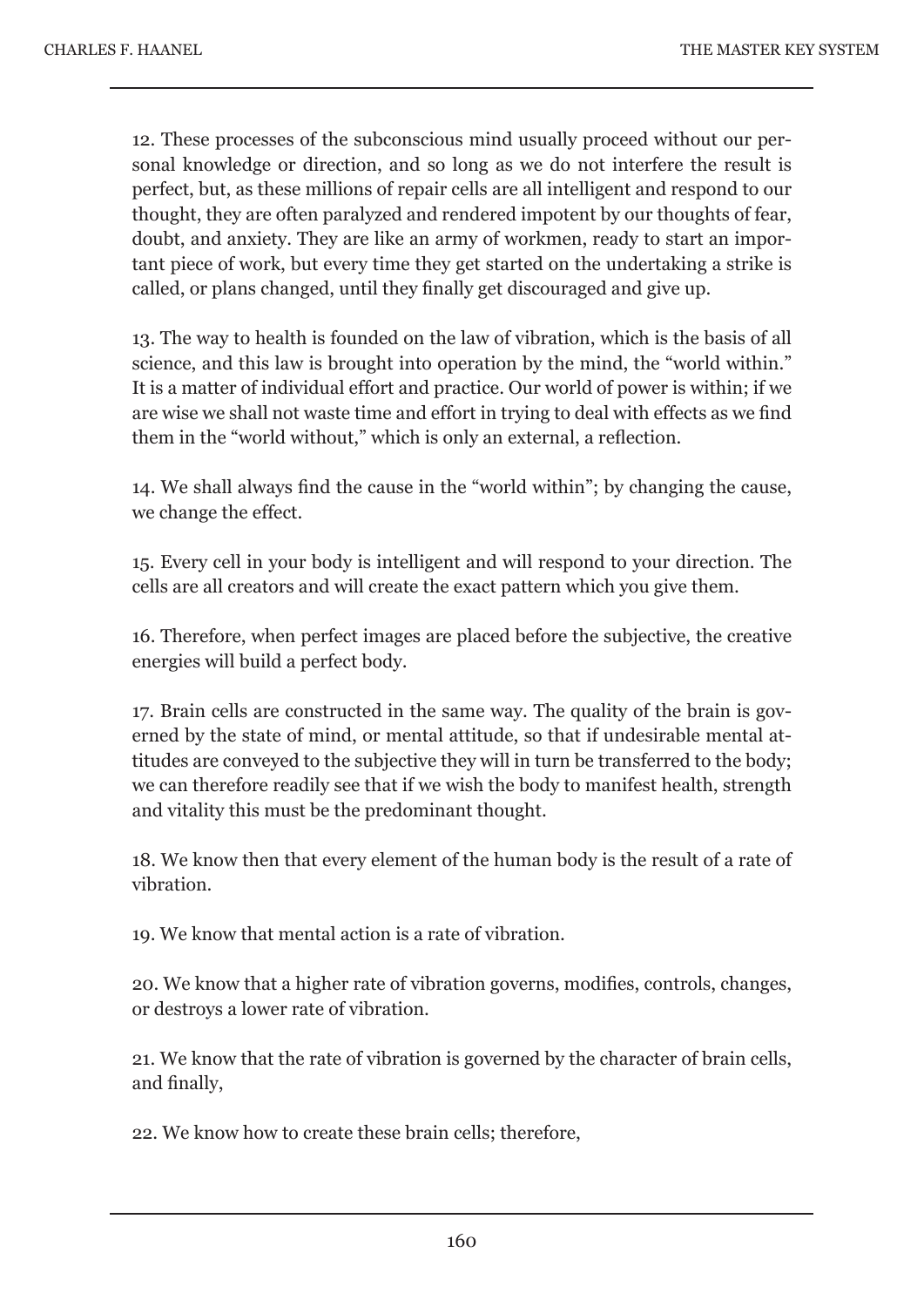12. These processes of the subconscious mind usually proceed without our personal knowledge or direction, and so long as we do not interfere the result is perfect, but, as these millions of repair cells are all intelligent and respond to our thought, they are often paralyzed and rendered impotent by our thoughts of fear, doubt, and anxiety. They are like an army of workmen, ready to start an important piece of work, but every time they get started on the undertaking a strike is called, or plans changed, until they finally get discouraged and give up.

13. The way to health is founded on the law of vibration, which is the basis of all science, and this law is brought into operation by the mind, the "world within." It is a matter of individual effort and practice. Our world of power is within; if we are wise we shall not waste time and effort in trying to deal with effects as we find them in the "world without," which is only an external, a reflection.

14. We shall always find the cause in the "world within"; by changing the cause, we change the effect.

15. Every cell in your body is intelligent and will respond to your direction. The cells are all creators and will create the exact pattern which you give them.

16. Therefore, when perfect images are placed before the subjective, the creative energies will build a perfect body.

17. Brain cells are constructed in the same way. The quality of the brain is governed by the state of mind, or mental attitude, so that if undesirable mental attitudes are conveyed to the subjective they will in turn be transferred to the body; we can therefore readily see that if we wish the body to manifest health, strength and vitality this must be the predominant thought.

18. We know then that every element of the human body is the result of a rate of vibration.

19. We know that mental action is a rate of vibration.

20. We know that a higher rate of vibration governs, modifies, controls, changes, or destroys a lower rate of vibration.

21. We know that the rate of vibration is governed by the character of brain cells, and finally,

22. We know how to create these brain cells; therefore,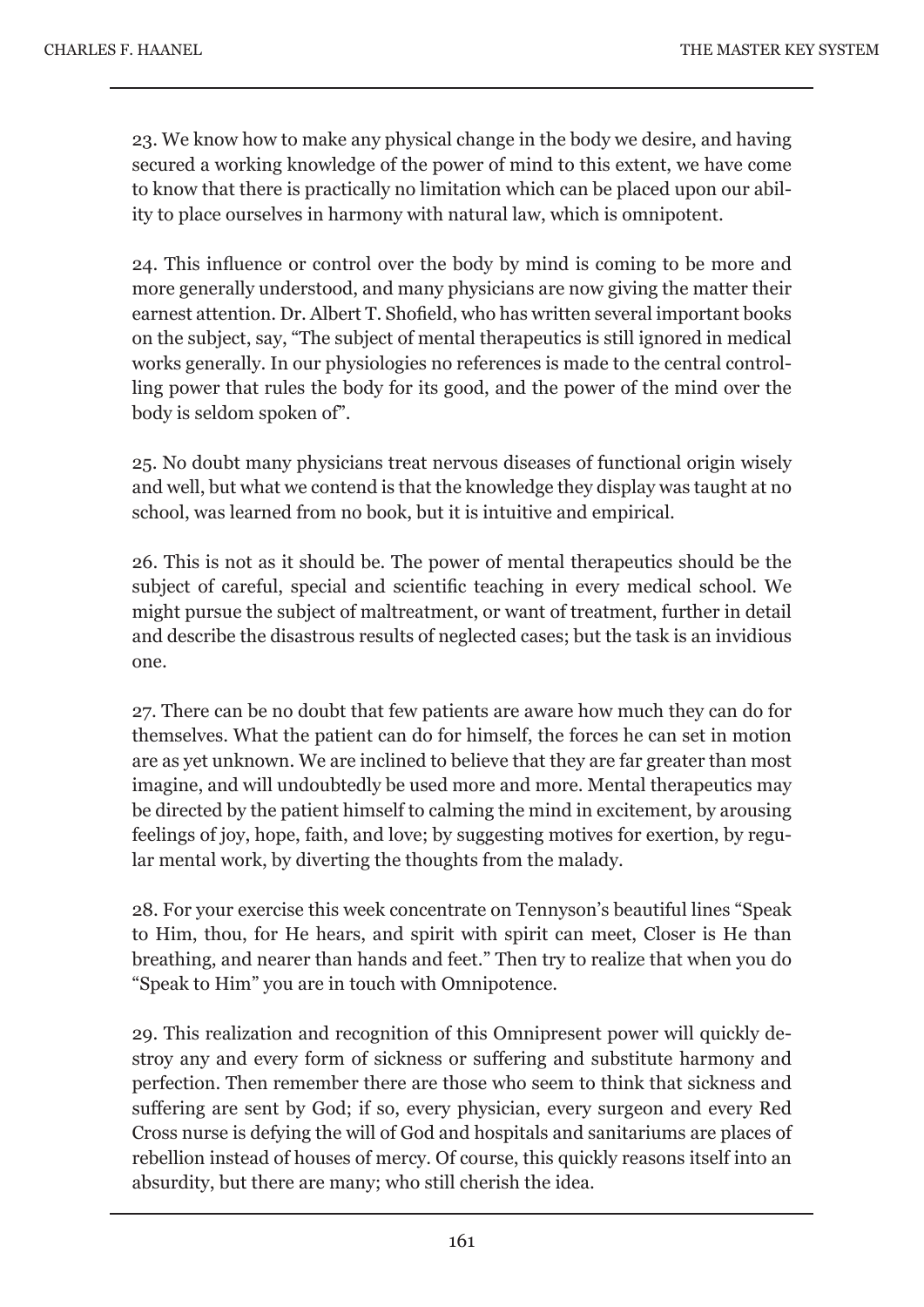23. We know how to make any physical change in the body we desire, and having secured a working knowledge of the power of mind to this extent, we have come to know that there is practically no limitation which can be placed upon our ability to place ourselves in harmony with natural law, which is omnipotent.

24. This influence or control over the body by mind is coming to be more and more generally understood, and many physicians are now giving the matter their earnest attention. Dr. Albert T. Shofield, who has written several important books on the subject, say, "The subject of mental therapeutics is still ignored in medical works generally. In our physiologies no references is made to the central controlling power that rules the body for its good, and the power of the mind over the body is seldom spoken of".

25. No doubt many physicians treat nervous diseases of functional origin wisely and well, but what we contend is that the knowledge they display was taught at no school, was learned from no book, but it is intuitive and empirical.

26. This is not as it should be. The power of mental therapeutics should be the subject of careful, special and scientific teaching in every medical school. We might pursue the subject of maltreatment, or want of treatment, further in detail and describe the disastrous results of neglected cases; but the task is an invidious one.

27. There can be no doubt that few patients are aware how much they can do for themselves. What the patient can do for himself, the forces he can set in motion are as yet unknown. We are inclined to believe that they are far greater than most imagine, and will undoubtedly be used more and more. Mental therapeutics may be directed by the patient himself to calming the mind in excitement, by arousing feelings of joy, hope, faith, and love; by suggesting motives for exertion, by regular mental work, by diverting the thoughts from the malady.

28. For your exercise this week concentrate on Tennyson's beautiful lines "Speak to Him, thou, for He hears, and spirit with spirit can meet, Closer is He than breathing, and nearer than hands and feet." Then try to realize that when you do "Speak to Him" you are in touch with Omnipotence.

29. This realization and recognition of this Omnipresent power will quickly destroy any and every form of sickness or suffering and substitute harmony and perfection. Then remember there are those who seem to think that sickness and suffering are sent by God; if so, every physician, every surgeon and every Red Cross nurse is defying the will of God and hospitals and sanitariums are places of rebellion instead of houses of mercy. Of course, this quickly reasons itself into an absurdity, but there are many; who still cherish the idea.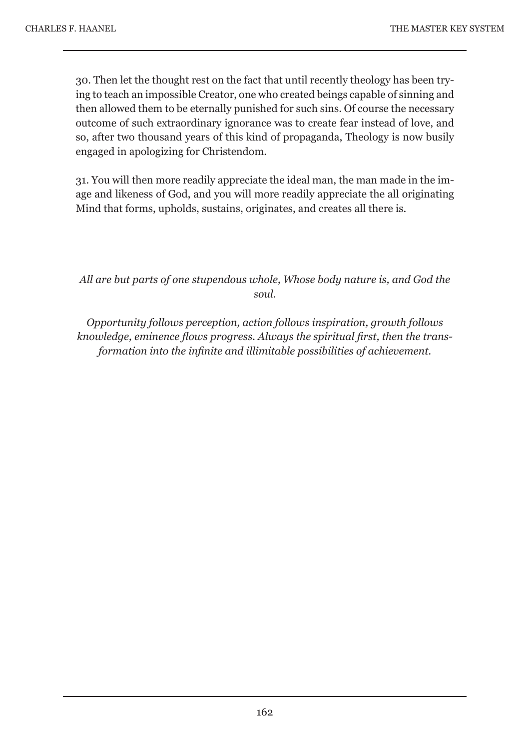30. Then let the thought rest on the fact that until recently theology has been trying to teach an impossible Creator, one who created beings capable of sinning and then allowed them to be eternally punished for such sins. Of course the necessary outcome of such extraordinary ignorance was to create fear instead of love, and so, after two thousand years of this kind of propaganda, Theology is now busily engaged in apologizing for Christendom.

31. You will then more readily appreciate the ideal man, the man made in the image and likeness of God, and you will more readily appreciate the all originating Mind that forms, upholds, sustains, originates, and creates all there is.

*All are but parts of one stupendous whole, Whose body nature is, and God the soul.*

*Opportunity follows perception, action follows inspiration, growth follows knowledge, eminence flows progress. Always the spiritual first, then the transformation into the infinite and illimitable possibilities of achievement.*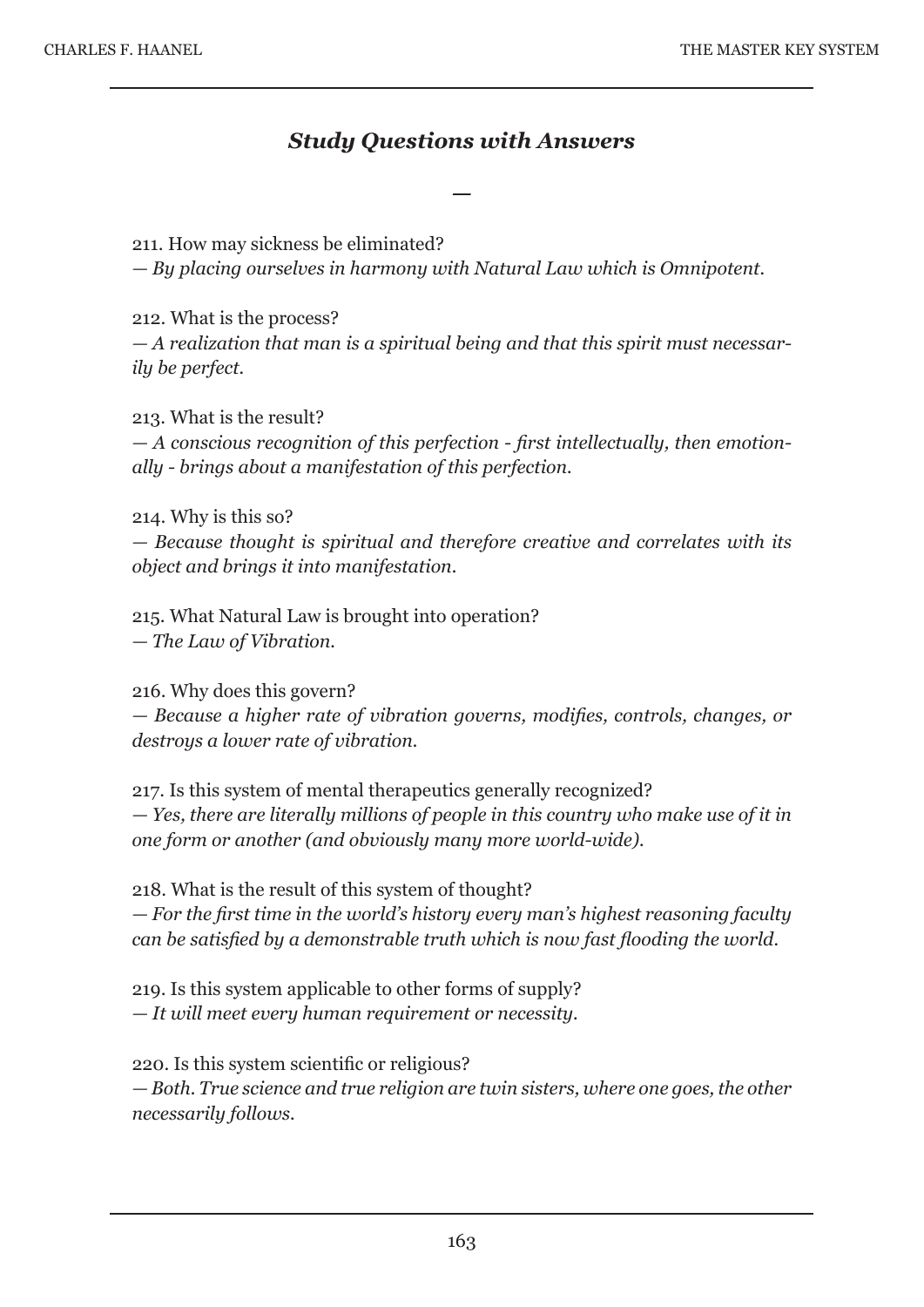## *Study Questions with Answers*

—

211. How may sickness be eliminated?
*— By placing ourselves in harmony with Natural Law which is Omnipotent.*

212. What is the process?
*— A realization that man is a spiritual being and that this spirit must necessarily be perfect.*

213. What is the result?
*— A conscious recognition of this perfection - first intellectually, then emotionally - brings about a manifestation of this perfection.*

214. Why is this so?
*— Because thought is spiritual and therefore creative and correlates with its object and brings it into manifestation.*

215. What Natural Law is brought into operation?
*— The Law of Vibration.*

216. Why does this govern?
*— Because a higher rate of vibration governs, modifies, controls, changes, or destroys a lower rate of vibration.*

217. Is this system of mental therapeutics generally recognized?
*— Yes, there are literally millions of people in this country who make use of it in one form or another (and obviously many more world-wide).*

218. What is the result of this system of thought?
*— For the first time in the world's history every man's highest reasoning faculty can be satisfied by a demonstrable truth which is now fast flooding the world.*

219. Is this system applicable to other forms of supply?
*— It will meet every human requirement or necessity.*

220. Is this system scientific or religious?
*— Both. True science and true religion are twin sisters, where one goes, the other necessarily follows.*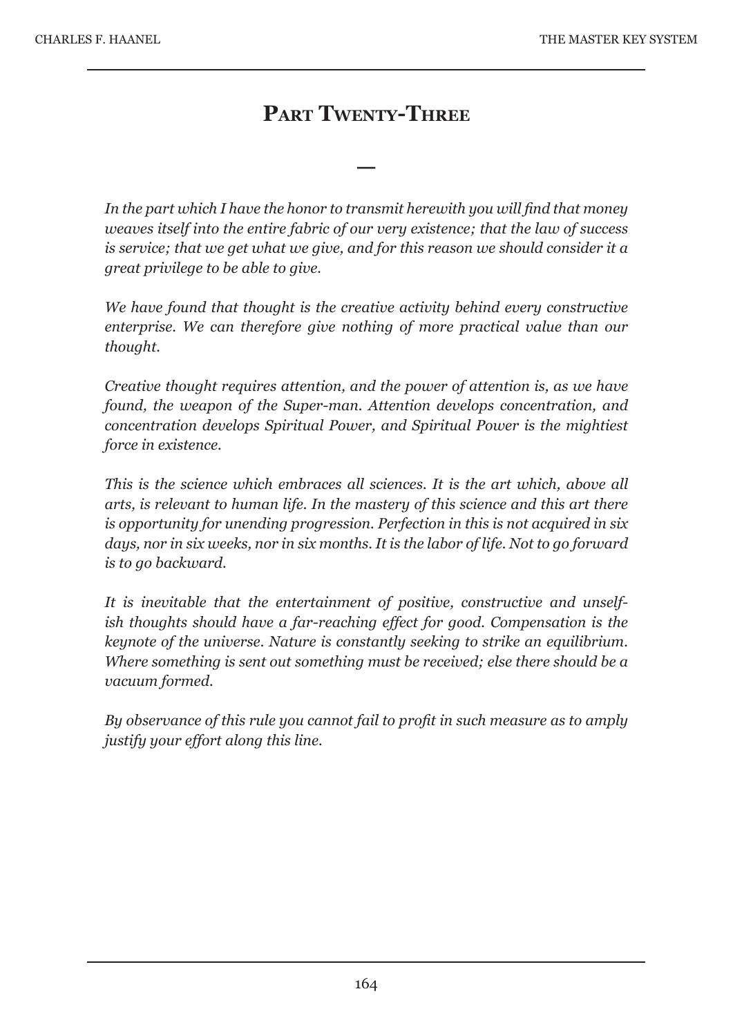# Part Twenty-Three

—

*In the part which I have the honor to transmit herewith you will find that money weaves itself into the entire fabric of our very existence; that the law of success is service; that we get what we give, and for this reason we should consider it a great privilege to be able to give.*

*We have found that thought is the creative activity behind every constructive enterprise. We can therefore give nothing of more practical value than our thought.*

*Creative thought requires attention, and the power of attention is, as we have found, the weapon of the Super-man. Attention develops concentration, and concentration develops Spiritual Power, and Spiritual Power is the mightiest force in existence.*

*This is the science which embraces all sciences. It is the art which, above all arts, is relevant to human life. In the mastery of this science and this art there is opportunity for unending progression. Perfection in this is not acquired in six days, nor in six weeks, nor in six months. It is the labor of life. Not to go forward is to go backward.*

*It is inevitable that the entertainment of positive, constructive and unselfish thoughts should have a far-reaching effect for good. Compensation is the keynote of the universe. Nature is constantly seeking to strike an equilibrium. Where something is sent out something must be received; else there should be a vacuum formed.*

*By observance of this rule you cannot fail to profit in such measure as to amply justify your effort along this line.*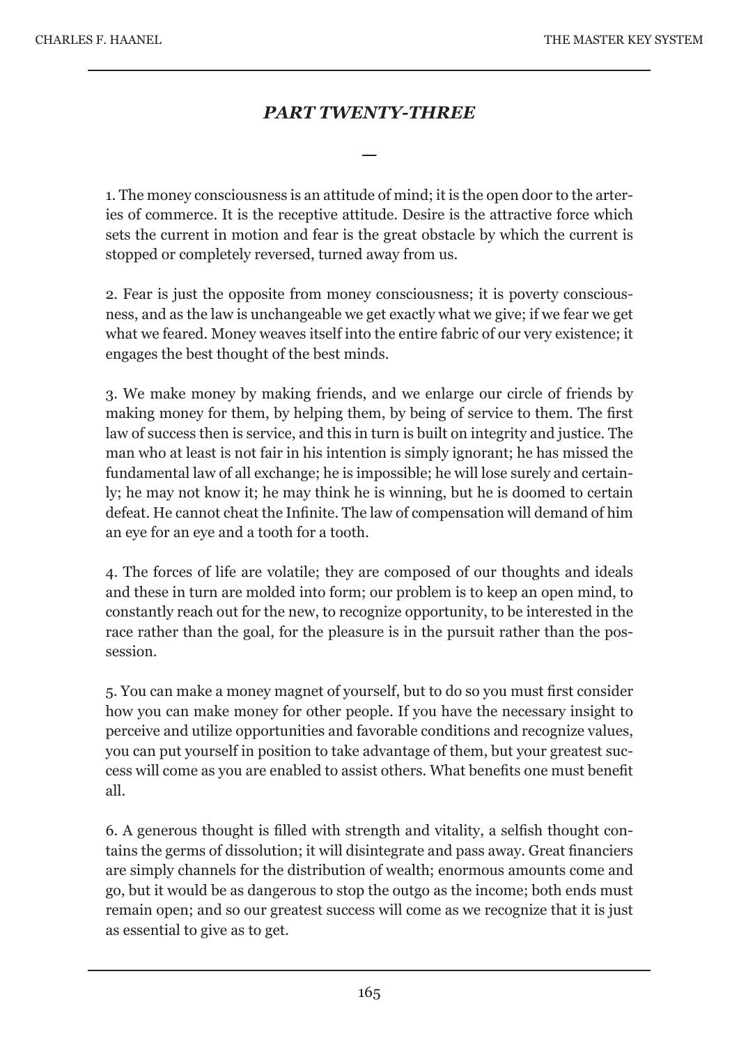## *PART TWENTY-THREE*

—

1. The money consciousness is an attitude of mind; it is the open door to the arteries of commerce. It is the receptive attitude. Desire is the attractive force which sets the current in motion and fear is the great obstacle by which the current is stopped or completely reversed, turned away from us.

2. Fear is just the opposite from money consciousness; it is poverty consciousness, and as the law is unchangeable we get exactly what we give; if we fear we get what we feared. Money weaves itself into the entire fabric of our very existence; it engages the best thought of the best minds.

3. We make money by making friends, and we enlarge our circle of friends by making money for them, by helping them, by being of service to them. The first law of success then is service, and this in turn is built on integrity and justice. The man who at least is not fair in his intention is simply ignorant; he has missed the fundamental law of all exchange; he is impossible; he will lose surely and certainly; he may not know it; he may think he is winning, but he is doomed to certain defeat. He cannot cheat the Infinite. The law of compensation will demand of him an eye for an eye and a tooth for a tooth.

4. The forces of life are volatile; they are composed of our thoughts and ideals and these in turn are molded into form; our problem is to keep an open mind, to constantly reach out for the new, to recognize opportunity, to be interested in the race rather than the goal, for the pleasure is in the pursuit rather than the possession.

5. You can make a money magnet of yourself, but to do so you must first consider how you can make money for other people. If you have the necessary insight to perceive and utilize opportunities and favorable conditions and recognize values, you can put yourself in position to take advantage of them, but your greatest success will come as you are enabled to assist others. What benefits one must benefit all.

6. A generous thought is filled with strength and vitality, a selfish thought contains the germs of dissolution; it will disintegrate and pass away. Great financiers are simply channels for the distribution of wealth; enormous amounts come and go, but it would be as dangerous to stop the outgo as the income; both ends must remain open; and so our greatest success will come as we recognize that it is just as essential to give as to get.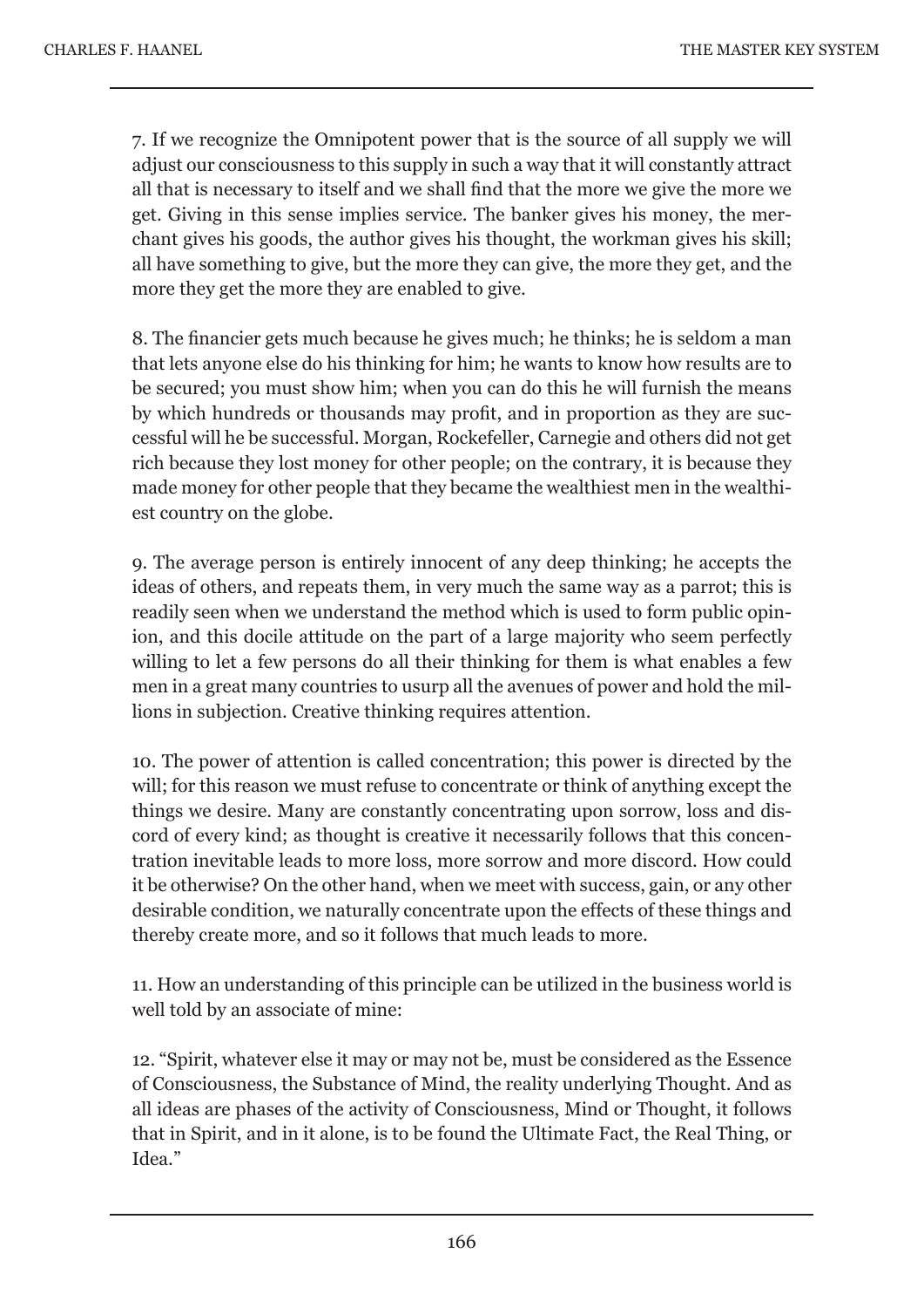7. If we recognize the Omnipotent power that is the source of all supply we will adjust our consciousness to this supply in such a way that it will constantly attract all that is necessary to itself and we shall find that the more we give the more we get. Giving in this sense implies service. The banker gives his money, the merchant gives his goods, the author gives his thought, the workman gives his skill; all have something to give, but the more they can give, the more they get, and the more they get the more they are enabled to give.

8. The financier gets much because he gives much; he thinks; he is seldom a man that lets anyone else do his thinking for him; he wants to know how results are to be secured; you must show him; when you can do this he will furnish the means by which hundreds or thousands may profit, and in proportion as they are successful will he be successful. Morgan, Rockefeller, Carnegie and others did not get rich because they lost money for other people; on the contrary, it is because they made money for other people that they became the wealthiest men in the wealthiest country on the globe.

9. The average person is entirely innocent of any deep thinking; he accepts the ideas of others, and repeats them, in very much the same way as a parrot; this is readily seen when we understand the method which is used to form public opinion, and this docile attitude on the part of a large majority who seem perfectly willing to let a few persons do all their thinking for them is what enables a few men in a great many countries to usurp all the avenues of power and hold the millions in subjection. Creative thinking requires attention.

10. The power of attention is called concentration; this power is directed by the will; for this reason we must refuse to concentrate or think of anything except the things we desire. Many are constantly concentrating upon sorrow, loss and discord of every kind; as thought is creative it necessarily follows that this concentration inevitable leads to more loss, more sorrow and more discord. How could it be otherwise? On the other hand, when we meet with success, gain, or any other desirable condition, we naturally concentrate upon the effects of these things and thereby create more, and so it follows that much leads to more.

11. How an understanding of this principle can be utilized in the business world is well told by an associate of mine:

12. "Spirit, whatever else it may or may not be, must be considered as the Essence of Consciousness, the Substance of Mind, the reality underlying Thought. And as all ideas are phases of the activity of Consciousness, Mind or Thought, it follows that in Spirit, and in it alone, is to be found the Ultimate Fact, the Real Thing, or Idea."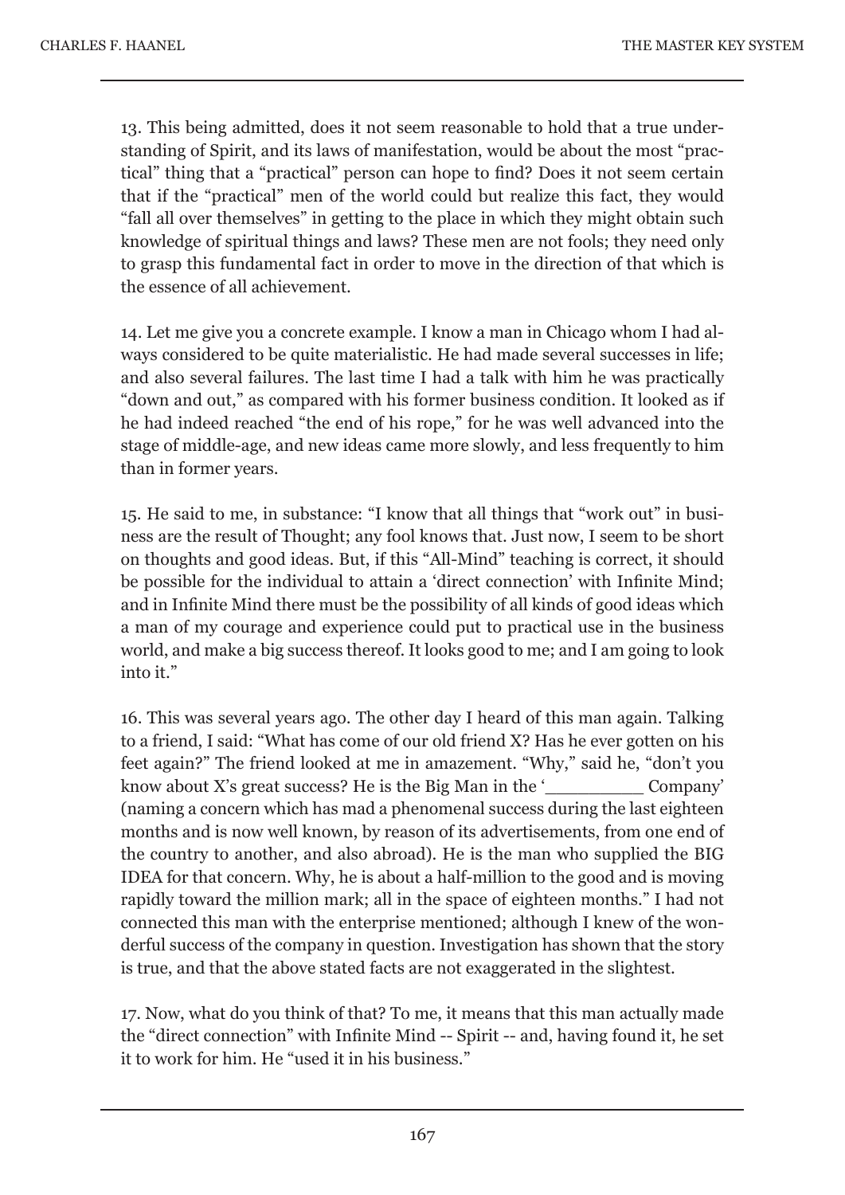13. This being admitted, does it not seem reasonable to hold that a true understanding of Spirit, and its laws of manifestation, would be about the most "practical" thing that a "practical" person can hope to find? Does it not seem certain that if the "practical" men of the world could but realize this fact, they would "fall all over themselves" in getting to the place in which they might obtain such knowledge of spiritual things and laws? These men are not fools; they need only to grasp this fundamental fact in order to move in the direction of that which is the essence of all achievement.

14. Let me give you a concrete example. I know a man in Chicago whom I had always considered to be quite materialistic. He had made several successes in life; and also several failures. The last time I had a talk with him he was practically "down and out," as compared with his former business condition. It looked as if he had indeed reached "the end of his rope," for he was well advanced into the stage of middle-age, and new ideas came more slowly, and less frequently to him than in former years.

15. He said to me, in substance: "I know that all things that "work out" in business are the result of Thought; any fool knows that. Just now, I seem to be short on thoughts and good ideas. But, if this "All-Mind" teaching is correct, it should be possible for the individual to attain a 'direct connection' with Infinite Mind; and in Infinite Mind there must be the possibility of all kinds of good ideas which a man of my courage and experience could put to practical use in the business world, and make a big success thereof. It looks good to me; and I am going to look into it."

16. This was several years ago. The other day I heard of this man again. Talking to a friend, I said: "What has come of our old friend X? Has he ever gotten on his feet again?" The friend looked at me in amazement. "Why," said he, "don't you know about X's great success? He is the Big Man in the '__________ Company' (naming a concern which has mad a phenomenal success during the last eighteen months and is now well known, by reason of its advertisements, from one end of the country to another, and also abroad). He is the man who supplied the BIG IDEA for that concern. Why, he is about a half-million to the good and is moving rapidly toward the million mark; all in the space of eighteen months." I had not connected this man with the enterprise mentioned; although I knew of the wonderful success of the company in question. Investigation has shown that the story is true, and that the above stated facts are not exaggerated in the slightest.

17. Now, what do you think of that? To me, it means that this man actually made the "direct connection" with Infinite Mind -- Spirit -- and, having found it, he set it to work for him. He "used it in his business."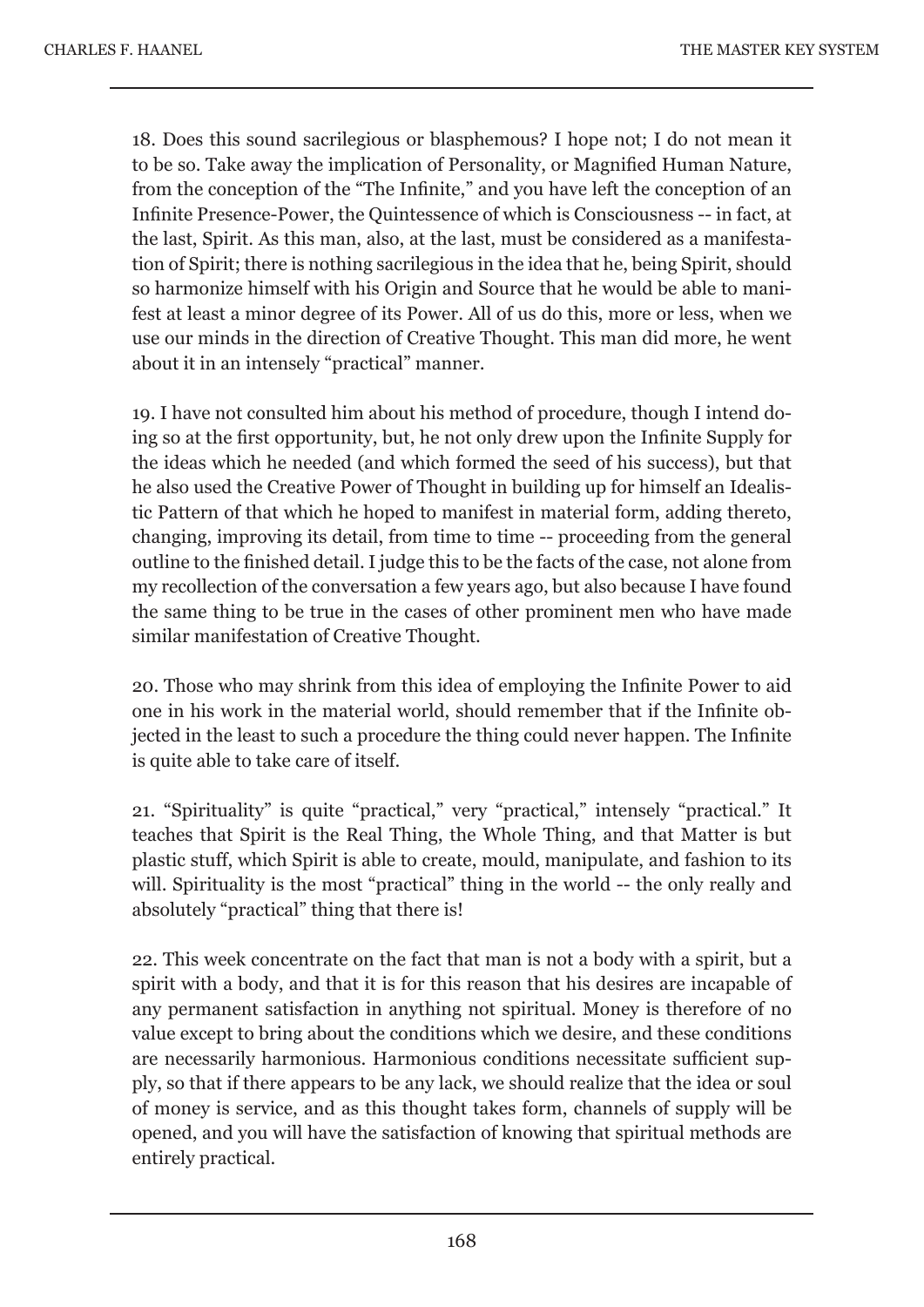18. Does this sound sacrilegious or blasphemous? I hope not; I do not mean it to be so. Take away the implication of Personality, or Magnified Human Nature, from the conception of the "The Infinite," and you have left the conception of an Infinite Presence-Power, the Quintessence of which is Consciousness -- in fact, at the last, Spirit. As this man, also, at the last, must be considered as a manifestation of Spirit; there is nothing sacrilegious in the idea that he, being Spirit, should so harmonize himself with his Origin and Source that he would be able to manifest at least a minor degree of its Power. All of us do this, more or less, when we use our minds in the direction of Creative Thought. This man did more, he went about it in an intensely "practical" manner.

19. I have not consulted him about his method of procedure, though I intend doing so at the first opportunity, but, he not only drew upon the Infinite Supply for the ideas which he needed (and which formed the seed of his success), but that he also used the Creative Power of Thought in building up for himself an Idealistic Pattern of that which he hoped to manifest in material form, adding thereto, changing, improving its detail, from time to time -- proceeding from the general outline to the finished detail. I judge this to be the facts of the case, not alone from my recollection of the conversation a few years ago, but also because I have found the same thing to be true in the cases of other prominent men who have made similar manifestation of Creative Thought.

20. Those who may shrink from this idea of employing the Infinite Power to aid one in his work in the material world, should remember that if the Infinite objected in the least to such a procedure the thing could never happen. The Infinite is quite able to take care of itself.

21. "Spirituality" is quite "practical," very "practical," intensely "practical." It teaches that Spirit is the Real Thing, the Whole Thing, and that Matter is but plastic stuff, which Spirit is able to create, mould, manipulate, and fashion to its will. Spirituality is the most "practical" thing in the world -- the only really and absolutely "practical" thing that there is!

22. This week concentrate on the fact that man is not a body with a spirit, but a spirit with a body, and that it is for this reason that his desires are incapable of any permanent satisfaction in anything not spiritual. Money is therefore of no value except to bring about the conditions which we desire, and these conditions are necessarily harmonious. Harmonious conditions necessitate sufficient supply, so that if there appears to be any lack, we should realize that the idea or soul of money is service, and as this thought takes form, channels of supply will be opened, and you will have the satisfaction of knowing that spiritual methods are entirely practical.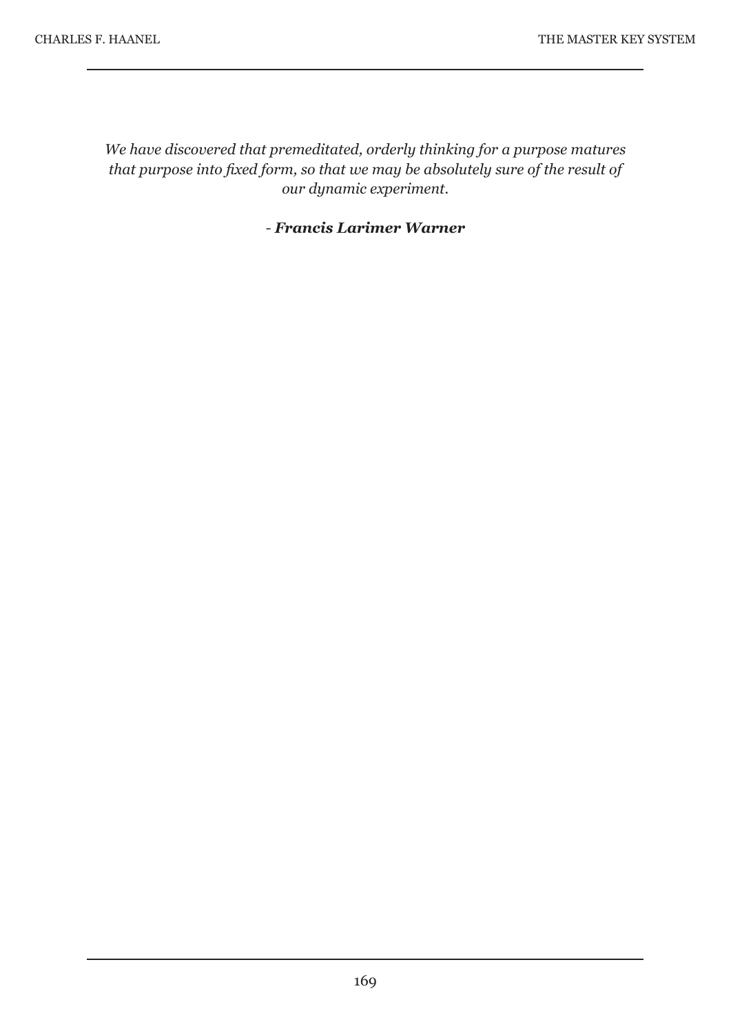*We have discovered that premeditated, orderly thinking for a purpose matures that purpose into fixed form, so that we may be absolutely sure of the result of our dynamic experiment.*

*- **Francis Larimer Warner***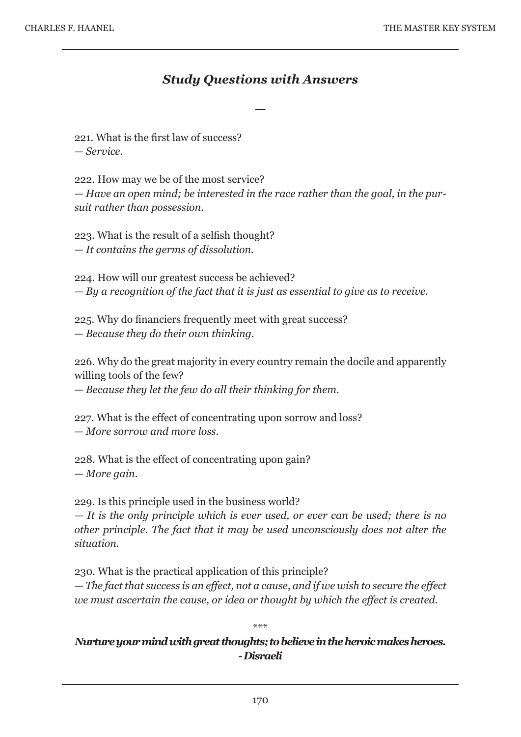## *Study Questions with Answers*

—

221. What is the first law of success?
*— Service.*

222. How may we be of the most service?
*— Have an open mind; be interested in the race rather than the goal, in the pursuit rather than possession.*

223. What is the result of a selfish thought?
*— It contains the germs of dissolution.*

224. How will our greatest success be achieved?
*— By a recognition of the fact that it is just as essential to give as to receive.*

225. Why do financiers frequently meet with great success?
*— Because they do their own thinking.*

226. Why do the great majority in every country remain the docile and apparently willing tools of the few?
*— Because they let the few do all their thinking for them.*

227. What is the effect of concentrating upon sorrow and loss?
*— More sorrow and more loss.*

228. What is the effect of concentrating upon gain?
*— More gain.*

229. Is this principle used in the business world?
*— It is the only principle which is ever used, or ever can be used; there is no other principle. The fact that it may be used unconsciously does not alter the situation.*

230. What is the practical application of this principle?
*— The fact that success is an effect, not a cause, and if we wish to secure the effect we must ascertain the cause, or idea or thought by which the effect is created.*

\*\*\*

***Nurture your mind with great thoughts; to believe in the heroic makes heroes.***
***- Disraeli***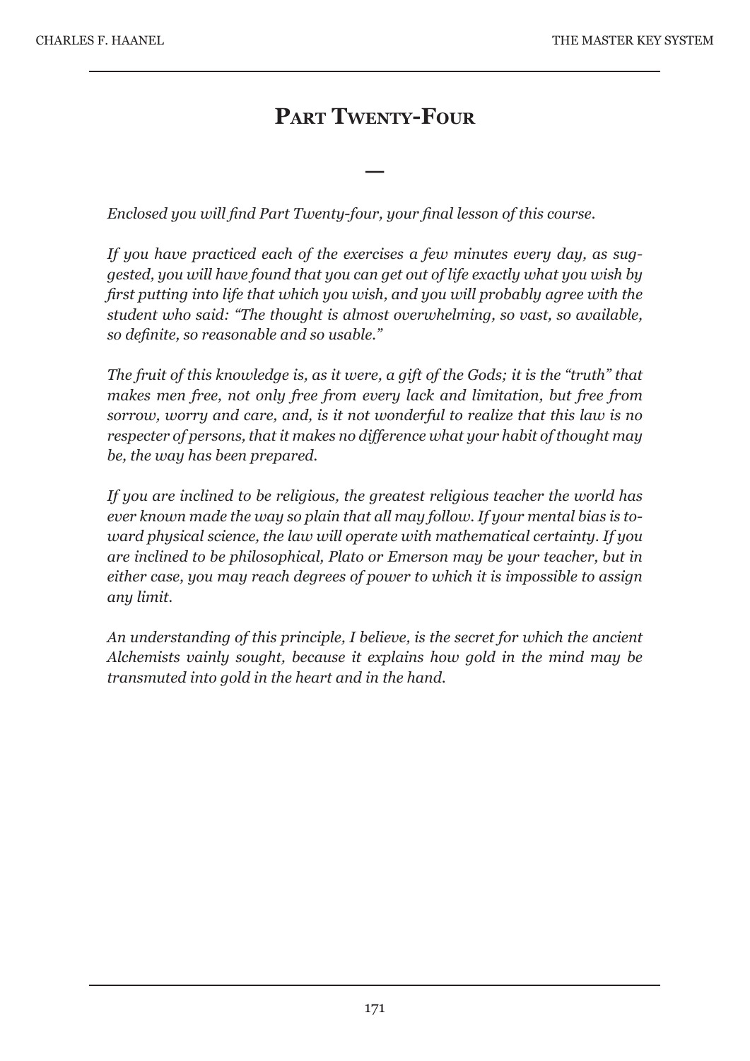# Part Twenty-Four

—

*Enclosed you will find Part Twenty-four, your final lesson of this course.*

*If you have practiced each of the exercises a few minutes every day, as suggested, you will have found that you can get out of life exactly what you wish by first putting into life that which you wish, and you will probably agree with the student who said: "The thought is almost overwhelming, so vast, so available, so definite, so reasonable and so usable."*

*The fruit of this knowledge is, as it were, a gift of the Gods; it is the "truth" that makes men free, not only free from every lack and limitation, but free from sorrow, worry and care, and, is it not wonderful to realize that this law is no respecter of persons, that it makes no difference what your habit of thought may be, the way has been prepared.*

*If you are inclined to be religious, the greatest religious teacher the world has ever known made the way so plain that all may follow. If your mental bias is toward physical science, the law will operate with mathematical certainty. If you are inclined to be philosophical, Plato or Emerson may be your teacher, but in either case, you may reach degrees of power to which it is impossible to assign any limit.*

*An understanding of this principle, I believe, is the secret for which the ancient Alchemists vainly sought, because it explains how gold in the mind may be transmuted into gold in the heart and in the hand.*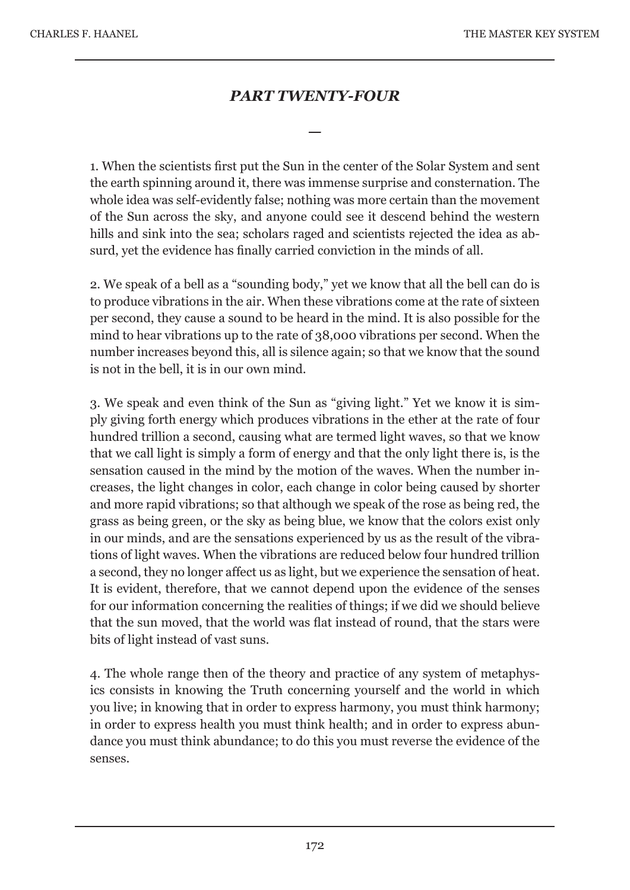## *PART TWENTY-FOUR*

—

1. When the scientists first put the Sun in the center of the Solar System and sent the earth spinning around it, there was immense surprise and consternation. The whole idea was self-evidently false; nothing was more certain than the movement of the Sun across the sky, and anyone could see it descend behind the western hills and sink into the sea; scholars raged and scientists rejected the idea as absurd, yet the evidence has finally carried conviction in the minds of all.

2. We speak of a bell as a "sounding body," yet we know that all the bell can do is to produce vibrations in the air. When these vibrations come at the rate of sixteen per second, they cause a sound to be heard in the mind. It is also possible for the mind to hear vibrations up to the rate of 38,000 vibrations per second. When the number increases beyond this, all is silence again; so that we know that the sound is not in the bell, it is in our own mind.

3. We speak and even think of the Sun as "giving light." Yet we know it is simply giving forth energy which produces vibrations in the ether at the rate of four hundred trillion a second, causing what are termed light waves, so that we know that we call light is simply a form of energy and that the only light there is, is the sensation caused in the mind by the motion of the waves. When the number increases, the light changes in color, each change in color being caused by shorter and more rapid vibrations; so that although we speak of the rose as being red, the grass as being green, or the sky as being blue, we know that the colors exist only in our minds, and are the sensations experienced by us as the result of the vibrations of light waves. When the vibrations are reduced below four hundred trillion a second, they no longer affect us as light, but we experience the sensation of heat. It is evident, therefore, that we cannot depend upon the evidence of the senses for our information concerning the realities of things; if we did we should believe that the sun moved, that the world was flat instead of round, that the stars were bits of light instead of vast suns.

4. The whole range then of the theory and practice of any system of metaphysics consists in knowing the Truth concerning yourself and the world in which you live; in knowing that in order to express harmony, you must think harmony; in order to express health you must think health; and in order to express abundance you must think abundance; to do this you must reverse the evidence of the senses.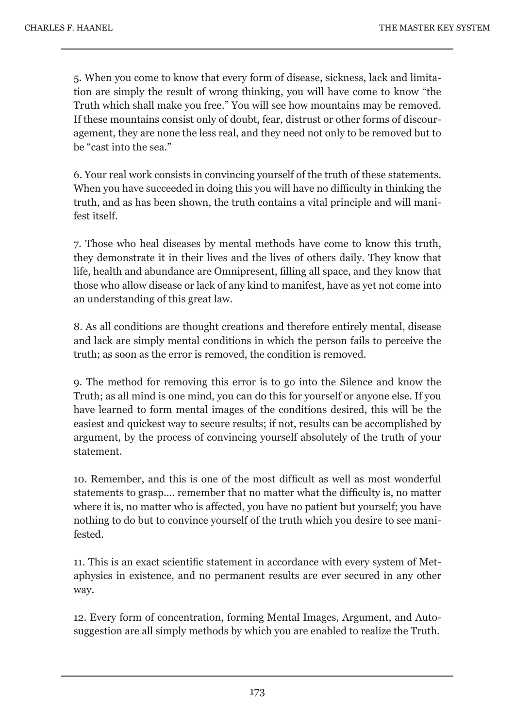5. When you come to know that every form of disease, sickness, lack and limitation are simply the result of wrong thinking, you will have come to know "the Truth which shall make you free." You will see how mountains may be removed. If these mountains consist only of doubt, fear, distrust or other forms of discouragement, they are none the less real, and they need not only to be removed but to be "cast into the sea."

6. Your real work consists in convincing yourself of the truth of these statements. When you have succeeded in doing this you will have no difficulty in thinking the truth, and as has been shown, the truth contains a vital principle and will manifest itself.

7. Those who heal diseases by mental methods have come to know this truth, they demonstrate it in their lives and the lives of others daily. They know that life, health and abundance are Omnipresent, filling all space, and they know that those who allow disease or lack of any kind to manifest, have as yet not come into an understanding of this great law.

8. As all conditions are thought creations and therefore entirely mental, disease and lack are simply mental conditions in which the person fails to perceive the truth; as soon as the error is removed, the condition is removed.

9. The method for removing this error is to go into the Silence and know the Truth; as all mind is one mind, you can do this for yourself or anyone else. If you have learned to form mental images of the conditions desired, this will be the easiest and quickest way to secure results; if not, results can be accomplished by argument, by the process of convincing yourself absolutely of the truth of your statement.

10. Remember, and this is one of the most difficult as well as most wonderful statements to grasp.... remember that no matter what the difficulty is, no matter where it is, no matter who is affected, you have no patient but yourself; you have nothing to do but to convince yourself of the truth which you desire to see manifested.

11. This is an exact scientific statement in accordance with every system of Metaphysics in existence, and no permanent results are ever secured in any other way.

12. Every form of concentration, forming Mental Images, Argument, and Autosuggestion are all simply methods by which you are enabled to realize the Truth.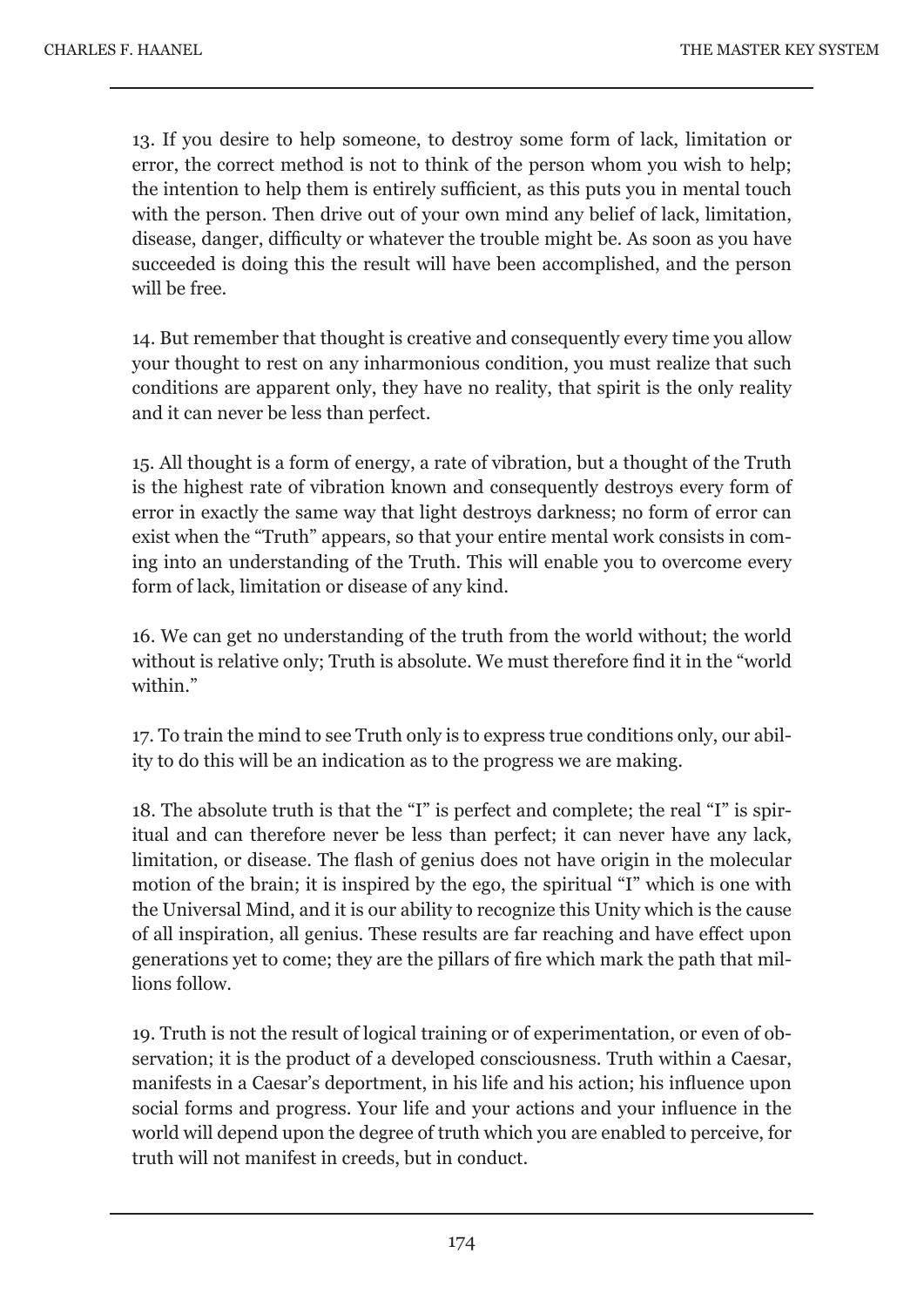13. If you desire to help someone, to destroy some form of lack, limitation or error, the correct method is not to think of the person whom you wish to help; the intention to help them is entirely sufficient, as this puts you in mental touch with the person. Then drive out of your own mind any belief of lack, limitation, disease, danger, difficulty or whatever the trouble might be. As soon as you have succeeded is doing this the result will have been accomplished, and the person will be free.

14. But remember that thought is creative and consequently every time you allow your thought to rest on any inharmonious condition, you must realize that such conditions are apparent only, they have no reality, that spirit is the only reality and it can never be less than perfect.

15. All thought is a form of energy, a rate of vibration, but a thought of the Truth is the highest rate of vibration known and consequently destroys every form of error in exactly the same way that light destroys darkness; no form of error can exist when the "Truth" appears, so that your entire mental work consists in coming into an understanding of the Truth. This will enable you to overcome every form of lack, limitation or disease of any kind.

16. We can get no understanding of the truth from the world without; the world without is relative only; Truth is absolute. We must therefore find it in the "world within."

17. To train the mind to see Truth only is to express true conditions only, our ability to do this will be an indication as to the progress we are making.

18. The absolute truth is that the "I" is perfect and complete; the real "I" is spiritual and can therefore never be less than perfect; it can never have any lack, limitation, or disease. The flash of genius does not have origin in the molecular motion of the brain; it is inspired by the ego, the spiritual "I" which is one with the Universal Mind, and it is our ability to recognize this Unity which is the cause of all inspiration, all genius. These results are far reaching and have effect upon generations yet to come; they are the pillars of fire which mark the path that millions follow.

19. Truth is not the result of logical training or of experimentation, or even of observation; it is the product of a developed consciousness. Truth within a Caesar, manifests in a Caesar's deportment, in his life and his action; his influence upon social forms and progress. Your life and your actions and your influence in the world will depend upon the degree of truth which you are enabled to perceive, for truth will not manifest in creeds, but in conduct.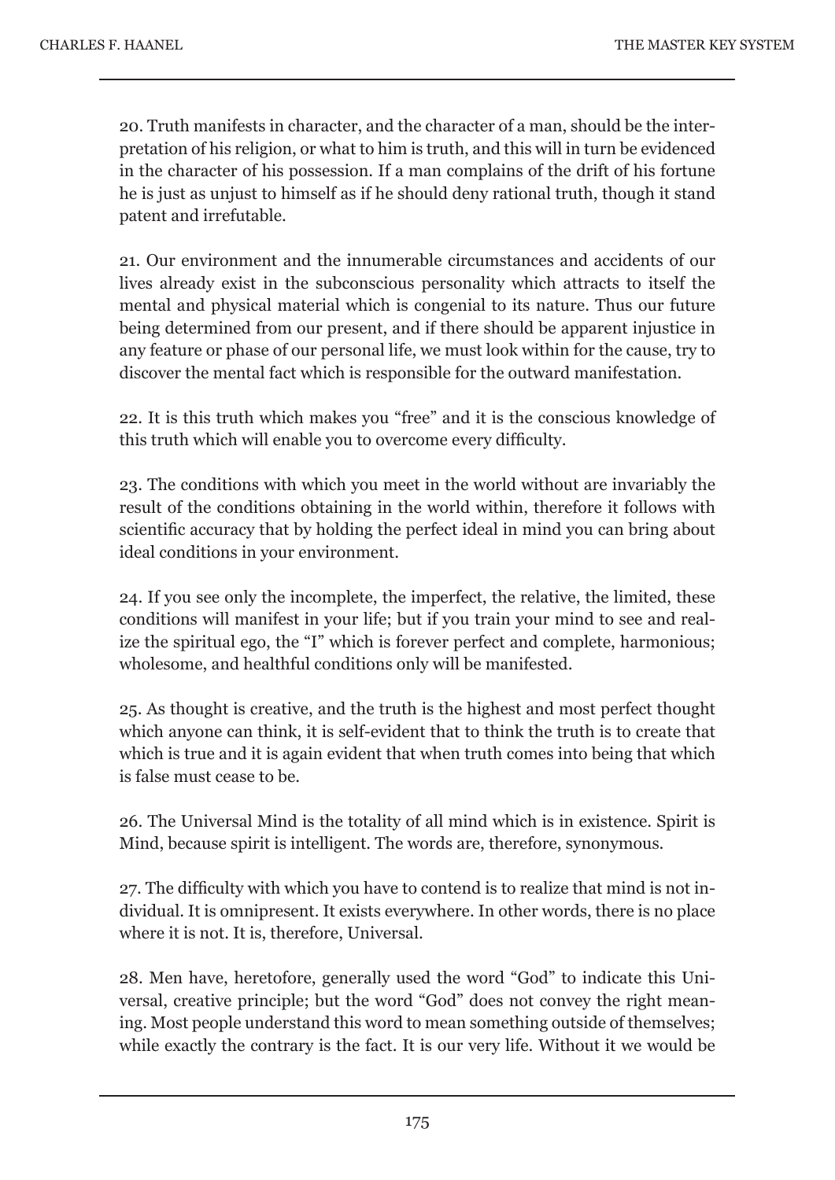20. Truth manifests in character, and the character of a man, should be the interpretation of his religion, or what to him is truth, and this will in turn be evidenced in the character of his possession. If a man complains of the drift of his fortune he is just as unjust to himself as if he should deny rational truth, though it stand patent and irrefutable.

21. Our environment and the innumerable circumstances and accidents of our lives already exist in the subconscious personality which attracts to itself the mental and physical material which is congenial to its nature. Thus our future being determined from our present, and if there should be apparent injustice in any feature or phase of our personal life, we must look within for the cause, try to discover the mental fact which is responsible for the outward manifestation.

22. It is this truth which makes you "free" and it is the conscious knowledge of this truth which will enable you to overcome every difficulty.

23. The conditions with which you meet in the world without are invariably the result of the conditions obtaining in the world within, therefore it follows with scientific accuracy that by holding the perfect ideal in mind you can bring about ideal conditions in your environment.

24. If you see only the incomplete, the imperfect, the relative, the limited, these conditions will manifest in your life; but if you train your mind to see and realize the spiritual ego, the "I" which is forever perfect and complete, harmonious; wholesome, and healthful conditions only will be manifested.

25. As thought is creative, and the truth is the highest and most perfect thought which anyone can think, it is self-evident that to think the truth is to create that which is true and it is again evident that when truth comes into being that which is false must cease to be.

26. The Universal Mind is the totality of all mind which is in existence. Spirit is Mind, because spirit is intelligent. The words are, therefore, synonymous.

27. The difficulty with which you have to contend is to realize that mind is not individual. It is omnipresent. It exists everywhere. In other words, there is no place where it is not. It is, therefore, Universal.

28. Men have, heretofore, generally used the word "God" to indicate this Universal, creative principle; but the word "God" does not convey the right meaning. Most people understand this word to mean something outside of themselves; while exactly the contrary is the fact. It is our very life. Without it we would be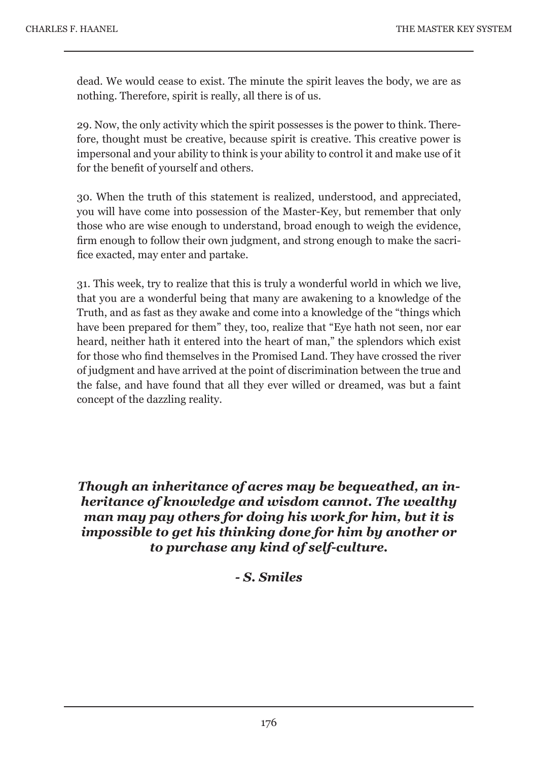dead. We would cease to exist. The minute the spirit leaves the body, we are as nothing. Therefore, spirit is really, all there is of us.

29. Now, the only activity which the spirit possesses is the power to think. Therefore, thought must be creative, because spirit is creative. This creative power is impersonal and your ability to think is your ability to control it and make use of it for the benefit of yourself and others.

30. When the truth of this statement is realized, understood, and appreciated, you will have come into possession of the Master-Key, but remember that only those who are wise enough to understand, broad enough to weigh the evidence, firm enough to follow their own judgment, and strong enough to make the sacrifice exacted, may enter and partake.

31. This week, try to realize that this is truly a wonderful world in which we live, that you are a wonderful being that many are awakening to a knowledge of the Truth, and as fast as they awake and come into a knowledge of the "things which have been prepared for them" they, too, realize that "Eye hath not seen, nor ear heard, neither hath it entered into the heart of man," the splendors which exist for those who find themselves in the Promised Land. They have crossed the river of judgment and have arrived at the point of discrimination between the true and the false, and have found that all they ever willed or dreamed, was but a faint concept of the dazzling reality.

***Though an inheritance of acres may be bequeathed, an inheritance of knowledge and wisdom cannot. The wealthy man may pay others for doing his work for him, but it is impossible to get his thinking done for him by another or to purchase any kind of self-culture.***

***- S. Smiles***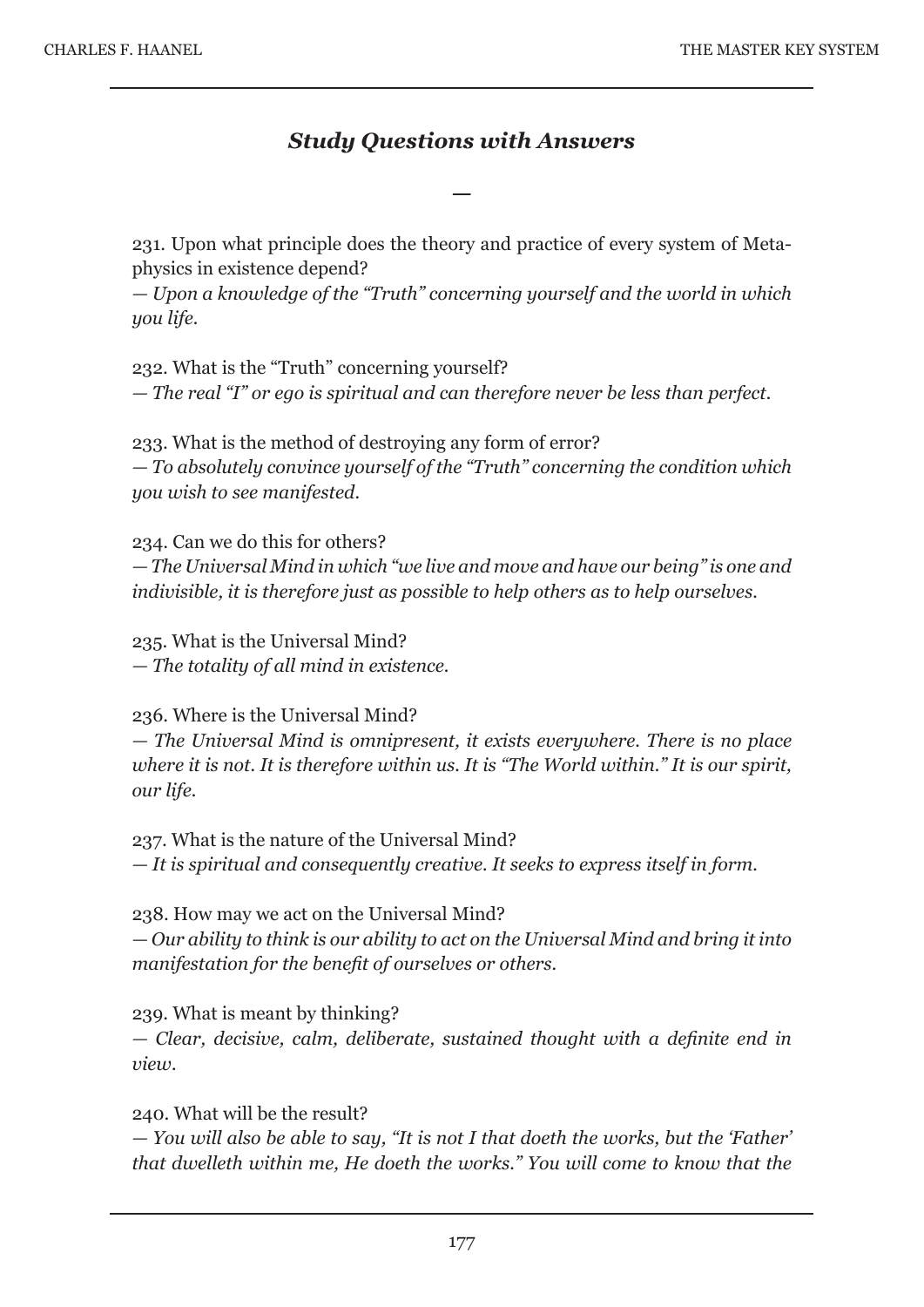## *Study Questions with Answers*

—

231. Upon what principle does the theory and practice of every system of Metaphysics in existence depend?
*— Upon a knowledge of the "Truth" concerning yourself and the world in which you life.*

232. What is the "Truth" concerning yourself?
*— The real "I" or ego is spiritual and can therefore never be less than perfect.*

233. What is the method of destroying any form of error?
*— To absolutely convince yourself of the "Truth" concerning the condition which you wish to see manifested.*

234. Can we do this for others?
*— The Universal Mind in which "we live and move and have our being" is one and indivisible, it is therefore just as possible to help others as to help ourselves.*

235. What is the Universal Mind?
*— The totality of all mind in existence.*

236. Where is the Universal Mind?
*— The Universal Mind is omnipresent, it exists everywhere. There is no place where it is not. It is therefore within us. It is "The World within." It is our spirit, our life.*

237. What is the nature of the Universal Mind?
*— It is spiritual and consequently creative. It seeks to express itself in form.*

238. How may we act on the Universal Mind?
*— Our ability to think is our ability to act on the Universal Mind and bring it into manifestation for the benefit of ourselves or others.*

239. What is meant by thinking?
*— Clear, decisive, calm, deliberate, sustained thought with a definite end in view.*

240. What will be the result?
*— You will also be able to say, "It is not I that doeth the works, but the 'Father' that dwelleth within me, He doeth the works." You will come to know that the*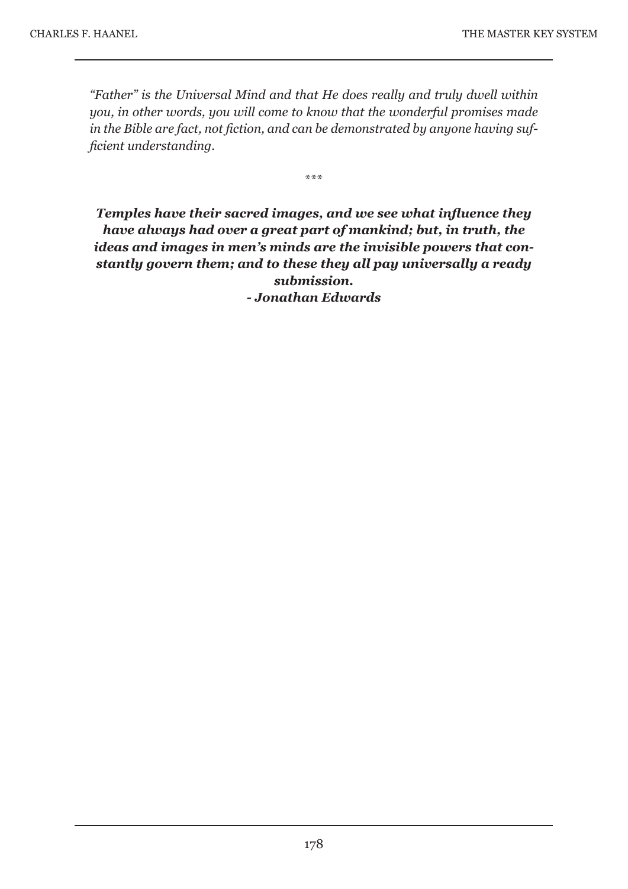*"Father" is the Universal Mind and that He does really and truly dwell within you, in other words, you will come to know that the wonderful promises made in the Bible are fact, not fiction, and can be demonstrated by anyone having sufficient understanding.*

\*\*\*

***Temples have their sacred images, and we see what influence they have always had over a great part of mankind; but, in truth, the ideas and images in men's minds are the invisible powers that constantly govern them; and to these they all pay universally a ready submission.***
***- Jonathan Edwards***